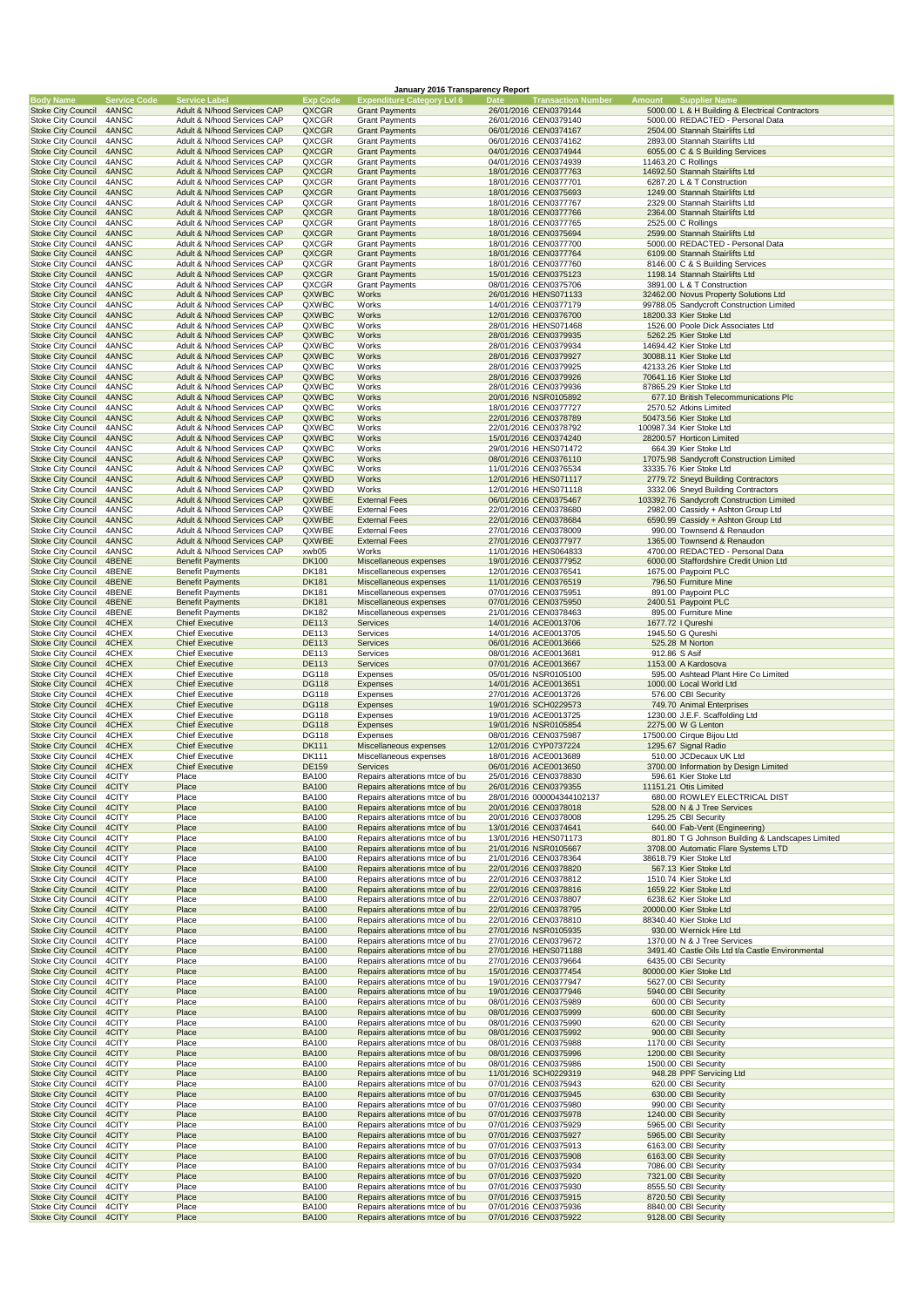# January 2016 Transparency Report

| Body Name | Service Code | Service Label | Exp Code | Expenditure Category Lvl 6 | Date | Transaction Number | Amount | Supplier Name |
|---|---|---|---|---|---|---|---|---|
| Stoke City Council | 4ANSC | Adult & N/hood Services CAP | QXCGR | Grant Payments | 26/01/2016 | CEN0379144 | 5000.00 | L & H Building & Electrical Contractors |
| Stoke City Council | 4ANSC | Adult & N/hood Services CAP | QXCGR | Grant Payments | 26/01/2016 | CEN0379140 | 5000.00 | REDACTED - Personal Data |
| Stoke City Council | 4ANSC | Adult & N/hood Services CAP | QXCGR | Grant Payments | 06/01/2016 | CEN0374167 | 2504.00 | Stannah Stairlifts Ltd |
| Stoke City Council | 4ANSC | Adult & N/hood Services CAP | QXCGR | Grant Payments | 06/01/2016 | CEN0374162 | 2893.00 | Stannah Stairlifts Ltd |
| Stoke City Council | 4ANSC | Adult & N/hood Services CAP | QXCGR | Grant Payments | 04/01/2016 | CEN0374944 | 6055.00 | C & S Building Services |
| Stoke City Council | 4ANSC | Adult & N/hood Services CAP | QXCGR | Grant Payments | 04/01/2016 | CEN0374939 | 11463.20 | C Rollings |
| Stoke City Council | 4ANSC | Adult & N/hood Services CAP | QXCGR | Grant Payments | 18/01/2016 | CEN0377763 | 14692.50 | Stannah Stairlifts Ltd |
| Stoke City Council | 4ANSC | Adult & N/hood Services CAP | QXCGR | Grant Payments | 18/01/2016 | CEN0377701 | 6287.20 | L & T Construction |
| Stoke City Council | 4ANSC | Adult & N/hood Services CAP | QXCGR | Grant Payments | 18/01/2016 | CEN0375693 | 1249.00 | Stannah Stairlifts Ltd |
| Stoke City Council | 4ANSC | Adult & N/hood Services CAP | QXCGR | Grant Payments | 18/01/2016 | CEN0377767 | 2329.00 | Stannah Stairlifts Ltd |
| Stoke City Council | 4ANSC | Adult & N/hood Services CAP | QXCGR | Grant Payments | 18/01/2016 | CEN0377766 | 2364.00 | Stannah Stairlifts Ltd |
| Stoke City Council | 4ANSC | Adult & N/hood Services CAP | QXCGR | Grant Payments | 18/01/2016 | CEN0377765 | 2525.00 | C Rollings |
| Stoke City Council | 4ANSC | Adult & N/hood Services CAP | QXCGR | Grant Payments | 18/01/2016 | CEN0375694 | 2599.00 | Stannah Stairlifts Ltd |
| Stoke City Council | 4ANSC | Adult & N/hood Services CAP | QXCGR | Grant Payments | 18/01/2016 | CEN0377700 | 5000.00 | REDACTED - Personal Data |
| Stoke City Council | 4ANSC | Adult & N/hood Services CAP | QXCGR | Grant Payments | 18/01/2016 | CEN0377764 | 6109.00 | Stannah Stairlifts Ltd |
| Stoke City Council | 4ANSC | Adult & N/hood Services CAP | QXCGR | Grant Payments | 18/01/2016 | CEN0377760 | 8146.00 | C & S Building Services |
| Stoke City Council | 4ANSC | Adult & N/hood Services CAP | QXCGR | Grant Payments | 15/01/2016 | CEN0375123 | 1198.14 | Stannah Stairlifts Ltd |
| Stoke City Council | 4ANSC | Adult & N/hood Services CAP | QXCGR | Grant Payments | 08/01/2016 | CEN0375706 | 3891.00 | L & T Construction |
| Stoke City Council | 4ANSC | Adult & N/hood Services CAP | QXWBC | Works | 26/01/2016 | HENS071133 | 32462.00 | Novus Property Solutions Ltd |
| Stoke City Council | 4ANSC | Adult & N/hood Services CAP | QXWBC | Works | 14/01/2016 | CEN0377179 | 99788.05 | Sandycroft Construction Limited |
| Stoke City Council | 4ANSC | Adult & N/hood Services CAP | QXWBC | Works | 12/01/2016 | CEN0376700 | 18200.33 | Kier Stoke Ltd |
| Stoke City Council | 4ANSC | Adult & N/hood Services CAP | QXWBC | Works | 28/01/2016 | HENS071468 | 1526.00 | Poole Dick Associates Ltd |
| Stoke City Council | 4ANSC | Adult & N/hood Services CAP | QXWBC | Works | 28/01/2016 | CEN0379935 | 5262.25 | Kier Stoke Ltd |
| Stoke City Council | 4ANSC | Adult & N/hood Services CAP | QXWBC | Works | 28/01/2016 | CEN0379934 | 14694.42 | Kier Stoke Ltd |
| Stoke City Council | 4ANSC | Adult & N/hood Services CAP | QXWBC | Works | 28/01/2016 | CEN0379927 | 30088.11 | Kier Stoke Ltd |
| Stoke City Council | 4ANSC | Adult & N/hood Services CAP | QXWBC | Works | 28/01/2016 | CEN0379925 | 42133.26 | Kier Stoke Ltd |
| Stoke City Council | 4ANSC | Adult & N/hood Services CAP | QXWBC | Works | 28/01/2016 | CEN0379926 | 70641.16 | Kier Stoke Ltd |
| Stoke City Council | 4ANSC | Adult & N/hood Services CAP | QXWBC | Works | 28/01/2016 | CEN0379936 | 87865.29 | Kier Stoke Ltd |
| Stoke City Council | 4ANSC | Adult & N/hood Services CAP | QXWBC | Works | 20/01/2016 | NSR0105892 | 677.10 | British Telecommunications Plc |
| Stoke City Council | 4ANSC | Adult & N/hood Services CAP | QXWBC | Works | 18/01/2016 | CEN0377727 | 2570.52 | Atkins Limited |
| Stoke City Council | 4ANSC | Adult & N/hood Services CAP | QXWBC | Works | 22/01/2016 | CEN0378789 | 50473.56 | Kier Stoke Ltd |
| Stoke City Council | 4ANSC | Adult & N/hood Services CAP | QXWBC | Works | 22/01/2016 | CEN0378792 | 100987.34 | Kier Stoke Ltd |
| Stoke City Council | 4ANSC | Adult & N/hood Services CAP | QXWBC | Works | 15/01/2016 | CEN0374240 | 28200.57 | Horticon Limited |
| Stoke City Council | 4ANSC | Adult & N/hood Services CAP | QXWBC | Works | 29/01/2016 | HENS071472 | 664.39 | Kier Stoke Ltd |
| Stoke City Council | 4ANSC | Adult & N/hood Services CAP | QXWBC | Works | 08/01/2016 | CEN0376110 | 17075.98 | Sandycroft Construction Limited |
| Stoke City Council | 4ANSC | Adult & N/hood Services CAP | QXWBC | Works | 11/01/2016 | CEN0376534 | 33335.76 | Kier Stoke Ltd |
| Stoke City Council | 4ANSC | Adult & N/hood Services CAP | QXWBD | Works | 12/01/2016 | HENS071117 | 2779.72 | Sneyd Building Contractors |
| Stoke City Council | 4ANSC | Adult & N/hood Services CAP | QXWBD | Works | 12/01/2016 | HENS071118 | 3332.06 | Sneyd Building Contractors |
| Stoke City Council | 4ANSC | Adult & N/hood Services CAP | QXWBE | External Fees | 06/01/2016 | CEN0375467 | 103392.76 | Sandycroft Construction Limited |
| Stoke City Council | 4ANSC | Adult & N/hood Services CAP | QXWBE | External Fees | 22/01/2016 | CEN0378680 | 2982.00 | Cassidy + Ashton Group Ltd |
| Stoke City Council | 4ANSC | Adult & N/hood Services CAP | QXWBE | External Fees | 22/01/2016 | CEN0378684 | 6590.99 | Cassidy + Ashton Group Ltd |
| Stoke City Council | 4ANSC | Adult & N/hood Services CAP | QXWBE | External Fees | 27/01/2016 | CEN0378009 | 990.00 | Townsend & Renaudon |
| Stoke City Council | 4ANSC | Adult & N/hood Services CAP | QXWBE | External Fees | 27/01/2016 | CEN0377977 | 1365.00 | Townsend & Renaudon |
| Stoke City Council | 4ANSC | Adult & N/hood Services CAP | xwb05 | Works | 11/01/2016 | HENS064833 | 4700.00 | REDACTED - Personal Data |
| Stoke City Council | 4BENE | Benefit Payments | DK100 | Miscellaneous expenses | 19/01/2016 | CEN0377952 | 6000.00 | Staffordshire Credit Union Ltd |
| Stoke City Council | 4BENE | Benefit Payments | DK181 | Miscellaneous expenses | 12/01/2016 | CEN0376541 | 1675.00 | Paypoint PLC |
| Stoke City Council | 4BENE | Benefit Payments | DK181 | Miscellaneous expenses | 11/01/2016 | CEN0376519 | 796.50 | Furniture Mine |
| Stoke City Council | 4BENE | Benefit Payments | DK181 | Miscellaneous expenses | 07/01/2016 | CEN0375951 | 891.00 | Paypoint PLC |
| Stoke City Council | 4BENE | Benefit Payments | DK181 | Miscellaneous expenses | 07/01/2016 | CEN0375950 | 2400.51 | Paypoint PLC |
| Stoke City Council | 4BENE | Benefit Payments | DK182 | Miscellaneous expenses | 21/01/2016 | CEN0378463 | 895.00 | Furniture Mine |
| Stoke City Council | 4CHEX | Chief Executive | DE113 | Services | 14/01/2016 | ACE0013706 | 1677.72 | I Qureshi |
| Stoke City Council | 4CHEX | Chief Executive | DE113 | Services | 14/01/2016 | ACE0013705 | 1945.50 | G Qureshi |
| Stoke City Council | 4CHEX | Chief Executive | DE113 | Services | 06/01/2016 | ACE0013666 | 525.28 | M Norton |
| Stoke City Council | 4CHEX | Chief Executive | DE113 | Services | 08/01/2016 | ACE0013681 | 912.86 | S Asif |
| Stoke City Council | 4CHEX | Chief Executive | DE113 | Services | 07/01/2016 | ACE0013667 | 1153.00 | A Kardosova |
| Stoke City Council | 4CHEX | Chief Executive | DG118 | Expenses | 05/01/2016 | NSR0105100 | 595.00 | Ashtead Plant Hire Co Limited |
| Stoke City Council | 4CHEX | Chief Executive | DG118 | Expenses | 14/01/2016 | ACE0013651 | 1000.00 | Local World Ltd |
| Stoke City Council | 4CHEX | Chief Executive | DG118 | Expenses | 27/01/2016 | ACE0013726 | 576.00 | CBI Security |
| Stoke City Council | 4CHEX | Chief Executive | DG118 | Expenses | 19/01/2016 | SCH0229573 | 749.70 | Animal Enterprises |
| Stoke City Council | 4CHEX | Chief Executive | DG118 | Expenses | 19/01/2016 | ACE0013725 | 1230.00 | J.E.F. Scaffolding Ltd |
| Stoke City Council | 4CHEX | Chief Executive | DG118 | Expenses | 19/01/2016 | NSR0105854 | 2275.00 | W G Lenton |
| Stoke City Council | 4CHEX | Chief Executive | DG118 | Expenses | 08/01/2016 | CEN0375987 | 17500.00 | Cirque Bijou Ltd |
| Stoke City Council | 4CHEX | Chief Executive | DK111 | Miscellaneous expenses | 12/01/2016 | CYP0737224 | 1295.67 | Signal Radio |
| Stoke City Council | 4CHEX | Chief Executive | DK111 | Miscellaneous expenses | 18/01/2016 | ACE0013689 | 510.00 | JCDecaux UK Ltd |
| Stoke City Council | 4CHEX | Chief Executive | DE159 | Services | 06/01/2016 | ACE0013650 | 3700.00 | Information by Design Limited |
| Stoke City Council | 4CITY | Place | BA100 | Repairs alterations mtce of bu | 25/01/2016 | CEN0378830 | 596.61 | Kier Stoke Ltd |
| Stoke City Council | 4CITY | Place | BA100 | Repairs alterations mtce of bu | 26/01/2016 | CEN0379355 | 11151.21 | Otis Limited |
| Stoke City Council | 4CITY | Place | BA100 | Repairs alterations mtce of bu | 28/01/2016 | 000004344102137 | 680.00 | ROWLEY ELECTRICAL DIST |
| Stoke City Council | 4CITY | Place | BA100 | Repairs alterations mtce of bu | 20/01/2016 | CEN0378018 | 528.00 | N & J Tree Services |
| Stoke City Council | 4CITY | Place | BA100 | Repairs alterations mtce of bu | 20/01/2016 | CEN0378008 | 1295.25 | CBI Security |
| Stoke City Council | 4CITY | Place | BA100 | Repairs alterations mtce of bu | 13/01/2016 | CEN0374641 | 640.00 | Fab-Vent (Engineering) |
| Stoke City Council | 4CITY | Place | BA100 | Repairs alterations mtce of bu | 13/01/2016 | HENS071173 | 801.80 | T G Johnson Building & Landscapes Limited |
| Stoke City Council | 4CITY | Place | BA100 | Repairs alterations mtce of bu | 21/01/2016 | NSR0105667 | 3708.00 | Automatic Flare Systems LTD |
| Stoke City Council | 4CITY | Place | BA100 | Repairs alterations mtce of bu | 21/01/2016 | CEN0378364 | 38618.79 | Kier Stoke Ltd |
| Stoke City Council | 4CITY | Place | BA100 | Repairs alterations mtce of bu | 22/01/2016 | CEN0378820 | 567.13 | Kier Stoke Ltd |
| Stoke City Council | 4CITY | Place | BA100 | Repairs alterations mtce of bu | 22/01/2016 | CEN0378812 | 1510.74 | Kier Stoke Ltd |
| Stoke City Council | 4CITY | Place | BA100 | Repairs alterations mtce of bu | 22/01/2016 | CEN0378816 | 1659.22 | Kier Stoke Ltd |
| Stoke City Council | 4CITY | Place | BA100 | Repairs alterations mtce of bu | 22/01/2016 | CEN0378807 | 6238.62 | Kier Stoke Ltd |
| Stoke City Council | 4CITY | Place | BA100 | Repairs alterations mtce of bu | 22/01/2016 | CEN0378795 | 20000.00 | Kier Stoke Ltd |
| Stoke City Council | 4CITY | Place | BA100 | Repairs alterations mtce of bu | 22/01/2016 | CEN0378810 | 88340.40 | Kier Stoke Ltd |
| Stoke City Council | 4CITY | Place | BA100 | Repairs alterations mtce of bu | 27/01/2016 | NSR0105935 | 930.00 | Wernick Hire Ltd |
| Stoke City Council | 4CITY | Place | BA100 | Repairs alterations mtce of bu | 27/01/2016 | CEN0379672 | 1370.00 | N & J Tree Services |
| Stoke City Council | 4CITY | Place | BA100 | Repairs alterations mtce of bu | 27/01/2016 | HENS071188 | 3491.40 | Castle Oils Ltd t/a Castle Environmental |
| Stoke City Council | 4CITY | Place | BA100 | Repairs alterations mtce of bu | 27/01/2016 | CEN0379664 | 6435.00 | CBI Security |
| Stoke City Council | 4CITY | Place | BA100 | Repairs alterations mtce of bu | 15/01/2016 | CEN0377454 | 80000.00 | Kier Stoke Ltd |
| Stoke City Council | 4CITY | Place | BA100 | Repairs alterations mtce of bu | 19/01/2016 | CEN0377947 | 5627.00 | CBI Security |
| Stoke City Council | 4CITY | Place | BA100 | Repairs alterations mtce of bu | 19/01/2016 | CEN0377946 | 5940.00 | CBI Security |
| Stoke City Council | 4CITY | Place | BA100 | Repairs alterations mtce of bu | 08/01/2016 | CEN0375989 | 600.00 | CBI Security |
| Stoke City Council | 4CITY | Place | BA100 | Repairs alterations mtce of bu | 08/01/2016 | CEN0375999 | 600.00 | CBI Security |
| Stoke City Council | 4CITY | Place | BA100 | Repairs alterations mtce of bu | 08/01/2016 | CEN0375990 | 620.00 | CBI Security |
| Stoke City Council | 4CITY | Place | BA100 | Repairs alterations mtce of bu | 08/01/2016 | CEN0375992 | 900.00 | CBI Security |
| Stoke City Council | 4CITY | Place | BA100 | Repairs alterations mtce of bu | 08/01/2016 | CEN0375988 | 1170.00 | CBI Security |
| Stoke City Council | 4CITY | Place | BA100 | Repairs alterations mtce of bu | 08/01/2016 | CEN0375996 | 1200.00 | CBI Security |
| Stoke City Council | 4CITY | Place | BA100 | Repairs alterations mtce of bu | 08/01/2016 | CEN0375986 | 1500.00 | CBI Security |
| Stoke City Council | 4CITY | Place | BA100 | Repairs alterations mtce of bu | 11/01/2016 | SCH0229319 | 948.28 | PPF Servicing Ltd |
| Stoke City Council | 4CITY | Place | BA100 | Repairs alterations mtce of bu | 07/01/2016 | CEN0375943 | 620.00 | CBI Security |
| Stoke City Council | 4CITY | Place | BA100 | Repairs alterations mtce of bu | 07/01/2016 | CEN0375945 | 630.00 | CBI Security |
| Stoke City Council | 4CITY | Place | BA100 | Repairs alterations mtce of bu | 07/01/2016 | CEN0375980 | 990.00 | CBI Security |
| Stoke City Council | 4CITY | Place | BA100 | Repairs alterations mtce of bu | 07/01/2016 | CEN0375978 | 1240.00 | CBI Security |
| Stoke City Council | 4CITY | Place | BA100 | Repairs alterations mtce of bu | 07/01/2016 | CEN0375929 | 5965.00 | CBI Security |
| Stoke City Council | 4CITY | Place | BA100 | Repairs alterations mtce of bu | 07/01/2016 | CEN0375927 | 5965.00 | CBI Security |
| Stoke City Council | 4CITY | Place | BA100 | Repairs alterations mtce of bu | 07/01/2016 | CEN0375913 | 6163.00 | CBI Security |
| Stoke City Council | 4CITY | Place | BA100 | Repairs alterations mtce of bu | 07/01/2016 | CEN0375908 | 6163.00 | CBI Security |
| Stoke City Council | 4CITY | Place | BA100 | Repairs alterations mtce of bu | 07/01/2016 | CEN0375934 | 7086.00 | CBI Security |
| Stoke City Council | 4CITY | Place | BA100 | Repairs alterations mtce of bu | 07/01/2016 | CEN0375920 | 7321.00 | CBI Security |
| Stoke City Council | 4CITY | Place | BA100 | Repairs alterations mtce of bu | 07/01/2016 | CEN0375930 | 8555.50 | CBI Security |
| Stoke City Council | 4CITY | Place | BA100 | Repairs alterations mtce of bu | 07/01/2016 | CEN0375915 | 8720.50 | CBI Security |
| Stoke City Council | 4CITY | Place | BA100 | Repairs alterations mtce of bu | 07/01/2016 | CEN0375936 | 8840.00 | CBI Security |
| Stoke City Council | 4CITY | Place | BA100 | Repairs alterations mtce of bu | 07/01/2016 | CEN0375922 | 9128.00 | CBI Security |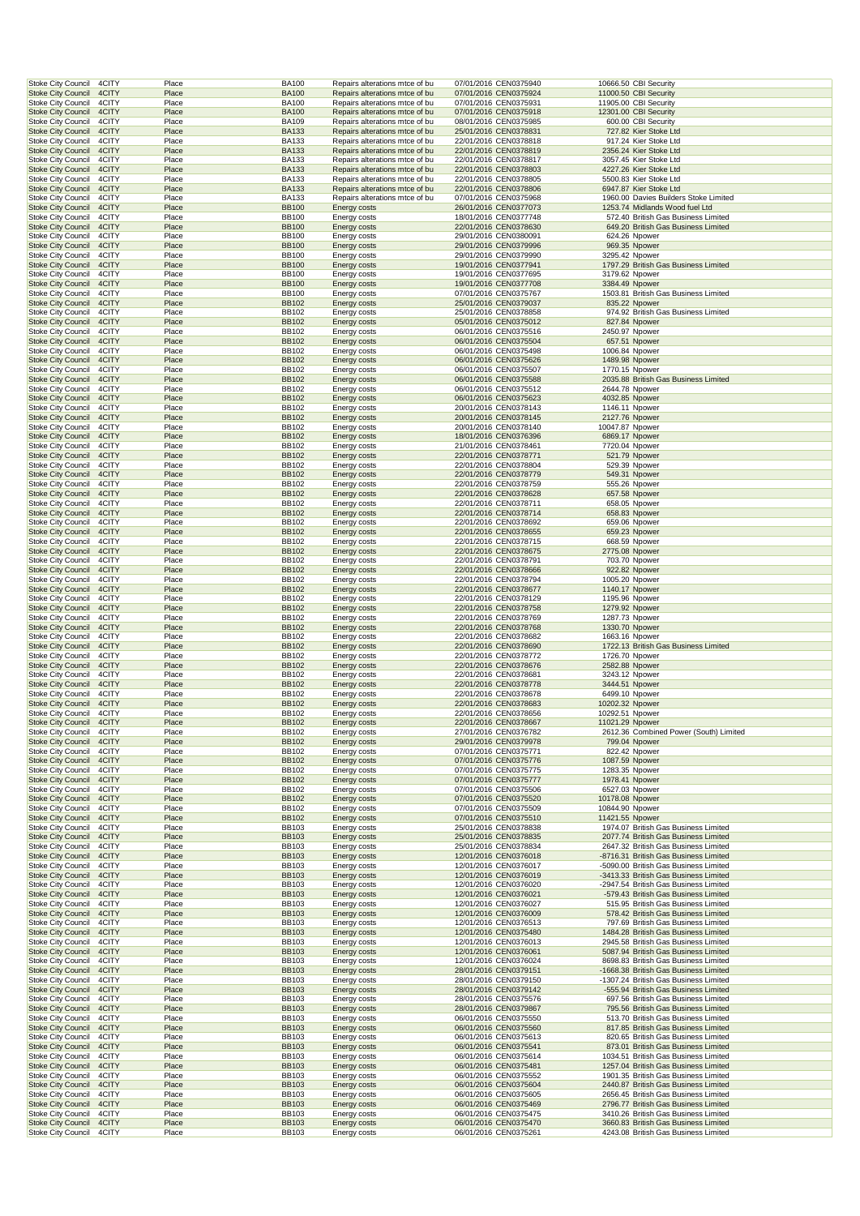| Stoke City Council | 4CITY | Place | BA100 | Repairs alterations mtce of bu | 07/01/2016 | CEN0375940 | 10666.50 | CBI Security |
|---|---|---|---|---|---|---|---|---|
| Stoke City Council | 4CITY | Place | BA100 | Repairs alterations mtce of bu | 07/01/2016 | CEN0375924 | 11000.50 | CBI Security |
| Stoke City Council | 4CITY | Place | BA100 | Repairs alterations mtce of bu | 07/01/2016 | CEN0375931 | 11905.00 | CBI Security |
| Stoke City Council | 4CITY | Place | BA100 | Repairs alterations mtce of bu | 07/01/2016 | CEN0375918 | 12301.00 | CBI Security |
| Stoke City Council | 4CITY | Place | BA109 | Repairs alterations mtce of bu | 08/01/2016 | CEN0375985 | 600.00 | CBI Security |
| Stoke City Council | 4CITY | Place | BA133 | Repairs alterations mtce of bu | 25/01/2016 | CEN0378831 | 727.82 | Kier Stoke Ltd |
| Stoke City Council | 4CITY | Place | BA133 | Repairs alterations mtce of bu | 22/01/2016 | CEN0378818 | 917.24 | Kier Stoke Ltd |
| Stoke City Council | 4CITY | Place | BA133 | Repairs alterations mtce of bu | 22/01/2016 | CEN0378819 | 2356.24 | Kier Stoke Ltd |
| Stoke City Council | 4CITY | Place | BA133 | Repairs alterations mtce of bu | 22/01/2016 | CEN0378817 | 3057.45 | Kier Stoke Ltd |
| Stoke City Council | 4CITY | Place | BA133 | Repairs alterations mtce of bu | 22/01/2016 | CEN0378803 | 4227.26 | Kier Stoke Ltd |
| Stoke City Council | 4CITY | Place | BA133 | Repairs alterations mtce of bu | 22/01/2016 | CEN0378805 | 5500.83 | Kier Stoke Ltd |
| Stoke City Council | 4CITY | Place | BA133 | Repairs alterations mtce of bu | 22/01/2016 | CEN0378806 | 6947.87 | Kier Stoke Ltd |
| Stoke City Council | 4CITY | Place | BA133 | Repairs alterations mtce of bu | 07/01/2016 | CEN0375968 | 1960.00 | Davies Builders Stoke Limited |
| Stoke City Council | 4CITY | Place | BB100 | Energy costs | 26/01/2016 | CEN0377073 | 1253.74 | Midlands Wood fuel Ltd |
| Stoke City Council | 4CITY | Place | BB100 | Energy costs | 18/01/2016 | CEN0377748 | 572.40 | British Gas Business Limited |
| Stoke City Council | 4CITY | Place | BB100 | Energy costs | 22/01/2016 | CEN0378630 | 649.20 | British Gas Business Limited |
| Stoke City Council | 4CITY | Place | BB100 | Energy costs | 29/01/2016 | CEN0380091 | 624.26 | Npower |
| Stoke City Council | 4CITY | Place | BB100 | Energy costs | 29/01/2016 | CEN0379996 | 969.35 | Npower |
| Stoke City Council | 4CITY | Place | BB100 | Energy costs | 29/01/2016 | CEN0379990 | 3295.42 | Npower |
| Stoke City Council | 4CITY | Place | BB100 | Energy costs | 19/01/2016 | CEN0377941 | 1797.29 | British Gas Business Limited |
| Stoke City Council | 4CITY | Place | BB100 | Energy costs | 19/01/2016 | CEN0377695 | 3179.62 | Npower |
| Stoke City Council | 4CITY | Place | BB100 | Energy costs | 19/01/2016 | CEN0377708 | 3384.49 | Npower |
| Stoke City Council | 4CITY | Place | BB100 | Energy costs | 07/01/2016 | CEN0375767 | 1503.81 | British Gas Business Limited |
| Stoke City Council | 4CITY | Place | BB102 | Energy costs | 25/01/2016 | CEN0379037 | 835.22 | Npower |
| Stoke City Council | 4CITY | Place | BB102 | Energy costs | 25/01/2016 | CEN0378858 | 974.92 | British Gas Business Limited |
| Stoke City Council | 4CITY | Place | BB102 | Energy costs | 05/01/2016 | CEN0375012 | 827.84 | Npower |
| Stoke City Council | 4CITY | Place | BB102 | Energy costs | 06/01/2016 | CEN0375516 | 2450.97 | Npower |
| Stoke City Council | 4CITY | Place | BB102 | Energy costs | 06/01/2016 | CEN0375504 | 657.51 | Npower |
| Stoke City Council | 4CITY | Place | BB102 | Energy costs | 06/01/2016 | CEN0375498 | 1006.84 | Npower |
| Stoke City Council | 4CITY | Place | BB102 | Energy costs | 06/01/2016 | CEN0375626 | 1489.98 | Npower |
| Stoke City Council | 4CITY | Place | BB102 | Energy costs | 06/01/2016 | CEN0375507 | 1770.15 | Npower |
| Stoke City Council | 4CITY | Place | BB102 | Energy costs | 06/01/2016 | CEN0375588 | 2035.88 | British Gas Business Limited |
| Stoke City Council | 4CITY | Place | BB102 | Energy costs | 06/01/2016 | CEN0375512 | 2644.78 | Npower |
| Stoke City Council | 4CITY | Place | BB102 | Energy costs | 06/01/2016 | CEN0375623 | 4032.85 | Npower |
| Stoke City Council | 4CITY | Place | BB102 | Energy costs | 20/01/2016 | CEN0378143 | 1146.11 | Npower |
| Stoke City Council | 4CITY | Place | BB102 | Energy costs | 20/01/2016 | CEN0378145 | 2127.76 | Npower |
| Stoke City Council | 4CITY | Place | BB102 | Energy costs | 20/01/2016 | CEN0378140 | 10047.87 | Npower |
| Stoke City Council | 4CITY | Place | BB102 | Energy costs | 18/01/2016 | CEN0376396 | 6869.17 | Npower |
| Stoke City Council | 4CITY | Place | BB102 | Energy costs | 21/01/2016 | CEN0378461 | 7720.04 | Npower |
| Stoke City Council | 4CITY | Place | BB102 | Energy costs | 22/01/2016 | CEN0378771 | 521.79 | Npower |
| Stoke City Council | 4CITY | Place | BB102 | Energy costs | 22/01/2016 | CEN0378804 | 529.39 | Npower |
| Stoke City Council | 4CITY | Place | BB102 | Energy costs | 22/01/2016 | CEN0378779 | 549.31 | Npower |
| Stoke City Council | 4CITY | Place | BB102 | Energy costs | 22/01/2016 | CEN0378759 | 555.26 | Npower |
| Stoke City Council | 4CITY | Place | BB102 | Energy costs | 22/01/2016 | CEN0378628 | 657.58 | Npower |
| Stoke City Council | 4CITY | Place | BB102 | Energy costs | 22/01/2016 | CEN0378711 | 658.05 | Npower |
| Stoke City Council | 4CITY | Place | BB102 | Energy costs | 22/01/2016 | CEN0378714 | 658.83 | Npower |
| Stoke City Council | 4CITY | Place | BB102 | Energy costs | 22/01/2016 | CEN0378692 | 659.06 | Npower |
| Stoke City Council | 4CITY | Place | BB102 | Energy costs | 22/01/2016 | CEN0378655 | 659.23 | Npower |
| Stoke City Council | 4CITY | Place | BB102 | Energy costs | 22/01/2016 | CEN0378715 | 668.59 | Npower |
| Stoke City Council | 4CITY | Place | BB102 | Energy costs | 22/01/2016 | CEN0378675 | 2775.08 | Npower |
| Stoke City Council | 4CITY | Place | BB102 | Energy costs | 22/01/2016 | CEN0378791 | 703.70 | Npower |
| Stoke City Council | 4CITY | Place | BB102 | Energy costs | 22/01/2016 | CEN0378666 | 922.82 | Npower |
| Stoke City Council | 4CITY | Place | BB102 | Energy costs | 22/01/2016 | CEN0378794 | 1005.20 | Npower |
| Stoke City Council | 4CITY | Place | BB102 | Energy costs | 22/01/2016 | CEN0378677 | 1140.17 | Npower |
| Stoke City Council | 4CITY | Place | BB102 | Energy costs | 22/01/2016 | CEN0378129 | 1195.96 | Npower |
| Stoke City Council | 4CITY | Place | BB102 | Energy costs | 22/01/2016 | CEN0378758 | 1279.92 | Npower |
| Stoke City Council | 4CITY | Place | BB102 | Energy costs | 22/01/2016 | CEN0378769 | 1287.73 | Npower |
| Stoke City Council | 4CITY | Place | BB102 | Energy costs | 22/01/2016 | CEN0378768 | 1330.70 | Npower |
| Stoke City Council | 4CITY | Place | BB102 | Energy costs | 22/01/2016 | CEN0378682 | 1663.16 | Npower |
| Stoke City Council | 4CITY | Place | BB102 | Energy costs | 22/01/2016 | CEN0378690 | 1722.13 | British Gas Business Limited |
| Stoke City Council | 4CITY | Place | BB102 | Energy costs | 22/01/2016 | CEN0378772 | 1726.70 | Npower |
| Stoke City Council | 4CITY | Place | BB102 | Energy costs | 22/01/2016 | CEN0378676 | 2582.88 | Npower |
| Stoke City Council | 4CITY | Place | BB102 | Energy costs | 22/01/2016 | CEN0378681 | 3243.12 | Npower |
| Stoke City Council | 4CITY | Place | BB102 | Energy costs | 22/01/2016 | CEN0378778 | 3444.51 | Npower |
| Stoke City Council | 4CITY | Place | BB102 | Energy costs | 22/01/2016 | CEN0378678 | 6499.10 | Npower |
| Stoke City Council | 4CITY | Place | BB102 | Energy costs | 22/01/2016 | CEN0378683 | 10202.32 | Npower |
| Stoke City Council | 4CITY | Place | BB102 | Energy costs | 22/01/2016 | CEN0378656 | 10292.51 | Npower |
| Stoke City Council | 4CITY | Place | BB102 | Energy costs | 22/01/2016 | CEN0378667 | 11021.29 | Npower |
| Stoke City Council | 4CITY | Place | BB102 | Energy costs | 27/01/2016 | CEN0376782 | 2612.36 | Combined Power (South) Limited |
| Stoke City Council | 4CITY | Place | BB102 | Energy costs | 29/01/2016 | CEN0379978 | 799.04 | Npower |
| Stoke City Council | 4CITY | Place | BB102 | Energy costs | 07/01/2016 | CEN0375771 | 822.42 | Npower |
| Stoke City Council | 4CITY | Place | BB102 | Energy costs | 07/01/2016 | CEN0375776 | 1087.59 | Npower |
| Stoke City Council | 4CITY | Place | BB102 | Energy costs | 07/01/2016 | CEN0375775 | 1283.35 | Npower |
| Stoke City Council | 4CITY | Place | BB102 | Energy costs | 07/01/2016 | CEN0375777 | 1978.41 | Npower |
| Stoke City Council | 4CITY | Place | BB102 | Energy costs | 07/01/2016 | CEN0375506 | 6527.03 | Npower |
| Stoke City Council | 4CITY | Place | BB102 | Energy costs | 07/01/2016 | CEN0375520 | 10178.08 | Npower |
| Stoke City Council | 4CITY | Place | BB102 | Energy costs | 07/01/2016 | CEN0375509 | 10844.90 | Npower |
| Stoke City Council | 4CITY | Place | BB102 | Energy costs | 07/01/2016 | CEN0375510 | 11421.55 | Npower |
| Stoke City Council | 4CITY | Place | BB103 | Energy costs | 25/01/2016 | CEN0378838 | 1974.07 | British Gas Business Limited |
| Stoke City Council | 4CITY | Place | BB103 | Energy costs | 25/01/2016 | CEN0378835 | 2077.74 | British Gas Business Limited |
| Stoke City Council | 4CITY | Place | BB103 | Energy costs | 25/01/2016 | CEN0378834 | 2647.32 | British Gas Business Limited |
| Stoke City Council | 4CITY | Place | BB103 | Energy costs | 12/01/2016 | CEN0376018 | -8716.31 | British Gas Business Limited |
| Stoke City Council | 4CITY | Place | BB103 | Energy costs | 12/01/2016 | CEN0376017 | -5090.00 | British Gas Business Limited |
| Stoke City Council | 4CITY | Place | BB103 | Energy costs | 12/01/2016 | CEN0376019 | -3413.33 | British Gas Business Limited |
| Stoke City Council | 4CITY | Place | BB103 | Energy costs | 12/01/2016 | CEN0376020 | -2947.54 | British Gas Business Limited |
| Stoke City Council | 4CITY | Place | BB103 | Energy costs | 12/01/2016 | CEN0376021 | -579.43 | British Gas Business Limited |
| Stoke City Council | 4CITY | Place | BB103 | Energy costs | 12/01/2016 | CEN0376027 | 515.95 | British Gas Business Limited |
| Stoke City Council | 4CITY | Place | BB103 | Energy costs | 12/01/2016 | CEN0376009 | 578.42 | British Gas Business Limited |
| Stoke City Council | 4CITY | Place | BB103 | Energy costs | 12/01/2016 | CEN0376513 | 797.69 | British Gas Business Limited |
| Stoke City Council | 4CITY | Place | BB103 | Energy costs | 12/01/2016 | CEN0375480 | 1484.28 | British Gas Business Limited |
| Stoke City Council | 4CITY | Place | BB103 | Energy costs | 12/01/2016 | CEN0376013 | 2945.58 | British Gas Business Limited |
| Stoke City Council | 4CITY | Place | BB103 | Energy costs | 12/01/2016 | CEN0376061 | 5087.94 | British Gas Business Limited |
| Stoke City Council | 4CITY | Place | BB103 | Energy costs | 12/01/2016 | CEN0376024 | 8698.83 | British Gas Business Limited |
| Stoke City Council | 4CITY | Place | BB103 | Energy costs | 28/01/2016 | CEN0379151 | -1668.38 | British Gas Business Limited |
| Stoke City Council | 4CITY | Place | BB103 | Energy costs | 28/01/2016 | CEN0379150 | -1307.24 | British Gas Business Limited |
| Stoke City Council | 4CITY | Place | BB103 | Energy costs | 28/01/2016 | CEN0379142 | -555.94 | British Gas Business Limited |
| Stoke City Council | 4CITY | Place | BB103 | Energy costs | 28/01/2016 | CEN0375576 | 697.56 | British Gas Business Limited |
| Stoke City Council | 4CITY | Place | BB103 | Energy costs | 28/01/2016 | CEN0379867 | 795.56 | British Gas Business Limited |
| Stoke City Council | 4CITY | Place | BB103 | Energy costs | 06/01/2016 | CEN0375550 | 513.70 | British Gas Business Limited |
| Stoke City Council | 4CITY | Place | BB103 | Energy costs | 06/01/2016 | CEN0375560 | 817.85 | British Gas Business Limited |
| Stoke City Council | 4CITY | Place | BB103 | Energy costs | 06/01/2016 | CEN0375613 | 820.65 | British Gas Business Limited |
| Stoke City Council | 4CITY | Place | BB103 | Energy costs | 06/01/2016 | CEN0375541 | 873.01 | British Gas Business Limited |
| Stoke City Council | 4CITY | Place | BB103 | Energy costs | 06/01/2016 | CEN0375614 | 1034.51 | British Gas Business Limited |
| Stoke City Council | 4CITY | Place | BB103 | Energy costs | 06/01/2016 | CEN0375481 | 1257.04 | British Gas Business Limited |
| Stoke City Council | 4CITY | Place | BB103 | Energy costs | 06/01/2016 | CEN0375552 | 1901.35 | British Gas Business Limited |
| Stoke City Council | 4CITY | Place | BB103 | Energy costs | 06/01/2016 | CEN0375604 | 2440.87 | British Gas Business Limited |
| Stoke City Council | 4CITY | Place | BB103 | Energy costs | 06/01/2016 | CEN0375605 | 2656.45 | British Gas Business Limited |
| Stoke City Council | 4CITY | Place | BB103 | Energy costs | 06/01/2016 | CEN0375469 | 2796.77 | British Gas Business Limited |
| Stoke City Council | 4CITY | Place | BB103 | Energy costs | 06/01/2016 | CEN0375475 | 3410.26 | British Gas Business Limited |
| Stoke City Council | 4CITY | Place | BB103 | Energy costs | 06/01/2016 | CEN0375470 | 3660.83 | British Gas Business Limited |
| Stoke City Council | 4CITY | Place | BB103 | Energy costs | 06/01/2016 | CEN0375261 | 4243.08 | British Gas Business Limited |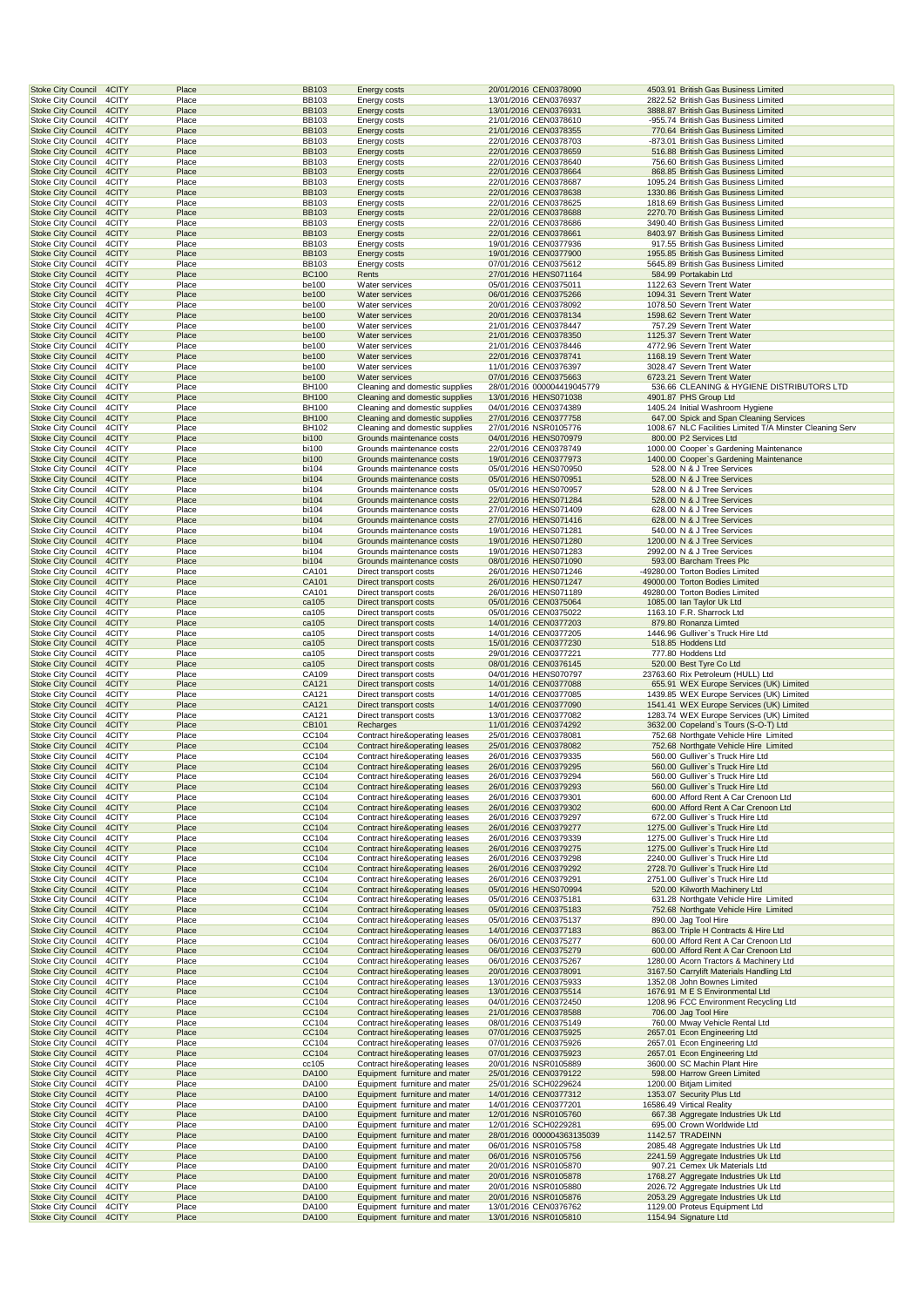| | | | | | | | | |
|---|---|---|---|---|---|---|---|---|
| Stoke City Council | 4CITY | Place | BB103 | Energy costs | 20/01/2016 | CEN0378090 | 4503.91 | British Gas Business Limited |
| Stoke City Council | 4CITY | Place | BB103 | Energy costs | 13/01/2016 | CEN0376937 | 2822.52 | British Gas Business Limited |
| Stoke City Council | 4CITY | Place | BB103 | Energy costs | 13/01/2016 | CEN0376931 | 3888.87 | British Gas Business Limited |
| Stoke City Council | 4CITY | Place | BB103 | Energy costs | 21/01/2016 | CEN0378610 | -955.74 | British Gas Business Limited |
| Stoke City Council | 4CITY | Place | BB103 | Energy costs | 21/01/2016 | CEN0378355 | 770.64 | British Gas Business Limited |
| Stoke City Council | 4CITY | Place | BB103 | Energy costs | 22/01/2016 | CEN0378703 | -873.01 | British Gas Business Limited |
| Stoke City Council | 4CITY | Place | BB103 | Energy costs | 22/01/2016 | CEN0378659 | 516.88 | British Gas Business Limited |
| Stoke City Council | 4CITY | Place | BB103 | Energy costs | 22/01/2016 | CEN0378640 | 756.60 | British Gas Business Limited |
| Stoke City Council | 4CITY | Place | BB103 | Energy costs | 22/01/2016 | CEN0378664 | 868.85 | British Gas Business Limited |
| Stoke City Council | 4CITY | Place | BB103 | Energy costs | 22/01/2016 | CEN0378687 | 1095.24 | British Gas Business Limited |
| Stoke City Council | 4CITY | Place | BB103 | Energy costs | 22/01/2016 | CEN0378638 | 1330.86 | British Gas Business Limited |
| Stoke City Council | 4CITY | Place | BB103 | Energy costs | 22/01/2016 | CEN0378625 | 1818.69 | British Gas Business Limited |
| Stoke City Council | 4CITY | Place | BB103 | Energy costs | 22/01/2016 | CEN0378688 | 2270.70 | British Gas Business Limited |
| Stoke City Council | 4CITY | Place | BB103 | Energy costs | 22/01/2016 | CEN0378686 | 3490.40 | British Gas Business Limited |
| Stoke City Council | 4CITY | Place | BB103 | Energy costs | 22/01/2016 | CEN0378661 | 8403.97 | British Gas Business Limited |
| Stoke City Council | 4CITY | Place | BB103 | Energy costs | 19/01/2016 | CEN0377936 | 917.55 | British Gas Business Limited |
| Stoke City Council | 4CITY | Place | BB103 | Energy costs | 19/01/2016 | CEN0377900 | 1955.85 | British Gas Business Limited |
| Stoke City Council | 4CITY | Place | BB103 | Energy costs | 07/01/2016 | CEN0375612 | 5645.89 | British Gas Business Limited |
| Stoke City Council | 4CITY | Place | BC100 | Rents | 27/01/2016 | HENS071164 | 584.99 | Portakabin Ltd |
| Stoke City Council | 4CITY | Place | be100 | Water services | 05/01/2016 | CEN0375011 | 1122.63 | Severn Trent Water |
| Stoke City Council | 4CITY | Place | be100 | Water services | 06/01/2016 | CEN0375266 | 1094.31 | Severn Trent Water |
| Stoke City Council | 4CITY | Place | be100 | Water services | 20/01/2016 | CEN0378092 | 1078.50 | Severn Trent Water |
| Stoke City Council | 4CITY | Place | be100 | Water services | 20/01/2016 | CEN0378134 | 1598.62 | Severn Trent Water |
| Stoke City Council | 4CITY | Place | be100 | Water services | 21/01/2016 | CEN0378447 | 757.29 | Severn Trent Water |
| Stoke City Council | 4CITY | Place | be100 | Water services | 21/01/2016 | CEN0378350 | 1125.37 | Severn Trent Water |
| Stoke City Council | 4CITY | Place | be100 | Water services | 21/01/2016 | CEN0378446 | 4772.96 | Severn Trent Water |
| Stoke City Council | 4CITY | Place | be100 | Water services | 22/01/2016 | CEN0378741 | 1168.19 | Severn Trent Water |
| Stoke City Council | 4CITY | Place | be100 | Water services | 11/01/2016 | CEN0376397 | 3028.47 | Severn Trent Water |
| Stoke City Council | 4CITY | Place | be100 | Water services | 07/01/2016 | CEN0375663 | 6723.21 | Severn Trent Water |
| Stoke City Council | 4CITY | Place | BH100 | Cleaning and domestic supplies | 28/01/2016 | 000004419045779 | 536.66 | CLEANING & HYGIENE DISTRIBUTORS LTD |
| Stoke City Council | 4CITY | Place | BH100 | Cleaning and domestic supplies | 13/01/2016 | HENS071038 | 4901.87 | PHS Group Ltd |
| Stoke City Council | 4CITY | Place | BH100 | Cleaning and domestic supplies | 04/01/2016 | CEN0374389 | 1405.24 | Initial Washroom Hygiene |
| Stoke City Council | 4CITY | Place | BH100 | Cleaning and domestic supplies | 27/01/2016 | CEN0377758 | 647.50 | Spick and Span Cleaning Services |
| Stoke City Council | 4CITY | Place | BH102 | Cleaning and domestic supplies | 27/01/2016 | NSR0105776 | 1008.67 | NLC Facilities Limited T/A Minster Cleaning Serv |
| Stoke City Council | 4CITY | Place | bi100 | Grounds maintenance costs | 04/01/2016 | HENS070979 | 800.00 | P2 Services Ltd |
| Stoke City Council | 4CITY | Place | bi100 | Grounds maintenance costs | 22/01/2016 | CEN0378749 | 1000.00 | Cooper`s Gardening Maintenance |
| Stoke City Council | 4CITY | Place | bi100 | Grounds maintenance costs | 19/01/2016 | CEN0377973 | 1400.00 | Cooper`s Gardening Maintenance |
| Stoke City Council | 4CITY | Place | bi104 | Grounds maintenance costs | 05/01/2016 | HENS070950 | 528.00 | N & J Tree Services |
| Stoke City Council | 4CITY | Place | bi104 | Grounds maintenance costs | 05/01/2016 | HENS070951 | 528.00 | N & J Tree Services |
| Stoke City Council | 4CITY | Place | bi104 | Grounds maintenance costs | 05/01/2016 | HENS070957 | 528.00 | N & J Tree Services |
| Stoke City Council | 4CITY | Place | bi104 | Grounds maintenance costs | 22/01/2016 | HENS071284 | 528.00 | N & J Tree Services |
| Stoke City Council | 4CITY | Place | bi104 | Grounds maintenance costs | 27/01/2016 | HENS071409 | 628.00 | N & J Tree Services |
| Stoke City Council | 4CITY | Place | bi104 | Grounds maintenance costs | 27/01/2016 | HENS071416 | 628.00 | N & J Tree Services |
| Stoke City Council | 4CITY | Place | bi104 | Grounds maintenance costs | 19/01/2016 | HENS071281 | 540.00 | N & J Tree Services |
| Stoke City Council | 4CITY | Place | bi104 | Grounds maintenance costs | 19/01/2016 | HENS071280 | 1200.00 | N & J Tree Services |
| Stoke City Council | 4CITY | Place | bi104 | Grounds maintenance costs | 19/01/2016 | HENS071283 | 2992.00 | N & J Tree Services |
| Stoke City Council | 4CITY | Place | bi104 | Grounds maintenance costs | 08/01/2016 | HENS071090 | 593.00 | Barcham Trees Plc |
| Stoke City Council | 4CITY | Place | CA101 | Direct transport costs | 26/01/2016 | HENS071246 | -49280.00 | Torton Bodies Limited |
| Stoke City Council | 4CITY | Place | CA101 | Direct transport costs | 26/01/2016 | HENS071247 | 49000.00 | Torton Bodies Limited |
| Stoke City Council | 4CITY | Place | CA101 | Direct transport costs | 26/01/2016 | HENS071189 | 49280.00 | Torton Bodies Limited |
| Stoke City Council | 4CITY | Place | ca105 | Direct transport costs | 05/01/2016 | CEN0375064 | 1085.00 | Ian Taylor Uk Ltd |
| Stoke City Council | 4CITY | Place | ca105 | Direct transport costs | 05/01/2016 | CEN0375022 | 1163.10 | F.R. Sharrock Ltd |
| Stoke City Council | 4CITY | Place | ca105 | Direct transport costs | 14/01/2016 | CEN0377203 | 879.80 | Ronanza Limted |
| Stoke City Council | 4CITY | Place | ca105 | Direct transport costs | 14/01/2016 | CEN0377205 | 1446.96 | Gulliver`s Truck Hire Ltd |
| Stoke City Council | 4CITY | Place | ca105 | Direct transport costs | 15/01/2016 | CEN0377230 | 518.85 | Hoddens Ltd |
| Stoke City Council | 4CITY | Place | ca105 | Direct transport costs | 29/01/2016 | CEN0377221 | 777.80 | Hoddens Ltd |
| Stoke City Council | 4CITY | Place | ca105 | Direct transport costs | 08/01/2016 | CEN0376145 | 520.00 | Best Tyre Co Ltd |
| Stoke City Council | 4CITY | Place | CA109 | Direct transport costs | 04/01/2016 | HENS070797 | 23763.60 | Rix Petroleum (HULL) Ltd |
| Stoke City Council | 4CITY | Place | CA121 | Direct transport costs | 14/01/2016 | CEN0377088 | 655.91 | WEX Europe Services (UK) Limited |
| Stoke City Council | 4CITY | Place | CA121 | Direct transport costs | 14/01/2016 | CEN0377085 | 1439.85 | WEX Europe Services (UK) Limited |
| Stoke City Council | 4CITY | Place | CA121 | Direct transport costs | 14/01/2016 | CEN0377090 | 1541.41 | WEX Europe Services (UK) Limited |
| Stoke City Council | 4CITY | Place | CA121 | Direct transport costs | 13/01/2016 | CEN0377082 | 1283.74 | WEX Europe Services (UK) Limited |
| Stoke City Council | 4CITY | Place | CB101 | Recharges | 11/01/2016 | CEN0374292 | 3632.00 | Copeland`s Tours (S-O-T) Ltd |
| Stoke City Council | 4CITY | Place | CC104 | Contract hire&operating leases | 25/01/2016 | CEN0378081 | 752.68 | Northgate Vehicle Hire Limited |
| Stoke City Council | 4CITY | Place | CC104 | Contract hire&operating leases | 25/01/2016 | CEN0378082 | 752.68 | Northgate Vehicle Hire Limited |
| Stoke City Council | 4CITY | Place | CC104 | Contract hire&operating leases | 26/01/2016 | CEN0379335 | 560.00 | Gulliver`s Truck Hire Ltd |
| Stoke City Council | 4CITY | Place | CC104 | Contract hire&operating leases | 26/01/2016 | CEN0379295 | 560.00 | Gulliver`s Truck Hire Ltd |
| Stoke City Council | 4CITY | Place | CC104 | Contract hire&operating leases | 26/01/2016 | CEN0379294 | 560.00 | Gulliver`s Truck Hire Ltd |
| Stoke City Council | 4CITY | Place | CC104 | Contract hire&operating leases | 26/01/2016 | CEN0379293 | 560.00 | Gulliver`s Truck Hire Ltd |
| Stoke City Council | 4CITY | Place | CC104 | Contract hire&operating leases | 26/01/2016 | CEN0379301 | 600.00 | Afford Rent A Car Crenoon Ltd |
| Stoke City Council | 4CITY | Place | CC104 | Contract hire&operating leases | 26/01/2016 | CEN0379302 | 600.00 | Afford Rent A Car Crenoon Ltd |
| Stoke City Council | 4CITY | Place | CC104 | Contract hire&operating leases | 26/01/2016 | CEN0379297 | 672.00 | Gulliver`s Truck Hire Ltd |
| Stoke City Council | 4CITY | Place | CC104 | Contract hire&operating leases | 26/01/2016 | CEN0379277 | 1275.00 | Gulliver`s Truck Hire Ltd |
| Stoke City Council | 4CITY | Place | CC104 | Contract hire&operating leases | 26/01/2016 | CEN0379339 | 1275.00 | Gulliver`s Truck Hire Ltd |
| Stoke City Council | 4CITY | Place | CC104 | Contract hire&operating leases | 26/01/2016 | CEN0379275 | 1275.00 | Gulliver`s Truck Hire Ltd |
| Stoke City Council | 4CITY | Place | CC104 | Contract hire&operating leases | 26/01/2016 | CEN0379298 | 2240.00 | Gulliver`s Truck Hire Ltd |
| Stoke City Council | 4CITY | Place | CC104 | Contract hire&operating leases | 26/01/2016 | CEN0379292 | 2728.70 | Gulliver`s Truck Hire Ltd |
| Stoke City Council | 4CITY | Place | CC104 | Contract hire&operating leases | 26/01/2016 | CEN0379291 | 2751.00 | Gulliver`s Truck Hire Ltd |
| Stoke City Council | 4CITY | Place | CC104 | Contract hire&operating leases | 05/01/2016 | HENS070994 | 520.00 | Kilworth Machinery Ltd |
| Stoke City Council | 4CITY | Place | CC104 | Contract hire&operating leases | 05/01/2016 | CEN0375181 | 631.28 | Northgate Vehicle Hire Limited |
| Stoke City Council | 4CITY | Place | CC104 | Contract hire&operating leases | 05/01/2016 | CEN0375183 | 752.68 | Northgate Vehicle Hire Limited |
| Stoke City Council | 4CITY | Place | CC104 | Contract hire&operating leases | 05/01/2016 | CEN0375137 | 890.00 | Jag Tool Hire |
| Stoke City Council | 4CITY | Place | CC104 | Contract hire&operating leases | 14/01/2016 | CEN0377183 | 863.00 | Triple H Contracts & Hire Ltd |
| Stoke City Council | 4CITY | Place | CC104 | Contract hire&operating leases | 06/01/2016 | CEN0375277 | 600.00 | Afford Rent A Car Crenoon Ltd |
| Stoke City Council | 4CITY | Place | CC104 | Contract hire&operating leases | 06/01/2016 | CEN0375279 | 600.00 | Afford Rent A Car Crenoon Ltd |
| Stoke City Council | 4CITY | Place | CC104 | Contract hire&operating leases | 06/01/2016 | CEN0375267 | 1280.00 | Acorn Tractors & Machinery Ltd |
| Stoke City Council | 4CITY | Place | CC104 | Contract hire&operating leases | 20/01/2016 | CEN0378091 | 3167.50 | Carrylift Materials Handling Ltd |
| Stoke City Council | 4CITY | Place | CC104 | Contract hire&operating leases | 13/01/2016 | CEN0375933 | 1352.08 | John Bownes Limited |
| Stoke City Council | 4CITY | Place | CC104 | Contract hire&operating leases | 13/01/2016 | CEN0375514 | 1676.91 | M E S Environmental Ltd |
| Stoke City Council | 4CITY | Place | CC104 | Contract hire&operating leases | 04/01/2016 | CEN0372450 | 1208.96 | FCC Environment Recycling Ltd |
| Stoke City Council | 4CITY | Place | CC104 | Contract hire&operating leases | 21/01/2016 | CEN0378588 | 706.00 | Jag Tool Hire |
| Stoke City Council | 4CITY | Place | CC104 | Contract hire&operating leases | 08/01/2016 | CEN0375149 | 760.00 | Mway Vehicle Rental Ltd |
| Stoke City Council | 4CITY | Place | CC104 | Contract hire&operating leases | 07/01/2016 | CEN0375925 | 2657.01 | Econ Engineering Ltd |
| Stoke City Council | 4CITY | Place | CC104 | Contract hire&operating leases | 07/01/2016 | CEN0375926 | 2657.01 | Econ Engineering Ltd |
| Stoke City Council | 4CITY | Place | CC104 | Contract hire&operating leases | 07/01/2016 | CEN0375923 | 2657.01 | Econ Engineering Ltd |
| Stoke City Council | 4CITY | Place | cc105 | Contract hire&operating leases | 20/01/2016 | NSR0105889 | 3600.00 | SC Machin Plant Hire |
| Stoke City Council | 4CITY | Place | DA100 | Equipment furniture and mater | 25/01/2016 | CEN0379122 | 598.00 | Harrow Green Limited |
| Stoke City Council | 4CITY | Place | DA100 | Equipment furniture and mater | 25/01/2016 | SCH0229624 | 1200.00 | Bitjam Limited |
| Stoke City Council | 4CITY | Place | DA100 | Equipment furniture and mater | 14/01/2016 | CEN0377312 | 1353.07 | Security Plus Ltd |
| Stoke City Council | 4CITY | Place | DA100 | Equipment furniture and mater | 14/01/2016 | CEN0377201 | 16586.49 | Virtical Reality |
| Stoke City Council | 4CITY | Place | DA100 | Equipment furniture and mater | 12/01/2016 | NSR0105760 | 667.38 | Aggregate Industries Uk Ltd |
| Stoke City Council | 4CITY | Place | DA100 | Equipment furniture and mater | 12/01/2016 | SCH0229281 | 695.00 | Crown Worldwide Ltd |
| Stoke City Council | 4CITY | Place | DA100 | Equipment furniture and mater | 28/01/2016 | 000004363135039 | 1142.57 | TRADEINN |
| Stoke City Council | 4CITY | Place | DA100 | Equipment furniture and mater | 06/01/2016 | NSR0105758 | 2085.48 | Aggregate Industries Uk Ltd |
| Stoke City Council | 4CITY | Place | DA100 | Equipment furniture and mater | 06/01/2016 | NSR0105756 | 2241.59 | Aggregate Industries Uk Ltd |
| Stoke City Council | 4CITY | Place | DA100 | Equipment furniture and mater | 20/01/2016 | NSR0105870 | 907.21 | Cemex Uk Materials Ltd |
| Stoke City Council | 4CITY | Place | DA100 | Equipment furniture and mater | 20/01/2016 | NSR0105878 | 1768.27 | Aggregate Industries Uk Ltd |
| Stoke City Council | 4CITY | Place | DA100 | Equipment furniture and mater | 20/01/2016 | NSR0105880 | 2026.72 | Aggregate Industries Uk Ltd |
| Stoke City Council | 4CITY | Place | DA100 | Equipment furniture and mater | 20/01/2016 | NSR0105876 | 2053.29 | Aggregate Industries Uk Ltd |
| Stoke City Council | 4CITY | Place | DA100 | Equipment furniture and mater | 13/01/2016 | CEN0376762 | 1129.00 | Proteus Equipment Ltd |
| Stoke City Council | 4CITY | Place | DA100 | Equipment furniture and mater | 13/01/2016 | NSR0105810 | 1154.94 | Signature Ltd |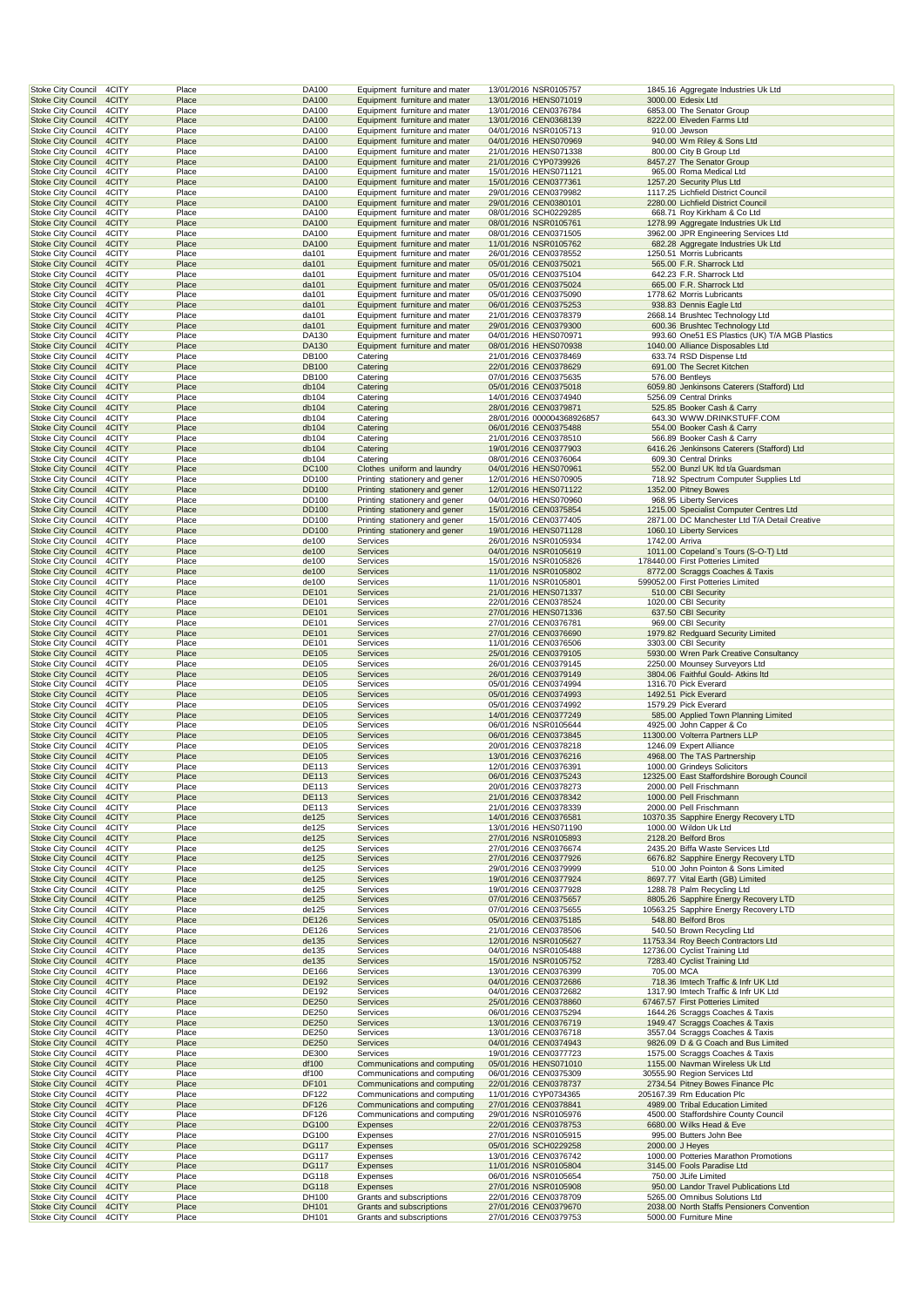| Stoke City Council | 4CITY | Place | DA100 | Equipment furniture and mater | 13/01/2016 | NSR0105757 | 1845.16 | Aggregate Industries Uk Ltd |
|---|---|---|---|---|---|---|---|---|
| Stoke City Council | 4CITY | Place | DA100 | Equipment furniture and mater | 13/01/2016 | HENS071019 | 3000.00 | Edesix Ltd |
| Stoke City Council | 4CITY | Place | DA100 | Equipment furniture and mater | 13/01/2016 | CEN0376784 | 6853.00 | The Senator Group |
| Stoke City Council | 4CITY | Place | DA100 | Equipment furniture and mater | 13/01/2016 | CEN0368139 | 8222.00 | Elveden Farms Ltd |
| Stoke City Council | 4CITY | Place | DA100 | Equipment furniture and mater | 04/01/2016 | NSR0105713 | 910.00 | Jewson |
| Stoke City Council | 4CITY | Place | DA100 | Equipment furniture and mater | 04/01/2016 | HENS070969 | 940.00 | Wm Riley & Sons Ltd |
| Stoke City Council | 4CITY | Place | DA100 | Equipment furniture and mater | 21/01/2016 | HENS071338 | 800.00 | City B Group Ltd |
| Stoke City Council | 4CITY | Place | DA100 | Equipment furniture and mater | 21/01/2016 | CYP0739926 | 8457.27 | The Senator Group |
| Stoke City Council | 4CITY | Place | DA100 | Equipment furniture and mater | 15/01/2016 | HENS071121 | 965.00 | Roma Medical Ltd |
| Stoke City Council | 4CITY | Place | DA100 | Equipment furniture and mater | 15/01/2016 | CEN0377361 | 1257.20 | Security Plus Ltd |
| Stoke City Council | 4CITY | Place | DA100 | Equipment furniture and mater | 29/01/2016 | CEN0379982 | 1117.25 | Lichfield District Council |
| Stoke City Council | 4CITY | Place | DA100 | Equipment furniture and mater | 29/01/2016 | CEN0380101 | 2280.00 | Lichfield District Council |
| Stoke City Council | 4CITY | Place | DA100 | Equipment furniture and mater | 08/01/2016 | SCH0229285 | 668.71 | Roy Kirkham & Co Ltd |
| Stoke City Council | 4CITY | Place | DA100 | Equipment furniture and mater | 08/01/2016 | NSR0105761 | 1278.99 | Aggregate Industries Uk Ltd |
| Stoke City Council | 4CITY | Place | DA100 | Equipment furniture and mater | 08/01/2016 | CEN0371505 | 3962.00 | JPR Engineering Services Ltd |
| Stoke City Council | 4CITY | Place | DA100 | Equipment furniture and mater | 11/01/2016 | NSR0105762 | 682.28 | Aggregate Industries Uk Ltd |
| Stoke City Council | 4CITY | Place | da101 | Equipment furniture and mater | 26/01/2016 | CEN0378552 | 1250.51 | Morris Lubricants |
| Stoke City Council | 4CITY | Place | da101 | Equipment furniture and mater | 05/01/2016 | CEN0375021 | 565.00 | F.R. Sharrock Ltd |
| Stoke City Council | 4CITY | Place | da101 | Equipment furniture and mater | 05/01/2016 | CEN0375104 | 642.23 | F.R. Sharrock Ltd |
| Stoke City Council | 4CITY | Place | da101 | Equipment furniture and mater | 05/01/2016 | CEN0375024 | 665.00 | F.R. Sharrock Ltd |
| Stoke City Council | 4CITY | Place | da101 | Equipment furniture and mater | 05/01/2016 | CEN0375090 | 1778.62 | Morris Lubricants |
| Stoke City Council | 4CITY | Place | da101 | Equipment furniture and mater | 06/01/2016 | CEN0375253 | 938.83 | Dennis Eagle Ltd |
| Stoke City Council | 4CITY | Place | da101 | Equipment furniture and mater | 21/01/2016 | CEN0378379 | 2668.14 | Brushtec Technology Ltd |
| Stoke City Council | 4CITY | Place | da101 | Equipment furniture and mater | 29/01/2016 | CEN0379300 | 600.36 | Brushtec Technology Ltd |
| Stoke City Council | 4CITY | Place | DA130 | Equipment furniture and mater | 04/01/2016 | HENS070971 | 993.60 | One51 ES Plastics (UK) T/A MGB Plastics |
| Stoke City Council | 4CITY | Place | DA130 | Equipment furniture and mater | 08/01/2016 | HENS070938 | 1040.00 | Alliance Disposables Ltd |
| Stoke City Council | 4CITY | Place | DB100 | Catering | 21/01/2016 | CEN0378469 | 633.74 | RSD Dispense Ltd |
| Stoke City Council | 4CITY | Place | DB100 | Catering | 22/01/2016 | CEN0378629 | 691.00 | The Secret Kitchen |
| Stoke City Council | 4CITY | Place | DB100 | Catering | 07/01/2016 | CEN0375635 | 576.00 | Bentleys |
| Stoke City Council | 4CITY | Place | db104 | Catering | 05/01/2016 | CEN0375018 | 6059.80 | Jenkinsons Caterers (Stafford) Ltd |
| Stoke City Council | 4CITY | Place | db104 | Catering | 14/01/2016 | CEN0374940 | 5256.09 | Central Drinks |
| Stoke City Council | 4CITY | Place | db104 | Catering | 28/01/2016 | CEN0379871 | 525.85 | Booker Cash & Carry |
| Stoke City Council | 4CITY | Place | db104 | Catering | 28/01/2016 | 000004368926857 | 643.30 | WWW.DRINKSTUFF.COM |
| Stoke City Council | 4CITY | Place | db104 | Catering | 06/01/2016 | CEN0375488 | 554.00 | Booker Cash & Carry |
| Stoke City Council | 4CITY | Place | db104 | Catering | 21/01/2016 | CEN0378510 | 566.89 | Booker Cash & Carry |
| Stoke City Council | 4CITY | Place | db104 | Catering | 19/01/2016 | CEN0377903 | 6416.26 | Jenkinsons Caterers (Stafford) Ltd |
| Stoke City Council | 4CITY | Place | db104 | Catering | 08/01/2016 | CEN0376064 | 609.30 | Central Drinks |
| Stoke City Council | 4CITY | Place | DC100 | Clothes uniform and laundry | 04/01/2016 | HENS070961 | 552.00 | Bunzl UK ltd t/a Guardsman |
| Stoke City Council | 4CITY | Place | DD100 | Printing stationery and gener | 12/01/2016 | HENS070905 | 718.92 | Spectrum Computer Supplies Ltd |
| Stoke City Council | 4CITY | Place | DD100 | Printing stationery and gener | 12/01/2016 | HENS071122 | 1352.00 | Pitney Bowes |
| Stoke City Council | 4CITY | Place | DD100 | Printing stationery and gener | 04/01/2016 | HENS070960 | 968.95 | Liberty Services |
| Stoke City Council | 4CITY | Place | DD100 | Printing stationery and gener | 15/01/2016 | CEN0375854 | 1215.00 | Specialist Computer Centres Ltd |
| Stoke City Council | 4CITY | Place | DD100 | Printing stationery and gener | 15/01/2016 | CEN0377405 | 2871.00 | DC Manchester Ltd T/A Detail Creative |
| Stoke City Council | 4CITY | Place | DD100 | Printing stationery and gener | 19/01/2016 | HENS071128 | 1060.10 | Liberty Services |
| Stoke City Council | 4CITY | Place | de100 | Services | 26/01/2016 | NSR0105934 | 1742.00 | Arriva |
| Stoke City Council | 4CITY | Place | de100 | Services | 04/01/2016 | NSR0105619 | 1011.00 | Copeland`s Tours (S-O-T) Ltd |
| Stoke City Council | 4CITY | Place | de100 | Services | 15/01/2016 | NSR0105826 | 178440.00 | First Potteries Limited |
| Stoke City Council | 4CITY | Place | de100 | Services | 11/01/2016 | NSR0105802 | 8772.00 | Scraggs Coaches & Taxis |
| Stoke City Council | 4CITY | Place | de100 | Services | 11/01/2016 | NSR0105801 | 599052.00 | First Potteries Limited |
| Stoke City Council | 4CITY | Place | DE101 | Services | 21/01/2016 | HENS071337 | 510.00 | CBI Security |
| Stoke City Council | 4CITY | Place | DE101 | Services | 22/01/2016 | CEN0378524 | 1020.00 | CBI Security |
| Stoke City Council | 4CITY | Place | DE101 | Services | 27/01/2016 | HENS071336 | 637.50 | CBI Security |
| Stoke City Council | 4CITY | Place | DE101 | Services | 27/01/2016 | CEN0376781 | 969.00 | CBI Security |
| Stoke City Council | 4CITY | Place | DE101 | Services | 27/01/2016 | CEN0376690 | 1979.82 | Redguard Security Limited |
| Stoke City Council | 4CITY | Place | DE101 | Services | 11/01/2016 | CEN0376506 | 3303.00 | CBI Security |
| Stoke City Council | 4CITY | Place | DE105 | Services | 25/01/2016 | CEN0379105 | 5930.00 | Wren Park Creative Consultancy |
| Stoke City Council | 4CITY | Place | DE105 | Services | 26/01/2016 | CEN0379145 | 2250.00 | Mounsey Surveyors Ltd |
| Stoke City Council | 4CITY | Place | DE105 | Services | 26/01/2016 | CEN0379149 | 3804.06 | Faithful Gould- Atkins ltd |
| Stoke City Council | 4CITY | Place | DE105 | Services | 05/01/2016 | CEN0374994 | 1316.70 | Pick Everard |
| Stoke City Council | 4CITY | Place | DE105 | Services | 05/01/2016 | CEN0374993 | 1492.51 | Pick Everard |
| Stoke City Council | 4CITY | Place | DE105 | Services | 05/01/2016 | CEN0374992 | 1579.29 | Pick Everard |
| Stoke City Council | 4CITY | Place | DE105 | Services | 14/01/2016 | CEN0377249 | 585.00 | Applied Town Planning Limited |
| Stoke City Council | 4CITY | Place | DE105 | Services | 06/01/2016 | NSR0105644 | 4925.00 | John Capper & Co |
| Stoke City Council | 4CITY | Place | DE105 | Services | 06/01/2016 | CEN0373845 | 11300.00 | Volterra Partners LLP |
| Stoke City Council | 4CITY | Place | DE105 | Services | 20/01/2016 | CEN0378218 | 1246.09 | Expert Alliance |
| Stoke City Council | 4CITY | Place | DE105 | Services | 13/01/2016 | CEN0376216 | 4968.00 | The TAS Partnership |
| Stoke City Council | 4CITY | Place | DE113 | Services | 12/01/2016 | CEN0376391 | 1000.00 | Grindeys Solicitors |
| Stoke City Council | 4CITY | Place | DE113 | Services | 06/01/2016 | CEN0375243 | 12325.00 | East Staffordshire Borough Council |
| Stoke City Council | 4CITY | Place | DE113 | Services | 20/01/2016 | CEN0378273 | 2000.00 | Pell Frischmann |
| Stoke City Council | 4CITY | Place | DE113 | Services | 21/01/2016 | CEN0378342 | 1000.00 | Pell Frischmann |
| Stoke City Council | 4CITY | Place | DE113 | Services | 21/01/2016 | CEN0378339 | 2000.00 | Pell Frischmann |
| Stoke City Council | 4CITY | Place | de125 | Services | 14/01/2016 | CEN0376581 | 10370.35 | Sapphire Energy Recovery LTD |
| Stoke City Council | 4CITY | Place | de125 | Services | 13/01/2016 | HENS071190 | 1000.00 | Wildon Uk Ltd |
| Stoke City Council | 4CITY | Place | de125 | Services | 27/01/2016 | NSR0105893 | 2128.20 | Belford Bros |
| Stoke City Council | 4CITY | Place | de125 | Services | 27/01/2016 | CEN0376674 | 2435.20 | Biffa Waste Services Ltd |
| Stoke City Council | 4CITY | Place | de125 | Services | 27/01/2016 | CEN0377926 | 6676.82 | Sapphire Energy Recovery LTD |
| Stoke City Council | 4CITY | Place | de125 | Services | 29/01/2016 | CEN0379999 | 510.00 | John Pointon & Sons Limited |
| Stoke City Council | 4CITY | Place | de125 | Services | 19/01/2016 | CEN0377924 | 8697.77 | Vital Earth (GB) Limited |
| Stoke City Council | 4CITY | Place | de125 | Services | 19/01/2016 | CEN0377928 | 1288.78 | Palm Recycling Ltd |
| Stoke City Council | 4CITY | Place | de125 | Services | 07/01/2016 | CEN0375657 | 8805.26 | Sapphire Energy Recovery LTD |
| Stoke City Council | 4CITY | Place | de125 | Services | 07/01/2016 | CEN0375655 | 10563.25 | Sapphire Energy Recovery LTD |
| Stoke City Council | 4CITY | Place | DE126 | Services | 05/01/2016 | CEN0375185 | 548.80 | Belford Bros |
| Stoke City Council | 4CITY | Place | DE126 | Services | 21/01/2016 | CEN0378506 | 540.50 | Brown Recycling Ltd |
| Stoke City Council | 4CITY | Place | de135 | Services | 12/01/2016 | NSR0105627 | 11753.34 | Roy Beech Contractors Ltd |
| Stoke City Council | 4CITY | Place | de135 | Services | 04/01/2016 | NSR0105488 | 12736.00 | Cyclist Training Ltd |
| Stoke City Council | 4CITY | Place | de135 | Services | 15/01/2016 | NSR0105752 | 7283.40 | Cyclist Training Ltd |
| Stoke City Council | 4CITY | Place | DE166 | Services | 13/01/2016 | CEN0376399 | 705.00 | MCA |
| Stoke City Council | 4CITY | Place | DE192 | Services | 04/01/2016 | CEN0372686 | 718.36 | Imtech Traffic & Infr UK Ltd |
| Stoke City Council | 4CITY | Place | DE192 | Services | 04/01/2016 | CEN0372682 | 1317.90 | Imtech Traffic & Infr UK Ltd |
| Stoke City Council | 4CITY | Place | DE250 | Services | 25/01/2016 | CEN0378860 | 67467.57 | First Potteries Limited |
| Stoke City Council | 4CITY | Place | DE250 | Services | 06/01/2016 | CEN0375294 | 1644.26 | Scraggs Coaches & Taxis |
| Stoke City Council | 4CITY | Place | DE250 | Services | 13/01/2016 | CEN0376719 | 1949.47 | Scraggs Coaches & Taxis |
| Stoke City Council | 4CITY | Place | DE250 | Services | 13/01/2016 | CEN0376718 | 3557.04 | Scraggs Coaches & Taxis |
| Stoke City Council | 4CITY | Place | DE250 | Services | 04/01/2016 | CEN0374943 | 9826.09 | D & G Coach and Bus Limited |
| Stoke City Council | 4CITY | Place | DE300 | Services | 19/01/2016 | CEN0377723 | 1575.00 | Scraggs Coaches & Taxis |
| Stoke City Council | 4CITY | Place | df100 | Communications and computing | 05/01/2016 | HENS071010 | 1155.00 | Navman Wireless Uk Ltd |
| Stoke City Council | 4CITY | Place | df100 | Communications and computing | 06/01/2016 | CEN0375309 | 30555.90 | Region Services Ltd |
| Stoke City Council | 4CITY | Place | DF101 | Communications and computing | 22/01/2016 | CEN0378737 | 2734.54 | Pitney Bowes Finance Plc |
| Stoke City Council | 4CITY | Place | DF122 | Communications and computing | 11/01/2016 | CYP0734365 | 205167.39 | Rm Education Plc |
| Stoke City Council | 4CITY | Place | DF126 | Communications and computing | 27/01/2016 | CEN0378841 | 4989.00 | Tribal Education Limited |
| Stoke City Council | 4CITY | Place | DF126 | Communications and computing | 29/01/2016 | NSR0105976 | 4500.00 | Staffordshire County Council |
| Stoke City Council | 4CITY | Place | DG100 | Expenses | 22/01/2016 | CEN0378753 | 6680.00 | Wilks Head & Eve |
| Stoke City Council | 4CITY | Place | DG100 | Expenses | 27/01/2016 | NSR0105915 | 995.00 | Butters John Bee |
| Stoke City Council | 4CITY | Place | DG117 | Expenses | 05/01/2016 | SCH0229258 | 2000.00 | J Heyes |
| Stoke City Council | 4CITY | Place | DG117 | Expenses | 13/01/2016 | CEN0376742 | 1000.00 | Potteries Marathon Promotions |
| Stoke City Council | 4CITY | Place | DG117 | Expenses | 11/01/2016 | NSR0105804 | 3145.00 | Fools Paradise Ltd |
| Stoke City Council | 4CITY | Place | DG118 | Expenses | 06/01/2016 | NSR0105654 | 750.00 | JLife Limited |
| Stoke City Council | 4CITY | Place | DG118 | Expenses | 27/01/2016 | NSR0105908 | 950.00 | Landor Travel Publications Ltd |
| Stoke City Council | 4CITY | Place | DH100 | Grants and subscriptions | 22/01/2016 | CEN0378709 | 5265.00 | Omnibus Solutions Ltd |
| Stoke City Council | 4CITY | Place | DH101 | Grants and subscriptions | 27/01/2016 | CEN0379670 | 2038.00 | North Staffs Pensioners Convention |
| Stoke City Council | 4CITY | Place | DH101 | Grants and subscriptions | 27/01/2016 | CEN0379753 | 5000.00 | Furniture Mine |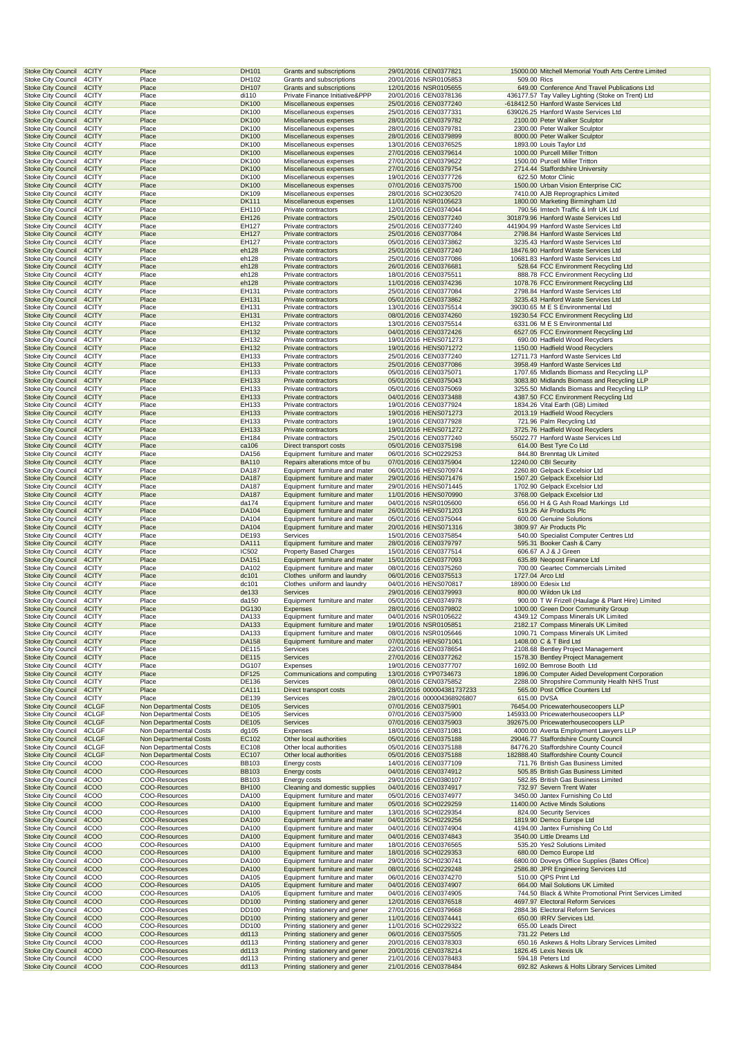| Stoke City Council | 4CITY | Place | DH101 | Grants and subscriptions | 29/01/2016 | CEN0377821 | 15000.00 | Mitchell Memorial Youth Arts Centre Limited |
|---|---|---|---|---|---|---|---|---|
| Stoke City Council | 4CITY | Place | DH102 | Grants and subscriptions | 20/01/2016 | NSR0105853 | 509.00 | Rics |
| Stoke City Council | 4CITY | Place | DH107 | Grants and subscriptions | 12/01/2016 | NSR0105655 | 649.00 | Conference And Travel Publications Ltd |
| Stoke City Council | 4CITY | Place | di110 | Private Finance Initiative&PPP | 20/01/2016 | CEN0378136 | 436177.57 | Tay Valley Lighting (Stoke on Trent) Ltd |
| Stoke City Council | 4CITY | Place | DK100 | Miscellaneous expenses | 25/01/2016 | CEN0377240 | -618412.50 | Hanford Waste Services Ltd |
| Stoke City Council | 4CITY | Place | DK100 | Miscellaneous expenses | 25/01/2016 | CEN0377331 | 639026.25 | Hanford Waste Services Ltd |
| Stoke City Council | 4CITY | Place | DK100 | Miscellaneous expenses | 28/01/2016 | CEN0379782 | 2100.00 | Peter Walker Sculptor |
| Stoke City Council | 4CITY | Place | DK100 | Miscellaneous expenses | 28/01/2016 | CEN0379781 | 2300.00 | Peter Walker Sculptor |
| Stoke City Council | 4CITY | Place | DK100 | Miscellaneous expenses | 28/01/2016 | CEN0379899 | 8000.00 | Peter Walker Sculptor |
| Stoke City Council | 4CITY | Place | DK100 | Miscellaneous expenses | 13/01/2016 | CEN0376525 | 1893.00 | Louis Taylor Ltd |
| Stoke City Council | 4CITY | Place | DK100 | Miscellaneous expenses | 27/01/2016 | CEN0379614 | 1000.00 | Purcell Miller Tritton |
| Stoke City Council | 4CITY | Place | DK100 | Miscellaneous expenses | 27/01/2016 | CEN0379622 | 1500.00 | Purcell Miller Tritton |
| Stoke City Council | 4CITY | Place | DK100 | Miscellaneous expenses | 27/01/2016 | CEN0379754 | 2714.44 | Staffordshire University |
| Stoke City Council | 4CITY | Place | DK100 | Miscellaneous expenses | 19/01/2016 | CEN0377726 | 622.50 | Motor Clinic |
| Stoke City Council | 4CITY | Place | DK100 | Miscellaneous expenses | 07/01/2016 | CEN0375700 | 1500.00 | Urban Vision Enterprise CIC |
| Stoke City Council | 4CITY | Place | DK109 | Miscellaneous expenses | 28/01/2016 | SCH0230520 | 7410.00 | AJB Reprographics Limited |
| Stoke City Council | 4CITY | Place | DK111 | Miscellaneous expenses | 11/01/2016 | NSR0105623 | 1800.00 | Marketing Birmingham Ltd |
| Stoke City Council | 4CITY | Place | EH110 | Private contractors | 12/01/2016 | CEN0374044 | 790.56 | Imtech Traffic & Infr UK Ltd |
| Stoke City Council | 4CITY | Place | EH126 | Private contractors | 25/01/2016 | CEN0377240 | 301879.96 | Hanford Waste Services Ltd |
| Stoke City Council | 4CITY | Place | EH127 | Private contractors | 25/01/2016 | CEN0377240 | 441904.99 | Hanford Waste Services Ltd |
| Stoke City Council | 4CITY | Place | EH127 | Private contractors | 25/01/2016 | CEN0377084 | 2798.84 | Hanford Waste Services Ltd |
| Stoke City Council | 4CITY | Place | EH127 | Private contractors | 05/01/2016 | CEN0373862 | 3235.43 | Hanford Waste Services Ltd |
| Stoke City Council | 4CITY | Place | eh128 | Private contractors | 25/01/2016 | CEN0377240 | 18476.90 | Hanford Waste Services Ltd |
| Stoke City Council | 4CITY | Place | eh128 | Private contractors | 25/01/2016 | CEN0377086 | 10681.83 | Hanford Waste Services Ltd |
| Stoke City Council | 4CITY | Place | eh128 | Private contractors | 26/01/2016 | CEN0376681 | 528.64 | FCC Environment Recycling Ltd |
| Stoke City Council | 4CITY | Place | eh128 | Private contractors | 18/01/2016 | CEN0375511 | 888.78 | FCC Environment Recycling Ltd |
| Stoke City Council | 4CITY | Place | eh128 | Private contractors | 11/01/2016 | CEN0374236 | 1078.76 | FCC Environment Recycling Ltd |
| Stoke City Council | 4CITY | Place | EH131 | Private contractors | 25/01/2016 | CEN0377084 | 2798.84 | Hanford Waste Services Ltd |
| Stoke City Council | 4CITY | Place | EH131 | Private contractors | 05/01/2016 | CEN0373862 | 3235.43 | Hanford Waste Services Ltd |
| Stoke City Council | 4CITY | Place | EH131 | Private contractors | 13/01/2016 | CEN0375514 | 39030.65 | M E S Environmental Ltd |
| Stoke City Council | 4CITY | Place | EH131 | Private contractors | 08/01/2016 | CEN0374260 | 19230.54 | FCC Environment Recycling Ltd |
| Stoke City Council | 4CITY | Place | EH132 | Private contractors | 13/01/2016 | CEN0375514 | 6331.06 | M E S Environmental Ltd |
| Stoke City Council | 4CITY | Place | EH132 | Private contractors | 04/01/2016 | CEN0372426 | 6527.05 | FCC Environment Recycling Ltd |
| Stoke City Council | 4CITY | Place | EH132 | Private contractors | 19/01/2016 | HENS071273 | 690.00 | Hadfield Wood Recyclers |
| Stoke City Council | 4CITY | Place | EH132 | Private contractors | 19/01/2016 | HENS071272 | 1150.00 | Hadfield Wood Recyclers |
| Stoke City Council | 4CITY | Place | EH133 | Private contractors | 25/01/2016 | CEN0377240 | 12711.73 | Hanford Waste Services Ltd |
| Stoke City Council | 4CITY | Place | EH133 | Private contractors | 25/01/2016 | CEN0377086 | 3958.49 | Hanford Waste Services Ltd |
| Stoke City Council | 4CITY | Place | EH133 | Private contractors | 05/01/2016 | CEN0375071 | 1707.65 | Midlands Biomass and Recycling LLP |
| Stoke City Council | 4CITY | Place | EH133 | Private contractors | 05/01/2016 | CEN0375043 | 3083.80 | Midlands Biomass and Recycling LLP |
| Stoke City Council | 4CITY | Place | EH133 | Private contractors | 05/01/2016 | CEN0375069 | 3255.50 | Midlands Biomass and Recycling LLP |
| Stoke City Council | 4CITY | Place | EH133 | Private contractors | 04/01/2016 | CEN0373488 | 4387.50 | FCC Environment Recycling Ltd |
| Stoke City Council | 4CITY | Place | EH133 | Private contractors | 19/01/2016 | CEN0377924 | 1834.26 | Vital Earth (GB) Limited |
| Stoke City Council | 4CITY | Place | EH133 | Private contractors | 19/01/2016 | HENS071273 | 2013.19 | Hadfield Wood Recyclers |
| Stoke City Council | 4CITY | Place | EH133 | Private contractors | 19/01/2016 | CEN0377928 | 721.96 | Palm Recycling Ltd |
| Stoke City Council | 4CITY | Place | EH133 | Private contractors | 19/01/2016 | HENS071272 | 3725.76 | Hadfield Wood Recyclers |
| Stoke City Council | 4CITY | Place | EH184 | Private contractors | 25/01/2016 | CEN0377240 | 55022.77 | Hanford Waste Services Ltd |
| Stoke City Council | 4CITY | Place | ca106 | Direct transport costs | 05/01/2016 | CEN0375198 | 614.00 | Best Tyre Co Ltd |
| Stoke City Council | 4CITY | Place | DA156 | Equipment furniture and mater | 06/01/2016 | SCH0229253 | 844.80 | Brenntag Uk Limited |
| Stoke City Council | 4CITY | Place | BA110 | Repairs alterations mtce of bu | 07/01/2016 | CEN0375904 | 12240.00 | CBI Security |
| Stoke City Council | 4CITY | Place | DA187 | Equipment furniture and mater | 06/01/2016 | HENS070974 | 2260.80 | Gelpack Excelsior Ltd |
| Stoke City Council | 4CITY | Place | DA187 | Equipment furniture and mater | 29/01/2016 | HENS071476 | 1507.20 | Gelpack Excelsior Ltd |
| Stoke City Council | 4CITY | Place | DA187 | Equipment furniture and mater | 29/01/2016 | HENS071445 | 1702.90 | Gelpack Excelsior Ltd |
| Stoke City Council | 4CITY | Place | DA187 | Equipment furniture and mater | 11/01/2016 | HENS070990 | 3768.00 | Gelpack Excelsior Ltd |
| Stoke City Council | 4CITY | Place | da174 | Equipment furniture and mater | 04/01/2016 | NSR0105600 | 656.00 | H & G Ash Road Markings Ltd |
| Stoke City Council | 4CITY | Place | DA104 | Equipment furniture and mater | 26/01/2016 | HENS071203 | 519.26 | Air Products Plc |
| Stoke City Council | 4CITY | Place | DA104 | Equipment furniture and mater | 05/01/2016 | CEN0375044 | 600.00 | Genuine Solutions |
| Stoke City Council | 4CITY | Place | DA104 | Equipment furniture and mater | 20/01/2016 | HENS071316 | 3809.97 | Air Products Plc |
| Stoke City Council | 4CITY | Place | DE193 | Services | 15/01/2016 | CEN0375854 | 540.00 | Specialist Computer Centres Ltd |
| Stoke City Council | 4CITY | Place | DA111 | Equipment furniture and mater | 28/01/2016 | CEN0379797 | 595.31 | Booker Cash & Carry |
| Stoke City Council | 4CITY | Place | IC502 | Property Based Charges | 15/01/2016 | CEN0377514 | 606.67 | A J & J Green |
| Stoke City Council | 4CITY | Place | DA151 | Equipment furniture and mater | 15/01/2016 | CEN0377093 | 635.89 | Neopost Finance Ltd |
| Stoke City Council | 4CITY | Place | DA102 | Equipment furniture and mater | 08/01/2016 | CEN0375260 | 700.00 | Geartec Commercials Limited |
| Stoke City Council | 4CITY | Place | dc101 | Clothes uniform and laundry | 06/01/2016 | CEN0375513 | 1727.04 | Arco Ltd |
| Stoke City Council | 4CITY | Place | dc101 | Clothes uniform and laundry | 04/01/2016 | HENS070817 | 18900.00 | Edesix Ltd |
| Stoke City Council | 4CITY | Place | de133 | Services | 29/01/2016 | CEN0379993 | 800.00 | Wildon Uk Ltd |
| Stoke City Council | 4CITY | Place | da150 | Equipment furniture and mater | 05/01/2016 | CEN0374978 | 900.00 | T W Frizell (Haulage & Plant Hire) Limited |
| Stoke City Council | 4CITY | Place | DG130 | Expenses | 28/01/2016 | CEN0379802 | 1000.00 | Green Door Community Group |
| Stoke City Council | 4CITY | Place | DA133 | Equipment furniture and mater | 04/01/2016 | NSR0105622 | 4349.12 | Compass Minerals UK Limited |
| Stoke City Council | 4CITY | Place | DA133 | Equipment furniture and mater | 19/01/2016 | NSR0105851 | 2182.17 | Compass Minerals UK Limited |
| Stoke City Council | 4CITY | Place | DA133 | Equipment furniture and mater | 08/01/2016 | NSR0105646 | 1090.71 | Compass Minerals UK Limited |
| Stoke City Council | 4CITY | Place | DA158 | Equipment furniture and mater | 07/01/2016 | HENS071061 | 1408.00 | C & T Bird Ltd |
| Stoke City Council | 4CITY | Place | DE115 | Services | 22/01/2016 | CEN0378654 | 2108.68 | Bentley Project Management |
| Stoke City Council | 4CITY | Place | DE115 | Services | 27/01/2016 | CEN0377262 | 1578.30 | Bentley Project Management |
| Stoke City Council | 4CITY | Place | DG107 | Expenses | 19/01/2016 | CEN0377707 | 1692.00 | Bemrose Booth Ltd |
| Stoke City Council | 4CITY | Place | DF125 | Communications and computing | 13/01/2016 | CYP0734673 | 1896.00 | Computer Aided Development Corporation |
| Stoke City Council | 4CITY | Place | DE136 | Services | 08/01/2016 | CEN0375852 | 2288.00 | Shropshire Community Health NHS Trust |
| Stoke City Council | 4CITY | Place | CA111 | Direct transport costs | 28/01/2016 | 000004381737233 | 565.00 | Post Office Counters Ltd |
| Stoke City Council | 4CITY | Place | DE139 | Services | 28/01/2016 | 000004368926807 | 615.00 | DVSA |
| Stoke City Council | 4CLGF | Non Departmental Costs | DE105 | Services | 07/01/2016 | CEN0375901 | 76454.00 | Pricewaterhousecoopers LLP |
| Stoke City Council | 4CLGF | Non Departmental Costs | DE105 | Services | 07/01/2016 | CEN0375900 | 145933.00 | Pricewaterhousecoopers LLP |
| Stoke City Council | 4CLGF | Non Departmental Costs | DE105 | Services | 07/01/2016 | CEN0375903 | 392675.00 | Pricewaterhousecoopers LLP |
| Stoke City Council | 4CLGF | Non Departmental Costs | dg105 | Expenses | 18/01/2016 | CEN0371081 | 4000.00 | Averta Employment Lawyers LLP |
| Stoke City Council | 4CLGF | Non Departmental Costs | EC102 | Other local authorities | 05/01/2016 | CEN0375188 | 29046.77 | Staffordshire County Council |
| Stoke City Council | 4CLGF | Non Departmental Costs | EC108 | Other local authorities | 05/01/2016 | CEN0375188 | 84776.20 | Staffordshire County Council |
| Stoke City Council | 4CLGF | Non Departmental Costs | EC107 | Other local authorities | 05/01/2016 | CEN0375188 | 182888.40 | Staffordshire County Council |
| Stoke City Council | 4COO | COO-Resources | BB103 | Energy costs | 14/01/2016 | CEN0377109 | 711.76 | British Gas Business Limited |
| Stoke City Council | 4COO | COO-Resources | BB103 | Energy costs | 04/01/2016 | CEN0374912 | 505.85 | British Gas Business Limited |
| Stoke City Council | 4COO | COO-Resources | BB103 | Energy costs | 29/01/2016 | CEN0380107 | 582.85 | British Gas Business Limited |
| Stoke City Council | 4COO | COO-Resources | BH100 | Cleaning and domestic supplies | 04/01/2016 | CEN0374917 | 732.97 | Severn Trent Water |
| Stoke City Council | 4COO | COO-Resources | DA100 | Equipment furniture and mater | 05/01/2016 | CEN0374977 | 3450.00 | Jantex Furnishing Co Ltd |
| Stoke City Council | 4COO | COO-Resources | DA100 | Equipment furniture and mater | 05/01/2016 | SCH0229259 | 11400.00 | Active Minds Solutions |
| Stoke City Council | 4COO | COO-Resources | DA100 | Equipment furniture and mater | 13/01/2016 | SCH0229354 | 824.00 | Security Services |
| Stoke City Council | 4COO | COO-Resources | DA100 | Equipment furniture and mater | 04/01/2016 | SCH0229256 | 1819.90 | Demco Europe Ltd |
| Stoke City Council | 4COO | COO-Resources | DA100 | Equipment furniture and mater | 04/01/2016 | CEN0374904 | 4194.00 | Jantex Furnishing Co Ltd |
| Stoke City Council | 4COO | COO-Resources | DA100 | Equipment furniture and mater | 04/01/2016 | CEN0374843 | 3540.00 | Little Dreams Ltd |
| Stoke City Council | 4COO | COO-Resources | DA100 | Equipment furniture and mater | 18/01/2016 | CEN0376565 | 535.20 | Yes2 Solutions Limited |
| Stoke City Council | 4COO | COO-Resources | DA100 | Equipment furniture and mater | 18/01/2016 | SCH0229353 | 680.00 | Demco Europe Ltd |
| Stoke City Council | 4COO | COO-Resources | DA100 | Equipment furniture and mater | 29/01/2016 | SCH0230741 | 6800.00 | Doveys Office Supplies (Bates Office) |
| Stoke City Council | 4COO | COO-Resources | DA100 | Equipment furniture and mater | 08/01/2016 | SCH0229248 | 2586.80 | JPR Engineering Services Ltd |
| Stoke City Council | 4COO | COO-Resources | DA105 | Equipment furniture and mater | 06/01/2016 | CEN0374270 | 510.00 | QPS Print Ltd |
| Stoke City Council | 4COO | COO-Resources | DA105 | Equipment furniture and mater | 04/01/2016 | CEN0374907 | 664.00 | Mail Solutions UK Limited |
| Stoke City Council | 4COO | COO-Resources | DA105 | Equipment furniture and mater | 04/01/2016 | CEN0374905 | 744.50 | Black & White Promotional Print Services Limited |
| Stoke City Council | 4COO | COO-Resources | DD100 | Printing stationery and gener | 12/01/2016 | CEN0376518 | 4697.97 | Electoral Reform Services |
| Stoke City Council | 4COO | COO-Resources | DD100 | Printing stationery and gener | 27/01/2016 | CEN0379668 | 2884.36 | Electoral Reform Services |
| Stoke City Council | 4COO | COO-Resources | DD100 | Printing stationery and gener | 11/01/2016 | CEN0374441 | 650.00 | IRRV Services Ltd. |
| Stoke City Council | 4COO | COO-Resources | DD100 | Printing stationery and gener | 11/01/2016 | SCH0229322 | 655.00 | Leads Direct |
| Stoke City Council | 4COO | COO-Resources | dd113 | Printing stationery and gener | 06/01/2016 | CEN0375505 | 731.22 | Peters Ltd |
| Stoke City Council | 4COO | COO-Resources | dd113 | Printing stationery and gener | 20/01/2016 | CEN0378303 | 650.16 | Askews & Holts Library Services Limited |
| Stoke City Council | 4COO | COO-Resources | dd113 | Printing stationery and gener | 20/01/2016 | CEN0378214 | 1826.45 | Lexis Nexis Uk |
| Stoke City Council | 4COO | COO-Resources | dd113 | Printing stationery and gener | 21/01/2016 | CEN0378483 | 594.18 | Peters Ltd |
| Stoke City Council | 4COO | COO-Resources | dd113 | Printing stationery and gener | 21/01/2016 | CEN0378484 | 692.82 | Askews & Holts Library Services Limited |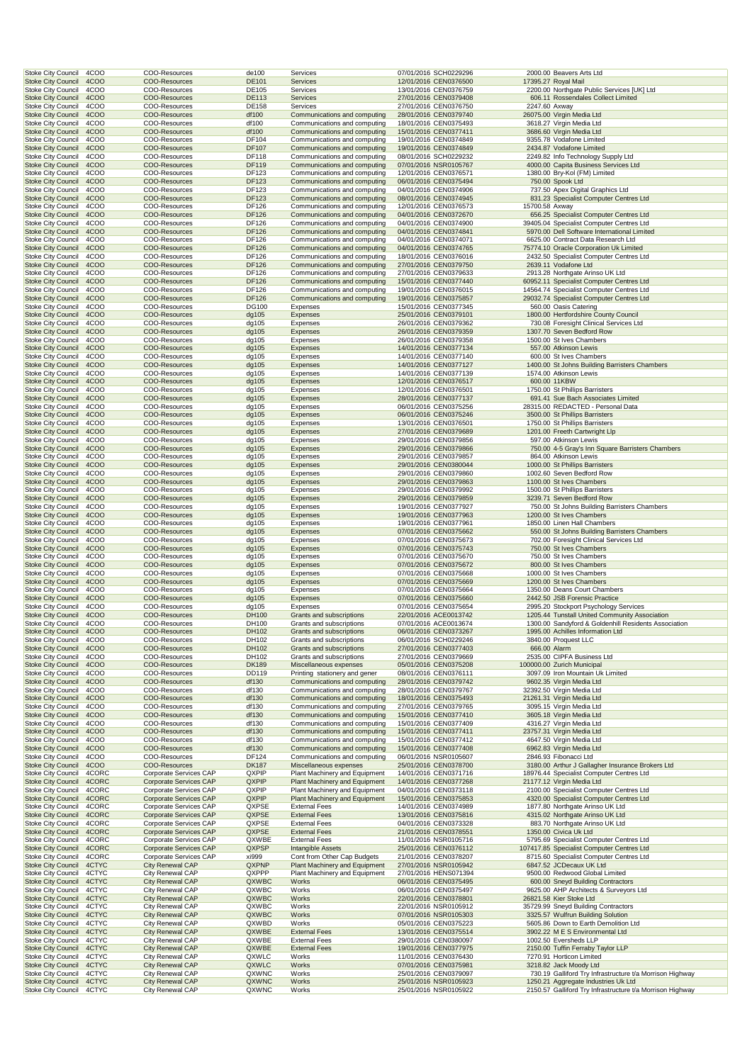| | | | | | | | | |
|---|---|---|---|---|---|---|---|---|
| Stoke City Council | 4COO | COO-Resources | de100 | Services | 07/01/2016 | SCH0229296 | 2000.00 | Beavers Arts Ltd |
| Stoke City Council | 4COO | COO-Resources | DE101 | Services | 12/01/2016 | CEN0376500 | 17395.27 | Royal Mail |
| Stoke City Council | 4COO | COO-Resources | DE105 | Services | 13/01/2016 | CEN0376759 | 2200.00 | Northgate Public Services [UK] Ltd |
| Stoke City Council | 4COO | COO-Resources | DE113 | Services | 27/01/2016 | CEN0379408 | 606.11 | Rossendales Collect Limited |
| Stoke City Council | 4COO | COO-Resources | DE158 | Services | 27/01/2016 | CEN0376750 | 2247.60 | Axway |
| Stoke City Council | 4COO | COO-Resources | df100 | Communications and computing | 28/01/2016 | CEN0379740 | 26075.00 | Virgin Media Ltd |
| Stoke City Council | 4COO | COO-Resources | df100 | Communications and computing | 18/01/2016 | CEN0375493 | 3618.27 | Virgin Media Ltd |
| Stoke City Council | 4COO | COO-Resources | df100 | Communications and computing | 15/01/2016 | CEN0377411 | 3686.60 | Virgin Media Ltd |
| Stoke City Council | 4COO | COO-Resources | DF104 | Communications and computing | 19/01/2016 | CEN0374849 | 9355.78 | Vodafone Limited |
| Stoke City Council | 4COO | COO-Resources | DF107 | Communications and computing | 19/01/2016 | CEN0374849 | 2434.87 | Vodafone Limited |
| Stoke City Council | 4COO | COO-Resources | DF118 | Communications and computing | 08/01/2016 | SCH0229232 | 2249.82 | Info Technology Supply Ltd |
| Stoke City Council | 4COO | COO-Resources | DF119 | Communications and computing | 07/01/2016 | NSR0105767 | 4000.00 | Capita Business Services Ltd |
| Stoke City Council | 4COO | COO-Resources | DF123 | Communications and computing | 12/01/2016 | CEN0376571 | 1380.00 | Bry-Kol (FM) Limited |
| Stoke City Council | 4COO | COO-Resources | DF123 | Communications and computing | 06/01/2016 | CEN0375494 | 750.00 | Spook Ltd |
| Stoke City Council | 4COO | COO-Resources | DF123 | Communications and computing | 04/01/2016 | CEN0374906 | 737.50 | Apex Digital Graphics Ltd |
| Stoke City Council | 4COO | COO-Resources | DF123 | Communications and computing | 08/01/2016 | CEN0374945 | 831.23 | Specialist Computer Centres Ltd |
| Stoke City Council | 4COO | COO-Resources | DF126 | Communications and computing | 12/01/2016 | CEN0376573 | 15700.58 | Axway |
| Stoke City Council | 4COO | COO-Resources | DF126 | Communications and computing | 04/01/2016 | CEN0372670 | 656.25 | Specialist Computer Centres Ltd |
| Stoke City Council | 4COO | COO-Resources | DF126 | Communications and computing | 04/01/2016 | CEN0374900 | 39405.04 | Specialist Computer Centres Ltd |
| Stoke City Council | 4COO | COO-Resources | DF126 | Communications and computing | 04/01/2016 | CEN0374841 | 5970.00 | Dell Software International Limited |
| Stoke City Council | 4COO | COO-Resources | DF126 | Communications and computing | 04/01/2016 | CEN0374071 | 6625.00 | Contract Data Research Ltd |
| Stoke City Council | 4COO | COO-Resources | DF126 | Communications and computing | 04/01/2016 | CEN0374765 | 75774.10 | Oracle Corporation Uk Limited |
| Stoke City Council | 4COO | COO-Resources | DF126 | Communications and computing | 18/01/2016 | CEN0376016 | 2432.50 | Specialist Computer Centres Ltd |
| Stoke City Council | 4COO | COO-Resources | DF126 | Communications and computing | 27/01/2016 | CEN0379750 | 2639.11 | Vodafone Ltd |
| Stoke City Council | 4COO | COO-Resources | DF126 | Communications and computing | 27/01/2016 | CEN0379633 | 2913.28 | Northgate Arinso UK Ltd |
| Stoke City Council | 4COO | COO-Resources | DF126 | Communications and computing | 15/01/2016 | CEN0377440 | 60952.11 | Specialist Computer Centres Ltd |
| Stoke City Council | 4COO | COO-Resources | DF126 | Communications and computing | 19/01/2016 | CEN0376015 | 14564.74 | Specialist Computer Centres Ltd |
| Stoke City Council | 4COO | COO-Resources | DF126 | Communications and computing | 19/01/2016 | CEN0375857 | 29032.74 | Specialist Computer Centres Ltd |
| Stoke City Council | 4COO | COO-Resources | DG100 | Expenses | 15/01/2016 | CEN0377345 | 560.00 | Oasis Catering |
| Stoke City Council | 4COO | COO-Resources | dg105 | Expenses | 25/01/2016 | CEN0379101 | 1800.00 | Hertfordshire County Council |
| Stoke City Council | 4COO | COO-Resources | dg105 | Expenses | 26/01/2016 | CEN0379362 | 730.08 | Foresight Clinical Services Ltd |
| Stoke City Council | 4COO | COO-Resources | dg105 | Expenses | 26/01/2016 | CEN0379359 | 1307.70 | Seven Bedford Row |
| Stoke City Council | 4COO | COO-Resources | dg105 | Expenses | 26/01/2016 | CEN0379358 | 1500.00 | St Ives Chambers |
| Stoke City Council | 4COO | COO-Resources | dg105 | Expenses | 14/01/2016 | CEN0377134 | 557.00 | Atkinson Lewis |
| Stoke City Council | 4COO | COO-Resources | dg105 | Expenses | 14/01/2016 | CEN0377140 | 600.00 | St Ives Chambers |
| Stoke City Council | 4COO | COO-Resources | dg105 | Expenses | 14/01/2016 | CEN0377127 | 1400.00 | St Johns Building Barristers Chambers |
| Stoke City Council | 4COO | COO-Resources | dg105 | Expenses | 14/01/2016 | CEN0377139 | 1574.00 | Atkinson Lewis |
| Stoke City Council | 4COO | COO-Resources | dg105 | Expenses | 12/01/2016 | CEN0376517 | 600.00 | 11KBW |
| Stoke City Council | 4COO | COO-Resources | dg105 | Expenses | 12/01/2016 | CEN0376501 | 1750.00 | St Phillips Barristers |
| Stoke City Council | 4COO | COO-Resources | dg105 | Expenses | 28/01/2016 | CEN0377137 | 691.41 | Sue Bach Associates Limited |
| Stoke City Council | 4COO | COO-Resources | dg105 | Expenses | 06/01/2016 | CEN0375256 | 28315.00 | REDACTED - Personal Data |
| Stoke City Council | 4COO | COO-Resources | dg105 | Expenses | 06/01/2016 | CEN0375246 | 3500.00 | St Phillips Barristers |
| Stoke City Council | 4COO | COO-Resources | dg105 | Expenses | 13/01/2016 | CEN0376501 | 1750.00 | St Phillips Barristers |
| Stoke City Council | 4COO | COO-Resources | dg105 | Expenses | 27/01/2016 | CEN0379689 | 1201.00 | Freeth Cartwright Llp |
| Stoke City Council | 4COO | COO-Resources | dg105 | Expenses | 29/01/2016 | CEN0379856 | 597.00 | Atkinson Lewis |
| Stoke City Council | 4COO | COO-Resources | dg105 | Expenses | 29/01/2016 | CEN0379866 | 750.00 | 4-5 Gray's Inn Square Barristers Chambers |
| Stoke City Council | 4COO | COO-Resources | dg105 | Expenses | 29/01/2016 | CEN0379857 | 864.00 | Atkinson Lewis |
| Stoke City Council | 4COO | COO-Resources | dg105 | Expenses | 29/01/2016 | CEN0380044 | 1000.00 | St Phillips Barristers |
| Stoke City Council | 4COO | COO-Resources | dg105 | Expenses | 29/01/2016 | CEN0379860 | 1002.60 | Seven Bedford Row |
| Stoke City Council | 4COO | COO-Resources | dg105 | Expenses | 29/01/2016 | CEN0379863 | 1100.00 | St Ives Chambers |
| Stoke City Council | 4COO | COO-Resources | dg105 | Expenses | 29/01/2016 | CEN0379992 | 1500.00 | St Phillips Barristers |
| Stoke City Council | 4COO | COO-Resources | dg105 | Expenses | 29/01/2016 | CEN0379859 | 3239.71 | Seven Bedford Row |
| Stoke City Council | 4COO | COO-Resources | dg105 | Expenses | 19/01/2016 | CEN0377927 | 750.00 | St Johns Building Barristers Chambers |
| Stoke City Council | 4COO | COO-Resources | dg105 | Expenses | 19/01/2016 | CEN0377963 | 1200.00 | St Ives Chambers |
| Stoke City Council | 4COO | COO-Resources | dg105 | Expenses | 19/01/2016 | CEN0377961 | 1850.00 | Linen Hall Chambers |
| Stoke City Council | 4COO | COO-Resources | dg105 | Expenses | 07/01/2016 | CEN0375662 | 550.00 | St Johns Building Barristers Chambers |
| Stoke City Council | 4COO | COO-Resources | dg105 | Expenses | 07/01/2016 | CEN0375673 | 702.00 | Foresight Clinical Services Ltd |
| Stoke City Council | 4COO | COO-Resources | dg105 | Expenses | 07/01/2016 | CEN0375743 | 750.00 | St Ives Chambers |
| Stoke City Council | 4COO | COO-Resources | dg105 | Expenses | 07/01/2016 | CEN0375670 | 750.00 | St Ives Chambers |
| Stoke City Council | 4COO | COO-Resources | dg105 | Expenses | 07/01/2016 | CEN0375672 | 800.00 | St Ives Chambers |
| Stoke City Council | 4COO | COO-Resources | dg105 | Expenses | 07/01/2016 | CEN0375668 | 1000.00 | St Ives Chambers |
| Stoke City Council | 4COO | COO-Resources | dg105 | Expenses | 07/01/2016 | CEN0375669 | 1200.00 | St Ives Chambers |
| Stoke City Council | 4COO | COO-Resources | dg105 | Expenses | 07/01/2016 | CEN0375664 | 1350.00 | Deans Court Chambers |
| Stoke City Council | 4COO | COO-Resources | dg105 | Expenses | 07/01/2016 | CEN0375660 | 2442.50 | JSB Forensic Practice |
| Stoke City Council | 4COO | COO-Resources | dg105 | Expenses | 07/01/2016 | CEN0375654 | 2995.20 | Stockport Psychology Services |
| Stoke City Council | 4COO | COO-Resources | DH100 | Grants and subscriptions | 22/01/2016 | ACE0013742 | 1205.44 | Tunstall United Community Association |
| Stoke City Council | 4COO | COO-Resources | DH100 | Grants and subscriptions | 07/01/2016 | ACE0013674 | 1300.00 | Sandyford & Goldenhill Residents Association |
| Stoke City Council | 4COO | COO-Resources | DH102 | Grants and subscriptions | 06/01/2016 | CEN0373267 | 1995.00 | Achilles Information Ltd |
| Stoke City Council | 4COO | COO-Resources | DH102 | Grants and subscriptions | 06/01/2016 | SCH0229246 | 3840.00 | Proquest LLC |
| Stoke City Council | 4COO | COO-Resources | DH102 | Grants and subscriptions | 27/01/2016 | CEN0377403 | 666.00 | Alarm |
| Stoke City Council | 4COO | COO-Resources | DH102 | Grants and subscriptions | 27/01/2016 | CEN0379669 | 2535.00 | CIPFA Business Ltd |
| Stoke City Council | 4COO | COO-Resources | DK189 | Miscellaneous expenses | 05/01/2016 | CEN0375208 | 100000.00 | Zurich Municipal |
| Stoke City Council | 4COO | COO-Resources | DD119 | Printing stationery and gener | 08/01/2016 | CEN0376111 | 3097.09 | Iron Mountain Uk Limited |
| Stoke City Council | 4COO | COO-Resources | df130 | Communications and computing | 28/01/2016 | CEN0379742 | 9602.35 | Virgin Media Ltd |
| Stoke City Council | 4COO | COO-Resources | df130 | Communications and computing | 28/01/2016 | CEN0379767 | 32392.50 | Virgin Media Ltd |
| Stoke City Council | 4COO | COO-Resources | df130 | Communications and computing | 18/01/2016 | CEN0375493 | 21261.31 | Virgin Media Ltd |
| Stoke City Council | 4COO | COO-Resources | df130 | Communications and computing | 27/01/2016 | CEN0379765 | 3095.15 | Virgin Media Ltd |
| Stoke City Council | 4COO | COO-Resources | df130 | Communications and computing | 15/01/2016 | CEN0377410 | 3605.18 | Virgin Media Ltd |
| Stoke City Council | 4COO | COO-Resources | df130 | Communications and computing | 15/01/2016 | CEN0377409 | 4316.27 | Virgin Media Ltd |
| Stoke City Council | 4COO | COO-Resources | df130 | Communications and computing | 15/01/2016 | CEN0377411 | 23757.31 | Virgin Media Ltd |
| Stoke City Council | 4COO | COO-Resources | df130 | Communications and computing | 15/01/2016 | CEN0377412 | 4647.50 | Virgin Media Ltd |
| Stoke City Council | 4COO | COO-Resources | df130 | Communications and computing | 15/01/2016 | CEN0377408 | 6962.83 | Virgin Media Ltd |
| Stoke City Council | 4COO | COO-Resources | DF124 | Communications and computing | 06/01/2016 | NSR0105607 | 2846.93 | Fibonacci Ltd |
| Stoke City Council | 4COO | COO-Resources | DK187 | Miscellaneous expenses | 25/01/2016 | CEN0378700 | 3180.00 | Arthur J Gallagher Insurance Brokers Ltd |
| Stoke City Council | 4CORC | Corporate Services CAP | QXPIP | Plant Machinery and Equipment | 14/01/2016 | CEN0371716 | 18976.44 | Specialist Computer Centres Ltd |
| Stoke City Council | 4CORC | Corporate Services CAP | QXPIP | Plant Machinery and Equipment | 14/01/2016 | CEN0377268 | 21177.12 | Virgin Media Ltd |
| Stoke City Council | 4CORC | Corporate Services CAP | QXPIP | Plant Machinery and Equipment | 04/01/2016 | CEN0373118 | 2100.00 | Specialist Computer Centres Ltd |
| Stoke City Council | 4CORC | Corporate Services CAP | QXPIP | Plant Machinery and Equipment | 15/01/2016 | CEN0375853 | 4320.00 | Specialist Computer Centres Ltd |
| Stoke City Council | 4CORC | Corporate Services CAP | QXPSE | External Fees | 14/01/2016 | CEN0374989 | 1877.80 | Northgate Arinso UK Ltd |
| Stoke City Council | 4CORC | Corporate Services CAP | QXPSE | External Fees | 13/01/2016 | CEN0375816 | 4315.02 | Northgate Arinso UK Ltd |
| Stoke City Council | 4CORC | Corporate Services CAP | QXPSE | External Fees | 04/01/2016 | CEN0373328 | 883.70 | Northgate Arinso UK Ltd |
| Stoke City Council | 4CORC | Corporate Services CAP | QXPSE | External Fees | 21/01/2016 | CEN0378551 | 1350.00 | Civica Uk Ltd |
| Stoke City Council | 4CORC | Corporate Services CAP | QXWBE | External Fees | 11/01/2016 | NSR0105716 | 5795.69 | Specialist Computer Centres Ltd |
| Stoke City Council | 4CORC | Corporate Services CAP | QXPSP | Intangible Assets | 25/01/2016 | CEN0376112 | 107417.85 | Specialist Computer Centres Ltd |
| Stoke City Council | 4CORC | Corporate Services CAP | xi999 | Cont from Other Cap Budgets | 21/01/2016 | CEN0378207 | 8715.60 | Specialist Computer Centres Ltd |
| Stoke City Council | 4CTYC | City Renewal CAP | QXPNP | Plant Machinery and Equipment | 27/01/2016 | NSR0105942 | 6847.52 | JCDecaux UK Ltd |
| Stoke City Council | 4CTYC | City Renewal CAP | QXPPP | Plant Machinery and Equipment | 27/01/2016 | HENS071394 | 9500.00 | Redwood Global Limited |
| Stoke City Council | 4CTYC | City Renewal CAP | QXWBC | Works | 06/01/2016 | CEN0375495 | 600.00 | Sneyd Building Contractors |
| Stoke City Council | 4CTYC | City Renewal CAP | QXWBC | Works | 06/01/2016 | CEN0375497 | 9625.00 | AHP Architects & Surveyors Ltd |
| Stoke City Council | 4CTYC | City Renewal CAP | QXWBC | Works | 22/01/2016 | CEN0378801 | 26821.58 | Kier Stoke Ltd |
| Stoke City Council | 4CTYC | City Renewal CAP | QXWBC | Works | 22/01/2016 | NSR0105912 | 35729.99 | Sneyd Building Contractors |
| Stoke City Council | 4CTYC | City Renewal CAP | QXWBC | Works | 07/01/2016 | NSR0105303 | 3325.57 | Wulfrun Building Solution |
| Stoke City Council | 4CTYC | City Renewal CAP | QXWBD | Works | 05/01/2016 | CEN0375223 | 5605.86 | Down to Earth Demolition Ltd |
| Stoke City Council | 4CTYC | City Renewal CAP | QXWBE | External Fees | 13/01/2016 | CEN0375514 | 3902.22 | M E S Environmental Ltd |
| Stoke City Council | 4CTYC | City Renewal CAP | QXWBE | External Fees | 29/01/2016 | CEN0380097 | 1002.50 | Eversheds LLP |
| Stoke City Council | 4CTYC | City Renewal CAP | QXWBE | External Fees | 19/01/2016 | CEN0377975 | 2150.00 | Tuffin Ferraby Taylor LLP |
| Stoke City Council | 4CTYC | City Renewal CAP | QXWLC | Works | 11/01/2016 | CEN0376430 | 7270.91 | Horticon Limited |
| Stoke City Council | 4CTYC | City Renewal CAP | QXWLC | Works | 07/01/2016 | CEN0375981 | 3218.82 | Jack Moody Ltd |
| Stoke City Council | 4CTYC | City Renewal CAP | QXWNC | Works | 25/01/2016 | CEN0379097 | 730.19 | Galliford Try Infrastructure t/a Morrison Highway |
| Stoke City Council | 4CTYC | City Renewal CAP | QXWNC | Works | 25/01/2016 | NSR0105923 | 1250.21 | Aggregate Industries Uk Ltd |
| Stoke City Council | 4CTYC | City Renewal CAP | QXWNC | Works | 25/01/2016 | NSR0105922 | 2150.57 | Galliford Try Infrastructure t/a Morrison Highway |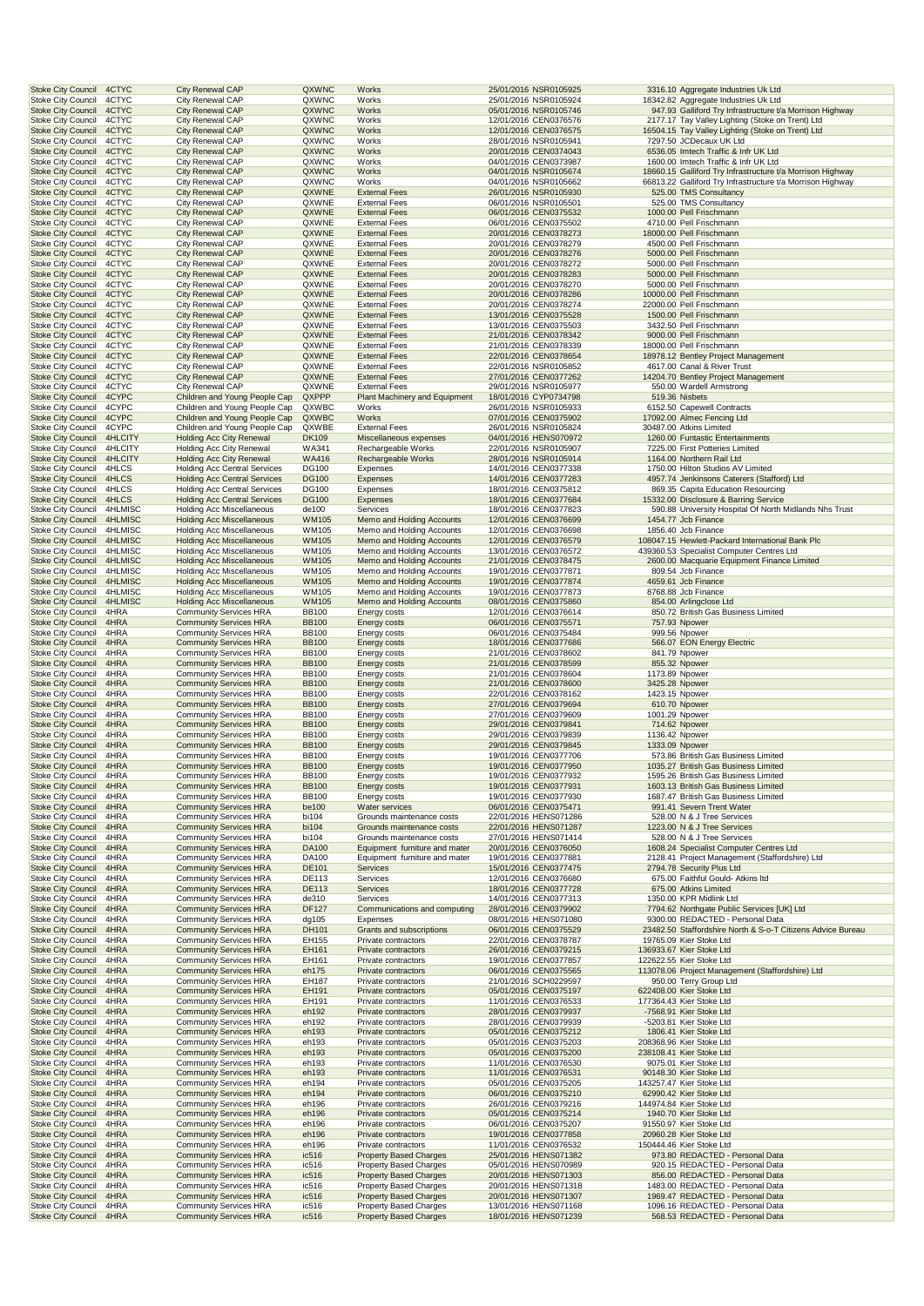| Stoke City Council | 4CTYC | City Renewal CAP | QXWNC | Works | 25/01/2016 | NSR0105925 | 3316.10 | Aggregate Industries Uk Ltd |
|---|---|---|---|---|---|---|---|---|
| Stoke City Council | 4CTYC | City Renewal CAP | QXWNC | Works | 25/01/2016 | NSR0105924 | 18342.82 | Aggregate Industries Uk Ltd |
| Stoke City Council | 4CTYC | City Renewal CAP | QXWNC | Works | 05/01/2016 | NSR0105746 | 947.93 | Galliford Try Infrastructure t/a Morrison Highway |
| Stoke City Council | 4CTYC | City Renewal CAP | QXWNC | Works | 12/01/2016 | CEN0376576 | 2177.17 | Tay Valley Lighting (Stoke on Trent) Ltd |
| Stoke City Council | 4CTYC | City Renewal CAP | QXWNC | Works | 12/01/2016 | CEN0376575 | 16504.15 | Tay Valley Lighting (Stoke on Trent) Ltd |
| Stoke City Council | 4CTYC | City Renewal CAP | QXWNC | Works | 28/01/2016 | NSR0105941 | 7297.50 | JCDecaux UK Ltd |
| Stoke City Council | 4CTYC | City Renewal CAP | QXWNC | Works | 20/01/2016 | CEN0374043 | 6536.05 | Imtech Traffic & Infr UK Ltd |
| Stoke City Council | 4CTYC | City Renewal CAP | QXWNC | Works | 04/01/2016 | CEN0373987 | 1600.00 | Imtech Traffic & Infr UK Ltd |
| Stoke City Council | 4CTYC | City Renewal CAP | QXWNC | Works | 04/01/2016 | NSR0105674 | 18660.15 | Galliford Try Infrastructure t/a Morrison Highway |
| Stoke City Council | 4CTYC | City Renewal CAP | QXWNC | Works | 04/01/2016 | NSR0105662 | 66813.22 | Galliford Try Infrastructure t/a Morrison Highway |
| Stoke City Council | 4CTYC | City Renewal CAP | QXWNE | External Fees | 26/01/2016 | NSR0105930 | 525.00 | TMS Consultancy |
| Stoke City Council | 4CTYC | City Renewal CAP | QXWNE | External Fees | 06/01/2016 | NSR0105501 | 525.00 | TMS Consultancy |
| Stoke City Council | 4CTYC | City Renewal CAP | QXWNE | External Fees | 06/01/2016 | CEN0375532 | 1000.00 | Pell Frischmann |
| Stoke City Council | 4CTYC | City Renewal CAP | QXWNE | External Fees | 06/01/2016 | CEN0375502 | 4710.00 | Pell Frischmann |
| Stoke City Council | 4CTYC | City Renewal CAP | QXWNE | External Fees | 20/01/2016 | CEN0378273 | 18000.00 | Pell Frischmann |
| Stoke City Council | 4CTYC | City Renewal CAP | QXWNE | External Fees | 20/01/2016 | CEN0378279 | 4500.00 | Pell Frischmann |
| Stoke City Council | 4CTYC | City Renewal CAP | QXWNE | External Fees | 20/01/2016 | CEN0378276 | 5000.00 | Pell Frischmann |
| Stoke City Council | 4CTYC | City Renewal CAP | QXWNE | External Fees | 20/01/2016 | CEN0378272 | 5000.00 | Pell Frischmann |
| Stoke City Council | 4CTYC | City Renewal CAP | QXWNE | External Fees | 20/01/2016 | CEN0378283 | 5000.00 | Pell Frischmann |
| Stoke City Council | 4CTYC | City Renewal CAP | QXWNE | External Fees | 20/01/2016 | CEN0378270 | 5000.00 | Pell Frischmann |
| Stoke City Council | 4CTYC | City Renewal CAP | QXWNE | External Fees | 20/01/2016 | CEN0378286 | 10000.00 | Pell Frischmann |
| Stoke City Council | 4CTYC | City Renewal CAP | QXWNE | External Fees | 20/01/2016 | CEN0378274 | 22000.00 | Pell Frischmann |
| Stoke City Council | 4CTYC | City Renewal CAP | QXWNE | External Fees | 13/01/2016 | CEN0375528 | 1500.00 | Pell Frischmann |
| Stoke City Council | 4CTYC | City Renewal CAP | QXWNE | External Fees | 13/01/2016 | CEN0375503 | 3432.50 | Pell Frischmann |
| Stoke City Council | 4CTYC | City Renewal CAP | QXWNE | External Fees | 21/01/2016 | CEN0378342 | 9000.00 | Pell Frischmann |
| Stoke City Council | 4CTYC | City Renewal CAP | QXWNE | External Fees | 21/01/2016 | CEN0378339 | 18000.00 | Pell Frischmann |
| Stoke City Council | 4CTYC | City Renewal CAP | QXWNE | External Fees | 22/01/2016 | CEN0378654 | 18978.12 | Bentley Project Management |
| Stoke City Council | 4CTYC | City Renewal CAP | QXWNE | External Fees | 22/01/2016 | NSR0105852 | 4617.00 | Canal & River Trust |
| Stoke City Council | 4CTYC | City Renewal CAP | QXWNE | External Fees | 27/01/2016 | CEN0377262 | 14204.70 | Bentley Project Management |
| Stoke City Council | 4CTYC | City Renewal CAP | QXWNE | External Fees | 29/01/2016 | NSR0105977 | 550.00 | Wardell Armstrong |
| Stoke City Council | 4CYPC | Children and Young People Cap | QXPPP | Plant Machinery and Equipment | 18/01/2016 | CYP0734798 | 519.36 | Nisbets |
| Stoke City Council | 4CYPC | Children and Young People Cap | QXWBC | Works | 26/01/2016 | NSR0105933 | 6152.50 | Capewell Contracts |
| Stoke City Council | 4CYPC | Children and Young People Cap | QXWBC | Works | 07/01/2016 | CEN0375902 | 17092.00 | Almec Fencing Ltd |
| Stoke City Council | 4CYPC | Children and Young People Cap | QXWBE | External Fees | 26/01/2016 | NSR0105824 | 30487.00 | Atkins Limited |
| Stoke City Council | 4HLCITY | Holding Acc City Renewal | DK109 | Miscellaneous expenses | 04/01/2016 | HENS070972 | 1260.00 | Funtastic Entertainments |
| Stoke City Council | 4HLCITY | Holding Acc City Renewal | WA341 | Rechargeable Works | 22/01/2016 | NSR0105907 | 7225.00 | First Potteries Limited |
| Stoke City Council | 4HLCITY | Holding Acc City Renewal | WA416 | Rechargeable Works | 28/01/2016 | NSR0105914 | 1164.00 | Northern Rail Ltd |
| Stoke City Council | 4HLCS | Holding Acc Central Services | DG100 | Expenses | 14/01/2016 | CEN0377338 | 1750.00 | Hilton Studios AV Limited |
| Stoke City Council | 4HLCS | Holding Acc Central Services | DG100 | Expenses | 14/01/2016 | CEN0377283 | 4957.74 | Jenkinsons Caterers (Stafford) Ltd |
| Stoke City Council | 4HLCS | Holding Acc Central Services | DG100 | Expenses | 18/01/2016 | CEN0375812 | 869.35 | Capita Education Resourcing |
| Stoke City Council | 4HLCS | Holding Acc Central Services | DG100 | Expenses | 18/01/2016 | CEN0377684 | 15332.00 | Disclosure & Barring Service |
| Stoke City Council | 4HLMISC | Holding Acc Miscellaneous | de100 | Services | 18/01/2016 | CEN0377823 | 590.88 | University Hospital Of North Midlands Nhs Trust |
| Stoke City Council | 4HLMISC | Holding Acc Miscellaneous | WM105 | Memo and Holding Accounts | 12/01/2016 | CEN0376699 | 1454.77 | Jcb Finance |
| Stoke City Council | 4HLMISC | Holding Acc Miscellaneous | WM105 | Memo and Holding Accounts | 12/01/2016 | CEN0376698 | 1856.40 | Jcb Finance |
| Stoke City Council | 4HLMISC | Holding Acc Miscellaneous | WM105 | Memo and Holding Accounts | 12/01/2016 | CEN0376579 | 108047.15 | Hewlett-Packard International Bank Plc |
| Stoke City Council | 4HLMISC | Holding Acc Miscellaneous | WM105 | Memo and Holding Accounts | 13/01/2016 | CEN0376572 | 439360.53 | Specialist Computer Centres Ltd |
| Stoke City Council | 4HLMISC | Holding Acc Miscellaneous | WM105 | Memo and Holding Accounts | 21/01/2016 | CEN0378475 | 2600.00 | Macquarie Equipment Finance Limited |
| Stoke City Council | 4HLMISC | Holding Acc Miscellaneous | WM105 | Memo and Holding Accounts | 19/01/2016 | CEN0377871 | 809.54 | Jcb Finance |
| Stoke City Council | 4HLMISC | Holding Acc Miscellaneous | WM105 | Memo and Holding Accounts | 19/01/2016 | CEN0377874 | 4659.61 | Jcb Finance |
| Stoke City Council | 4HLMISC | Holding Acc Miscellaneous | WM105 | Memo and Holding Accounts | 19/01/2016 | CEN0377873 | 8768.88 | Jcb Finance |
| Stoke City Council | 4HLMISC | Holding Acc Miscellaneous | WM105 | Memo and Holding Accounts | 08/01/2016 | CEN0375860 | 854.00 | Arlingclose Ltd |
| Stoke City Council | 4HRA | Community Services HRA | BB100 | Energy costs | 12/01/2016 | CEN0376614 | 850.72 | British Gas Business Limited |
| Stoke City Council | 4HRA | Community Services HRA | BB100 | Energy costs | 06/01/2016 | CEN0375571 | 757.93 | Npower |
| Stoke City Council | 4HRA | Community Services HRA | BB100 | Energy costs | 06/01/2016 | CEN0375484 | 999.56 | Npower |
| Stoke City Council | 4HRA | Community Services HRA | BB100 | Energy costs | 18/01/2016 | CEN0377686 | 566.07 | EON Energy Electric |
| Stoke City Council | 4HRA | Community Services HRA | BB100 | Energy costs | 21/01/2016 | CEN0378602 | 841.79 | Npower |
| Stoke City Council | 4HRA | Community Services HRA | BB100 | Energy costs | 21/01/2016 | CEN0378599 | 855.32 | Npower |
| Stoke City Council | 4HRA | Community Services HRA | BB100 | Energy costs | 21/01/2016 | CEN0378604 | 1173.89 | Npower |
| Stoke City Council | 4HRA | Community Services HRA | BB100 | Energy costs | 21/01/2016 | CEN0378600 | 3425.28 | Npower |
| Stoke City Council | 4HRA | Community Services HRA | BB100 | Energy costs | 22/01/2016 | CEN0378162 | 1423.15 | Npower |
| Stoke City Council | 4HRA | Community Services HRA | BB100 | Energy costs | 27/01/2016 | CEN0379694 | 610.70 | Npower |
| Stoke City Council | 4HRA | Community Services HRA | BB100 | Energy costs | 27/01/2016 | CEN0379609 | 1001.29 | Npower |
| Stoke City Council | 4HRA | Community Services HRA | BB100 | Energy costs | 29/01/2016 | CEN0379841 | 714.62 | Npower |
| Stoke City Council | 4HRA | Community Services HRA | BB100 | Energy costs | 29/01/2016 | CEN0379839 | 1136.42 | Npower |
| Stoke City Council | 4HRA | Community Services HRA | BB100 | Energy costs | 29/01/2016 | CEN0379845 | 1333.09 | Npower |
| Stoke City Council | 4HRA | Community Services HRA | BB100 | Energy costs | 19/01/2016 | CEN0377706 | 573.86 | British Gas Business Limited |
| Stoke City Council | 4HRA | Community Services HRA | BB100 | Energy costs | 19/01/2016 | CEN0377950 | 1035.27 | British Gas Business Limited |
| Stoke City Council | 4HRA | Community Services HRA | BB100 | Energy costs | 19/01/2016 | CEN0377932 | 1595.26 | British Gas Business Limited |
| Stoke City Council | 4HRA | Community Services HRA | BB100 | Energy costs | 19/01/2016 | CEN0377931 | 1603.13 | British Gas Business Limited |
| Stoke City Council | 4HRA | Community Services HRA | BB100 | Energy costs | 19/01/2016 | CEN0377930 | 1687.47 | British Gas Business Limited |
| Stoke City Council | 4HRA | Community Services HRA | be100 | Water services | 06/01/2016 | CEN0375471 | 991.41 | Severn Trent Water |
| Stoke City Council | 4HRA | Community Services HRA | bi104 | Grounds maintenance costs | 22/01/2016 | HENS071286 | 528.00 | N & J Tree Services |
| Stoke City Council | 4HRA | Community Services HRA | bi104 | Grounds maintenance costs | 22/01/2016 | HENS071287 | 1223.00 | N & J Tree Services |
| Stoke City Council | 4HRA | Community Services HRA | bi104 | Grounds maintenance costs | 27/01/2016 | HENS071414 | 528.00 | N & J Tree Services |
| Stoke City Council | 4HRA | Community Services HRA | DA100 | Equipment furniture and mater | 20/01/2016 | CEN0376050 | 1608.24 | Specialist Computer Centres Ltd |
| Stoke City Council | 4HRA | Community Services HRA | DA100 | Equipment furniture and mater | 19/01/2016 | CEN0377881 | 2128.41 | Project Management (Staffordshire) Ltd |
| Stoke City Council | 4HRA | Community Services HRA | DE101 | Services | 15/01/2016 | CEN0377475 | 2794.78 | Security Plus Ltd |
| Stoke City Council | 4HRA | Community Services HRA | DE113 | Services | 12/01/2016 | CEN0376680 | 675.00 | Faithful Gould- Atkins ltd |
| Stoke City Council | 4HRA | Community Services HRA | DE113 | Services | 18/01/2016 | CEN0377728 | 675.00 | Atkins Limited |
| Stoke City Council | 4HRA | Community Services HRA | de310 | Services | 14/01/2016 | CEN0377313 | 1350.00 | KPR Midlink Ltd |
| Stoke City Council | 4HRA | Community Services HRA | DF127 | Communications and computing | 28/01/2016 | CEN0379902 | 7794.62 | Northgate Public Services [UK] Ltd |
| Stoke City Council | 4HRA | Community Services HRA | dg105 | Expenses | 08/01/2016 | HENS071080 | 9300.00 | REDACTED - Personal Data |
| Stoke City Council | 4HRA | Community Services HRA | DH101 | Grants and subscriptions | 06/01/2016 | CEN0375529 | 23482.50 | Staffordshire North & S-o-T Citizens Advice Bureau |
| Stoke City Council | 4HRA | Community Services HRA | EH155 | Private contractors | 22/01/2016 | CEN0378787 | 19765.09 | Kier Stoke Ltd |
| Stoke City Council | 4HRA | Community Services HRA | EH161 | Private contractors | 26/01/2016 | CEN0379215 | 136933.67 | Kier Stoke Ltd |
| Stoke City Council | 4HRA | Community Services HRA | EH161 | Private contractors | 19/01/2016 | CEN0377857 | 122622.55 | Kier Stoke Ltd |
| Stoke City Council | 4HRA | Community Services HRA | eh175 | Private contractors | 06/01/2016 | CEN0375565 | 113078.06 | Project Management (Staffordshire) Ltd |
| Stoke City Council | 4HRA | Community Services HRA | EH187 | Private contractors | 21/01/2016 | SCH0229597 | 950.00 | Terry Group Ltd |
| Stoke City Council | 4HRA | Community Services HRA | EH191 | Private contractors | 05/01/2016 | CEN0375197 | 622408.00 | Kier Stoke Ltd |
| Stoke City Council | 4HRA | Community Services HRA | EH191 | Private contractors | 11/01/2016 | CEN0376533 | 177364.43 | Kier Stoke Ltd |
| Stoke City Council | 4HRA | Community Services HRA | eh192 | Private contractors | 28/01/2016 | CEN0379937 | -7568.91 | Kier Stoke Ltd |
| Stoke City Council | 4HRA | Community Services HRA | eh192 | Private contractors | 28/01/2016 | CEN0379939 | -5203.81 | Kier Stoke Ltd |
| Stoke City Council | 4HRA | Community Services HRA | eh193 | Private contractors | 05/01/2016 | CEN0375212 | 1806.41 | Kier Stoke Ltd |
| Stoke City Council | 4HRA | Community Services HRA | eh193 | Private contractors | 05/01/2016 | CEN0375203 | 208368.96 | Kier Stoke Ltd |
| Stoke City Council | 4HRA | Community Services HRA | eh193 | Private contractors | 05/01/2016 | CEN0375200 | 238108.41 | Kier Stoke Ltd |
| Stoke City Council | 4HRA | Community Services HRA | eh193 | Private contractors | 11/01/2016 | CEN0376530 | 9075.01 | Kier Stoke Ltd |
| Stoke City Council | 4HRA | Community Services HRA | eh193 | Private contractors | 11/01/2016 | CEN0376531 | 90148.30 | Kier Stoke Ltd |
| Stoke City Council | 4HRA | Community Services HRA | eh194 | Private contractors | 05/01/2016 | CEN0375205 | 143257.47 | Kier Stoke Ltd |
| Stoke City Council | 4HRA | Community Services HRA | eh194 | Private contractors | 06/01/2016 | CEN0375210 | 62990.42 | Kier Stoke Ltd |
| Stoke City Council | 4HRA | Community Services HRA | eh196 | Private contractors | 26/01/2016 | CEN0379216 | 144974.84 | Kier Stoke Ltd |
| Stoke City Council | 4HRA | Community Services HRA | eh196 | Private contractors | 05/01/2016 | CEN0375214 | 1940.70 | Kier Stoke Ltd |
| Stoke City Council | 4HRA | Community Services HRA | eh196 | Private contractors | 06/01/2016 | CEN0375207 | 91550.97 | Kier Stoke Ltd |
| Stoke City Council | 4HRA | Community Services HRA | eh196 | Private contractors | 19/01/2016 | CEN0377858 | 20960.28 | Kier Stoke Ltd |
| Stoke City Council | 4HRA | Community Services HRA | eh196 | Private contractors | 11/01/2016 | CEN0376532 | 150444.46 | Kier Stoke Ltd |
| Stoke City Council | 4HRA | Community Services HRA | ic516 | Property Based Charges | 25/01/2016 | HENS071382 | 973.80 | REDACTED - Personal Data |
| Stoke City Council | 4HRA | Community Services HRA | ic516 | Property Based Charges | 05/01/2016 | HENS070989 | 920.15 | REDACTED - Personal Data |
| Stoke City Council | 4HRA | Community Services HRA | ic516 | Property Based Charges | 20/01/2016 | HENS071303 | 856.00 | REDACTED - Personal Data |
| Stoke City Council | 4HRA | Community Services HRA | ic516 | Property Based Charges | 20/01/2016 | HENS071318 | 1483.00 | REDACTED - Personal Data |
| Stoke City Council | 4HRA | Community Services HRA | ic516 | Property Based Charges | 20/01/2016 | HENS071307 | 1969.47 | REDACTED - Personal Data |
| Stoke City Council | 4HRA | Community Services HRA | ic516 | Property Based Charges | 13/01/2016 | HENS071168 | 1096.16 | REDACTED - Personal Data |
| Stoke City Council | 4HRA | Community Services HRA | ic516 | Property Based Charges | 18/01/2016 | HENS071239 | 568.53 | REDACTED - Personal Data |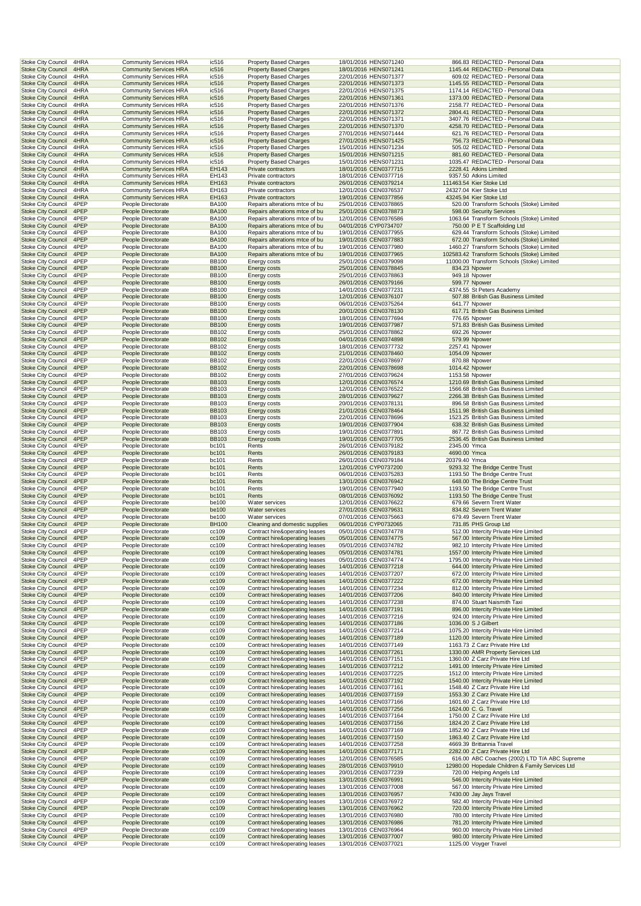| | | | | | | | | |
|---|---|---|---|---|---|---|---|---|
| Stoke City Council | 4HRA | Community Services HRA | ic516 | Property Based Charges | 18/01/2016 | HENS071240 | 866.83 | REDACTED - Personal Data |
| Stoke City Council | 4HRA | Community Services HRA | ic516 | Property Based Charges | 18/01/2016 | HENS071241 | 1145.44 | REDACTED - Personal Data |
| Stoke City Council | 4HRA | Community Services HRA | ic516 | Property Based Charges | 22/01/2016 | HENS071377 | 609.02 | REDACTED - Personal Data |
| Stoke City Council | 4HRA | Community Services HRA | ic516 | Property Based Charges | 22/01/2016 | HENS071373 | 1145.55 | REDACTED - Personal Data |
| Stoke City Council | 4HRA | Community Services HRA | ic516 | Property Based Charges | 22/01/2016 | HENS071375 | 1174.14 | REDACTED - Personal Data |
| Stoke City Council | 4HRA | Community Services HRA | ic516 | Property Based Charges | 22/01/2016 | HENS071361 | 1373.00 | REDACTED - Personal Data |
| Stoke City Council | 4HRA | Community Services HRA | ic516 | Property Based Charges | 22/01/2016 | HENS071376 | 2158.77 | REDACTED - Personal Data |
| Stoke City Council | 4HRA | Community Services HRA | ic516 | Property Based Charges | 22/01/2016 | HENS071372 | 2804.41 | REDACTED - Personal Data |
| Stoke City Council | 4HRA | Community Services HRA | ic516 | Property Based Charges | 22/01/2016 | HENS071371 | 3407.76 | REDACTED - Personal Data |
| Stoke City Council | 4HRA | Community Services HRA | ic516 | Property Based Charges | 22/01/2016 | HENS071370 | 4258.70 | REDACTED - Personal Data |
| Stoke City Council | 4HRA | Community Services HRA | ic516 | Property Based Charges | 27/01/2016 | HENS071444 | 621.76 | REDACTED - Personal Data |
| Stoke City Council | 4HRA | Community Services HRA | ic516 | Property Based Charges | 27/01/2016 | HENS071425 | 756.73 | REDACTED - Personal Data |
| Stoke City Council | 4HRA | Community Services HRA | ic516 | Property Based Charges | 15/01/2016 | HENS071234 | 505.02 | REDACTED - Personal Data |
| Stoke City Council | 4HRA | Community Services HRA | ic516 | Property Based Charges | 15/01/2016 | HENS071215 | 881.60 | REDACTED - Personal Data |
| Stoke City Council | 4HRA | Community Services HRA | ic516 | Property Based Charges | 15/01/2016 | HENS071231 | 1035.47 | REDACTED - Personal Data |
| Stoke City Council | 4HRA | Community Services HRA | EH143 | Private contractors | 18/01/2016 | CEN0377715 | 2228.41 | Atkins Limited |
| Stoke City Council | 4HRA | Community Services HRA | EH143 | Private contractors | 18/01/2016 | CEN0377716 | 9357.50 | Atkins Limited |
| Stoke City Council | 4HRA | Community Services HRA | EH163 | Private contractors | 26/01/2016 | CEN0379214 | 111463.54 | Kier Stoke Ltd |
| Stoke City Council | 4HRA | Community Services HRA | EH163 | Private contractors | 12/01/2016 | CEN0376537 | 24327.04 | Kier Stoke Ltd |
| Stoke City Council | 4HRA | Community Services HRA | EH163 | Private contractors | 19/01/2016 | CEN0377856 | 43245.94 | Kier Stoke Ltd |
| Stoke City Council | 4PEP | People Directorate | BA100 | Repairs alterations mtce of bu | 25/01/2016 | CEN0378865 | 520.00 | Transform Schools (Stoke) Limited |
| Stoke City Council | 4PEP | People Directorate | BA100 | Repairs alterations mtce of bu | 25/01/2016 | CEN0378873 | 598.00 | Security Services |
| Stoke City Council | 4PEP | People Directorate | BA100 | Repairs alterations mtce of bu | 12/01/2016 | CEN0376586 | 1063.64 | Transform Schools (Stoke) Limited |
| Stoke City Council | 4PEP | People Directorate | BA100 | Repairs alterations mtce of bu | 04/01/2016 | CYP0734707 | 750.00 | P E T Scaffolding Ltd |
| Stoke City Council | 4PEP | People Directorate | BA100 | Repairs alterations mtce of bu | 19/01/2016 | CEN0377955 | 629.44 | Transform Schools (Stoke) Limited |
| Stoke City Council | 4PEP | People Directorate | BA100 | Repairs alterations mtce of bu | 19/01/2016 | CEN0377883 | 672.00 | Transform Schools (Stoke) Limited |
| Stoke City Council | 4PEP | People Directorate | BA100 | Repairs alterations mtce of bu | 19/01/2016 | CEN0377980 | 1460.27 | Transform Schools (Stoke) Limited |
| Stoke City Council | 4PEP | People Directorate | BA100 | Repairs alterations mtce of bu | 19/01/2016 | CEN0377965 | 102583.42 | Transform Schools (Stoke) Limited |
| Stoke City Council | 4PEP | People Directorate | BB100 | Energy costs | 25/01/2016 | CEN0379098 | 11000.00 | Transform Schools (Stoke) Limited |
| Stoke City Council | 4PEP | People Directorate | BB100 | Energy costs | 25/01/2016 | CEN0378845 | 834.23 | Npower |
| Stoke City Council | 4PEP | People Directorate | BB100 | Energy costs | 25/01/2016 | CEN0378863 | 949.18 | Npower |
| Stoke City Council | 4PEP | People Directorate | BB100 | Energy costs | 26/01/2016 | CEN0379166 | 599.77 | Npower |
| Stoke City Council | 4PEP | People Directorate | BB100 | Energy costs | 14/01/2016 | CEN0377231 | 4374.55 | St Peters Academy |
| Stoke City Council | 4PEP | People Directorate | BB100 | Energy costs | 12/01/2016 | CEN0376107 | 507.88 | British Gas Business Limited |
| Stoke City Council | 4PEP | People Directorate | BB100 | Energy costs | 06/01/2016 | CEN0375264 | 641.77 | Npower |
| Stoke City Council | 4PEP | People Directorate | BB100 | Energy costs | 20/01/2016 | CEN0378130 | 617.71 | British Gas Business Limited |
| Stoke City Council | 4PEP | People Directorate | BB100 | Energy costs | 18/01/2016 | CEN0377694 | 776.65 | Npower |
| Stoke City Council | 4PEP | People Directorate | BB100 | Energy costs | 19/01/2016 | CEN0377987 | 571.83 | British Gas Business Limited |
| Stoke City Council | 4PEP | People Directorate | BB102 | Energy costs | 25/01/2016 | CEN0378862 | 692.26 | Npower |
| Stoke City Council | 4PEP | People Directorate | BB102 | Energy costs | 04/01/2016 | CEN0374898 | 579.99 | Npower |
| Stoke City Council | 4PEP | People Directorate | BB102 | Energy costs | 18/01/2016 | CEN0377732 | 2257.41 | Npower |
| Stoke City Council | 4PEP | People Directorate | BB102 | Energy costs | 21/01/2016 | CEN0378460 | 1054.09 | Npower |
| Stoke City Council | 4PEP | People Directorate | BB102 | Energy costs | 22/01/2016 | CEN0378697 | 870.88 | Npower |
| Stoke City Council | 4PEP | People Directorate | BB102 | Energy costs | 22/01/2016 | CEN0378698 | 1014.42 | Npower |
| Stoke City Council | 4PEP | People Directorate | BB102 | Energy costs | 27/01/2016 | CEN0379624 | 1153.58 | Npower |
| Stoke City Council | 4PEP | People Directorate | BB103 | Energy costs | 12/01/2016 | CEN0376574 | 1210.69 | British Gas Business Limited |
| Stoke City Council | 4PEP | People Directorate | BB103 | Energy costs | 12/01/2016 | CEN0376522 | 1566.68 | British Gas Business Limited |
| Stoke City Council | 4PEP | People Directorate | BB103 | Energy costs | 28/01/2016 | CEN0379627 | 2266.38 | British Gas Business Limited |
| Stoke City Council | 4PEP | People Directorate | BB103 | Energy costs | 20/01/2016 | CEN0378131 | 896.58 | British Gas Business Limited |
| Stoke City Council | 4PEP | People Directorate | BB103 | Energy costs | 21/01/2016 | CEN0378464 | 1511.98 | British Gas Business Limited |
| Stoke City Council | 4PEP | People Directorate | BB103 | Energy costs | 22/01/2016 | CEN0378696 | 1523.25 | British Gas Business Limited |
| Stoke City Council | 4PEP | People Directorate | BB103 | Energy costs | 19/01/2016 | CEN0377904 | 638.32 | British Gas Business Limited |
| Stoke City Council | 4PEP | People Directorate | BB103 | Energy costs | 19/01/2016 | CEN0377891 | 867.72 | British Gas Business Limited |
| Stoke City Council | 4PEP | People Directorate | BB103 | Energy costs | 19/01/2016 | CEN0377705 | 2536.45 | British Gas Business Limited |
| Stoke City Council | 4PEP | People Directorate | bc101 | Rents | 26/01/2016 | CEN0379182 | 2345.00 | Ymca |
| Stoke City Council | 4PEP | People Directorate | bc101 | Rents | 26/01/2016 | CEN0379183 | 4690.00 | Ymca |
| Stoke City Council | 4PEP | People Directorate | bc101 | Rents | 26/01/2016 | CEN0379184 | 20379.40 | Ymca |
| Stoke City Council | 4PEP | People Directorate | bc101 | Rents | 12/01/2016 | CYP0737200 | 9293.32 | The Bridge Centre Trust |
| Stoke City Council | 4PEP | People Directorate | bc101 | Rents | 06/01/2016 | CEN0375283 | 1193.50 | The Bridge Centre Trust |
| Stoke City Council | 4PEP | People Directorate | bc101 | Rents | 13/01/2016 | CEN0376942 | 648.00 | The Bridge Centre Trust |
| Stoke City Council | 4PEP | People Directorate | bc101 | Rents | 19/01/2016 | CEN0377940 | 1193.50 | The Bridge Centre Trust |
| Stoke City Council | 4PEP | People Directorate | bc101 | Rents | 08/01/2016 | CEN0376092 | 1193.50 | The Bridge Centre Trust |
| Stoke City Council | 4PEP | People Directorate | be100 | Water services | 12/01/2016 | CEN0376622 | 679.66 | Severn Trent Water |
| Stoke City Council | 4PEP | People Directorate | be100 | Water services | 27/01/2016 | CEN0379631 | 834.82 | Severn Trent Water |
| Stoke City Council | 4PEP | People Directorate | be100 | Water services | 07/01/2016 | CEN0375663 | 679.49 | Severn Trent Water |
| Stoke City Council | 4PEP | People Directorate | BH100 | Cleaning and domestic supplies | 06/01/2016 | CYP0732065 | 731.85 | PHS Group Ltd |
| Stoke City Council | 4PEP | People Directorate | cc109 | Contract hire&operating leases | 05/01/2016 | CEN0374778 | 512.00 | Intercity Private Hire Limited |
| Stoke City Council | 4PEP | People Directorate | cc109 | Contract hire&operating leases | 05/01/2016 | CEN0374775 | 567.00 | Intercity Private Hire Limited |
| Stoke City Council | 4PEP | People Directorate | cc109 | Contract hire&operating leases | 05/01/2016 | CEN0374782 | 982.10 | Intercity Private Hire Limited |
| Stoke City Council | 4PEP | People Directorate | cc109 | Contract hire&operating leases | 05/01/2016 | CEN0374781 | 1557.00 | Intercity Private Hire Limited |
| Stoke City Council | 4PEP | People Directorate | cc109 | Contract hire&operating leases | 05/01/2016 | CEN0374774 | 1795.00 | Intercity Private Hire Limited |
| Stoke City Council | 4PEP | People Directorate | cc109 | Contract hire&operating leases | 14/01/2016 | CEN0377218 | 644.00 | Intercity Private Hire Limited |
| Stoke City Council | 4PEP | People Directorate | cc109 | Contract hire&operating leases | 14/01/2016 | CEN0377207 | 672.00 | Intercity Private Hire Limited |
| Stoke City Council | 4PEP | People Directorate | cc109 | Contract hire&operating leases | 14/01/2016 | CEN0377222 | 672.00 | Intercity Private Hire Limited |
| Stoke City Council | 4PEP | People Directorate | cc109 | Contract hire&operating leases | 14/01/2016 | CEN0377234 | 812.00 | Intercity Private Hire Limited |
| Stoke City Council | 4PEP | People Directorate | cc109 | Contract hire&operating leases | 14/01/2016 | CEN0377206 | 840.00 | Intercity Private Hire Limited |
| Stoke City Council | 4PEP | People Directorate | cc109 | Contract hire&operating leases | 14/01/2016 | CEN0377238 | 874.00 | Stuart Naismith Taxi |
| Stoke City Council | 4PEP | People Directorate | cc109 | Contract hire&operating leases | 14/01/2016 | CEN0377191 | 896.00 | Intercity Private Hire Limited |
| Stoke City Council | 4PEP | People Directorate | cc109 | Contract hire&operating leases | 14/01/2016 | CEN0377216 | 924.00 | Intercity Private Hire Limited |
| Stoke City Council | 4PEP | People Directorate | cc109 | Contract hire&operating leases | 14/01/2016 | CEN0377186 | 1036.00 | S J Gilbert |
| Stoke City Council | 4PEP | People Directorate | cc109 | Contract hire&operating leases | 14/01/2016 | CEN0377214 | 1075.20 | Intercity Private Hire Limited |
| Stoke City Council | 4PEP | People Directorate | cc109 | Contract hire&operating leases | 14/01/2016 | CEN0377189 | 1120.00 | Intercity Private Hire Limited |
| Stoke City Council | 4PEP | People Directorate | cc109 | Contract hire&operating leases | 14/01/2016 | CEN0377149 | 1163.73 | Z Carz Private Hire Ltd |
| Stoke City Council | 4PEP | People Directorate | cc109 | Contract hire&operating leases | 14/01/2016 | CEN0377261 | 1330.00 | AMR Property Services Ltd |
| Stoke City Council | 4PEP | People Directorate | cc109 | Contract hire&operating leases | 14/01/2016 | CEN0377151 | 1360.00 | Z Carz Private Hire Ltd |
| Stoke City Council | 4PEP | People Directorate | cc109 | Contract hire&operating leases | 14/01/2016 | CEN0377212 | 1491.00 | Intercity Private Hire Limited |
| Stoke City Council | 4PEP | People Directorate | cc109 | Contract hire&operating leases | 14/01/2016 | CEN0377225 | 1512.00 | Intercity Private Hire Limited |
| Stoke City Council | 4PEP | People Directorate | cc109 | Contract hire&operating leases | 14/01/2016 | CEN0377192 | 1540.00 | Intercity Private Hire Limited |
| Stoke City Council | 4PEP | People Directorate | cc109 | Contract hire&operating leases | 14/01/2016 | CEN0377161 | 1548.40 | Z Carz Private Hire Ltd |
| Stoke City Council | 4PEP | People Directorate | cc109 | Contract hire&operating leases | 14/01/2016 | CEN0377159 | 1553.30 | Z Carz Private Hire Ltd |
| Stoke City Council | 4PEP | People Directorate | cc109 | Contract hire&operating leases | 14/01/2016 | CEN0377166 | 1601.60 | Z Carz Private Hire Ltd |
| Stoke City Council | 4PEP | People Directorate | cc109 | Contract hire&operating leases | 14/01/2016 | CEN0377256 | 1624.00 | C. G. Travel |
| Stoke City Council | 4PEP | People Directorate | cc109 | Contract hire&operating leases | 14/01/2016 | CEN0377164 | 1750.00 | Z Carz Private Hire Ltd |
| Stoke City Council | 4PEP | People Directorate | cc109 | Contract hire&operating leases | 14/01/2016 | CEN0377156 | 1824.20 | Z Carz Private Hire Ltd |
| Stoke City Council | 4PEP | People Directorate | cc109 | Contract hire&operating leases | 14/01/2016 | CEN0377169 | 1852.90 | Z Carz Private Hire Ltd |
| Stoke City Council | 4PEP | People Directorate | cc109 | Contract hire&operating leases | 14/01/2016 | CEN0377150 | 1863.40 | Z Carz Private Hire Ltd |
| Stoke City Council | 4PEP | People Directorate | cc109 | Contract hire&operating leases | 14/01/2016 | CEN0377258 | 4669.39 | Brittannia Travel |
| Stoke City Council | 4PEP | People Directorate | cc109 | Contract hire&operating leases | 14/01/2016 | CEN0377171 | 2282.00 | Z Carz Private Hire Ltd |
| Stoke City Council | 4PEP | People Directorate | cc109 | Contract hire&operating leases | 12/01/2016 | CEN0376585 | 616.00 | ABC Coaches (2002) LTD T/A ABC Supreme |
| Stoke City Council | 4PEP | People Directorate | cc109 | Contract hire&operating leases | 28/01/2016 | CEN0379910 | 12980.00 | Hopedale Children & Family Services Ltd |
| Stoke City Council | 4PEP | People Directorate | cc109 | Contract hire&operating leases | 20/01/2016 | CEN0377239 | 720.00 | Helping Angels Ltd |
| Stoke City Council | 4PEP | People Directorate | cc109 | Contract hire&operating leases | 13/01/2016 | CEN0376991 | 546.00 | Intercity Private Hire Limited |
| Stoke City Council | 4PEP | People Directorate | cc109 | Contract hire&operating leases | 13/01/2016 | CEN0377008 | 567.00 | Intercity Private Hire Limited |
| Stoke City Council | 4PEP | People Directorate | cc109 | Contract hire&operating leases | 13/01/2016 | CEN0376957 | 7430.00 | Jay Jays Travel |
| Stoke City Council | 4PEP | People Directorate | cc109 | Contract hire&operating leases | 13/01/2016 | CEN0376972 | 582.40 | Intercity Private Hire Limited |
| Stoke City Council | 4PEP | People Directorate | cc109 | Contract hire&operating leases | 13/01/2016 | CEN0376962 | 720.00 | Intercity Private Hire Limited |
| Stoke City Council | 4PEP | People Directorate | cc109 | Contract hire&operating leases | 13/01/2016 | CEN0376980 | 780.00 | Intercity Private Hire Limited |
| Stoke City Council | 4PEP | People Directorate | cc109 | Contract hire&operating leases | 13/01/2016 | CEN0376986 | 781.20 | Intercity Private Hire Limited |
| Stoke City Council | 4PEP | People Directorate | cc109 | Contract hire&operating leases | 13/01/2016 | CEN0376964 | 960.00 | Intercity Private Hire Limited |
| Stoke City Council | 4PEP | People Directorate | cc109 | Contract hire&operating leases | 13/01/2016 | CEN0377007 | 980.00 | Intercity Private Hire Limited |
| Stoke City Council | 4PEP | People Directorate | cc109 | Contract hire&operating leases | 13/01/2016 | CEN0377021 | 1125.00 | Voyger Travel |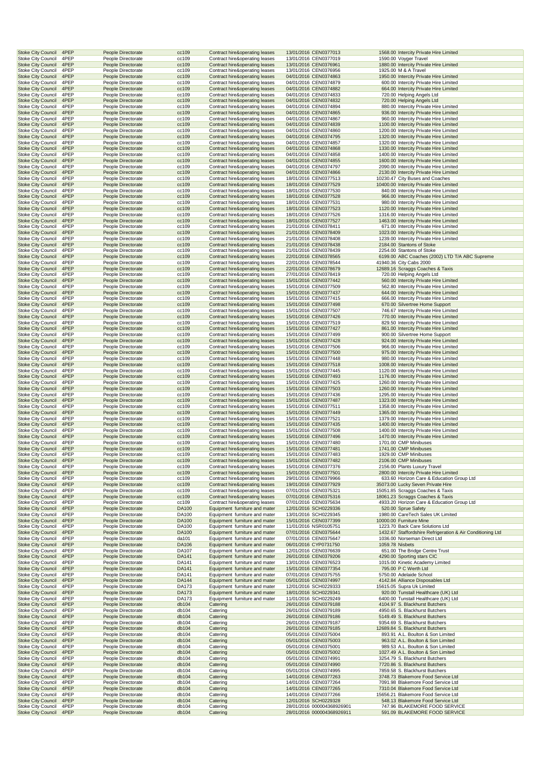| | | | | | | | | |
|---|---|---|---|---|---|---|---|---|
| Stoke City Council | 4PEP | People Directorate | cc109 | Contract hire&operating leases | 13/01/2016 | CEN0377013 | 1568.00 | Intercity Private Hire Limited |
| Stoke City Council | 4PEP | People Directorate | cc109 | Contract hire&operating leases | 13/01/2016 | CEN0377019 | 1590.00 | Voyger Travel |
| Stoke City Council | 4PEP | People Directorate | cc109 | Contract hire&operating leases | 13/01/2016 | CEN0376961 | 1880.00 | Intercity Private Hire Limited |
| Stoke City Council | 4PEP | People Directorate | cc109 | Contract hire&operating leases | 13/01/2016 | CEN0376956 | 1925.00 | M & A Travel |
| Stoke City Council | 4PEP | People Directorate | cc109 | Contract hire&operating leases | 04/01/2016 | CEN0374863 | 1950.00 | Intercity Private Hire Limited |
| Stoke City Council | 4PEP | People Directorate | cc109 | Contract hire&operating leases | 04/01/2016 | CEN0374879 | 600.00 | Intercity Private Hire Limited |
| Stoke City Council | 4PEP | People Directorate | cc109 | Contract hire&operating leases | 04/01/2016 | CEN0374882 | 664.00 | Intercity Private Hire Limited |
| Stoke City Council | 4PEP | People Directorate | cc109 | Contract hire&operating leases | 04/01/2016 | CEN0374833 | 720.00 | Helping Angels Ltd |
| Stoke City Council | 4PEP | People Directorate | cc109 | Contract hire&operating leases | 04/01/2016 | CEN0374832 | 720.00 | Helping Angels Ltd |
| Stoke City Council | 4PEP | People Directorate | cc109 | Contract hire&operating leases | 04/01/2016 | CEN0374894 | 880.00 | Intercity Private Hire Limited |
| Stoke City Council | 4PEP | People Directorate | cc109 | Contract hire&operating leases | 04/01/2016 | CEN0374865 | 936.00 | Intercity Private Hire Limited |
| Stoke City Council | 4PEP | People Directorate | cc109 | Contract hire&operating leases | 04/01/2016 | CEN0374867 | 960.00 | Intercity Private Hire Limited |
| Stoke City Council | 4PEP | People Directorate | cc109 | Contract hire&operating leases | 04/01/2016 | CEN0374839 | 1100.00 | Intercity Private Hire Limited |
| Stoke City Council | 4PEP | People Directorate | cc109 | Contract hire&operating leases | 04/01/2016 | CEN0374860 | 1200.00 | Intercity Private Hire Limited |
| Stoke City Council | 4PEP | People Directorate | cc109 | Contract hire&operating leases | 04/01/2016 | CEN0374795 | 1320.00 | Intercity Private Hire Limited |
| Stoke City Council | 4PEP | People Directorate | cc109 | Contract hire&operating leases | 04/01/2016 | CEN0374857 | 1320.00 | Intercity Private Hire Limited |
| Stoke City Council | 4PEP | People Directorate | cc109 | Contract hire&operating leases | 04/01/2016 | CEN0374868 | 1330.00 | Intercity Private Hire Limited |
| Stoke City Council | 4PEP | People Directorate | cc109 | Contract hire&operating leases | 04/01/2016 | CEN0374858 | 1400.00 | Intercity Private Hire Limited |
| Stoke City Council | 4PEP | People Directorate | cc109 | Contract hire&operating leases | 04/01/2016 | CEN0374855 | 1600.00 | Intercity Private Hire Limited |
| Stoke City Council | 4PEP | People Directorate | cc109 | Contract hire&operating leases | 04/01/2016 | CEN0374797 | 2090.00 | Intercity Private Hire Limited |
| Stoke City Council | 4PEP | People Directorate | cc109 | Contract hire&operating leases | 04/01/2016 | CEN0374866 | 2130.00 | Intercity Private Hire Limited |
| Stoke City Council | 4PEP | People Directorate | cc109 | Contract hire&operating leases | 18/01/2016 | CEN0377513 | 10230.47 | City Buses and Coaches |
| Stoke City Council | 4PEP | People Directorate | cc109 | Contract hire&operating leases | 18/01/2016 | CEN0377529 | 10400.00 | Intercity Private Hire Limited |
| Stoke City Council | 4PEP | People Directorate | cc109 | Contract hire&operating leases | 18/01/2016 | CEN0377530 | 840.00 | Intercity Private Hire Limited |
| Stoke City Council | 4PEP | People Directorate | cc109 | Contract hire&operating leases | 18/01/2016 | CEN0377528 | 966.00 | Intercity Private Hire Limited |
| Stoke City Council | 4PEP | People Directorate | cc109 | Contract hire&operating leases | 18/01/2016 | CEN0377531 | 980.00 | Intercity Private Hire Limited |
| Stoke City Council | 4PEP | People Directorate | cc109 | Contract hire&operating leases | 18/01/2016 | CEN0377523 | 1120.00 | Intercity Private Hire Limited |
| Stoke City Council | 4PEP | People Directorate | cc109 | Contract hire&operating leases | 18/01/2016 | CEN0377526 | 1316.00 | Intercity Private Hire Limited |
| Stoke City Council | 4PEP | People Directorate | cc109 | Contract hire&operating leases | 18/01/2016 | CEN0377527 | 1463.00 | Intercity Private Hire Limited |
| Stoke City Council | 4PEP | People Directorate | cc109 | Contract hire&operating leases | 21/01/2016 | CEN0378411 | 671.00 | Intercity Private Hire Limited |
| Stoke City Council | 4PEP | People Directorate | cc109 | Contract hire&operating leases | 21/01/2016 | CEN0378409 | 1023.00 | Intercity Private Hire Limited |
| Stoke City Council | 4PEP | People Directorate | cc109 | Contract hire&operating leases | 21/01/2016 | CEN0378408 | 1239.00 | Intercity Private Hire Limited |
| Stoke City Council | 4PEP | People Directorate | cc109 | Contract hire&operating leases | 21/01/2016 | CEN0378438 | 2184.00 | Stantons of Stoke |
| Stoke City Council | 4PEP | People Directorate | cc109 | Contract hire&operating leases | 21/01/2016 | CEN0378439 | 2254.00 | Stantons of Stoke |
| Stoke City Council | 4PEP | People Directorate | cc109 | Contract hire&operating leases | 22/01/2016 | CEN0378565 | 6199.00 | ABC Coaches (2002) LTD T/A ABC Supreme |
| Stoke City Council | 4PEP | People Directorate | cc109 | Contract hire&operating leases | 22/01/2016 | CEN0378544 | 41940.36 | City Cabs 2000 |
| Stoke City Council | 4PEP | People Directorate | cc109 | Contract hire&operating leases | 22/01/2016 | CEN0378679 | 12689.16 | Scraggs Coaches & Taxis |
| Stoke City Council | 4PEP | People Directorate | cc109 | Contract hire&operating leases | 27/01/2016 | CEN0378419 | 720.00 | Helping Angels Ltd |
| Stoke City Council | 4PEP | People Directorate | cc109 | Contract hire&operating leases | 15/01/2016 | CEN0377442 | 560.00 | Intercity Private Hire Limited |
| Stoke City Council | 4PEP | People Directorate | cc109 | Contract hire&operating leases | 15/01/2016 | CEN0377509 | 562.80 | Intercity Private Hire Limited |
| Stoke City Council | 4PEP | People Directorate | cc109 | Contract hire&operating leases | 15/01/2016 | CEN0377437 | 644.00 | Intercity Private Hire Limited |
| Stoke City Council | 4PEP | People Directorate | cc109 | Contract hire&operating leases | 15/01/2016 | CEN0377415 | 666.00 | Intercity Private Hire Limited |
| Stoke City Council | 4PEP | People Directorate | cc109 | Contract hire&operating leases | 15/01/2016 | CEN0377498 | 670.00 | Silvertree Home Support |
| Stoke City Council | 4PEP | People Directorate | cc109 | Contract hire&operating leases | 15/01/2016 | CEN0377507 | 746.67 | Intercity Private Hire Limited |
| Stoke City Council | 4PEP | People Directorate | cc109 | Contract hire&operating leases | 15/01/2016 | CEN0377426 | 770.00 | Intercity Private Hire Limited |
| Stoke City Council | 4PEP | People Directorate | cc109 | Contract hire&operating leases | 15/01/2016 | CEN0377519 | 829.50 | Intercity Private Hire Limited |
| Stoke City Council | 4PEP | People Directorate | cc109 | Contract hire&operating leases | 15/01/2016 | CEN0377427 | 861.00 | Intercity Private Hire Limited |
| Stoke City Council | 4PEP | People Directorate | cc109 | Contract hire&operating leases | 15/01/2016 | CEN0377499 | 900.00 | Silvertree Home Support |
| Stoke City Council | 4PEP | People Directorate | cc109 | Contract hire&operating leases | 15/01/2016 | CEN0377428 | 924.00 | Intercity Private Hire Limited |
| Stoke City Council | 4PEP | People Directorate | cc109 | Contract hire&operating leases | 15/01/2016 | CEN0377506 | 966.00 | Intercity Private Hire Limited |
| Stoke City Council | 4PEP | People Directorate | cc109 | Contract hire&operating leases | 15/01/2016 | CEN0377500 | 975.00 | Intercity Private Hire Limited |
| Stoke City Council | 4PEP | People Directorate | cc109 | Contract hire&operating leases | 15/01/2016 | CEN0377448 | 980.00 | Intercity Private Hire Limited |
| Stoke City Council | 4PEP | People Directorate | cc109 | Contract hire&operating leases | 15/01/2016 | CEN0377518 | 1008.00 | Intercity Private Hire Limited |
| Stoke City Council | 4PEP | People Directorate | cc109 | Contract hire&operating leases | 15/01/2016 | CEN0377445 | 1120.00 | Intercity Private Hire Limited |
| Stoke City Council | 4PEP | People Directorate | cc109 | Contract hire&operating leases | 15/01/2016 | CEN0377493 | 1176.00 | Intercity Private Hire Limited |
| Stoke City Council | 4PEP | People Directorate | cc109 | Contract hire&operating leases | 15/01/2016 | CEN0377425 | 1260.00 | Intercity Private Hire Limited |
| Stoke City Council | 4PEP | People Directorate | cc109 | Contract hire&operating leases | 15/01/2016 | CEN0377503 | 1260.00 | Intercity Private Hire Limited |
| Stoke City Council | 4PEP | People Directorate | cc109 | Contract hire&operating leases | 15/01/2016 | CEN0377436 | 1295.00 | Intercity Private Hire Limited |
| Stoke City Council | 4PEP | People Directorate | cc109 | Contract hire&operating leases | 15/01/2016 | CEN0377487 | 1323.00 | Intercity Private Hire Limited |
| Stoke City Council | 4PEP | People Directorate | cc109 | Contract hire&operating leases | 15/01/2016 | CEN0377511 | 1358.00 | Intercity Private Hire Limited |
| Stoke City Council | 4PEP | People Directorate | cc109 | Contract hire&operating leases | 15/01/2016 | CEN0377449 | 1365.00 | Intercity Private Hire Limited |
| Stoke City Council | 4PEP | People Directorate | cc109 | Contract hire&operating leases | 15/01/2016 | CEN0377521 | 1379.00 | Intercity Private Hire Limited |
| Stoke City Council | 4PEP | People Directorate | cc109 | Contract hire&operating leases | 15/01/2016 | CEN0377435 | 1400.00 | Intercity Private Hire Limited |
| Stoke City Council | 4PEP | People Directorate | cc109 | Contract hire&operating leases | 15/01/2016 | CEN0377508 | 1400.00 | Intercity Private Hire Limited |
| Stoke City Council | 4PEP | People Directorate | cc109 | Contract hire&operating leases | 15/01/2016 | CEN0377496 | 1470.00 | Intercity Private Hire Limited |
| Stoke City Council | 4PEP | People Directorate | cc109 | Contract hire&operating leases | 15/01/2016 | CEN0377480 | 1701.00 | CMP Minibuses |
| Stoke City Council | 4PEP | People Directorate | cc109 | Contract hire&operating leases | 15/01/2016 | CEN0377481 | 1741.00 | CMP Minibuses |
| Stoke City Council | 4PEP | People Directorate | cc109 | Contract hire&operating leases | 15/01/2016 | CEN0377483 | 1929.00 | CMP Minibuses |
| Stoke City Council | 4PEP | People Directorate | cc109 | Contract hire&operating leases | 15/01/2016 | CEN0377482 | 2106.00 | CMP Minibuses |
| Stoke City Council | 4PEP | People Directorate | cc109 | Contract hire&operating leases | 15/01/2016 | CEN0377376 | 2156.00 | Plants Luxury Travel |
| Stoke City Council | 4PEP | People Directorate | cc109 | Contract hire&operating leases | 15/01/2016 | CEN0377501 | 2800.00 | Intercity Private Hire Limited |
| Stoke City Council | 4PEP | People Directorate | cc109 | Contract hire&operating leases | 29/01/2016 | CEN0379966 | 633.60 | Horizon Care & Education Group Ltd |
| Stoke City Council | 4PEP | People Directorate | cc109 | Contract hire&operating leases | 19/01/2016 | CEN0377929 | 35073.00 | Lucky Seven Private Hire |
| Stoke City Council | 4PEP | People Directorate | cc109 | Contract hire&operating leases | 07/01/2016 | CEN0375321 | 15051.85 | Scraggs Coaches & Taxis |
| Stoke City Council | 4PEP | People Directorate | cc109 | Contract hire&operating leases | 07/01/2016 | CEN0375316 | 18061.23 | Scraggs Coaches & Taxis |
| Stoke City Council | 4PEP | People Directorate | cc109 | Contract hire&operating leases | 07/01/2016 | CEN0375634 | 4933.20 | Horizon Care & Education Group Ltd |
| Stoke City Council | 4PEP | People Directorate | DA100 | Equipment furniture and mater | 12/01/2016 | SCH0229336 | 520.00 | Sprue Safety |
| Stoke City Council | 4PEP | People Directorate | DA100 | Equipment furniture and mater | 13/01/2016 | SCH0229345 | 1980.00 | CareTech Sales UK Limited |
| Stoke City Council | 4PEP | People Directorate | DA100 | Equipment furniture and mater | 15/01/2016 | CEN0377399 | 10000.00 | Furniture Mine |
| Stoke City Council | 4PEP | People Directorate | DA100 | Equipment furniture and mater | 11/01/2016 | NSR0105751 | 1223.70 | Back Care Solutions Ltd |
| Stoke City Council | 4PEP | People Directorate | DA100 | Equipment furniture and mater | 07/01/2016 | CEN0375644 | 1432.67 | Staffordshire Refrigeration & Air Conditioning Ltd |
| Stoke City Council | 4PEP | People Directorate | da101 | Equipment furniture and mater | 07/01/2016 | CEN0375647 | 1036.00 | Norseman Direct Ltd |
| Stoke City Council | 4PEP | People Directorate | DA106 | Equipment furniture and mater | 06/01/2016 | CYP0731750 | 1059.78 | Nisbets |
| Stoke City Council | 4PEP | People Directorate | DA107 | Equipment furniture and mater | 12/01/2016 | CEN0376639 | 651.00 | The Bridge Centre Trust |
| Stoke City Council | 4PEP | People Directorate | DA141 | Equipment furniture and mater | 26/01/2016 | CEN0379206 | 4290.00 | Sporting stars CIC |
| Stoke City Council | 4PEP | People Directorate | DA141 | Equipment furniture and mater | 13/01/2016 | CEN0376523 | 1015.00 | Kinetic Academy Limited |
| Stoke City Council | 4PEP | People Directorate | DA141 | Equipment furniture and mater | 15/01/2016 | CEN0377354 | 795.00 | P C Werth Ltd |
| Stoke City Council | 4PEP | People Directorate | DA141 | Equipment furniture and mater | 07/01/2016 | CEN0375755 | 5750.00 | Adelaide School |
| Stoke City Council | 4PEP | People Directorate | DA144 | Equipment furniture and mater | 05/01/2016 | CEN0374997 | 4142.84 | Alliance Disposables Ltd |
| Stoke City Council | 4PEP | People Directorate | DA173 | Equipment furniture and mater | 12/01/2016 | SCH0229333 | 15615.05 | Supra Uk Limited |
| Stoke City Council | 4PEP | People Directorate | DA173 | Equipment furniture and mater | 18/01/2016 | SCH0229341 | 920.00 | Tunstall Healthcare (UK) Ltd |
| Stoke City Council | 4PEP | People Directorate | DA173 | Equipment furniture and mater | 11/01/2016 | SCH0229249 | 6400.00 | Tunstall Healthcare (UK) Ltd |
| Stoke City Council | 4PEP | People Directorate | db104 | Catering | 26/01/2016 | CEN0379188 | 4104.97 | S. Blackhurst Butchers |
| Stoke City Council | 4PEP | People Directorate | db104 | Catering | 26/01/2016 | CEN0379189 | 4950.65 | S. Blackhurst Butchers |
| Stoke City Council | 4PEP | People Directorate | db104 | Catering | 26/01/2016 | CEN0379186 | 5149.49 | S. Blackhurst Butchers |
| Stoke City Council | 4PEP | People Directorate | db104 | Catering | 26/01/2016 | CEN0379187 | 9354.69 | S. Blackhurst Butchers |
| Stoke City Council | 4PEP | People Directorate | db104 | Catering | 26/01/2016 | CEN0379185 | 12689.84 | S. Blackhurst Butchers |
| Stoke City Council | 4PEP | People Directorate | db104 | Catering | 05/01/2016 | CEN0375004 | 893.91 | A.L. Boulton & Son Limited |
| Stoke City Council | 4PEP | People Directorate | db104 | Catering | 05/01/2016 | CEN0375003 | 963.02 | A.L. Boulton & Son Limited |
| Stoke City Council | 4PEP | People Directorate | db104 | Catering | 05/01/2016 | CEN0375001 | 989.53 | A.L. Boulton & Son Limited |
| Stoke City Council | 4PEP | People Directorate | db104 | Catering | 05/01/2016 | CEN0375002 | 1027.49 | A.L. Boulton & Son Limited |
| Stoke City Council | 4PEP | People Directorate | db104 | Catering | 05/01/2016 | CEN0374991 | 3254.79 | S. Blackhurst Butchers |
| Stoke City Council | 4PEP | People Directorate | db104 | Catering | 05/01/2016 | CEN0374990 | 7720.86 | S. Blackhurst Butchers |
| Stoke City Council | 4PEP | People Directorate | db104 | Catering | 05/01/2016 | CEN0374995 | 7859.58 | S. Blackhurst Butchers |
| Stoke City Council | 4PEP | People Directorate | db104 | Catering | 14/01/2016 | CEN0377263 | 3748.73 | Blakemore Food Service Ltd |
| Stoke City Council | 4PEP | People Directorate | db104 | Catering | 14/01/2016 | CEN0377264 | 7091.98 | Blakemore Food Service Ltd |
| Stoke City Council | 4PEP | People Directorate | db104 | Catering | 14/01/2016 | CEN0377265 | 7310.04 | Blakemore Food Service Ltd |
| Stoke City Council | 4PEP | People Directorate | db104 | Catering | 14/01/2016 | CEN0377266 | 15656.21 | Blakemore Food Service Ltd |
| Stoke City Council | 4PEP | People Directorate | db104 | Catering | 12/01/2016 | SCH0229328 | 548.13 | Blakemore Food Service Ltd |
| Stoke City Council | 4PEP | People Directorate | db104 | Catering | 28/01/2016 | 000004368926901 | 747.96 | BLAKEMORE FOOD SERVICE |
| Stoke City Council | 4PEP | People Directorate | db104 | Catering | 28/01/2016 | 000004368926911 | 591.09 | BLAKEMORE FOOD SERVICE |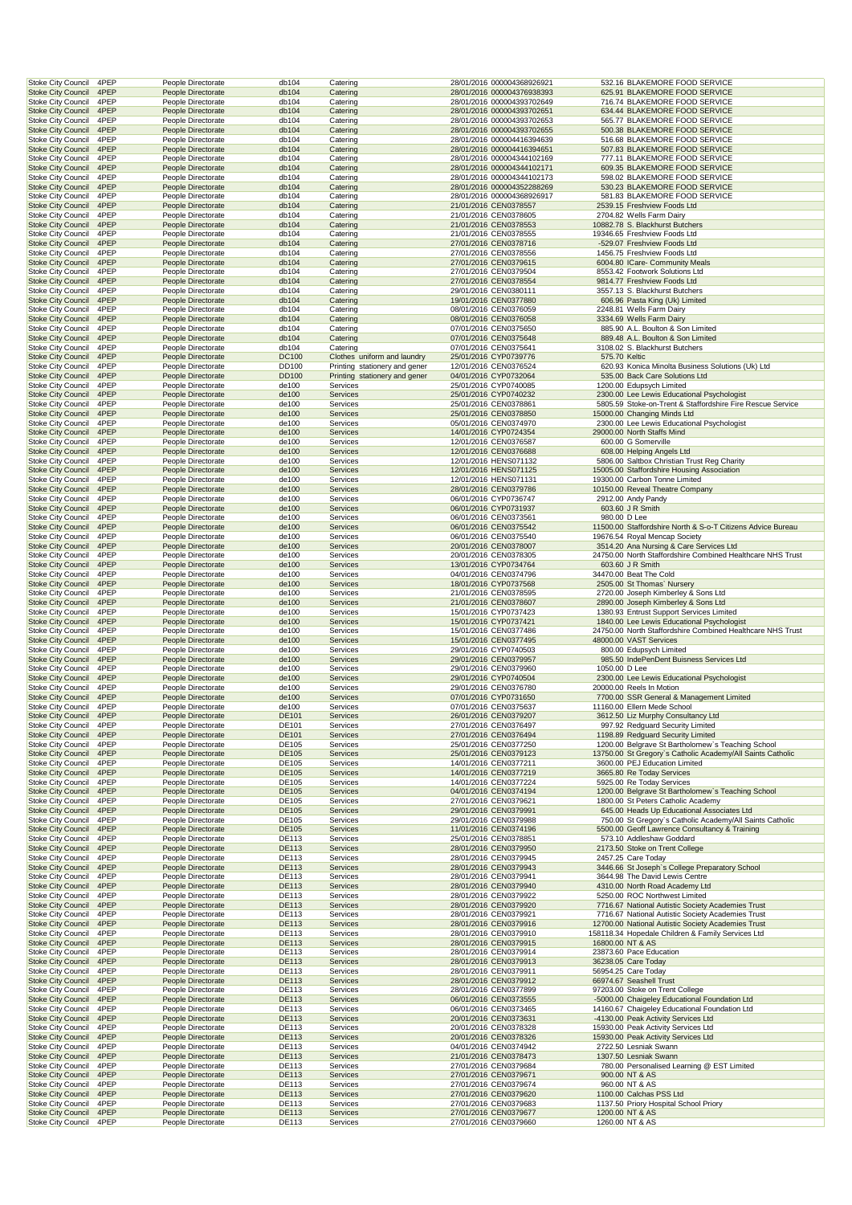| | | | | | | | | |
|---|---|---|---|---|---|---|---|---|
| Stoke City Council | 4PEP | People Directorate | db104 | Catering | 28/01/2016 | 000004368926921 | 532.16 | BLAKEMORE FOOD SERVICE |
| Stoke City Council | 4PEP | People Directorate | db104 | Catering | 28/01/2016 | 000004376938393 | 625.91 | BLAKEMORE FOOD SERVICE |
| Stoke City Council | 4PEP | People Directorate | db104 | Catering | 28/01/2016 | 000004393702649 | 716.74 | BLAKEMORE FOOD SERVICE |
| Stoke City Council | 4PEP | People Directorate | db104 | Catering | 28/01/2016 | 000004393702651 | 634.44 | BLAKEMORE FOOD SERVICE |
| Stoke City Council | 4PEP | People Directorate | db104 | Catering | 28/01/2016 | 000004393702653 | 565.77 | BLAKEMORE FOOD SERVICE |
| Stoke City Council | 4PEP | People Directorate | db104 | Catering | 28/01/2016 | 000004393702655 | 500.38 | BLAKEMORE FOOD SERVICE |
| Stoke City Council | 4PEP | People Directorate | db104 | Catering | 28/01/2016 | 000004416394639 | 516.68 | BLAKEMORE FOOD SERVICE |
| Stoke City Council | 4PEP | People Directorate | db104 | Catering | 28/01/2016 | 000004416394651 | 507.83 | BLAKEMORE FOOD SERVICE |
| Stoke City Council | 4PEP | People Directorate | db104 | Catering | 28/01/2016 | 000004344102169 | 777.11 | BLAKEMORE FOOD SERVICE |
| Stoke City Council | 4PEP | People Directorate | db104 | Catering | 28/01/2016 | 000004344102171 | 609.35 | BLAKEMORE FOOD SERVICE |
| Stoke City Council | 4PEP | People Directorate | db104 | Catering | 28/01/2016 | 000004344102173 | 598.02 | BLAKEMORE FOOD SERVICE |
| Stoke City Council | 4PEP | People Directorate | db104 | Catering | 28/01/2016 | 000004352288269 | 530.23 | BLAKEMORE FOOD SERVICE |
| Stoke City Council | 4PEP | People Directorate | db104 | Catering | 28/01/2016 | 000004368926917 | 581.83 | BLAKEMORE FOOD SERVICE |
| Stoke City Council | 4PEP | People Directorate | db104 | Catering | 21/01/2016 | CEN0378557 | 2539.15 | Freshview Foods Ltd |
| Stoke City Council | 4PEP | People Directorate | db104 | Catering | 21/01/2016 | CEN0378605 | 2704.82 | Wells Farm Dairy |
| Stoke City Council | 4PEP | People Directorate | db104 | Catering | 21/01/2016 | CEN0378553 | 10882.78 | S. Blackhurst Butchers |
| Stoke City Council | 4PEP | People Directorate | db104 | Catering | 21/01/2016 | CEN0378555 | 19346.65 | Freshview Foods Ltd |
| Stoke City Council | 4PEP | People Directorate | db104 | Catering | 27/01/2016 | CEN0378716 | -529.07 | Freshview Foods Ltd |
| Stoke City Council | 4PEP | People Directorate | db104 | Catering | 27/01/2016 | CEN0378556 | 1456.75 | Freshview Foods Ltd |
| Stoke City Council | 4PEP | People Directorate | db104 | Catering | 27/01/2016 | CEN0379615 | 6004.80 | ICare- Community Meals |
| Stoke City Council | 4PEP | People Directorate | db104 | Catering | 27/01/2016 | CEN0379504 | 8553.42 | Footwork Solutions Ltd |
| Stoke City Council | 4PEP | People Directorate | db104 | Catering | 27/01/2016 | CEN0378554 | 9814.77 | Freshview Foods Ltd |
| Stoke City Council | 4PEP | People Directorate | db104 | Catering | 29/01/2016 | CEN0380111 | 3557.13 | S. Blackhurst Butchers |
| Stoke City Council | 4PEP | People Directorate | db104 | Catering | 19/01/2016 | CEN0377880 | 606.96 | Pasta King (Uk) Limited |
| Stoke City Council | 4PEP | People Directorate | db104 | Catering | 08/01/2016 | CEN0376059 | 2248.81 | Wells Farm Dairy |
| Stoke City Council | 4PEP | People Directorate | db104 | Catering | 08/01/2016 | CEN0376058 | 3334.69 | Wells Farm Dairy |
| Stoke City Council | 4PEP | People Directorate | db104 | Catering | 07/01/2016 | CEN0375650 | 885.90 | A.L. Boulton & Son Limited |
| Stoke City Council | 4PEP | People Directorate | db104 | Catering | 07/01/2016 | CEN0375648 | 889.48 | A.L. Boulton & Son Limited |
| Stoke City Council | 4PEP | People Directorate | db104 | Catering | 07/01/2016 | CEN0375641 | 3108.02 | S. Blackhurst Butchers |
| Stoke City Council | 4PEP | People Directorate | DC100 | Clothes uniform and laundry | 25/01/2016 | CYP0739776 | 575.70 | Keltic |
| Stoke City Council | 4PEP | People Directorate | DD100 | Printing stationery and gener | 12/01/2016 | CEN0376524 | 620.93 | Konica Minolta Business Solutions (Uk) Ltd |
| Stoke City Council | 4PEP | People Directorate | DD100 | Printing stationery and gener | 04/01/2016 | CYP0732064 | 535.00 | Back Care Solutions Ltd |
| Stoke City Council | 4PEP | People Directorate | de100 | Services | 25/01/2016 | CYP0740085 | 1200.00 | Edupsych Limited |
| Stoke City Council | 4PEP | People Directorate | de100 | Services | 25/01/2016 | CYP0740232 | 2300.00 | Lee Lewis Educational Psychologist |
| Stoke City Council | 4PEP | People Directorate | de100 | Services | 25/01/2016 | CEN0378861 | 5805.59 | Stoke-on-Trent & Staffordshire Fire Rescue Service |
| Stoke City Council | 4PEP | People Directorate | de100 | Services | 25/01/2016 | CEN0378850 | 15000.00 | Changing Minds Ltd |
| Stoke City Council | 4PEP | People Directorate | de100 | Services | 05/01/2016 | CEN0374970 | 2300.00 | Lee Lewis Educational Psychologist |
| Stoke City Council | 4PEP | People Directorate | de100 | Services | 14/01/2016 | CYP0724354 | 29000.00 | North Staffs Mind |
| Stoke City Council | 4PEP | People Directorate | de100 | Services | 12/01/2016 | CEN0376587 | 600.00 | G Somerville |
| Stoke City Council | 4PEP | People Directorate | de100 | Services | 12/01/2016 | CEN0376688 | 608.00 | Helping Angels Ltd |
| Stoke City Council | 4PEP | People Directorate | de100 | Services | 12/01/2016 | HENS071132 | 5806.00 | Saltbox Christian Trust Reg Charity |
| Stoke City Council | 4PEP | People Directorate | de100 | Services | 12/01/2016 | HENS071125 | 15005.00 | Staffordshire Housing Association |
| Stoke City Council | 4PEP | People Directorate | de100 | Services | 12/01/2016 | HENS071131 | 19300.00 | Carbon Tonne Limited |
| Stoke City Council | 4PEP | People Directorate | de100 | Services | 28/01/2016 | CEN0379786 | 10150.00 | Reveal Theatre Company |
| Stoke City Council | 4PEP | People Directorate | de100 | Services | 06/01/2016 | CYP0736747 | 2912.00 | Andy Pandy |
| Stoke City Council | 4PEP | People Directorate | de100 | Services | 06/01/2016 | CYP0731937 | 603.60 | J R Smith |
| Stoke City Council | 4PEP | People Directorate | de100 | Services | 06/01/2016 | CEN0373561 | 980.00 | D Lee |
| Stoke City Council | 4PEP | People Directorate | de100 | Services | 06/01/2016 | CEN0375542 | 11500.00 | Staffordshire North & S-o-T Citizens Advice Bureau |
| Stoke City Council | 4PEP | People Directorate | de100 | Services | 06/01/2016 | CEN0375540 | 19676.54 | Royal Mencap Society |
| Stoke City Council | 4PEP | People Directorate | de100 | Services | 20/01/2016 | CEN0378007 | 3514.20 | Ana Nursing & Care Services Ltd |
| Stoke City Council | 4PEP | People Directorate | de100 | Services | 20/01/2016 | CEN0378305 | 24750.00 | North Staffordshire Combined Healthcare NHS Trust |
| Stoke City Council | 4PEP | People Directorate | de100 | Services | 13/01/2016 | CYP0734764 | 603.60 | J R Smith |
| Stoke City Council | 4PEP | People Directorate | de100 | Services | 04/01/2016 | CEN0374796 | 34470.00 | Beat The Cold |
| Stoke City Council | 4PEP | People Directorate | de100 | Services | 18/01/2016 | CYP0737568 | 2505.00 | St Thomas` Nursery |
| Stoke City Council | 4PEP | People Directorate | de100 | Services | 21/01/2016 | CEN0378595 | 2720.00 | Joseph Kimberley & Sons Ltd |
| Stoke City Council | 4PEP | People Directorate | de100 | Services | 21/01/2016 | CEN0378607 | 2890.00 | Joseph Kimberley & Sons Ltd |
| Stoke City Council | 4PEP | People Directorate | de100 | Services | 15/01/2016 | CYP0737423 | 1380.93 | Entrust Support Services Limited |
| Stoke City Council | 4PEP | People Directorate | de100 | Services | 15/01/2016 | CYP0737421 | 1840.00 | Lee Lewis Educational Psychologist |
| Stoke City Council | 4PEP | People Directorate | de100 | Services | 15/01/2016 | CEN0377486 | 24750.00 | North Staffordshire Combined Healthcare NHS Trust |
| Stoke City Council | 4PEP | People Directorate | de100 | Services | 15/01/2016 | CEN0377495 | 48000.00 | VAST Services |
| Stoke City Council | 4PEP | People Directorate | de100 | Services | 29/01/2016 | CYP0740503 | 800.00 | Edupsych Limited |
| Stoke City Council | 4PEP | People Directorate | de100 | Services | 29/01/2016 | CEN0379957 | 985.50 | IndePenDent Buisness Services Ltd |
| Stoke City Council | 4PEP | People Directorate | de100 | Services | 29/01/2016 | CEN0379960 | 1050.00 | D Lee |
| Stoke City Council | 4PEP | People Directorate | de100 | Services | 29/01/2016 | CYP0740504 | 2300.00 | Lee Lewis Educational Psychologist |
| Stoke City Council | 4PEP | People Directorate | de100 | Services | 29/01/2016 | CEN0376780 | 20000.00 | Reels In Motion |
| Stoke City Council | 4PEP | People Directorate | de100 | Services | 07/01/2016 | CYP0731650 | 7700.00 | SSR General & Management Limited |
| Stoke City Council | 4PEP | People Directorate | de100 | Services | 07/01/2016 | CEN0375637 | 11160.00 | Ellern Mede School |
| Stoke City Council | 4PEP | People Directorate | DE101 | Services | 26/01/2016 | CEN0379207 | 3612.50 | Liz Murphy Consultancy Ltd |
| Stoke City Council | 4PEP | People Directorate | DE101 | Services | 27/01/2016 | CEN0376497 | 997.92 | Redguard Security Limited |
| Stoke City Council | 4PEP | People Directorate | DE101 | Services | 27/01/2016 | CEN0376494 | 1198.89 | Redguard Security Limited |
| Stoke City Council | 4PEP | People Directorate | DE105 | Services | 25/01/2016 | CEN0377250 | 1200.00 | Belgrave St Bartholomew`s Teaching School |
| Stoke City Council | 4PEP | People Directorate | DE105 | Services | 25/01/2016 | CEN0379123 | 13750.00 | St Gregory`s Catholic Academy/All Saints Catholic |
| Stoke City Council | 4PEP | People Directorate | DE105 | Services | 14/01/2016 | CEN0377211 | 3600.00 | PEJ Education Limited |
| Stoke City Council | 4PEP | People Directorate | DE105 | Services | 14/01/2016 | CEN0377219 | 3665.80 | Re Today Services |
| Stoke City Council | 4PEP | People Directorate | DE105 | Services | 14/01/2016 | CEN0377224 | 5925.00 | Re Today Services |
| Stoke City Council | 4PEP | People Directorate | DE105 | Services | 04/01/2016 | CEN0374194 | 1200.00 | Belgrave St Bartholomew`s Teaching School |
| Stoke City Council | 4PEP | People Directorate | DE105 | Services | 27/01/2016 | CEN0379621 | 1800.00 | St Peters Catholic Academy |
| Stoke City Council | 4PEP | People Directorate | DE105 | Services | 29/01/2016 | CEN0379991 | 645.00 | Heads Up Educational Associates Ltd |
| Stoke City Council | 4PEP | People Directorate | DE105 | Services | 29/01/2016 | CEN0379988 | 750.00 | St Gregory`s Catholic Academy/All Saints Catholic |
| Stoke City Council | 4PEP | People Directorate | DE105 | Services | 11/01/2016 | CEN0374196 | 5500.00 | Geoff Lawrence Consultancy & Training |
| Stoke City Council | 4PEP | People Directorate | DE113 | Services | 25/01/2016 | CEN0378851 | 573.10 | Addleshaw Goddard |
| Stoke City Council | 4PEP | People Directorate | DE113 | Services | 28/01/2016 | CEN0379950 | 2173.50 | Stoke on Trent College |
| Stoke City Council | 4PEP | People Directorate | DE113 | Services | 28/01/2016 | CEN0379945 | 2457.25 | Care Today |
| Stoke City Council | 4PEP | People Directorate | DE113 | Services | 28/01/2016 | CEN0379943 | 3446.66 | St Joseph`s College Preparatory School |
| Stoke City Council | 4PEP | People Directorate | DE113 | Services | 28/01/2016 | CEN0379941 | 3644.98 | The David Lewis Centre |
| Stoke City Council | 4PEP | People Directorate | DE113 | Services | 28/01/2016 | CEN0379940 | 4310.00 | North Road Academy Ltd |
| Stoke City Council | 4PEP | People Directorate | DE113 | Services | 28/01/2016 | CEN0379922 | 5250.00 | ROC Northwest Limited |
| Stoke City Council | 4PEP | People Directorate | DE113 | Services | 28/01/2016 | CEN0379920 | 7716.67 | National Autistic Society Academies Trust |
| Stoke City Council | 4PEP | People Directorate | DE113 | Services | 28/01/2016 | CEN0379921 | 7716.67 | National Autistic Society Academies Trust |
| Stoke City Council | 4PEP | People Directorate | DE113 | Services | 28/01/2016 | CEN0379916 | 12700.00 | National Autistic Society Academies Trust |
| Stoke City Council | 4PEP | People Directorate | DE113 | Services | 28/01/2016 | CEN0379910 | 158118.34 | Hopedale Children & Family Services Ltd |
| Stoke City Council | 4PEP | People Directorate | DE113 | Services | 28/01/2016 | CEN0379915 | 16800.00 | NT & AS |
| Stoke City Council | 4PEP | People Directorate | DE113 | Services | 28/01/2016 | CEN0379914 | 23873.60 | Pace Education |
| Stoke City Council | 4PEP | People Directorate | DE113 | Services | 28/01/2016 | CEN0379913 | 36238.05 | Care Today |
| Stoke City Council | 4PEP | People Directorate | DE113 | Services | 28/01/2016 | CEN0379911 | 56954.25 | Care Today |
| Stoke City Council | 4PEP | People Directorate | DE113 | Services | 28/01/2016 | CEN0379912 | 66974.67 | Seashell Trust |
| Stoke City Council | 4PEP | People Directorate | DE113 | Services | 28/01/2016 | CEN0377899 | 97203.00 | Stoke on Trent College |
| Stoke City Council | 4PEP | People Directorate | DE113 | Services | 06/01/2016 | CEN0373555 | -5000.00 | Chaigeley Educational Foundation Ltd |
| Stoke City Council | 4PEP | People Directorate | DE113 | Services | 06/01/2016 | CEN0373465 | 14160.67 | Chaigeley Educational Foundation Ltd |
| Stoke City Council | 4PEP | People Directorate | DE113 | Services | 20/01/2016 | CEN0373631 | -4130.00 | Peak Activity Services Ltd |
| Stoke City Council | 4PEP | People Directorate | DE113 | Services | 20/01/2016 | CEN0378328 | 15930.00 | Peak Activity Services Ltd |
| Stoke City Council | 4PEP | People Directorate | DE113 | Services | 20/01/2016 | CEN0378326 | 15930.00 | Peak Activity Services Ltd |
| Stoke City Council | 4PEP | People Directorate | DE113 | Services | 04/01/2016 | CEN0374942 | 2722.50 | Lesniak Swann |
| Stoke City Council | 4PEP | People Directorate | DE113 | Services | 21/01/2016 | CEN0378473 | 1307.50 | Lesniak Swann |
| Stoke City Council | 4PEP | People Directorate | DE113 | Services | 27/01/2016 | CEN0379684 | 780.00 | Personalised Learning @ EST Limited |
| Stoke City Council | 4PEP | People Directorate | DE113 | Services | 27/01/2016 | CEN0379671 | 900.00 | NT & AS |
| Stoke City Council | 4PEP | People Directorate | DE113 | Services | 27/01/2016 | CEN0379674 | 960.00 | NT & AS |
| Stoke City Council | 4PEP | People Directorate | DE113 | Services | 27/01/2016 | CEN0379620 | 1100.00 | Calchas PSS Ltd |
| Stoke City Council | 4PEP | People Directorate | DE113 | Services | 27/01/2016 | CEN0379683 | 1137.50 | Priory Hospital School Priory |
| Stoke City Council | 4PEP | People Directorate | DE113 | Services | 27/01/2016 | CEN0379677 | 1200.00 | NT & AS |
| Stoke City Council | 4PEP | People Directorate | DE113 | Services | 27/01/2016 | CEN0379660 | 1260.00 | NT & AS |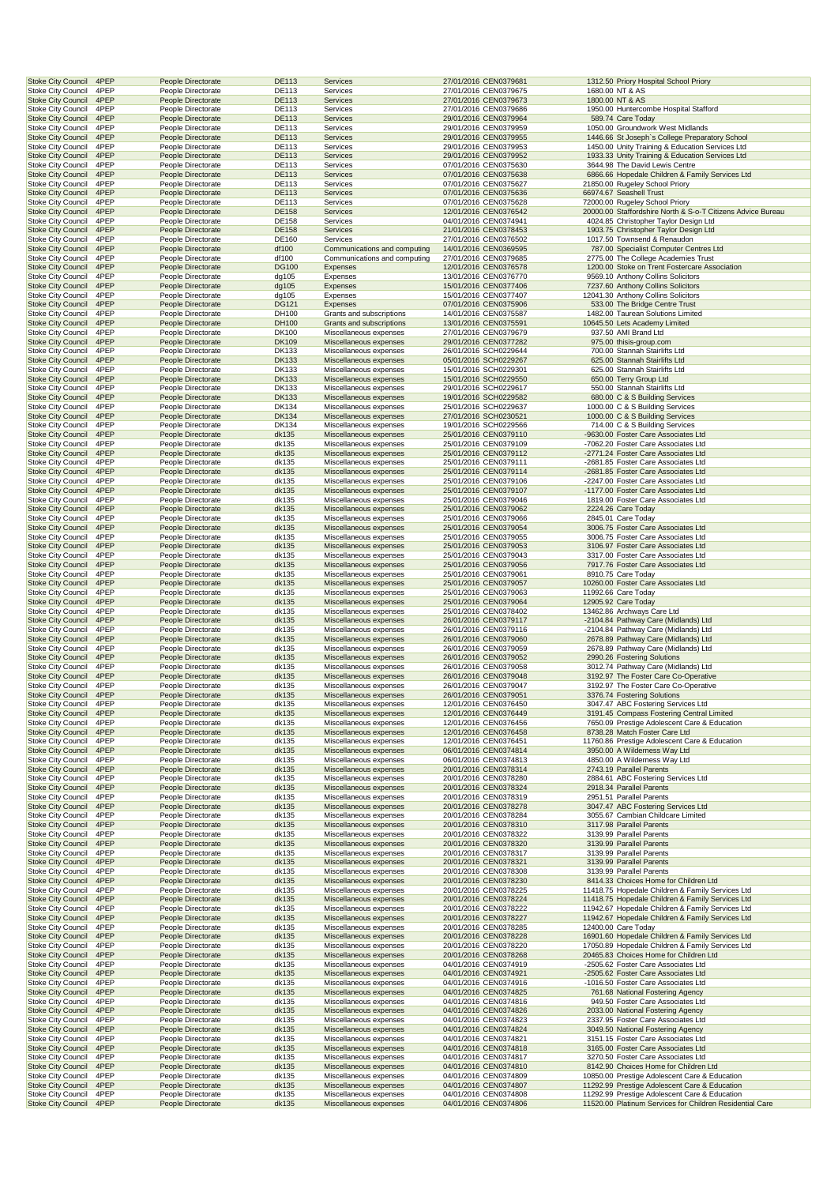| | | | | | | | |
|---|---|---|---|---|---|---|---|
| Stoke City Council | 4PEP | People Directorate | DE113 | Services | 27/01/2016 | CEN0379681 | 1312.50 Priory Hospital School Priory |
| Stoke City Council | 4PEP | People Directorate | DE113 | Services | 27/01/2016 | CEN0379675 | 1680.00 NT & AS |
| Stoke City Council | 4PEP | People Directorate | DE113 | Services | 27/01/2016 | CEN0379673 | 1800.00 NT & AS |
| Stoke City Council | 4PEP | People Directorate | DE113 | Services | 27/01/2016 | CEN0379686 | 1950.00 Huntercombe Hospital Stafford |
| Stoke City Council | 4PEP | People Directorate | DE113 | Services | 29/01/2016 | CEN0379964 | 589.74 Care Today |
| Stoke City Council | 4PEP | People Directorate | DE113 | Services | 29/01/2016 | CEN0379959 | 1050.00 Groundwork West Midlands |
| Stoke City Council | 4PEP | People Directorate | DE113 | Services | 29/01/2016 | CEN0379955 | 1446.66 St Joseph`s College Preparatory School |
| Stoke City Council | 4PEP | People Directorate | DE113 | Services | 29/01/2016 | CEN0379953 | 1450.00 Unity Training & Education Services Ltd |
| Stoke City Council | 4PEP | People Directorate | DE113 | Services | 29/01/2016 | CEN0379952 | 1933.33 Unity Training & Education Services Ltd |
| Stoke City Council | 4PEP | People Directorate | DE113 | Services | 07/01/2016 | CEN0375630 | 3644.98 The David Lewis Centre |
| Stoke City Council | 4PEP | People Directorate | DE113 | Services | 07/01/2016 | CEN0375638 | 6866.66 Hopedale Children & Family Services Ltd |
| Stoke City Council | 4PEP | People Directorate | DE113 | Services | 07/01/2016 | CEN0375627 | 21850.00 Rugeley School Priory |
| Stoke City Council | 4PEP | People Directorate | DE113 | Services | 07/01/2016 | CEN0375636 | 66974.67 Seashell Trust |
| Stoke City Council | 4PEP | People Directorate | DE113 | Services | 07/01/2016 | CEN0375628 | 72000.00 Rugeley School Priory |
| Stoke City Council | 4PEP | People Directorate | DE158 | Services | 12/01/2016 | CEN0376542 | 20000.00 Staffordshire North & S-o-T Citizens Advice Bureau |
| Stoke City Council | 4PEP | People Directorate | DE158 | Services | 04/01/2016 | CEN0374941 | 4024.85 Christopher Taylor Design Ltd |
| Stoke City Council | 4PEP | People Directorate | DE158 | Services | 21/01/2016 | CEN0378453 | 1903.75 Christopher Taylor Design Ltd |
| Stoke City Council | 4PEP | People Directorate | DE160 | Services | 27/01/2016 | CEN0376502 | 1017.50 Townsend & Renaudon |
| Stoke City Council | 4PEP | People Directorate | df100 | Communications and computing | 14/01/2016 | CEN0369595 | 787.00 Specialist Computer Centres Ltd |
| Stoke City Council | 4PEP | People Directorate | df100 | Communications and computing | 27/01/2016 | CEN0379685 | 2775.00 The College Academies Trust |
| Stoke City Council | 4PEP | People Directorate | DG100 | Expenses | 12/01/2016 | CEN0376578 | 1200.00 Stoke on Trent Fostercare Association |
| Stoke City Council | 4PEP | People Directorate | dg105 | Expenses | 13/01/2016 | CEN0376770 | 9569.10 Anthony Collins Solicitors |
| Stoke City Council | 4PEP | People Directorate | dg105 | Expenses | 15/01/2016 | CEN0377406 | 7237.60 Anthony Collins Solicitors |
| Stoke City Council | 4PEP | People Directorate | dg105 | Expenses | 15/01/2016 | CEN0377407 | 12041.30 Anthony Collins Solicitors |
| Stoke City Council | 4PEP | People Directorate | DG121 | Expenses | 07/01/2016 | CEN0375906 | 533.00 The Bridge Centre Trust |
| Stoke City Council | 4PEP | People Directorate | DH100 | Grants and subscriptions | 14/01/2016 | CEN0375587 | 1482.00 Taurean Solutions Limited |
| Stoke City Council | 4PEP | People Directorate | DH100 | Grants and subscriptions | 13/01/2016 | CEN0375591 | 10645.50 Lets Academy Limited |
| Stoke City Council | 4PEP | People Directorate | DK100 | Miscellaneous expenses | 27/01/2016 | CEN0379679 | 937.50 AMI Brand Ltd |
| Stoke City Council | 4PEP | People Directorate | DK109 | Miscellaneous expenses | 29/01/2016 | CEN0377282 | 975.00 thisis-group.com |
| Stoke City Council | 4PEP | People Directorate | DK133 | Miscellaneous expenses | 26/01/2016 | SCH0229644 | 700.00 Stannah Stairlifts Ltd |
| Stoke City Council | 4PEP | People Directorate | DK133 | Miscellaneous expenses | 05/01/2016 | SCH0229267 | 625.00 Stannah Stairlifts Ltd |
| Stoke City Council | 4PEP | People Directorate | DK133 | Miscellaneous expenses | 15/01/2016 | SCH0229301 | 625.00 Stannah Stairlifts Ltd |
| Stoke City Council | 4PEP | People Directorate | DK133 | Miscellaneous expenses | 15/01/2016 | SCH0229550 | 650.00 Terry Group Ltd |
| Stoke City Council | 4PEP | People Directorate | DK133 | Miscellaneous expenses | 29/01/2016 | SCH0229617 | 550.00 Stannah Stairlifts Ltd |
| Stoke City Council | 4PEP | People Directorate | DK133 | Miscellaneous expenses | 19/01/2016 | SCH0229582 | 680.00 C & S Building Services |
| Stoke City Council | 4PEP | People Directorate | DK134 | Miscellaneous expenses | 25/01/2016 | SCH0229637 | 1000.00 C & S Building Services |
| Stoke City Council | 4PEP | People Directorate | DK134 | Miscellaneous expenses | 27/01/2016 | SCH0230521 | 1000.00 C & S Building Services |
| Stoke City Council | 4PEP | People Directorate | DK134 | Miscellaneous expenses | 19/01/2016 | SCH0229566 | 714.00 C & S Building Services |
| Stoke City Council | 4PEP | People Directorate | dk135 | Miscellaneous expenses | 25/01/2016 | CEN0379110 | -9630.00 Foster Care Associates Ltd |
| Stoke City Council | 4PEP | People Directorate | dk135 | Miscellaneous expenses | 25/01/2016 | CEN0379109 | -7062.20 Foster Care Associates Ltd |
| Stoke City Council | 4PEP | People Directorate | dk135 | Miscellaneous expenses | 25/01/2016 | CEN0379112 | -2771.24 Foster Care Associates Ltd |
| Stoke City Council | 4PEP | People Directorate | dk135 | Miscellaneous expenses | 25/01/2016 | CEN0379111 | -2681.85 Foster Care Associates Ltd |
| Stoke City Council | 4PEP | People Directorate | dk135 | Miscellaneous expenses | 25/01/2016 | CEN0379114 | -2681.85 Foster Care Associates Ltd |
| Stoke City Council | 4PEP | People Directorate | dk135 | Miscellaneous expenses | 25/01/2016 | CEN0379106 | -2247.00 Foster Care Associates Ltd |
| Stoke City Council | 4PEP | People Directorate | dk135 | Miscellaneous expenses | 25/01/2016 | CEN0379107 | -1177.00 Foster Care Associates Ltd |
| Stoke City Council | 4PEP | People Directorate | dk135 | Miscellaneous expenses | 25/01/2016 | CEN0379046 | 1819.00 Foster Care Associates Ltd |
| Stoke City Council | 4PEP | People Directorate | dk135 | Miscellaneous expenses | 25/01/2016 | CEN0379062 | 2224.26 Care Today |
| Stoke City Council | 4PEP | People Directorate | dk135 | Miscellaneous expenses | 25/01/2016 | CEN0379066 | 2845.01 Care Today |
| Stoke City Council | 4PEP | People Directorate | dk135 | Miscellaneous expenses | 25/01/2016 | CEN0379054 | 3006.75 Foster Care Associates Ltd |
| Stoke City Council | 4PEP | People Directorate | dk135 | Miscellaneous expenses | 25/01/2016 | CEN0379055 | 3006.75 Foster Care Associates Ltd |
| Stoke City Council | 4PEP | People Directorate | dk135 | Miscellaneous expenses | 25/01/2016 | CEN0379053 | 3106.97 Foster Care Associates Ltd |
| Stoke City Council | 4PEP | People Directorate | dk135 | Miscellaneous expenses | 25/01/2016 | CEN0379043 | 3317.00 Foster Care Associates Ltd |
| Stoke City Council | 4PEP | People Directorate | dk135 | Miscellaneous expenses | 25/01/2016 | CEN0379056 | 7917.76 Foster Care Associates Ltd |
| Stoke City Council | 4PEP | People Directorate | dk135 | Miscellaneous expenses | 25/01/2016 | CEN0379061 | 8910.75 Care Today |
| Stoke City Council | 4PEP | People Directorate | dk135 | Miscellaneous expenses | 25/01/2016 | CEN0379057 | 10260.00 Foster Care Associates Ltd |
| Stoke City Council | 4PEP | People Directorate | dk135 | Miscellaneous expenses | 25/01/2016 | CEN0379063 | 11992.66 Care Today |
| Stoke City Council | 4PEP | People Directorate | dk135 | Miscellaneous expenses | 25/01/2016 | CEN0379064 | 12905.92 Care Today |
| Stoke City Council | 4PEP | People Directorate | dk135 | Miscellaneous expenses | 25/01/2016 | CEN0378402 | 13462.86 Archways Care Ltd |
| Stoke City Council | 4PEP | People Directorate | dk135 | Miscellaneous expenses | 26/01/2016 | CEN0379117 | -2104.84 Pathway Care (Midlands) Ltd |
| Stoke City Council | 4PEP | People Directorate | dk135 | Miscellaneous expenses | 26/01/2016 | CEN0379116 | -2104.84 Pathway Care (Midlands) Ltd |
| Stoke City Council | 4PEP | People Directorate | dk135 | Miscellaneous expenses | 26/01/2016 | CEN0379060 | 2678.89 Pathway Care (Midlands) Ltd |
| Stoke City Council | 4PEP | People Directorate | dk135 | Miscellaneous expenses | 26/01/2016 | CEN0379059 | 2678.89 Pathway Care (Midlands) Ltd |
| Stoke City Council | 4PEP | People Directorate | dk135 | Miscellaneous expenses | 26/01/2016 | CEN0379052 | 2990.26 Fostering Solutions |
| Stoke City Council | 4PEP | People Directorate | dk135 | Miscellaneous expenses | 26/01/2016 | CEN0379058 | 3012.74 Pathway Care (Midlands) Ltd |
| Stoke City Council | 4PEP | People Directorate | dk135 | Miscellaneous expenses | 26/01/2016 | CEN0379048 | 3192.97 The Foster Care Co-Operative |
| Stoke City Council | 4PEP | People Directorate | dk135 | Miscellaneous expenses | 26/01/2016 | CEN0379047 | 3192.97 The Foster Care Co-Operative |
| Stoke City Council | 4PEP | People Directorate | dk135 | Miscellaneous expenses | 26/01/2016 | CEN0379051 | 3376.74 Fostering Solutions |
| Stoke City Council | 4PEP | People Directorate | dk135 | Miscellaneous expenses | 12/01/2016 | CEN0376450 | 3047.47 ABC Fostering Services Ltd |
| Stoke City Council | 4PEP | People Directorate | dk135 | Miscellaneous expenses | 12/01/2016 | CEN0376449 | 3191.45 Compass Fostering Central Limited |
| Stoke City Council | 4PEP | People Directorate | dk135 | Miscellaneous expenses | 12/01/2016 | CEN0376456 | 7650.09 Prestige Adolescent Care & Education |
| Stoke City Council | 4PEP | People Directorate | dk135 | Miscellaneous expenses | 12/01/2016 | CEN0376458 | 8738.28 Match Foster Care Ltd |
| Stoke City Council | 4PEP | People Directorate | dk135 | Miscellaneous expenses | 12/01/2016 | CEN0376451 | 11760.86 Prestige Adolescent Care & Education |
| Stoke City Council | 4PEP | People Directorate | dk135 | Miscellaneous expenses | 06/01/2016 | CEN0374814 | 3950.00 A Wilderness Way Ltd |
| Stoke City Council | 4PEP | People Directorate | dk135 | Miscellaneous expenses | 06/01/2016 | CEN0374813 | 4850.00 A Wilderness Way Ltd |
| Stoke City Council | 4PEP | People Directorate | dk135 | Miscellaneous expenses | 20/01/2016 | CEN0378314 | 2743.19 Parallel Parents |
| Stoke City Council | 4PEP | People Directorate | dk135 | Miscellaneous expenses | 20/01/2016 | CEN0378280 | 2884.61 ABC Fostering Services Ltd |
| Stoke City Council | 4PEP | People Directorate | dk135 | Miscellaneous expenses | 20/01/2016 | CEN0378324 | 2918.34 Parallel Parents |
| Stoke City Council | 4PEP | People Directorate | dk135 | Miscellaneous expenses | 20/01/2016 | CEN0378319 | 2951.51 Parallel Parents |
| Stoke City Council | 4PEP | People Directorate | dk135 | Miscellaneous expenses | 20/01/2016 | CEN0378278 | 3047.47 ABC Fostering Services Ltd |
| Stoke City Council | 4PEP | People Directorate | dk135 | Miscellaneous expenses | 20/01/2016 | CEN0378284 | 3055.67 Cambian Childcare Limited |
| Stoke City Council | 4PEP | People Directorate | dk135 | Miscellaneous expenses | 20/01/2016 | CEN0378310 | 3117.98 Parallel Parents |
| Stoke City Council | 4PEP | People Directorate | dk135 | Miscellaneous expenses | 20/01/2016 | CEN0378322 | 3139.99 Parallel Parents |
| Stoke City Council | 4PEP | People Directorate | dk135 | Miscellaneous expenses | 20/01/2016 | CEN0378320 | 3139.99 Parallel Parents |
| Stoke City Council | 4PEP | People Directorate | dk135 | Miscellaneous expenses | 20/01/2016 | CEN0378317 | 3139.99 Parallel Parents |
| Stoke City Council | 4PEP | People Directorate | dk135 | Miscellaneous expenses | 20/01/2016 | CEN0378321 | 3139.99 Parallel Parents |
| Stoke City Council | 4PEP | People Directorate | dk135 | Miscellaneous expenses | 20/01/2016 | CEN0378308 | 3139.99 Parallel Parents |
| Stoke City Council | 4PEP | People Directorate | dk135 | Miscellaneous expenses | 20/01/2016 | CEN0378230 | 8414.33 Choices Home for Children Ltd |
| Stoke City Council | 4PEP | People Directorate | dk135 | Miscellaneous expenses | 20/01/2016 | CEN0378225 | 11418.75 Hopedale Children & Family Services Ltd |
| Stoke City Council | 4PEP | People Directorate | dk135 | Miscellaneous expenses | 20/01/2016 | CEN0378224 | 11418.75 Hopedale Children & Family Services Ltd |
| Stoke City Council | 4PEP | People Directorate | dk135 | Miscellaneous expenses | 20/01/2016 | CEN0378222 | 11942.67 Hopedale Children & Family Services Ltd |
| Stoke City Council | 4PEP | People Directorate | dk135 | Miscellaneous expenses | 20/01/2016 | CEN0378227 | 11942.67 Hopedale Children & Family Services Ltd |
| Stoke City Council | 4PEP | People Directorate | dk135 | Miscellaneous expenses | 20/01/2016 | CEN0378285 | 12400.00 Care Today |
| Stoke City Council | 4PEP | People Directorate | dk135 | Miscellaneous expenses | 20/01/2016 | CEN0378228 | 16901.60 Hopedale Children & Family Services Ltd |
| Stoke City Council | 4PEP | People Directorate | dk135 | Miscellaneous expenses | 20/01/2016 | CEN0378220 | 17050.89 Hopedale Children & Family Services Ltd |
| Stoke City Council | 4PEP | People Directorate | dk135 | Miscellaneous expenses | 20/01/2016 | CEN0378268 | 20465.83 Choices Home for Children Ltd |
| Stoke City Council | 4PEP | People Directorate | dk135 | Miscellaneous expenses | 04/01/2016 | CEN0374919 | -2505.62 Foster Care Associates Ltd |
| Stoke City Council | 4PEP | People Directorate | dk135 | Miscellaneous expenses | 04/01/2016 | CEN0374921 | -2505.62 Foster Care Associates Ltd |
| Stoke City Council | 4PEP | People Directorate | dk135 | Miscellaneous expenses | 04/01/2016 | CEN0374916 | -1016.50 Foster Care Associates Ltd |
| Stoke City Council | 4PEP | People Directorate | dk135 | Miscellaneous expenses | 04/01/2016 | CEN0374825 | 761.68 National Fostering Agency |
| Stoke City Council | 4PEP | People Directorate | dk135 | Miscellaneous expenses | 04/01/2016 | CEN0374816 | 949.50 Foster Care Associates Ltd |
| Stoke City Council | 4PEP | People Directorate | dk135 | Miscellaneous expenses | 04/01/2016 | CEN0374826 | 2033.00 National Fostering Agency |
| Stoke City Council | 4PEP | People Directorate | dk135 | Miscellaneous expenses | 04/01/2016 | CEN0374823 | 2337.95 Foster Care Associates Ltd |
| Stoke City Council | 4PEP | People Directorate | dk135 | Miscellaneous expenses | 04/01/2016 | CEN0374824 | 3049.50 National Fostering Agency |
| Stoke City Council | 4PEP | People Directorate | dk135 | Miscellaneous expenses | 04/01/2016 | CEN0374821 | 3151.15 Foster Care Associates Ltd |
| Stoke City Council | 4PEP | People Directorate | dk135 | Miscellaneous expenses | 04/01/2016 | CEN0374818 | 3165.00 Foster Care Associates Ltd |
| Stoke City Council | 4PEP | People Directorate | dk135 | Miscellaneous expenses | 04/01/2016 | CEN0374817 | 3270.50 Foster Care Associates Ltd |
| Stoke City Council | 4PEP | People Directorate | dk135 | Miscellaneous expenses | 04/01/2016 | CEN0374810 | 8142.90 Choices Home for Children Ltd |
| Stoke City Council | 4PEP | People Directorate | dk135 | Miscellaneous expenses | 04/01/2016 | CEN0374809 | 10850.00 Prestige Adolescent Care & Education |
| Stoke City Council | 4PEP | People Directorate | dk135 | Miscellaneous expenses | 04/01/2016 | CEN0374807 | 11292.99 Prestige Adolescent Care & Education |
| Stoke City Council | 4PEP | People Directorate | dk135 | Miscellaneous expenses | 04/01/2016 | CEN0374808 | 11292.99 Prestige Adolescent Care & Education |
| Stoke City Council | 4PEP | People Directorate | dk135 | Miscellaneous expenses | 04/01/2016 | CEN0374806 | 11520.00 Platinum Services for Children Residential Care |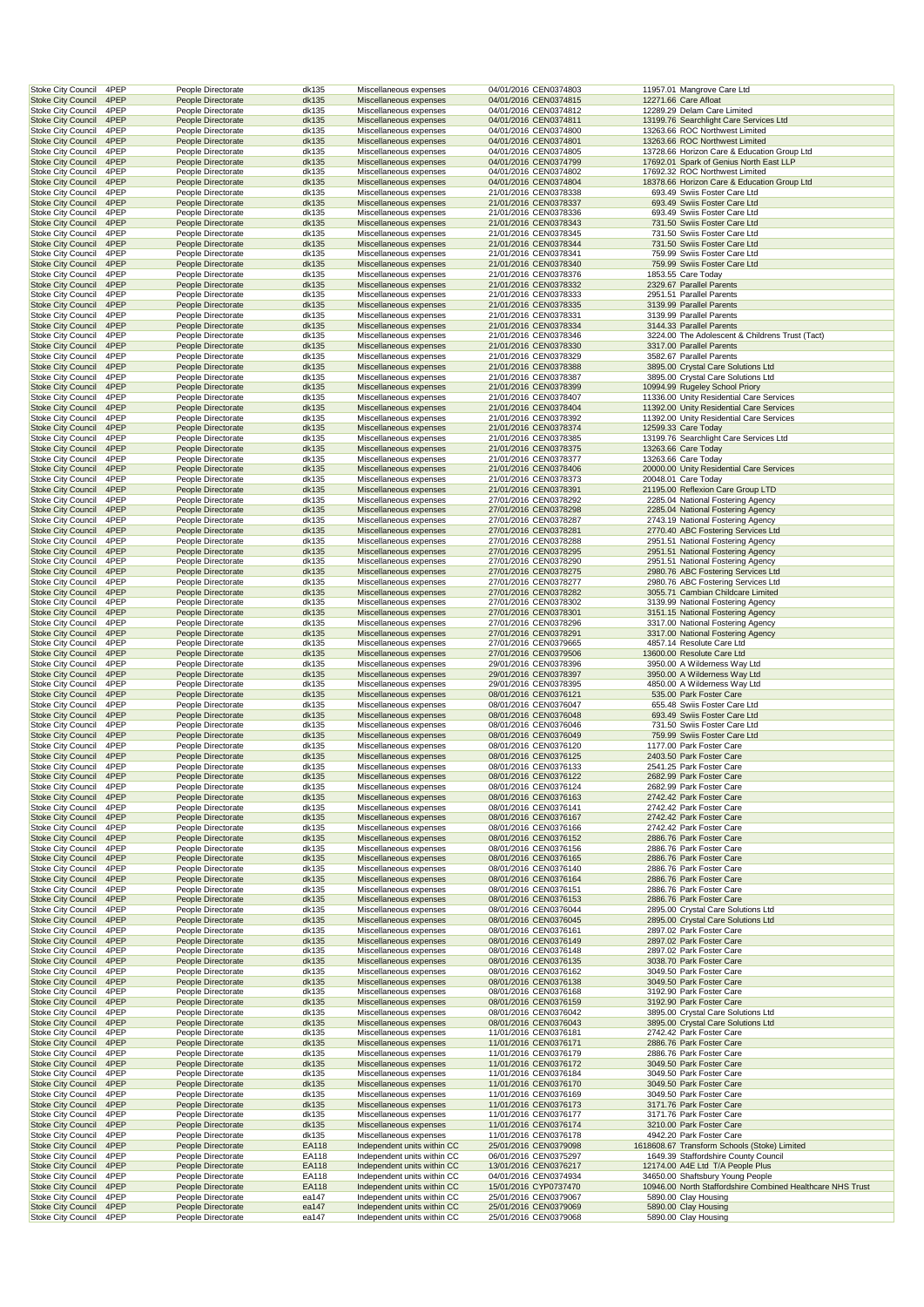| | | | | | | | | |
|---|---|---|---|---|---|---|---|---|
| Stoke City Council | 4PEP | People Directorate | dk135 | Miscellaneous expenses | 04/01/2016 | CEN0374803 | 11957.01 | Mangrove Care Ltd |
| Stoke City Council | 4PEP | People Directorate | dk135 | Miscellaneous expenses | 04/01/2016 | CEN0374815 | 12271.66 | Care Afloat |
| Stoke City Council | 4PEP | People Directorate | dk135 | Miscellaneous expenses | 04/01/2016 | CEN0374812 | 12289.29 | Delam Care Limited |
| Stoke City Council | 4PEP | People Directorate | dk135 | Miscellaneous expenses | 04/01/2016 | CEN0374811 | 13199.76 | Searchlight Care Services Ltd |
| Stoke City Council | 4PEP | People Directorate | dk135 | Miscellaneous expenses | 04/01/2016 | CEN0374800 | 13263.66 | ROC Northwest Limited |
| Stoke City Council | 4PEP | People Directorate | dk135 | Miscellaneous expenses | 04/01/2016 | CEN0374801 | 13263.66 | ROC Northwest Limited |
| Stoke City Council | 4PEP | People Directorate | dk135 | Miscellaneous expenses | 04/01/2016 | CEN0374805 | 13728.66 | Horizon Care & Education Group Ltd |
| Stoke City Council | 4PEP | People Directorate | dk135 | Miscellaneous expenses | 04/01/2016 | CEN0374799 | 17692.01 | Spark of Genius North East LLP |
| Stoke City Council | 4PEP | People Directorate | dk135 | Miscellaneous expenses | 04/01/2016 | CEN0374802 | 17692.32 | ROC Northwest Limited |
| Stoke City Council | 4PEP | People Directorate | dk135 | Miscellaneous expenses | 04/01/2016 | CEN0374804 | 18378.66 | Horizon Care & Education Group Ltd |
| Stoke City Council | 4PEP | People Directorate | dk135 | Miscellaneous expenses | 21/01/2016 | CEN0378338 | 693.49 | Swiis Foster Care Ltd |
| Stoke City Council | 4PEP | People Directorate | dk135 | Miscellaneous expenses | 21/01/2016 | CEN0378337 | 693.49 | Swiis Foster Care Ltd |
| Stoke City Council | 4PEP | People Directorate | dk135 | Miscellaneous expenses | 21/01/2016 | CEN0378336 | 693.49 | Swiis Foster Care Ltd |
| Stoke City Council | 4PEP | People Directorate | dk135 | Miscellaneous expenses | 21/01/2016 | CEN0378343 | 731.50 | Swiis Foster Care Ltd |
| Stoke City Council | 4PEP | People Directorate | dk135 | Miscellaneous expenses | 21/01/2016 | CEN0378345 | 731.50 | Swiis Foster Care Ltd |
| Stoke City Council | 4PEP | People Directorate | dk135 | Miscellaneous expenses | 21/01/2016 | CEN0378344 | 731.50 | Swiis Foster Care Ltd |
| Stoke City Council | 4PEP | People Directorate | dk135 | Miscellaneous expenses | 21/01/2016 | CEN0378341 | 759.99 | Swiis Foster Care Ltd |
| Stoke City Council | 4PEP | People Directorate | dk135 | Miscellaneous expenses | 21/01/2016 | CEN0378340 | 759.99 | Swiis Foster Care Ltd |
| Stoke City Council | 4PEP | People Directorate | dk135 | Miscellaneous expenses | 21/01/2016 | CEN0378376 | 1853.55 | Care Today |
| Stoke City Council | 4PEP | People Directorate | dk135 | Miscellaneous expenses | 21/01/2016 | CEN0378332 | 2329.67 | Parallel Parents |
| Stoke City Council | 4PEP | People Directorate | dk135 | Miscellaneous expenses | 21/01/2016 | CEN0378333 | 2951.51 | Parallel Parents |
| Stoke City Council | 4PEP | People Directorate | dk135 | Miscellaneous expenses | 21/01/2016 | CEN0378335 | 3139.99 | Parallel Parents |
| Stoke City Council | 4PEP | People Directorate | dk135 | Miscellaneous expenses | 21/01/2016 | CEN0378331 | 3139.99 | Parallel Parents |
| Stoke City Council | 4PEP | People Directorate | dk135 | Miscellaneous expenses | 21/01/2016 | CEN0378334 | 3144.33 | Parallel Parents |
| Stoke City Council | 4PEP | People Directorate | dk135 | Miscellaneous expenses | 21/01/2016 | CEN0378346 | 3224.00 | The Adolescent & Childrens Trust (Tact) |
| Stoke City Council | 4PEP | People Directorate | dk135 | Miscellaneous expenses | 21/01/2016 | CEN0378330 | 3317.00 | Parallel Parents |
| Stoke City Council | 4PEP | People Directorate | dk135 | Miscellaneous expenses | 21/01/2016 | CEN0378329 | 3582.67 | Parallel Parents |
| Stoke City Council | 4PEP | People Directorate | dk135 | Miscellaneous expenses | 21/01/2016 | CEN0378388 | 3895.00 | Crystal Care Solutions Ltd |
| Stoke City Council | 4PEP | People Directorate | dk135 | Miscellaneous expenses | 21/01/2016 | CEN0378387 | 3895.00 | Crystal Care Solutions Ltd |
| Stoke City Council | 4PEP | People Directorate | dk135 | Miscellaneous expenses | 21/01/2016 | CEN0378399 | 10994.99 | Rugeley School Priory |
| Stoke City Council | 4PEP | People Directorate | dk135 | Miscellaneous expenses | 21/01/2016 | CEN0378407 | 11336.00 | Unity Residential Care Services |
| Stoke City Council | 4PEP | People Directorate | dk135 | Miscellaneous expenses | 21/01/2016 | CEN0378404 | 11392.00 | Unity Residential Care Services |
| Stoke City Council | 4PEP | People Directorate | dk135 | Miscellaneous expenses | 21/01/2016 | CEN0378392 | 11392.00 | Unity Residential Care Services |
| Stoke City Council | 4PEP | People Directorate | dk135 | Miscellaneous expenses | 21/01/2016 | CEN0378374 | 12599.33 | Care Today |
| Stoke City Council | 4PEP | People Directorate | dk135 | Miscellaneous expenses | 21/01/2016 | CEN0378385 | 13199.76 | Searchlight Care Services Ltd |
| Stoke City Council | 4PEP | People Directorate | dk135 | Miscellaneous expenses | 21/01/2016 | CEN0378375 | 13263.66 | Care Today |
| Stoke City Council | 4PEP | People Directorate | dk135 | Miscellaneous expenses | 21/01/2016 | CEN0378377 | 13263.66 | Care Today |
| Stoke City Council | 4PEP | People Directorate | dk135 | Miscellaneous expenses | 21/01/2016 | CEN0378406 | 20000.00 | Unity Residential Care Services |
| Stoke City Council | 4PEP | People Directorate | dk135 | Miscellaneous expenses | 21/01/2016 | CEN0378373 | 20048.01 | Care Today |
| Stoke City Council | 4PEP | People Directorate | dk135 | Miscellaneous expenses | 21/01/2016 | CEN0378391 | 21195.00 | Reflexion Care Group LTD |
| Stoke City Council | 4PEP | People Directorate | dk135 | Miscellaneous expenses | 27/01/2016 | CEN0378292 | 2285.04 | National Fostering Agency |
| Stoke City Council | 4PEP | People Directorate | dk135 | Miscellaneous expenses | 27/01/2016 | CEN0378298 | 2285.04 | National Fostering Agency |
| Stoke City Council | 4PEP | People Directorate | dk135 | Miscellaneous expenses | 27/01/2016 | CEN0378287 | 2743.19 | National Fostering Agency |
| Stoke City Council | 4PEP | People Directorate | dk135 | Miscellaneous expenses | 27/01/2016 | CEN0378281 | 2770.40 | ABC Fostering Services Ltd |
| Stoke City Council | 4PEP | People Directorate | dk135 | Miscellaneous expenses | 27/01/2016 | CEN0378288 | 2951.51 | National Fostering Agency |
| Stoke City Council | 4PEP | People Directorate | dk135 | Miscellaneous expenses | 27/01/2016 | CEN0378295 | 2951.51 | National Fostering Agency |
| Stoke City Council | 4PEP | People Directorate | dk135 | Miscellaneous expenses | 27/01/2016 | CEN0378290 | 2951.51 | National Fostering Agency |
| Stoke City Council | 4PEP | People Directorate | dk135 | Miscellaneous expenses | 27/01/2016 | CEN0378275 | 2980.76 | ABC Fostering Services Ltd |
| Stoke City Council | 4PEP | People Directorate | dk135 | Miscellaneous expenses | 27/01/2016 | CEN0378277 | 2980.76 | ABC Fostering Services Ltd |
| Stoke City Council | 4PEP | People Directorate | dk135 | Miscellaneous expenses | 27/01/2016 | CEN0378282 | 3055.71 | Cambian Childcare Limited |
| Stoke City Council | 4PEP | People Directorate | dk135 | Miscellaneous expenses | 27/01/2016 | CEN0378302 | 3139.99 | National Fostering Agency |
| Stoke City Council | 4PEP | People Directorate | dk135 | Miscellaneous expenses | 27/01/2016 | CEN0378301 | 3151.15 | National Fostering Agency |
| Stoke City Council | 4PEP | People Directorate | dk135 | Miscellaneous expenses | 27/01/2016 | CEN0378296 | 3317.00 | National Fostering Agency |
| Stoke City Council | 4PEP | People Directorate | dk135 | Miscellaneous expenses | 27/01/2016 | CEN0378291 | 3317.00 | National Fostering Agency |
| Stoke City Council | 4PEP | People Directorate | dk135 | Miscellaneous expenses | 27/01/2016 | CEN0379665 | 4857.14 | Resolute Care Ltd |
| Stoke City Council | 4PEP | People Directorate | dk135 | Miscellaneous expenses | 27/01/2016 | CEN0379506 | 13600.00 | Resolute Care Ltd |
| Stoke City Council | 4PEP | People Directorate | dk135 | Miscellaneous expenses | 29/01/2016 | CEN0378396 | 3950.00 | A Wilderness Way Ltd |
| Stoke City Council | 4PEP | People Directorate | dk135 | Miscellaneous expenses | 29/01/2016 | CEN0378397 | 3950.00 | A Wilderness Way Ltd |
| Stoke City Council | 4PEP | People Directorate | dk135 | Miscellaneous expenses | 29/01/2016 | CEN0378395 | 4850.00 | A Wilderness Way Ltd |
| Stoke City Council | 4PEP | People Directorate | dk135 | Miscellaneous expenses | 08/01/2016 | CEN0376121 | 535.00 | Park Foster Care |
| Stoke City Council | 4PEP | People Directorate | dk135 | Miscellaneous expenses | 08/01/2016 | CEN0376047 | 655.48 | Swiis Foster Care Ltd |
| Stoke City Council | 4PEP | People Directorate | dk135 | Miscellaneous expenses | 08/01/2016 | CEN0376048 | 693.49 | Swiis Foster Care Ltd |
| Stoke City Council | 4PEP | People Directorate | dk135 | Miscellaneous expenses | 08/01/2016 | CEN0376046 | 731.50 | Swiis Foster Care Ltd |
| Stoke City Council | 4PEP | People Directorate | dk135 | Miscellaneous expenses | 08/01/2016 | CEN0376049 | 759.99 | Swiis Foster Care Ltd |
| Stoke City Council | 4PEP | People Directorate | dk135 | Miscellaneous expenses | 08/01/2016 | CEN0376120 | 1177.00 | Park Foster Care |
| Stoke City Council | 4PEP | People Directorate | dk135 | Miscellaneous expenses | 08/01/2016 | CEN0376125 | 2403.50 | Park Foster Care |
| Stoke City Council | 4PEP | People Directorate | dk135 | Miscellaneous expenses | 08/01/2016 | CEN0376133 | 2541.25 | Park Foster Care |
| Stoke City Council | 4PEP | People Directorate | dk135 | Miscellaneous expenses | 08/01/2016 | CEN0376122 | 2682.99 | Park Foster Care |
| Stoke City Council | 4PEP | People Directorate | dk135 | Miscellaneous expenses | 08/01/2016 | CEN0376124 | 2682.99 | Park Foster Care |
| Stoke City Council | 4PEP | People Directorate | dk135 | Miscellaneous expenses | 08/01/2016 | CEN0376163 | 2742.42 | Park Foster Care |
| Stoke City Council | 4PEP | People Directorate | dk135 | Miscellaneous expenses | 08/01/2016 | CEN0376141 | 2742.42 | Park Foster Care |
| Stoke City Council | 4PEP | People Directorate | dk135 | Miscellaneous expenses | 08/01/2016 | CEN0376167 | 2742.42 | Park Foster Care |
| Stoke City Council | 4PEP | People Directorate | dk135 | Miscellaneous expenses | 08/01/2016 | CEN0376166 | 2742.42 | Park Foster Care |
| Stoke City Council | 4PEP | People Directorate | dk135 | Miscellaneous expenses | 08/01/2016 | CEN0376152 | 2886.76 | Park Foster Care |
| Stoke City Council | 4PEP | People Directorate | dk135 | Miscellaneous expenses | 08/01/2016 | CEN0376156 | 2886.76 | Park Foster Care |
| Stoke City Council | 4PEP | People Directorate | dk135 | Miscellaneous expenses | 08/01/2016 | CEN0376165 | 2886.76 | Park Foster Care |
| Stoke City Council | 4PEP | People Directorate | dk135 | Miscellaneous expenses | 08/01/2016 | CEN0376140 | 2886.76 | Park Foster Care |
| Stoke City Council | 4PEP | People Directorate | dk135 | Miscellaneous expenses | 08/01/2016 | CEN0376164 | 2886.76 | Park Foster Care |
| Stoke City Council | 4PEP | People Directorate | dk135 | Miscellaneous expenses | 08/01/2016 | CEN0376151 | 2886.76 | Park Foster Care |
| Stoke City Council | 4PEP | People Directorate | dk135 | Miscellaneous expenses | 08/01/2016 | CEN0376153 | 2886.76 | Park Foster Care |
| Stoke City Council | 4PEP | People Directorate | dk135 | Miscellaneous expenses | 08/01/2016 | CEN0376044 | 2895.00 | Crystal Care Solutions Ltd |
| Stoke City Council | 4PEP | People Directorate | dk135 | Miscellaneous expenses | 08/01/2016 | CEN0376045 | 2895.00 | Crystal Care Solutions Ltd |
| Stoke City Council | 4PEP | People Directorate | dk135 | Miscellaneous expenses | 08/01/2016 | CEN0376161 | 2897.02 | Park Foster Care |
| Stoke City Council | 4PEP | People Directorate | dk135 | Miscellaneous expenses | 08/01/2016 | CEN0376149 | 2897.02 | Park Foster Care |
| Stoke City Council | 4PEP | People Directorate | dk135 | Miscellaneous expenses | 08/01/2016 | CEN0376148 | 2897.02 | Park Foster Care |
| Stoke City Council | 4PEP | People Directorate | dk135 | Miscellaneous expenses | 08/01/2016 | CEN0376135 | 3038.70 | Park Foster Care |
| Stoke City Council | 4PEP | People Directorate | dk135 | Miscellaneous expenses | 08/01/2016 | CEN0376162 | 3049.50 | Park Foster Care |
| Stoke City Council | 4PEP | People Directorate | dk135 | Miscellaneous expenses | 08/01/2016 | CEN0376138 | 3049.50 | Park Foster Care |
| Stoke City Council | 4PEP | People Directorate | dk135 | Miscellaneous expenses | 08/01/2016 | CEN0376168 | 3192.90 | Park Foster Care |
| Stoke City Council | 4PEP | People Directorate | dk135 | Miscellaneous expenses | 08/01/2016 | CEN0376159 | 3192.90 | Park Foster Care |
| Stoke City Council | 4PEP | People Directorate | dk135 | Miscellaneous expenses | 08/01/2016 | CEN0376042 | 3895.00 | Crystal Care Solutions Ltd |
| Stoke City Council | 4PEP | People Directorate | dk135 | Miscellaneous expenses | 08/01/2016 | CEN0376043 | 3895.00 | Crystal Care Solutions Ltd |
| Stoke City Council | 4PEP | People Directorate | dk135 | Miscellaneous expenses | 11/01/2016 | CEN0376181 | 2742.42 | Park Foster Care |
| Stoke City Council | 4PEP | People Directorate | dk135 | Miscellaneous expenses | 11/01/2016 | CEN0376171 | 2886.76 | Park Foster Care |
| Stoke City Council | 4PEP | People Directorate | dk135 | Miscellaneous expenses | 11/01/2016 | CEN0376179 | 2886.76 | Park Foster Care |
| Stoke City Council | 4PEP | People Directorate | dk135 | Miscellaneous expenses | 11/01/2016 | CEN0376172 | 3049.50 | Park Foster Care |
| Stoke City Council | 4PEP | People Directorate | dk135 | Miscellaneous expenses | 11/01/2016 | CEN0376184 | 3049.50 | Park Foster Care |
| Stoke City Council | 4PEP | People Directorate | dk135 | Miscellaneous expenses | 11/01/2016 | CEN0376170 | 3049.50 | Park Foster Care |
| Stoke City Council | 4PEP | People Directorate | dk135 | Miscellaneous expenses | 11/01/2016 | CEN0376169 | 3049.50 | Park Foster Care |
| Stoke City Council | 4PEP | People Directorate | dk135 | Miscellaneous expenses | 11/01/2016 | CEN0376173 | 3171.76 | Park Foster Care |
| Stoke City Council | 4PEP | People Directorate | dk135 | Miscellaneous expenses | 11/01/2016 | CEN0376177 | 3171.76 | Park Foster Care |
| Stoke City Council | 4PEP | People Directorate | dk135 | Miscellaneous expenses | 11/01/2016 | CEN0376174 | 3210.00 | Park Foster Care |
| Stoke City Council | 4PEP | People Directorate | dk135 | Miscellaneous expenses | 11/01/2016 | CEN0376178 | 4942.20 | Park Foster Care |
| Stoke City Council | 4PEP | People Directorate | EA118 | Independent units within CC | 25/01/2016 | CEN0379098 | 1618608.67 | Transform Schools (Stoke) Limited |
| Stoke City Council | 4PEP | People Directorate | EA118 | Independent units within CC | 06/01/2016 | CEN0375297 | 1649.39 | Staffordshire County Council |
| Stoke City Council | 4PEP | People Directorate | EA118 | Independent units within CC | 13/01/2016 | CEN0376217 | 12174.00 | A4E Ltd T/A People Plus |
| Stoke City Council | 4PEP | People Directorate | EA118 | Independent units within CC | 04/01/2016 | CEN0374934 | 34650.00 | Shaftsbury Young People |
| Stoke City Council | 4PEP | People Directorate | EA118 | Independent units within CC | 15/01/2016 | CYP0737470 | 10946.00 | North Staffordshire Combined Healthcare NHS Trust |
| Stoke City Council | 4PEP | People Directorate | ea147 | Independent units within CC | 25/01/2016 | CEN0379067 | 5890.00 | Clay Housing |
| Stoke City Council | 4PEP | People Directorate | ea147 | Independent units within CC | 25/01/2016 | CEN0379069 | 5890.00 | Clay Housing |
| Stoke City Council | 4PEP | People Directorate | ea147 | Independent units within CC | 25/01/2016 | CEN0379068 | 5890.00 | Clay Housing |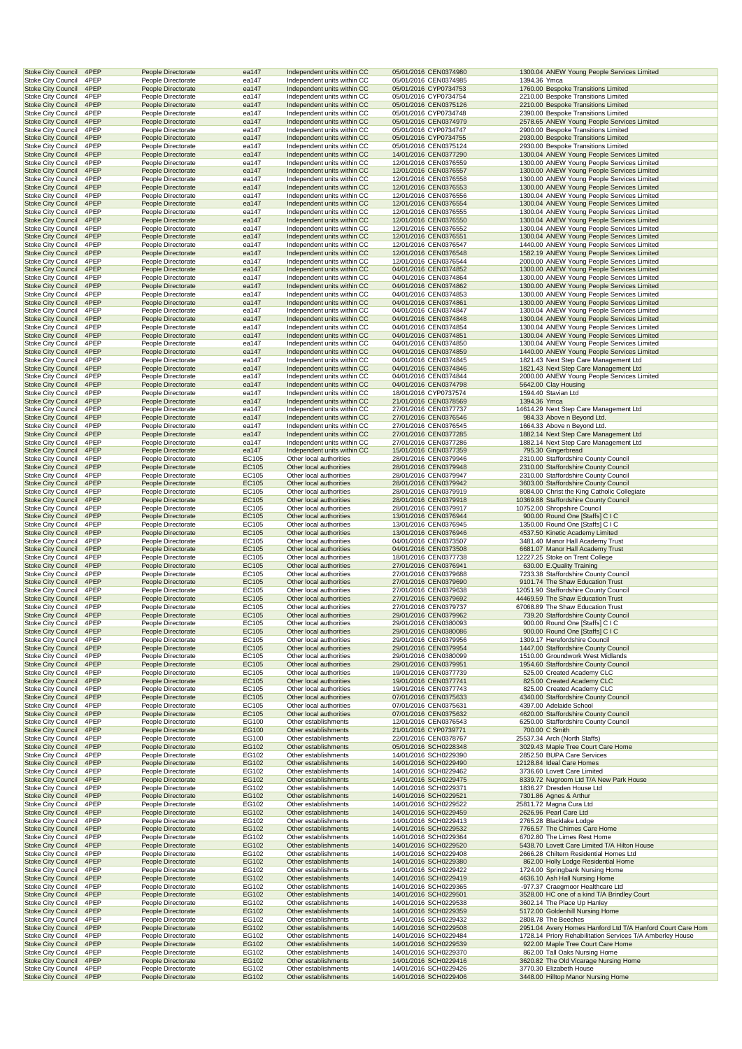| | | | | | | | | |
|---|---|---|---|---|---|---|---|---|
| Stoke City Council | 4PEP | People Directorate | ea147 | Independent units within CC | 05/01/2016 | CEN0374980 | 1300.04 | ANEW Young People Services Limited |
| Stoke City Council | 4PEP | People Directorate | ea147 | Independent units within CC | 05/01/2016 | CEN0374985 | 1394.36 | Ymca |
| Stoke City Council | 4PEP | People Directorate | ea147 | Independent units within CC | 05/01/2016 | CYP0734753 | 1760.00 | Bespoke Transitions Limited |
| Stoke City Council | 4PEP | People Directorate | ea147 | Independent units within CC | 05/01/2016 | CYP0734754 | 2210.00 | Bespoke Transitions Limited |
| Stoke City Council | 4PEP | People Directorate | ea147 | Independent units within CC | 05/01/2016 | CEN0375126 | 2210.00 | Bespoke Transitions Limited |
| Stoke City Council | 4PEP | People Directorate | ea147 | Independent units within CC | 05/01/2016 | CYP0734748 | 2390.00 | Bespoke Transitions Limited |
| Stoke City Council | 4PEP | People Directorate | ea147 | Independent units within CC | 05/01/2016 | CEN0374979 | 2578.65 | ANEW Young People Services Limited |
| Stoke City Council | 4PEP | People Directorate | ea147 | Independent units within CC | 05/01/2016 | CYP0734747 | 2900.00 | Bespoke Transitions Limited |
| Stoke City Council | 4PEP | People Directorate | ea147 | Independent units within CC | 05/01/2016 | CYP0734755 | 2930.00 | Bespoke Transitions Limited |
| Stoke City Council | 4PEP | People Directorate | ea147 | Independent units within CC | 05/01/2016 | CEN0375124 | 2930.00 | Bespoke Transitions Limited |
| Stoke City Council | 4PEP | People Directorate | ea147 | Independent units within CC | 14/01/2016 | CEN0377290 | 1300.04 | ANEW Young People Services Limited |
| Stoke City Council | 4PEP | People Directorate | ea147 | Independent units within CC | 12/01/2016 | CEN0376559 | 1300.00 | ANEW Young People Services Limited |
| Stoke City Council | 4PEP | People Directorate | ea147 | Independent units within CC | 12/01/2016 | CEN0376557 | 1300.00 | ANEW Young People Services Limited |
| Stoke City Council | 4PEP | People Directorate | ea147 | Independent units within CC | 12/01/2016 | CEN0376558 | 1300.00 | ANEW Young People Services Limited |
| Stoke City Council | 4PEP | People Directorate | ea147 | Independent units within CC | 12/01/2016 | CEN0376553 | 1300.00 | ANEW Young People Services Limited |
| Stoke City Council | 4PEP | People Directorate | ea147 | Independent units within CC | 12/01/2016 | CEN0376556 | 1300.04 | ANEW Young People Services Limited |
| Stoke City Council | 4PEP | People Directorate | ea147 | Independent units within CC | 12/01/2016 | CEN0376554 | 1300.04 | ANEW Young People Services Limited |
| Stoke City Council | 4PEP | People Directorate | ea147 | Independent units within CC | 12/01/2016 | CEN0376555 | 1300.04 | ANEW Young People Services Limited |
| Stoke City Council | 4PEP | People Directorate | ea147 | Independent units within CC | 12/01/2016 | CEN0376550 | 1300.04 | ANEW Young People Services Limited |
| Stoke City Council | 4PEP | People Directorate | ea147 | Independent units within CC | 12/01/2016 | CEN0376552 | 1300.04 | ANEW Young People Services Limited |
| Stoke City Council | 4PEP | People Directorate | ea147 | Independent units within CC | 12/01/2016 | CEN0376551 | 1300.04 | ANEW Young People Services Limited |
| Stoke City Council | 4PEP | People Directorate | ea147 | Independent units within CC | 12/01/2016 | CEN0376547 | 1440.00 | ANEW Young People Services Limited |
| Stoke City Council | 4PEP | People Directorate | ea147 | Independent units within CC | 12/01/2016 | CEN0376548 | 1582.19 | ANEW Young People Services Limited |
| Stoke City Council | 4PEP | People Directorate | ea147 | Independent units within CC | 12/01/2016 | CEN0376544 | 2000.00 | ANEW Young People Services Limited |
| Stoke City Council | 4PEP | People Directorate | ea147 | Independent units within CC | 04/01/2016 | CEN0374852 | 1300.00 | ANEW Young People Services Limited |
| Stoke City Council | 4PEP | People Directorate | ea147 | Independent units within CC | 04/01/2016 | CEN0374864 | 1300.00 | ANEW Young People Services Limited |
| Stoke City Council | 4PEP | People Directorate | ea147 | Independent units within CC | 04/01/2016 | CEN0374862 | 1300.00 | ANEW Young People Services Limited |
| Stoke City Council | 4PEP | People Directorate | ea147 | Independent units within CC | 04/01/2016 | CEN0374853 | 1300.00 | ANEW Young People Services Limited |
| Stoke City Council | 4PEP | People Directorate | ea147 | Independent units within CC | 04/01/2016 | CEN0374861 | 1300.00 | ANEW Young People Services Limited |
| Stoke City Council | 4PEP | People Directorate | ea147 | Independent units within CC | 04/01/2016 | CEN0374847 | 1300.04 | ANEW Young People Services Limited |
| Stoke City Council | 4PEP | People Directorate | ea147 | Independent units within CC | 04/01/2016 | CEN0374848 | 1300.04 | ANEW Young People Services Limited |
| Stoke City Council | 4PEP | People Directorate | ea147 | Independent units within CC | 04/01/2016 | CEN0374854 | 1300.04 | ANEW Young People Services Limited |
| Stoke City Council | 4PEP | People Directorate | ea147 | Independent units within CC | 04/01/2016 | CEN0374851 | 1300.04 | ANEW Young People Services Limited |
| Stoke City Council | 4PEP | People Directorate | ea147 | Independent units within CC | 04/01/2016 | CEN0374850 | 1300.04 | ANEW Young People Services Limited |
| Stoke City Council | 4PEP | People Directorate | ea147 | Independent units within CC | 04/01/2016 | CEN0374859 | 1440.00 | ANEW Young People Services Limited |
| Stoke City Council | 4PEP | People Directorate | ea147 | Independent units within CC | 04/01/2016 | CEN0374845 | 1821.43 | Next Step Care Management Ltd |
| Stoke City Council | 4PEP | People Directorate | ea147 | Independent units within CC | 04/01/2016 | CEN0374846 | 1821.43 | Next Step Care Management Ltd |
| Stoke City Council | 4PEP | People Directorate | ea147 | Independent units within CC | 04/01/2016 | CEN0374844 | 2000.00 | ANEW Young People Services Limited |
| Stoke City Council | 4PEP | People Directorate | ea147 | Independent units within CC | 04/01/2016 | CEN0374798 | 5642.00 | Clay Housing |
| Stoke City Council | 4PEP | People Directorate | ea147 | Independent units within CC | 18/01/2016 | CYP0737574 | 1594.40 | Stavian Ltd |
| Stoke City Council | 4PEP | People Directorate | ea147 | Independent units within CC | 21/01/2016 | CEN0378569 | 1394.36 | Ymca |
| Stoke City Council | 4PEP | People Directorate | ea147 | Independent units within CC | 27/01/2016 | CEN0377737 | 14614.29 | Next Step Care Management Ltd |
| Stoke City Council | 4PEP | People Directorate | ea147 | Independent units within CC | 27/01/2016 | CEN0376546 | 984.33 | Above n Beyond Ltd. |
| Stoke City Council | 4PEP | People Directorate | ea147 | Independent units within CC | 27/01/2016 | CEN0376545 | 1664.33 | Above n Beyond Ltd. |
| Stoke City Council | 4PEP | People Directorate | ea147 | Independent units within CC | 27/01/2016 | CEN0377285 | 1882.14 | Next Step Care Management Ltd |
| Stoke City Council | 4PEP | People Directorate | ea147 | Independent units within CC | 27/01/2016 | CEN0377286 | 1882.14 | Next Step Care Management Ltd |
| Stoke City Council | 4PEP | People Directorate | ea147 | Independent units within CC | 15/01/2016 | CEN0377359 | 795.30 | Gingerbread |
| Stoke City Council | 4PEP | People Directorate | EC105 | Other local authorities | 28/01/2016 | CEN0379946 | 2310.00 | Staffordshire County Council |
| Stoke City Council | 4PEP | People Directorate | EC105 | Other local authorities | 28/01/2016 | CEN0379948 | 2310.00 | Staffordshire County Council |
| Stoke City Council | 4PEP | People Directorate | EC105 | Other local authorities | 28/01/2016 | CEN0379947 | 2310.00 | Staffordshire County Council |
| Stoke City Council | 4PEP | People Directorate | EC105 | Other local authorities | 28/01/2016 | CEN0379942 | 3603.00 | Staffordshire County Council |
| Stoke City Council | 4PEP | People Directorate | EC105 | Other local authorities | 28/01/2016 | CEN0379919 | 8084.00 | Christ the King Catholic Collegiate |
| Stoke City Council | 4PEP | People Directorate | EC105 | Other local authorities | 28/01/2016 | CEN0379918 | 10369.88 | Staffordshire County Council |
| Stoke City Council | 4PEP | People Directorate | EC105 | Other local authorities | 28/01/2016 | CEN0379917 | 10752.00 | Shropshire Council |
| Stoke City Council | 4PEP | People Directorate | EC105 | Other local authorities | 13/01/2016 | CEN0376944 | 900.00 | Round One [Staffs] C I C |
| Stoke City Council | 4PEP | People Directorate | EC105 | Other local authorities | 13/01/2016 | CEN0376945 | 1350.00 | Round One [Staffs] C I C |
| Stoke City Council | 4PEP | People Directorate | EC105 | Other local authorities | 13/01/2016 | CEN0376946 | 4537.50 | Kinetic Academy Limited |
| Stoke City Council | 4PEP | People Directorate | EC105 | Other local authorities | 04/01/2016 | CEN0373507 | 3481.40 | Manor Hall Academy Trust |
| Stoke City Council | 4PEP | People Directorate | EC105 | Other local authorities | 04/01/2016 | CEN0373508 | 6681.07 | Manor Hall Academy Trust |
| Stoke City Council | 4PEP | People Directorate | EC105 | Other local authorities | 18/01/2016 | CEN0377738 | 12227.25 | Stoke on Trent College |
| Stoke City Council | 4PEP | People Directorate | EC105 | Other local authorities | 27/01/2016 | CEN0376941 | 630.00 | E.Quality Training |
| Stoke City Council | 4PEP | People Directorate | EC105 | Other local authorities | 27/01/2016 | CEN0379688 | 7233.38 | Staffordshire County Council |
| Stoke City Council | 4PEP | People Directorate | EC105 | Other local authorities | 27/01/2016 | CEN0379690 | 9101.74 | The Shaw Education Trust |
| Stoke City Council | 4PEP | People Directorate | EC105 | Other local authorities | 27/01/2016 | CEN0379638 | 12051.90 | Staffordshire County Council |
| Stoke City Council | 4PEP | People Directorate | EC105 | Other local authorities | 27/01/2016 | CEN0379692 | 44469.59 | The Shaw Education Trust |
| Stoke City Council | 4PEP | People Directorate | EC105 | Other local authorities | 27/01/2016 | CEN0379737 | 67068.89 | The Shaw Education Trust |
| Stoke City Council | 4PEP | People Directorate | EC105 | Other local authorities | 29/01/2016 | CEN0379962 | 739.20 | Staffordshire County Council |
| Stoke City Council | 4PEP | People Directorate | EC105 | Other local authorities | 29/01/2016 | CEN0380093 | 900.00 | Round One [Staffs] C I C |
| Stoke City Council | 4PEP | People Directorate | EC105 | Other local authorities | 29/01/2016 | CEN0380086 | 900.00 | Round One [Staffs] C I C |
| Stoke City Council | 4PEP | People Directorate | EC105 | Other local authorities | 29/01/2016 | CEN0379956 | 1309.17 | Herefordshire Council |
| Stoke City Council | 4PEP | People Directorate | EC105 | Other local authorities | 29/01/2016 | CEN0379954 | 1447.00 | Staffordshire County Council |
| Stoke City Council | 4PEP | People Directorate | EC105 | Other local authorities | 29/01/2016 | CEN0380099 | 1510.00 | Groundwork West Midlands |
| Stoke City Council | 4PEP | People Directorate | EC105 | Other local authorities | 29/01/2016 | CEN0379951 | 1954.60 | Staffordshire County Council |
| Stoke City Council | 4PEP | People Directorate | EC105 | Other local authorities | 19/01/2016 | CEN0377739 | 525.00 | Created Academy CLC |
| Stoke City Council | 4PEP | People Directorate | EC105 | Other local authorities | 19/01/2016 | CEN0377741 | 825.00 | Created Academy CLC |
| Stoke City Council | 4PEP | People Directorate | EC105 | Other local authorities | 19/01/2016 | CEN0377743 | 825.00 | Created Academy CLC |
| Stoke City Council | 4PEP | People Directorate | EC105 | Other local authorities | 07/01/2016 | CEN0375633 | 4340.00 | Staffordshire County Council |
| Stoke City Council | 4PEP | People Directorate | EC105 | Other local authorities | 07/01/2016 | CEN0375631 | 4397.00 | Adelaide School |
| Stoke City Council | 4PEP | People Directorate | EC105 | Other local authorities | 07/01/2016 | CEN0375632 | 4620.00 | Staffordshire County Council |
| Stoke City Council | 4PEP | People Directorate | EG100 | Other establishments | 12/01/2016 | CEN0376543 | 6250.00 | Staffordshire County Council |
| Stoke City Council | 4PEP | People Directorate | EG100 | Other establishments | 21/01/2016 | CYP0739771 | 700.00 | C Smith |
| Stoke City Council | 4PEP | People Directorate | EG100 | Other establishments | 22/01/2016 | CEN0378767 | 25537.34 | Arch (North Staffs) |
| Stoke City Council | 4PEP | People Directorate | EG102 | Other establishments | 05/01/2016 | SCH0228348 | 3029.43 | Maple Tree Court Care Home |
| Stoke City Council | 4PEP | People Directorate | EG102 | Other establishments | 14/01/2016 | SCH0229390 | 2852.50 | BUPA Care Services |
| Stoke City Council | 4PEP | People Directorate | EG102 | Other establishments | 14/01/2016 | SCH0229490 | 12128.84 | Ideal Care Homes |
| Stoke City Council | 4PEP | People Directorate | EG102 | Other establishments | 14/01/2016 | SCH0229462 | 3736.60 | Lovett Care Limited |
| Stoke City Council | 4PEP | People Directorate | EG102 | Other establishments | 14/01/2016 | SCH0229475 | 8339.72 | Nugroom Ltd T/A New Park House |
| Stoke City Council | 4PEP | People Directorate | EG102 | Other establishments | 14/01/2016 | SCH0229371 | 1836.27 | Dresden House Ltd |
| Stoke City Council | 4PEP | People Directorate | EG102 | Other establishments | 14/01/2016 | SCH0229521 | 7301.86 | Agnes & Arthur |
| Stoke City Council | 4PEP | People Directorate | EG102 | Other establishments | 14/01/2016 | SCH0229522 | 25811.72 | Magna Cura Ltd |
| Stoke City Council | 4PEP | People Directorate | EG102 | Other establishments | 14/01/2016 | SCH0229459 | 2626.96 | Pearl Care Ltd |
| Stoke City Council | 4PEP | People Directorate | EG102 | Other establishments | 14/01/2016 | SCH0229413 | 2765.28 | Blacklake Lodge |
| Stoke City Council | 4PEP | People Directorate | EG102 | Other establishments | 14/01/2016 | SCH0229532 | 7766.57 | The Chimes Care Home |
| Stoke City Council | 4PEP | People Directorate | EG102 | Other establishments | 14/01/2016 | SCH0229364 | 6702.80 | The Limes Rest Home |
| Stoke City Council | 4PEP | People Directorate | EG102 | Other establishments | 14/01/2016 | SCH0229520 | 5438.70 | Lovett Care Limited T/A Hilton House |
| Stoke City Council | 4PEP | People Directorate | EG102 | Other establishments | 14/01/2016 | SCH0229408 | 2666.28 | Chiltern Residential Homes Ltd |
| Stoke City Council | 4PEP | People Directorate | EG102 | Other establishments | 14/01/2016 | SCH0229380 | 862.00 | Holly Lodge Residential Home |
| Stoke City Council | 4PEP | People Directorate | EG102 | Other establishments | 14/01/2016 | SCH0229422 | 1724.00 | Springbank Nursing Home |
| Stoke City Council | 4PEP | People Directorate | EG102 | Other establishments | 14/01/2016 | SCH0229419 | 4636.10 | Ash Hall Nursing Home |
| Stoke City Council | 4PEP | People Directorate | EG102 | Other establishments | 14/01/2016 | SCH0229365 | -977.37 | Craegmoor Healthcare Ltd |
| Stoke City Council | 4PEP | People Directorate | EG102 | Other establishments | 14/01/2016 | SCH0229501 | 3528.00 | HC one of a kind T/A Brindley Court |
| Stoke City Council | 4PEP | People Directorate | EG102 | Other establishments | 14/01/2016 | SCH0229538 | 3602.14 | The Place Up Hanley |
| Stoke City Council | 4PEP | People Directorate | EG102 | Other establishments | 14/01/2016 | SCH0229359 | 5172.00 | Goldenhill Nursing Home |
| Stoke City Council | 4PEP | People Directorate | EG102 | Other establishments | 14/01/2016 | SCH0229432 | 2808.78 | The Beeches |
| Stoke City Council | 4PEP | People Directorate | EG102 | Other establishments | 14/01/2016 | SCH0229508 | 2951.04 | Avery Homes Hanford Ltd T/A Hanford Court Care Hom |
| Stoke City Council | 4PEP | People Directorate | EG102 | Other establishments | 14/01/2016 | SCH0229484 | 1728.14 | Priory Rehabilitation Services T/A Amberley House |
| Stoke City Council | 4PEP | People Directorate | EG102 | Other establishments | 14/01/2016 | SCH0229539 | 922.00 | Maple Tree Court Care Home |
| Stoke City Council | 4PEP | People Directorate | EG102 | Other establishments | 14/01/2016 | SCH0229370 | 862.00 | Tall Oaks Nursing Home |
| Stoke City Council | 4PEP | People Directorate | EG102 | Other establishments | 14/01/2016 | SCH0229416 | 3620.82 | The Old Vicarage Nursing Home |
| Stoke City Council | 4PEP | People Directorate | EG102 | Other establishments | 14/01/2016 | SCH0229426 | 3770.30 | Elizabeth House |
| Stoke City Council | 4PEP | People Directorate | EG102 | Other establishments | 14/01/2016 | SCH0229406 | 3448.00 | Hilltop Manor Nursing Home |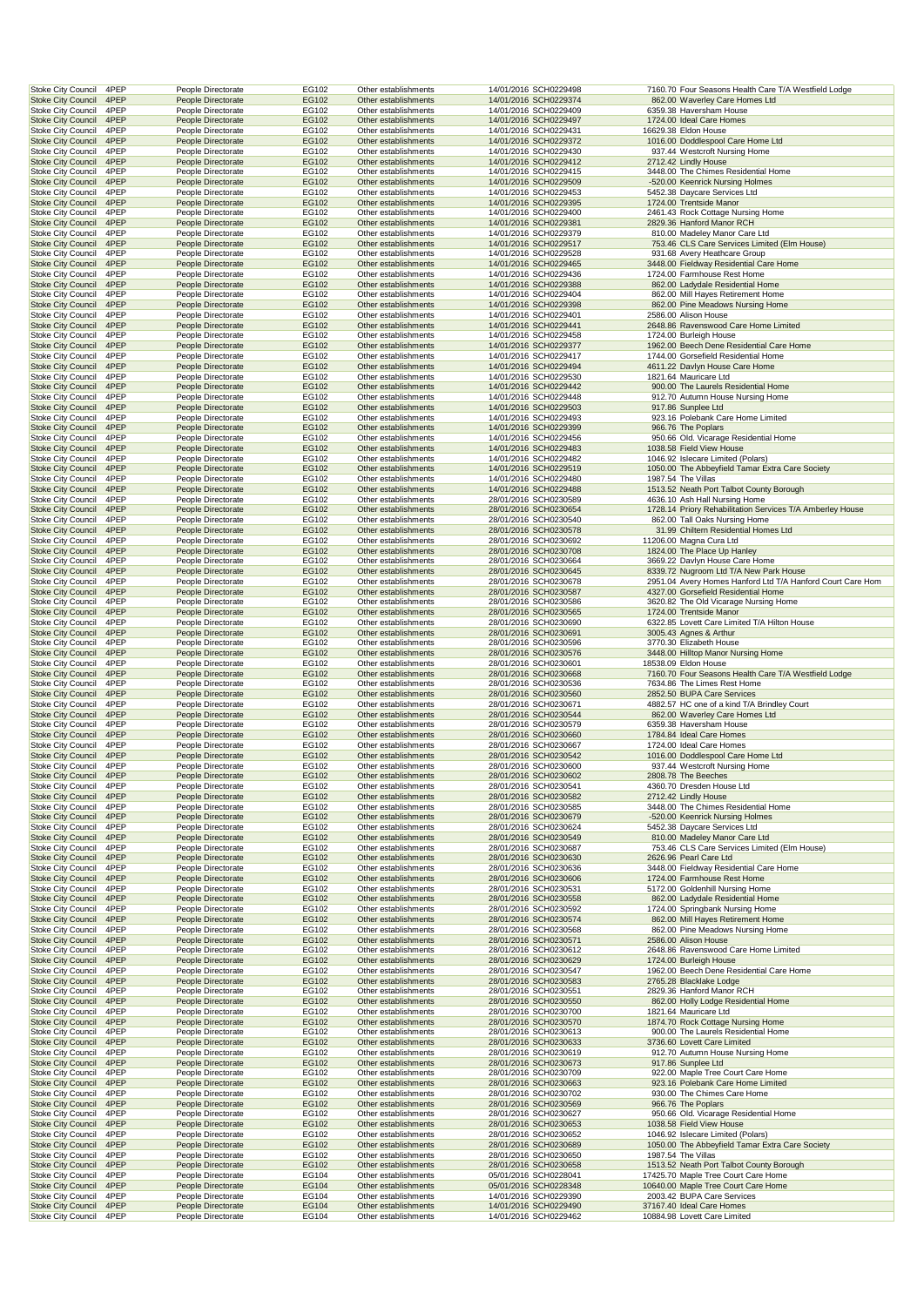| | | | | | | | | |
|---|---|---|---|---|---|---|---|---|
| Stoke City Council | 4PEP | People Directorate | EG102 | Other establishments | 14/01/2016 | SCH0229498 | 7160.70 | Four Seasons Health Care T/A Westfield Lodge |
| Stoke City Council | 4PEP | People Directorate | EG102 | Other establishments | 14/01/2016 | SCH0229374 | 862.00 | Waverley Care Homes Ltd |
| Stoke City Council | 4PEP | People Directorate | EG102 | Other establishments | 14/01/2016 | SCH0229409 | 6359.38 | Haversham House |
| Stoke City Council | 4PEP | People Directorate | EG102 | Other establishments | 14/01/2016 | SCH0229497 | 1724.00 | Ideal Care Homes |
| Stoke City Council | 4PEP | People Directorate | EG102 | Other establishments | 14/01/2016 | SCH0229431 | 16629.38 | Eldon House |
| Stoke City Council | 4PEP | People Directorate | EG102 | Other establishments | 14/01/2016 | SCH0229372 | 1016.00 | Doddlespool Care Home Ltd |
| Stoke City Council | 4PEP | People Directorate | EG102 | Other establishments | 14/01/2016 | SCH0229430 | 937.44 | Westcroft Nursing Home |
| Stoke City Council | 4PEP | People Directorate | EG102 | Other establishments | 14/01/2016 | SCH0229412 | 2712.42 | Lindly House |
| Stoke City Council | 4PEP | People Directorate | EG102 | Other establishments | 14/01/2016 | SCH0229415 | 3448.00 | The Chimes Residential Home |
| Stoke City Council | 4PEP | People Directorate | EG102 | Other establishments | 14/01/2016 | SCH0229509 | -520.00 | Keenrick Nursing Holmes |
| Stoke City Council | 4PEP | People Directorate | EG102 | Other establishments | 14/01/2016 | SCH0229453 | 5452.38 | Daycare Services Ltd |
| Stoke City Council | 4PEP | People Directorate | EG102 | Other establishments | 14/01/2016 | SCH0229395 | 1724.00 | Trentside Manor |
| Stoke City Council | 4PEP | People Directorate | EG102 | Other establishments | 14/01/2016 | SCH0229400 | 2461.43 | Rock Cottage Nursing Home |
| Stoke City Council | 4PEP | People Directorate | EG102 | Other establishments | 14/01/2016 | SCH0229381 | 2829.36 | Hanford Manor RCH |
| Stoke City Council | 4PEP | People Directorate | EG102 | Other establishments | 14/01/2016 | SCH0229379 | 810.00 | Madeley Manor Care Ltd |
| Stoke City Council | 4PEP | People Directorate | EG102 | Other establishments | 14/01/2016 | SCH0229517 | 753.46 | CLS Care Services Limited (Elm House) |
| Stoke City Council | 4PEP | People Directorate | EG102 | Other establishments | 14/01/2016 | SCH0229528 | 931.68 | Avery Heathcare Group |
| Stoke City Council | 4PEP | People Directorate | EG102 | Other establishments | 14/01/2016 | SCH0229465 | 3448.00 | Fieldway Residential Care Home |
| Stoke City Council | 4PEP | People Directorate | EG102 | Other establishments | 14/01/2016 | SCH0229436 | 1724.00 | Farmhouse Rest Home |
| Stoke City Council | 4PEP | People Directorate | EG102 | Other establishments | 14/01/2016 | SCH0229388 | 862.00 | Ladydale Residential Home |
| Stoke City Council | 4PEP | People Directorate | EG102 | Other establishments | 14/01/2016 | SCH0229404 | 862.00 | Mill Hayes Retirement Home |
| Stoke City Council | 4PEP | People Directorate | EG102 | Other establishments | 14/01/2016 | SCH0229398 | 862.00 | Pine Meadows Nursing Home |
| Stoke City Council | 4PEP | People Directorate | EG102 | Other establishments | 14/01/2016 | SCH0229401 | 2586.00 | Alison House |
| Stoke City Council | 4PEP | People Directorate | EG102 | Other establishments | 14/01/2016 | SCH0229441 | 2648.86 | Ravenswood Care Home Limited |
| Stoke City Council | 4PEP | People Directorate | EG102 | Other establishments | 14/01/2016 | SCH0229458 | 1724.00 | Burleigh House |
| Stoke City Council | 4PEP | People Directorate | EG102 | Other establishments | 14/01/2016 | SCH0229377 | 1962.00 | Beech Dene Residential Care Home |
| Stoke City Council | 4PEP | People Directorate | EG102 | Other establishments | 14/01/2016 | SCH0229417 | 1744.00 | Gorsefield Residential Home |
| Stoke City Council | 4PEP | People Directorate | EG102 | Other establishments | 14/01/2016 | SCH0229494 | 4611.22 | Davlyn House Care Home |
| Stoke City Council | 4PEP | People Directorate | EG102 | Other establishments | 14/01/2016 | SCH0229530 | 1821.64 | Mauricare Ltd |
| Stoke City Council | 4PEP | People Directorate | EG102 | Other establishments | 14/01/2016 | SCH0229442 | 900.00 | The Laurels Residential Home |
| Stoke City Council | 4PEP | People Directorate | EG102 | Other establishments | 14/01/2016 | SCH0229448 | 912.70 | Autumn House Nursing Home |
| Stoke City Council | 4PEP | People Directorate | EG102 | Other establishments | 14/01/2016 | SCH0229503 | 917.86 | Sunplee Ltd |
| Stoke City Council | 4PEP | People Directorate | EG102 | Other establishments | 14/01/2016 | SCH0229493 | 923.16 | Polebank Care Home Limited |
| Stoke City Council | 4PEP | People Directorate | EG102 | Other establishments | 14/01/2016 | SCH0229399 | 966.76 | The Poplars |
| Stoke City Council | 4PEP | People Directorate | EG102 | Other establishments | 14/01/2016 | SCH0229456 | 950.66 | Old. Vicarage Residential Home |
| Stoke City Council | 4PEP | People Directorate | EG102 | Other establishments | 14/01/2016 | SCH0229483 | 1038.58 | Field View House |
| Stoke City Council | 4PEP | People Directorate | EG102 | Other establishments | 14/01/2016 | SCH0229482 | 1046.92 | Islecare Limited (Polars) |
| Stoke City Council | 4PEP | People Directorate | EG102 | Other establishments | 14/01/2016 | SCH0229519 | 1050.00 | The Abbeyfield Tamar Extra Care Society |
| Stoke City Council | 4PEP | People Directorate | EG102 | Other establishments | 14/01/2016 | SCH0229480 | 1987.54 | The Villas |
| Stoke City Council | 4PEP | People Directorate | EG102 | Other establishments | 14/01/2016 | SCH0229488 | 1513.52 | Neath Port Talbot County Borough |
| Stoke City Council | 4PEP | People Directorate | EG102 | Other establishments | 28/01/2016 | SCH0230589 | 4636.10 | Ash Hall Nursing Home |
| Stoke City Council | 4PEP | People Directorate | EG102 | Other establishments | 28/01/2016 | SCH0230654 | 1728.14 | Priory Rehabilitation Services T/A Amberley House |
| Stoke City Council | 4PEP | People Directorate | EG102 | Other establishments | 28/01/2016 | SCH0230540 | 862.00 | Tall Oaks Nursing Home |
| Stoke City Council | 4PEP | People Directorate | EG102 | Other establishments | 28/01/2016 | SCH0230578 | 31.99 | Chiltern Residential Homes Ltd |
| Stoke City Council | 4PEP | People Directorate | EG102 | Other establishments | 28/01/2016 | SCH0230692 | 11206.00 | Magna Cura Ltd |
| Stoke City Council | 4PEP | People Directorate | EG102 | Other establishments | 28/01/2016 | SCH0230708 | 1824.00 | The Place Up Hanley |
| Stoke City Council | 4PEP | People Directorate | EG102 | Other establishments | 28/01/2016 | SCH0230664 | 3669.22 | Davlyn House Care Home |
| Stoke City Council | 4PEP | People Directorate | EG102 | Other establishments | 28/01/2016 | SCH0230645 | 8339.72 | Nugroom Ltd T/A New Park House |
| Stoke City Council | 4PEP | People Directorate | EG102 | Other establishments | 28/01/2016 | SCH0230678 | 2951.04 | Avery Homes Hanford Ltd T/A Hanford Court Care Hom |
| Stoke City Council | 4PEP | People Directorate | EG102 | Other establishments | 28/01/2016 | SCH0230587 | 4327.00 | Gorsefield Residential Home |
| Stoke City Council | 4PEP | People Directorate | EG102 | Other establishments | 28/01/2016 | SCH0230586 | 3620.82 | The Old Vicarage Nursing Home |
| Stoke City Council | 4PEP | People Directorate | EG102 | Other establishments | 28/01/2016 | SCH0230565 | 1724.00 | Trentside Manor |
| Stoke City Council | 4PEP | People Directorate | EG102 | Other establishments | 28/01/2016 | SCH0230690 | 6322.85 | Lovett Care Limited T/A Hilton House |
| Stoke City Council | 4PEP | People Directorate | EG102 | Other establishments | 28/01/2016 | SCH0230691 | 3005.43 | Agnes & Arthur |
| Stoke City Council | 4PEP | People Directorate | EG102 | Other establishments | 28/01/2016 | SCH0230596 | 3770.30 | Elizabeth House |
| Stoke City Council | 4PEP | People Directorate | EG102 | Other establishments | 28/01/2016 | SCH0230576 | 3448.00 | Hilltop Manor Nursing Home |
| Stoke City Council | 4PEP | People Directorate | EG102 | Other establishments | 28/01/2016 | SCH0230601 | 18538.09 | Eldon House |
| Stoke City Council | 4PEP | People Directorate | EG102 | Other establishments | 28/01/2016 | SCH0230668 | 7160.70 | Four Seasons Health Care T/A Westfield Lodge |
| Stoke City Council | 4PEP | People Directorate | EG102 | Other establishments | 28/01/2016 | SCH0230536 | 7634.86 | The Limes Rest Home |
| Stoke City Council | 4PEP | People Directorate | EG102 | Other establishments | 28/01/2016 | SCH0230560 | 2852.50 | BUPA Care Services |
| Stoke City Council | 4PEP | People Directorate | EG102 | Other establishments | 28/01/2016 | SCH0230671 | 4882.57 | HC one of a kind T/A Brindley Court |
| Stoke City Council | 4PEP | People Directorate | EG102 | Other establishments | 28/01/2016 | SCH0230544 | 862.00 | Waverley Care Homes Ltd |
| Stoke City Council | 4PEP | People Directorate | EG102 | Other establishments | 28/01/2016 | SCH0230579 | 6359.38 | Haversham House |
| Stoke City Council | 4PEP | People Directorate | EG102 | Other establishments | 28/01/2016 | SCH0230660 | 1784.84 | Ideal Care Homes |
| Stoke City Council | 4PEP | People Directorate | EG102 | Other establishments | 28/01/2016 | SCH0230667 | 1724.00 | Ideal Care Homes |
| Stoke City Council | 4PEP | People Directorate | EG102 | Other establishments | 28/01/2016 | SCH0230542 | 1016.00 | Doddlespool Care Home Ltd |
| Stoke City Council | 4PEP | People Directorate | EG102 | Other establishments | 28/01/2016 | SCH0230600 | 937.44 | Westcroft Nursing Home |
| Stoke City Council | 4PEP | People Directorate | EG102 | Other establishments | 28/01/2016 | SCH0230602 | 2808.78 | The Beeches |
| Stoke City Council | 4PEP | People Directorate | EG102 | Other establishments | 28/01/2016 | SCH0230541 | 4360.70 | Dresden House Ltd |
| Stoke City Council | 4PEP | People Directorate | EG102 | Other establishments | 28/01/2016 | SCH0230582 | 2712.42 | Lindly House |
| Stoke City Council | 4PEP | People Directorate | EG102 | Other establishments | 28/01/2016 | SCH0230585 | 3448.00 | The Chimes Residential Home |
| Stoke City Council | 4PEP | People Directorate | EG102 | Other establishments | 28/01/2016 | SCH0230679 | -520.00 | Keenrick Nursing Holmes |
| Stoke City Council | 4PEP | People Directorate | EG102 | Other establishments | 28/01/2016 | SCH0230624 | 5452.38 | Daycare Services Ltd |
| Stoke City Council | 4PEP | People Directorate | EG102 | Other establishments | 28/01/2016 | SCH0230549 | 810.00 | Madeley Manor Care Ltd |
| Stoke City Council | 4PEP | People Directorate | EG102 | Other establishments | 28/01/2016 | SCH0230687 | 753.46 | CLS Care Services Limited (Elm House) |
| Stoke City Council | 4PEP | People Directorate | EG102 | Other establishments | 28/01/2016 | SCH0230630 | 2626.96 | Pearl Care Ltd |
| Stoke City Council | 4PEP | People Directorate | EG102 | Other establishments | 28/01/2016 | SCH0230636 | 3448.00 | Fieldway Residential Care Home |
| Stoke City Council | 4PEP | People Directorate | EG102 | Other establishments | 28/01/2016 | SCH0230606 | 1724.00 | Farmhouse Rest Home |
| Stoke City Council | 4PEP | People Directorate | EG102 | Other establishments | 28/01/2016 | SCH0230531 | 5172.00 | Goldenhill Nursing Home |
| Stoke City Council | 4PEP | People Directorate | EG102 | Other establishments | 28/01/2016 | SCH0230558 | 862.00 | Ladydale Residential Home |
| Stoke City Council | 4PEP | People Directorate | EG102 | Other establishments | 28/01/2016 | SCH0230592 | 1724.00 | Springbank Nursing Home |
| Stoke City Council | 4PEP | People Directorate | EG102 | Other establishments | 28/01/2016 | SCH0230574 | 862.00 | Mill Hayes Retirement Home |
| Stoke City Council | 4PEP | People Directorate | EG102 | Other establishments | 28/01/2016 | SCH0230568 | 862.00 | Pine Meadows Nursing Home |
| Stoke City Council | 4PEP | People Directorate | EG102 | Other establishments | 28/01/2016 | SCH0230571 | 2586.00 | Alison House |
| Stoke City Council | 4PEP | People Directorate | EG102 | Other establishments | 28/01/2016 | SCH0230612 | 2648.86 | Ravenswood Care Home Limited |
| Stoke City Council | 4PEP | People Directorate | EG102 | Other establishments | 28/01/2016 | SCH0230629 | 1724.00 | Burleigh House |
| Stoke City Council | 4PEP | People Directorate | EG102 | Other establishments | 28/01/2016 | SCH0230547 | 1962.00 | Beech Dene Residential Care Home |
| Stoke City Council | 4PEP | People Directorate | EG102 | Other establishments | 28/01/2016 | SCH0230583 | 2765.28 | Blacklake Lodge |
| Stoke City Council | 4PEP | People Directorate | EG102 | Other establishments | 28/01/2016 | SCH0230551 | 2829.36 | Hanford Manor RCH |
| Stoke City Council | 4PEP | People Directorate | EG102 | Other establishments | 28/01/2016 | SCH0230550 | 862.00 | Holly Lodge Residential Home |
| Stoke City Council | 4PEP | People Directorate | EG102 | Other establishments | 28/01/2016 | SCH0230700 | 1821.64 | Mauricare Ltd |
| Stoke City Council | 4PEP | People Directorate | EG102 | Other establishments | 28/01/2016 | SCH0230570 | 1874.70 | Rock Cottage Nursing Home |
| Stoke City Council | 4PEP | People Directorate | EG102 | Other establishments | 28/01/2016 | SCH0230613 | 900.00 | The Laurels Residential Home |
| Stoke City Council | 4PEP | People Directorate | EG102 | Other establishments | 28/01/2016 | SCH0230633 | 3736.60 | Lovett Care Limited |
| Stoke City Council | 4PEP | People Directorate | EG102 | Other establishments | 28/01/2016 | SCH0230619 | 912.70 | Autumn House Nursing Home |
| Stoke City Council | 4PEP | People Directorate | EG102 | Other establishments | 28/01/2016 | SCH0230673 | 917.86 | Sunplee Ltd |
| Stoke City Council | 4PEP | People Directorate | EG102 | Other establishments | 28/01/2016 | SCH0230709 | 922.00 | Maple Tree Court Care Home |
| Stoke City Council | 4PEP | People Directorate | EG102 | Other establishments | 28/01/2016 | SCH0230663 | 923.16 | Polebank Care Home Limited |
| Stoke City Council | 4PEP | People Directorate | EG102 | Other establishments | 28/01/2016 | SCH0230702 | 930.00 | The Chimes Care Home |
| Stoke City Council | 4PEP | People Directorate | EG102 | Other establishments | 28/01/2016 | SCH0230569 | 966.76 | The Poplars |
| Stoke City Council | 4PEP | People Directorate | EG102 | Other establishments | 28/01/2016 | SCH0230627 | 950.66 | Old. Vicarage Residential Home |
| Stoke City Council | 4PEP | People Directorate | EG102 | Other establishments | 28/01/2016 | SCH0230653 | 1038.58 | Field View House |
| Stoke City Council | 4PEP | People Directorate | EG102 | Other establishments | 28/01/2016 | SCH0230652 | 1046.92 | Islecare Limited (Polars) |
| Stoke City Council | 4PEP | People Directorate | EG102 | Other establishments | 28/01/2016 | SCH0230689 | 1050.00 | The Abbeyfield Tamar Extra Care Society |
| Stoke City Council | 4PEP | People Directorate | EG102 | Other establishments | 28/01/2016 | SCH0230650 | 1987.54 | The Villas |
| Stoke City Council | 4PEP | People Directorate | EG102 | Other establishments | 28/01/2016 | SCH0230658 | 1513.52 | Neath Port Talbot County Borough |
| Stoke City Council | 4PEP | People Directorate | EG104 | Other establishments | 05/01/2016 | SCH0228041 | 17425.70 | Maple Tree Court Care Home |
| Stoke City Council | 4PEP | People Directorate | EG104 | Other establishments | 05/01/2016 | SCH0228348 | 10640.00 | Maple Tree Court Care Home |
| Stoke City Council | 4PEP | People Directorate | EG104 | Other establishments | 14/01/2016 | SCH0229390 | 2003.42 | BUPA Care Services |
| Stoke City Council | 4PEP | People Directorate | EG104 | Other establishments | 14/01/2016 | SCH0229490 | 37167.40 | Ideal Care Homes |
| Stoke City Council | 4PEP | People Directorate | EG104 | Other establishments | 14/01/2016 | SCH0229462 | 10884.98 | Lovett Care Limited |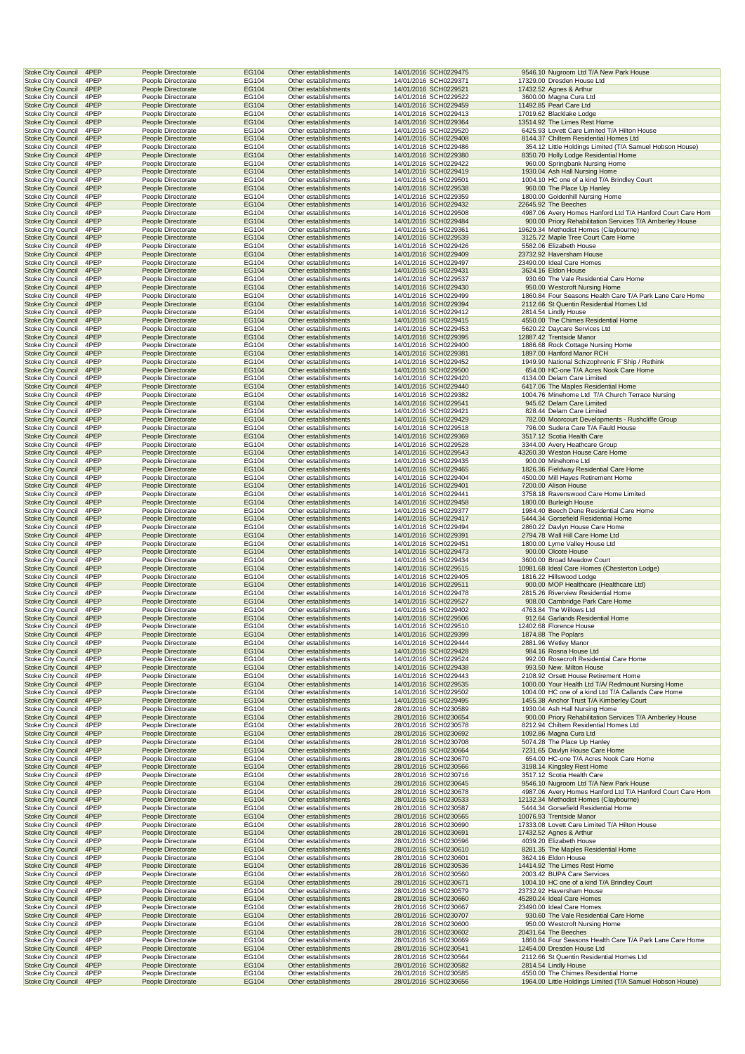| | | | | | | | | |
|---|---|---|---|---|---|---|---|---|
| Stoke City Council | 4PEP | People Directorate | EG104 | Other establishments | 14/01/2016 | SCH0229475 | 9546.10 | Nugroom Ltd T/A New Park House |
| Stoke City Council | 4PEP | People Directorate | EG104 | Other establishments | 14/01/2016 | SCH0229371 | 17329.00 | Dresden House Ltd |
| Stoke City Council | 4PEP | People Directorate | EG104 | Other establishments | 14/01/2016 | SCH0229521 | 17432.52 | Agnes & Arthur |
| Stoke City Council | 4PEP | People Directorate | EG104 | Other establishments | 14/01/2016 | SCH0229522 | 3600.00 | Magna Cura Ltd |
| Stoke City Council | 4PEP | People Directorate | EG104 | Other establishments | 14/01/2016 | SCH0229459 | 11492.85 | Pearl Care Ltd |
| Stoke City Council | 4PEP | People Directorate | EG104 | Other establishments | 14/01/2016 | SCH0229413 | 17019.62 | Blacklake Lodge |
| Stoke City Council | 4PEP | People Directorate | EG104 | Other establishments | 14/01/2016 | SCH0229364 | 13514.92 | The Limes Rest Home |
| Stoke City Council | 4PEP | People Directorate | EG104 | Other establishments | 14/01/2016 | SCH0229520 | 6425.93 | Lovett Care Limited T/A Hilton House |
| Stoke City Council | 4PEP | People Directorate | EG104 | Other establishments | 14/01/2016 | SCH0229408 | 8144.37 | Chiltern Residential Homes Ltd |
| Stoke City Council | 4PEP | People Directorate | EG104 | Other establishments | 14/01/2016 | SCH0229486 | 354.12 | Little Holdings Limited (T/A Samuel Hobson House) |
| Stoke City Council | 4PEP | People Directorate | EG104 | Other establishments | 14/01/2016 | SCH0229380 | 8350.70 | Holly Lodge Residential Home |
| Stoke City Council | 4PEP | People Directorate | EG104 | Other establishments | 14/01/2016 | SCH0229422 | 960.00 | Springbank Nursing Home |
| Stoke City Council | 4PEP | People Directorate | EG104 | Other establishments | 14/01/2016 | SCH0229419 | 1930.04 | Ash Hall Nursing Home |
| Stoke City Council | 4PEP | People Directorate | EG104 | Other establishments | 14/01/2016 | SCH0229501 | 1004.10 | HC one of a kind T/A Brindley Court |
| Stoke City Council | 4PEP | People Directorate | EG104 | Other establishments | 14/01/2016 | SCH0229538 | 960.00 | The Place Up Hanley |
| Stoke City Council | 4PEP | People Directorate | EG104 | Other establishments | 14/01/2016 | SCH0229359 | 1800.00 | Goldenhill Nursing Home |
| Stoke City Council | 4PEP | People Directorate | EG104 | Other establishments | 14/01/2016 | SCH0229432 | 22645.92 | The Beeches |
| Stoke City Council | 4PEP | People Directorate | EG104 | Other establishments | 14/01/2016 | SCH0229508 | 4987.06 | Avery Homes Hanford Ltd T/A Hanford Court Care Hom |
| Stoke City Council | 4PEP | People Directorate | EG104 | Other establishments | 14/01/2016 | SCH0229484 | 900.00 | Priory Rehabilitation Services T/A Amberley House |
| Stoke City Council | 4PEP | People Directorate | EG104 | Other establishments | 14/01/2016 | SCH0229361 | 19629.34 | Methodist Homes (Claybourne) |
| Stoke City Council | 4PEP | People Directorate | EG104 | Other establishments | 14/01/2016 | SCH0229539 | 3125.72 | Maple Tree Court Care Home |
| Stoke City Council | 4PEP | People Directorate | EG104 | Other establishments | 14/01/2016 | SCH0229426 | 5582.06 | Elizabeth House |
| Stoke City Council | 4PEP | People Directorate | EG104 | Other establishments | 14/01/2016 | SCH0229409 | 23732.92 | Haversham House |
| Stoke City Council | 4PEP | People Directorate | EG104 | Other establishments | 14/01/2016 | SCH0229497 | 23490.00 | Ideal Care Homes |
| Stoke City Council | 4PEP | People Directorate | EG104 | Other establishments | 14/01/2016 | SCH0229431 | 3624.16 | Eldon House |
| Stoke City Council | 4PEP | People Directorate | EG104 | Other establishments | 14/01/2016 | SCH0229537 | 930.60 | The Vale Residential Care Home |
| Stoke City Council | 4PEP | People Directorate | EG104 | Other establishments | 14/01/2016 | SCH0229430 | 950.00 | Westcroft Nursing Home |
| Stoke City Council | 4PEP | People Directorate | EG104 | Other establishments | 14/01/2016 | SCH0229499 | 1860.84 | Four Seasons Health Care T/A Park Lane Care Home |
| Stoke City Council | 4PEP | People Directorate | EG104 | Other establishments | 14/01/2016 | SCH0229394 | 2112.66 | St Quentin Residential Homes Ltd |
| Stoke City Council | 4PEP | People Directorate | EG104 | Other establishments | 14/01/2016 | SCH0229412 | 2814.54 | Lindly House |
| Stoke City Council | 4PEP | People Directorate | EG104 | Other establishments | 14/01/2016 | SCH0229415 | 4550.00 | The Chimes Residential Home |
| Stoke City Council | 4PEP | People Directorate | EG104 | Other establishments | 14/01/2016 | SCH0229453 | 5620.22 | Daycare Services Ltd |
| Stoke City Council | 4PEP | People Directorate | EG104 | Other establishments | 14/01/2016 | SCH0229395 | 12887.42 | Trentside Manor |
| Stoke City Council | 4PEP | People Directorate | EG104 | Other establishments | 14/01/2016 | SCH0229400 | 1886.68 | Rock Cottage Nursing Home |
| Stoke City Council | 4PEP | People Directorate | EG104 | Other establishments | 14/01/2016 | SCH0229381 | 1897.00 | Hanford Manor RCH |
| Stoke City Council | 4PEP | People Directorate | EG104 | Other establishments | 14/01/2016 | SCH0229452 | 1949.90 | National Schizophrenic F`Ship / Rethink |
| Stoke City Council | 4PEP | People Directorate | EG104 | Other establishments | 14/01/2016 | SCH0229500 | 654.00 | HC-one T/A Acres Nook Care Home |
| Stoke City Council | 4PEP | People Directorate | EG104 | Other establishments | 14/01/2016 | SCH0229420 | 4134.00 | Delam Care Limited |
| Stoke City Council | 4PEP | People Directorate | EG104 | Other establishments | 14/01/2016 | SCH0229440 | 6417.06 | The Maples Residential Home |
| Stoke City Council | 4PEP | People Directorate | EG104 | Other establishments | 14/01/2016 | SCH0229382 | 1004.76 | Minehome Ltd T/A Church Terrace Nursing |
| Stoke City Council | 4PEP | People Directorate | EG104 | Other establishments | 14/01/2016 | SCH0229541 | 945.62 | Delam Care Limited |
| Stoke City Council | 4PEP | People Directorate | EG104 | Other establishments | 14/01/2016 | SCH0229421 | 828.44 | Delam Care Limited |
| Stoke City Council | 4PEP | People Directorate | EG104 | Other establishments | 14/01/2016 | SCH0229429 | 782.00 | Moorcourt Developments - Rushcliffe Group |
| Stoke City Council | 4PEP | People Directorate | EG104 | Other establishments | 14/01/2016 | SCH0229518 | 796.00 | Sudera Care T/A Fauld House |
| Stoke City Council | 4PEP | People Directorate | EG104 | Other establishments | 14/01/2016 | SCH0229369 | 3517.12 | Scotia Health Care |
| Stoke City Council | 4PEP | People Directorate | EG104 | Other establishments | 14/01/2016 | SCH0229528 | 3344.00 | Avery Heathcare Group |
| Stoke City Council | 4PEP | People Directorate | EG104 | Other establishments | 14/01/2016 | SCH0229543 | 43260.30 | Weston House Care Home |
| Stoke City Council | 4PEP | People Directorate | EG104 | Other establishments | 14/01/2016 | SCH0229435 | 900.00 | Minehome Ltd |
| Stoke City Council | 4PEP | People Directorate | EG104 | Other establishments | 14/01/2016 | SCH0229465 | 1826.36 | Fieldway Residential Care Home |
| Stoke City Council | 4PEP | People Directorate | EG104 | Other establishments | 14/01/2016 | SCH0229404 | 4500.00 | Mill Hayes Retirement Home |
| Stoke City Council | 4PEP | People Directorate | EG104 | Other establishments | 14/01/2016 | SCH0229401 | 7200.00 | Alison House |
| Stoke City Council | 4PEP | People Directorate | EG104 | Other establishments | 14/01/2016 | SCH0229441 | 3758.18 | Ravenswood Care Home Limited |
| Stoke City Council | 4PEP | People Directorate | EG104 | Other establishments | 14/01/2016 | SCH0229458 | 1800.00 | Burleigh House |
| Stoke City Council | 4PEP | People Directorate | EG104 | Other establishments | 14/01/2016 | SCH0229377 | 1984.40 | Beech Dene Residential Care Home |
| Stoke City Council | 4PEP | People Directorate | EG104 | Other establishments | 14/01/2016 | SCH0229417 | 5444.34 | Gorsefield Residential Home |
| Stoke City Council | 4PEP | People Directorate | EG104 | Other establishments | 14/01/2016 | SCH0229494 | 2860.22 | Davlyn House Care Home |
| Stoke City Council | 4PEP | People Directorate | EG104 | Other establishments | 14/01/2016 | SCH0229391 | 2794.78 | Wall Hill Care Home Ltd |
| Stoke City Council | 4PEP | People Directorate | EG104 | Other establishments | 14/01/2016 | SCH0229451 | 1800.00 | Lyme Valley House Ltd |
| Stoke City Council | 4PEP | People Directorate | EG104 | Other establishments | 14/01/2016 | SCH0229473 | 900.00 | Olcote House |
| Stoke City Council | 4PEP | People Directorate | EG104 | Other establishments | 14/01/2016 | SCH0229434 | 3600.00 | Broad Meadow Court |
| Stoke City Council | 4PEP | People Directorate | EG104 | Other establishments | 14/01/2016 | SCH0229515 | 10981.68 | Ideal Care Homes (Chesterton Lodge) |
| Stoke City Council | 4PEP | People Directorate | EG104 | Other establishments | 14/01/2016 | SCH0229405 | 1816.22 | Hillswood Lodge |
| Stoke City Council | 4PEP | People Directorate | EG104 | Other establishments | 14/01/2016 | SCH0229511 | 900.00 | MOP Healthcare (Healthcare Ltd) |
| Stoke City Council | 4PEP | People Directorate | EG104 | Other establishments | 14/01/2016 | SCH0229478 | 2815.26 | Riverview Residential Home |
| Stoke City Council | 4PEP | People Directorate | EG104 | Other establishments | 14/01/2016 | SCH0229527 | 908.00 | Cambridge Park Care Home |
| Stoke City Council | 4PEP | People Directorate | EG104 | Other establishments | 14/01/2016 | SCH0229402 | 4763.84 | The Willows Ltd |
| Stoke City Council | 4PEP | People Directorate | EG104 | Other establishments | 14/01/2016 | SCH0229506 | 912.64 | Garlands Residential Home |
| Stoke City Council | 4PEP | People Directorate | EG104 | Other establishments | 14/01/2016 | SCH0229510 | 12402.68 | Florence House |
| Stoke City Council | 4PEP | People Directorate | EG104 | Other establishments | 14/01/2016 | SCH0229399 | 1874.88 | The Poplars |
| Stoke City Council | 4PEP | People Directorate | EG104 | Other establishments | 14/01/2016 | SCH0229444 | 2881.96 | Wetley Manor |
| Stoke City Council | 4PEP | People Directorate | EG104 | Other establishments | 14/01/2016 | SCH0229428 | 984.16 | Rosna House Ltd |
| Stoke City Council | 4PEP | People Directorate | EG104 | Other establishments | 14/01/2016 | SCH0229524 | 992.00 | Rosecroft Residential Care Home |
| Stoke City Council | 4PEP | People Directorate | EG104 | Other establishments | 14/01/2016 | SCH0229438 | 993.50 | New. Milton House |
| Stoke City Council | 4PEP | People Directorate | EG104 | Other establishments | 14/01/2016 | SCH0229443 | 2108.92 | Orsett House Retirement Home |
| Stoke City Council | 4PEP | People Directorate | EG104 | Other establishments | 14/01/2016 | SCH0229535 | 1000.00 | Your Health Ltd T/A/ Redmount Nursing Home |
| Stoke City Council | 4PEP | People Directorate | EG104 | Other establishments | 14/01/2016 | SCH0229502 | 1004.00 | HC one of a kind Ltd T/A Callands Care Home |
| Stoke City Council | 4PEP | People Directorate | EG104 | Other establishments | 14/01/2016 | SCH0229495 | 1455.38 | Anchor Trust T/A Kimberley Court |
| Stoke City Council | 4PEP | People Directorate | EG104 | Other establishments | 28/01/2016 | SCH0230589 | 1930.04 | Ash Hall Nursing Home |
| Stoke City Council | 4PEP | People Directorate | EG104 | Other establishments | 28/01/2016 | SCH0230654 | 900.00 | Priory Rehabilitation Services T/A Amberley House |
| Stoke City Council | 4PEP | People Directorate | EG104 | Other establishments | 28/01/2016 | SCH0230578 | 8212.94 | Chiltern Residential Homes Ltd |
| Stoke City Council | 4PEP | People Directorate | EG104 | Other establishments | 28/01/2016 | SCH0230692 | 1092.86 | Magna Cura Ltd |
| Stoke City Council | 4PEP | People Directorate | EG104 | Other establishments | 28/01/2016 | SCH0230708 | 5074.28 | The Place Up Hanley |
| Stoke City Council | 4PEP | People Directorate | EG104 | Other establishments | 28/01/2016 | SCH0230664 | 7231.65 | Davlyn House Care Home |
| Stoke City Council | 4PEP | People Directorate | EG104 | Other establishments | 28/01/2016 | SCH0230670 | 654.00 | HC-one T/A Acres Nook Care Home |
| Stoke City Council | 4PEP | People Directorate | EG104 | Other establishments | 28/01/2016 | SCH0230566 | 3198.14 | Kingsley Rest Home |
| Stoke City Council | 4PEP | People Directorate | EG104 | Other establishments | 28/01/2016 | SCH0230716 | 3517.12 | Scotia Health Care |
| Stoke City Council | 4PEP | People Directorate | EG104 | Other establishments | 28/01/2016 | SCH0230645 | 9546.10 | Nugroom Ltd T/A New Park House |
| Stoke City Council | 4PEP | People Directorate | EG104 | Other establishments | 28/01/2016 | SCH0230678 | 4987.06 | Avery Homes Hanford Ltd T/A Hanford Court Care Hom |
| Stoke City Council | 4PEP | People Directorate | EG104 | Other establishments | 28/01/2016 | SCH0230533 | 12132.34 | Methodist Homes (Claybourne) |
| Stoke City Council | 4PEP | People Directorate | EG104 | Other establishments | 28/01/2016 | SCH0230587 | 5444.34 | Gorsefield Residential Home |
| Stoke City Council | 4PEP | People Directorate | EG104 | Other establishments | 28/01/2016 | SCH0230565 | 10076.93 | Trentside Manor |
| Stoke City Council | 4PEP | People Directorate | EG104 | Other establishments | 28/01/2016 | SCH0230690 | 17333.08 | Lovett Care Limited T/A Hilton House |
| Stoke City Council | 4PEP | People Directorate | EG104 | Other establishments | 28/01/2016 | SCH0230691 | 17432.52 | Agnes & Arthur |
| Stoke City Council | 4PEP | People Directorate | EG104 | Other establishments | 28/01/2016 | SCH0230596 | 4039.20 | Elizabeth House |
| Stoke City Council | 4PEP | People Directorate | EG104 | Other establishments | 28/01/2016 | SCH0230610 | 8281.35 | The Maples Residential Home |
| Stoke City Council | 4PEP | People Directorate | EG104 | Other establishments | 28/01/2016 | SCH0230601 | 3624.16 | Eldon House |
| Stoke City Council | 4PEP | People Directorate | EG104 | Other establishments | 28/01/2016 | SCH0230536 | 14414.92 | The Limes Rest Home |
| Stoke City Council | 4PEP | People Directorate | EG104 | Other establishments | 28/01/2016 | SCH0230560 | 2003.42 | BUPA Care Services |
| Stoke City Council | 4PEP | People Directorate | EG104 | Other establishments | 28/01/2016 | SCH0230671 | 1004.10 | HC one of a kind T/A Brindley Court |
| Stoke City Council | 4PEP | People Directorate | EG104 | Other establishments | 28/01/2016 | SCH0230579 | 23732.92 | Haversham House |
| Stoke City Council | 4PEP | People Directorate | EG104 | Other establishments | 28/01/2016 | SCH0230660 | 45280.24 | Ideal Care Homes |
| Stoke City Council | 4PEP | People Directorate | EG104 | Other establishments | 28/01/2016 | SCH0230667 | 23490.00 | Ideal Care Homes |
| Stoke City Council | 4PEP | People Directorate | EG104 | Other establishments | 28/01/2016 | SCH0230707 | 930.60 | The Vale Residential Care Home |
| Stoke City Council | 4PEP | People Directorate | EG104 | Other establishments | 28/01/2016 | SCH0230600 | 950.00 | Westcroft Nursing Home |
| Stoke City Council | 4PEP | People Directorate | EG104 | Other establishments | 28/01/2016 | SCH0230602 | 20431.64 | The Beeches |
| Stoke City Council | 4PEP | People Directorate | EG104 | Other establishments | 28/01/2016 | SCH0230669 | 1860.84 | Four Seasons Health Care T/A Park Lane Care Home |
| Stoke City Council | 4PEP | People Directorate | EG104 | Other establishments | 28/01/2016 | SCH0230541 | 12454.00 | Dresden House Ltd |
| Stoke City Council | 4PEP | People Directorate | EG104 | Other establishments | 28/01/2016 | SCH0230564 | 2112.66 | St Quentin Residential Homes Ltd |
| Stoke City Council | 4PEP | People Directorate | EG104 | Other establishments | 28/01/2016 | SCH0230582 | 2814.54 | Lindly House |
| Stoke City Council | 4PEP | People Directorate | EG104 | Other establishments | 28/01/2016 | SCH0230585 | 4550.00 | The Chimes Residential Home |
| Stoke City Council | 4PEP | People Directorate | EG104 | Other establishments | 28/01/2016 | SCH0230656 | 1964.00 | Little Holdings Limited (T/A Samuel Hobson House) |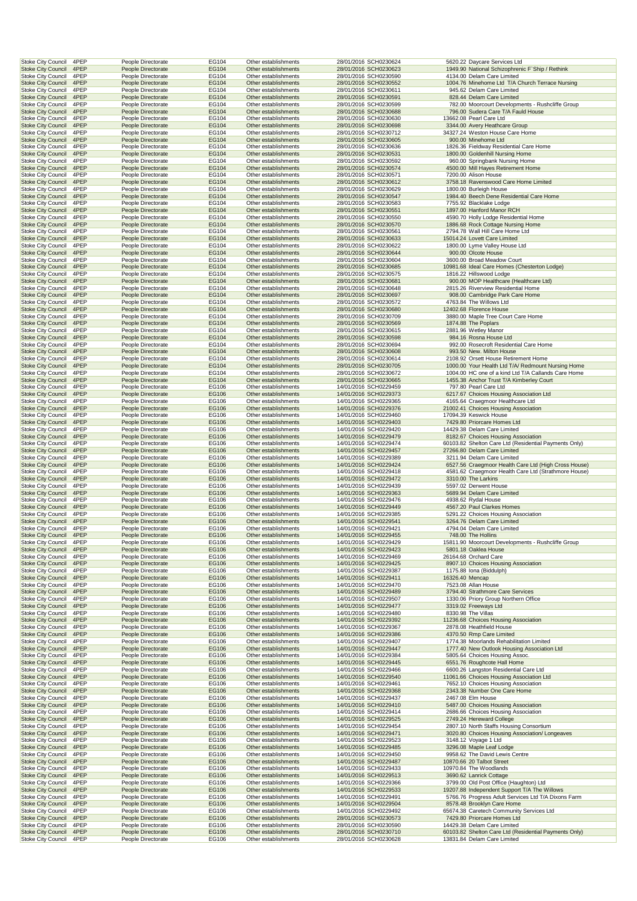| | | | | | | | | |
|---|---|---|---|---|---|---|---|---|
| Stoke City Council | 4PEP | People Directorate | EG104 | Other establishments | 28/01/2016 | SCH0230624 | 5620.22 | Daycare Services Ltd |
| Stoke City Council | 4PEP | People Directorate | EG104 | Other establishments | 28/01/2016 | SCH0230623 | 1949.90 | National Schizophrenic F`Ship / Rethink |
| Stoke City Council | 4PEP | People Directorate | EG104 | Other establishments | 28/01/2016 | SCH0230590 | 4134.00 | Delam Care Limited |
| Stoke City Council | 4PEP | People Directorate | EG104 | Other establishments | 28/01/2016 | SCH0230552 | 1004.76 | Minehome Ltd T/A Church Terrace Nursing |
| Stoke City Council | 4PEP | People Directorate | EG104 | Other establishments | 28/01/2016 | SCH0230611 | 945.62 | Delam Care Limited |
| Stoke City Council | 4PEP | People Directorate | EG104 | Other establishments | 28/01/2016 | SCH0230591 | 828.44 | Delam Care Limited |
| Stoke City Council | 4PEP | People Directorate | EG104 | Other establishments | 28/01/2016 | SCH0230599 | 782.00 | Moorcourt Developments - Rushcliffe Group |
| Stoke City Council | 4PEP | People Directorate | EG104 | Other establishments | 28/01/2016 | SCH0230688 | 796.00 | Sudera Care T/A Fauld House |
| Stoke City Council | 4PEP | People Directorate | EG104 | Other establishments | 28/01/2016 | SCH0230630 | 13662.08 | Pearl Care Ltd |
| Stoke City Council | 4PEP | People Directorate | EG104 | Other establishments | 28/01/2016 | SCH0230698 | 3344.00 | Avery Heathcare Group |
| Stoke City Council | 4PEP | People Directorate | EG104 | Other establishments | 28/01/2016 | SCH0230712 | 34327.24 | Weston House Care Home |
| Stoke City Council | 4PEP | People Directorate | EG104 | Other establishments | 28/01/2016 | SCH0230605 | 900.00 | Minehome Ltd |
| Stoke City Council | 4PEP | People Directorate | EG104 | Other establishments | 28/01/2016 | SCH0230636 | 1826.36 | Fieldway Residential Care Home |
| Stoke City Council | 4PEP | People Directorate | EG104 | Other establishments | 28/01/2016 | SCH0230531 | 1800.00 | Goldenhill Nursing Home |
| Stoke City Council | 4PEP | People Directorate | EG104 | Other establishments | 28/01/2016 | SCH0230592 | 960.00 | Springbank Nursing Home |
| Stoke City Council | 4PEP | People Directorate | EG104 | Other establishments | 28/01/2016 | SCH0230574 | 4500.00 | Mill Hayes Retirement Home |
| Stoke City Council | 4PEP | People Directorate | EG104 | Other establishments | 28/01/2016 | SCH0230571 | 7200.00 | Alison House |
| Stoke City Council | 4PEP | People Directorate | EG104 | Other establishments | 28/01/2016 | SCH0230612 | 3758.18 | Ravenswood Care Home Limited |
| Stoke City Council | 4PEP | People Directorate | EG104 | Other establishments | 28/01/2016 | SCH0230629 | 1800.00 | Burleigh House |
| Stoke City Council | 4PEP | People Directorate | EG104 | Other establishments | 28/01/2016 | SCH0230547 | 1984.40 | Beech Dene Residential Care Home |
| Stoke City Council | 4PEP | People Directorate | EG104 | Other establishments | 28/01/2016 | SCH0230583 | 7755.92 | Blacklake Lodge |
| Stoke City Council | 4PEP | People Directorate | EG104 | Other establishments | 28/01/2016 | SCH0230551 | 1897.00 | Hanford Manor RCH |
| Stoke City Council | 4PEP | People Directorate | EG104 | Other establishments | 28/01/2016 | SCH0230550 | 4590.70 | Holly Lodge Residential Home |
| Stoke City Council | 4PEP | People Directorate | EG104 | Other establishments | 28/01/2016 | SCH0230570 | 1886.68 | Rock Cottage Nursing Home |
| Stoke City Council | 4PEP | People Directorate | EG104 | Other establishments | 28/01/2016 | SCH0230561 | 2794.78 | Wall Hill Care Home Ltd |
| Stoke City Council | 4PEP | People Directorate | EG104 | Other establishments | 28/01/2016 | SCH0230633 | 15014.24 | Lovett Care Limited |
| Stoke City Council | 4PEP | People Directorate | EG104 | Other establishments | 28/01/2016 | SCH0230622 | 1800.00 | Lyme Valley House Ltd |
| Stoke City Council | 4PEP | People Directorate | EG104 | Other establishments | 28/01/2016 | SCH0230644 | 900.00 | Olcote House |
| Stoke City Council | 4PEP | People Directorate | EG104 | Other establishments | 28/01/2016 | SCH0230604 | 3600.00 | Broad Meadow Court |
| Stoke City Council | 4PEP | People Directorate | EG104 | Other establishments | 28/01/2016 | SCH0230685 | 10981.68 | Ideal Care Homes (Chesterton Lodge) |
| Stoke City Council | 4PEP | People Directorate | EG104 | Other establishments | 28/01/2016 | SCH0230575 | 1816.22 | Hillswood Lodge |
| Stoke City Council | 4PEP | People Directorate | EG104 | Other establishments | 28/01/2016 | SCH0230681 | 900.00 | MOP Healthcare (Healthcare Ltd) |
| Stoke City Council | 4PEP | People Directorate | EG104 | Other establishments | 28/01/2016 | SCH0230648 | 2815.26 | Riverview Residential Home |
| Stoke City Council | 4PEP | People Directorate | EG104 | Other establishments | 28/01/2016 | SCH0230697 | 908.00 | Cambridge Park Care Home |
| Stoke City Council | 4PEP | People Directorate | EG104 | Other establishments | 28/01/2016 | SCH0230572 | 4763.84 | The Willows Ltd |
| Stoke City Council | 4PEP | People Directorate | EG104 | Other establishments | 28/01/2016 | SCH0230680 | 12402.68 | Florence House |
| Stoke City Council | 4PEP | People Directorate | EG104 | Other establishments | 28/01/2016 | SCH0230709 | 3880.00 | Maple Tree Court Care Home |
| Stoke City Council | 4PEP | People Directorate | EG104 | Other establishments | 28/01/2016 | SCH0230569 | 1874.88 | The Poplars |
| Stoke City Council | 4PEP | People Directorate | EG104 | Other establishments | 28/01/2016 | SCH0230615 | 2881.96 | Wetley Manor |
| Stoke City Council | 4PEP | People Directorate | EG104 | Other establishments | 28/01/2016 | SCH0230598 | 984.16 | Rosna House Ltd |
| Stoke City Council | 4PEP | People Directorate | EG104 | Other establishments | 28/01/2016 | SCH0230694 | 992.00 | Rosecroft Residential Care Home |
| Stoke City Council | 4PEP | People Directorate | EG104 | Other establishments | 28/01/2016 | SCH0230608 | 993.50 | New. Milton House |
| Stoke City Council | 4PEP | People Directorate | EG104 | Other establishments | 28/01/2016 | SCH0230614 | 2108.92 | Orsett House Retirement Home |
| Stoke City Council | 4PEP | People Directorate | EG104 | Other establishments | 28/01/2016 | SCH0230705 | 1000.00 | Your Health Ltd T/A/ Redmount Nursing Home |
| Stoke City Council | 4PEP | People Directorate | EG104 | Other establishments | 28/01/2016 | SCH0230672 | 1004.00 | HC one of a kind Ltd T/A Callands Care Home |
| Stoke City Council | 4PEP | People Directorate | EG104 | Other establishments | 28/01/2016 | SCH0230665 | 1455.38 | Anchor Trust T/A Kimberley Court |
| Stoke City Council | 4PEP | People Directorate | EG106 | Other establishments | 14/01/2016 | SCH0229459 | 797.80 | Pearl Care Ltd |
| Stoke City Council | 4PEP | People Directorate | EG106 | Other establishments | 14/01/2016 | SCH0229373 | 6217.67 | Choices Housing Association Ltd |
| Stoke City Council | 4PEP | People Directorate | EG106 | Other establishments | 14/01/2016 | SCH0229365 | 4165.64 | Craegmoor Healthcare Ltd |
| Stoke City Council | 4PEP | People Directorate | EG106 | Other establishments | 14/01/2016 | SCH0229376 | 21002.41 | Choices Housing Association |
| Stoke City Council | 4PEP | People Directorate | EG106 | Other establishments | 14/01/2016 | SCH0229460 | 17094.39 | Keswick House |
| Stoke City Council | 4PEP | People Directorate | EG106 | Other establishments | 14/01/2016 | SCH0229403 | 7429.80 | Priorcare Homes Ltd |
| Stoke City Council | 4PEP | People Directorate | EG106 | Other establishments | 14/01/2016 | SCH0229420 | 14429.38 | Delam Care Limited |
| Stoke City Council | 4PEP | People Directorate | EG106 | Other establishments | 14/01/2016 | SCH0229479 | 8182.67 | Choices Housing Association |
| Stoke City Council | 4PEP | People Directorate | EG106 | Other establishments | 14/01/2016 | SCH0229474 | 60103.82 | Shelton Care Ltd (Residential Payments Only) |
| Stoke City Council | 4PEP | People Directorate | EG106 | Other establishments | 14/01/2016 | SCH0229457 | 27266.80 | Delam Care Limited |
| Stoke City Council | 4PEP | People Directorate | EG106 | Other establishments | 14/01/2016 | SCH0229389 | 3211.94 | Delam Care Limited |
| Stoke City Council | 4PEP | People Directorate | EG106 | Other establishments | 14/01/2016 | SCH0229424 | 6527.56 | Craegmoor Health Care Ltd (High Cross House) |
| Stoke City Council | 4PEP | People Directorate | EG106 | Other establishments | 14/01/2016 | SCH0229418 | 4581.62 | Craegmoor Health Care Ltd (Strathmore House) |
| Stoke City Council | 4PEP | People Directorate | EG106 | Other establishments | 14/01/2016 | SCH0229472 | 3310.00 | The Larkins |
| Stoke City Council | 4PEP | People Directorate | EG106 | Other establishments | 14/01/2016 | SCH0229439 | 5597.02 | Derwent House |
| Stoke City Council | 4PEP | People Directorate | EG106 | Other establishments | 14/01/2016 | SCH0229363 | 5689.94 | Delam Care Limited |
| Stoke City Council | 4PEP | People Directorate | EG106 | Other establishments | 14/01/2016 | SCH0229476 | 4938.62 | Rydal House |
| Stoke City Council | 4PEP | People Directorate | EG106 | Other establishments | 14/01/2016 | SCH0229449 | 4567.20 | Paul Clarkes Homes |
| Stoke City Council | 4PEP | People Directorate | EG106 | Other establishments | 14/01/2016 | SCH0229385 | 5291.22 | Choices Housing Association |
| Stoke City Council | 4PEP | People Directorate | EG106 | Other establishments | 14/01/2016 | SCH0229541 | 3264.76 | Delam Care Limited |
| Stoke City Council | 4PEP | People Directorate | EG106 | Other establishments | 14/01/2016 | SCH0229421 | 4794.04 | Delam Care Limited |
| Stoke City Council | 4PEP | People Directorate | EG106 | Other establishments | 14/01/2016 | SCH0229455 | 748.00 | The Hollins |
| Stoke City Council | 4PEP | People Directorate | EG106 | Other establishments | 14/01/2016 | SCH0229429 | 15811.90 | Moorcourt Developments - Rushcliffe Group |
| Stoke City Council | 4PEP | People Directorate | EG106 | Other establishments | 14/01/2016 | SCH0229423 | 5801.18 | Oaklea House |
| Stoke City Council | 4PEP | People Directorate | EG106 | Other establishments | 14/01/2016 | SCH0229469 | 26164.68 | Orchard Care |
| Stoke City Council | 4PEP | People Directorate | EG106 | Other establishments | 14/01/2016 | SCH0229425 | 8907.10 | Choices Housing Association |
| Stoke City Council | 4PEP | People Directorate | EG106 | Other establishments | 14/01/2016 | SCH0229387 | 1175.88 | Iona (Biddulph) |
| Stoke City Council | 4PEP | People Directorate | EG106 | Other establishments | 14/01/2016 | SCH0229411 | 16326.40 | Mencap |
| Stoke City Council | 4PEP | People Directorate | EG106 | Other establishments | 14/01/2016 | SCH0229470 | 7523.08 | Allan House |
| Stoke City Council | 4PEP | People Directorate | EG106 | Other establishments | 14/01/2016 | SCH0229489 | 3794.40 | Strathmore Care Services |
| Stoke City Council | 4PEP | People Directorate | EG106 | Other establishments | 14/01/2016 | SCH0229507 | 1330.06 | Priory Group Northern Office |
| Stoke City Council | 4PEP | People Directorate | EG106 | Other establishments | 14/01/2016 | SCH0229477 | 3319.02 | Freeways Ltd |
| Stoke City Council | 4PEP | People Directorate | EG106 | Other establishments | 14/01/2016 | SCH0229480 | 8330.98 | The Villas |
| Stoke City Council | 4PEP | People Directorate | EG106 | Other establishments | 14/01/2016 | SCH0229392 | 11236.68 | Choices Housing Association |
| Stoke City Council | 4PEP | People Directorate | EG106 | Other establishments | 14/01/2016 | SCH0229367 | 2878.08 | Heathfield House |
| Stoke City Council | 4PEP | People Directorate | EG106 | Other establishments | 14/01/2016 | SCH0229386 | 4370.50 | Rmp Care Limited |
| Stoke City Council | 4PEP | People Directorate | EG106 | Other establishments | 14/01/2016 | SCH0229407 | 1774.38 | Moorlands Rehabilitation Limited |
| Stoke City Council | 4PEP | People Directorate | EG106 | Other establishments | 14/01/2016 | SCH0229447 | 1777.40 | New Outlook Housing Association Ltd |
| Stoke City Council | 4PEP | People Directorate | EG106 | Other establishments | 14/01/2016 | SCH0229384 | 5805.64 | Choices Housing Assoc. |
| Stoke City Council | 4PEP | People Directorate | EG106 | Other establishments | 14/01/2016 | SCH0229445 | 6551.76 | Roughcote Hall Home |
| Stoke City Council | 4PEP | People Directorate | EG106 | Other establishments | 14/01/2016 | SCH0229466 | 6600.26 | Langston Residential Care Ltd |
| Stoke City Council | 4PEP | People Directorate | EG106 | Other establishments | 14/01/2016 | SCH0229540 | 11061.66 | Choices Housing Association Ltd |
| Stoke City Council | 4PEP | People Directorate | EG106 | Other establishments | 14/01/2016 | SCH0229461 | 7652.10 | Choices Housing Association |
| Stoke City Council | 4PEP | People Directorate | EG106 | Other establishments | 14/01/2016 | SCH0229368 | 2343.38 | Number One Care Home |
| Stoke City Council | 4PEP | People Directorate | EG106 | Other establishments | 14/01/2016 | SCH0229437 | 2467.08 | Elm House |
| Stoke City Council | 4PEP | People Directorate | EG106 | Other establishments | 14/01/2016 | SCH0229410 | 5487.00 | Choices Housing Association |
| Stoke City Council | 4PEP | People Directorate | EG106 | Other establishments | 14/01/2016 | SCH0229414 | 2686.66 | Choices Housing Association |
| Stoke City Council | 4PEP | People Directorate | EG106 | Other establishments | 14/01/2016 | SCH0229525 | 2749.24 | Hereward College |
| Stoke City Council | 4PEP | People Directorate | EG106 | Other establishments | 14/01/2016 | SCH0229454 | 2807.10 | North Staffs Housing Consortium |
| Stoke City Council | 4PEP | People Directorate | EG106 | Other establishments | 14/01/2016 | SCH0229471 | 3020.80 | Choices Housing Association/ Longeaves |
| Stoke City Council | 4PEP | People Directorate | EG106 | Other establishments | 14/01/2016 | SCH0229523 | 3148.12 | Voyage 1 Ltd |
| Stoke City Council | 4PEP | People Directorate | EG106 | Other establishments | 14/01/2016 | SCH0229485 | 3296.08 | Maple Leaf Lodge |
| Stoke City Council | 4PEP | People Directorate | EG106 | Other establishments | 14/01/2016 | SCH0229450 | 9958.62 | The David Lewis Centre |
| Stoke City Council | 4PEP | People Directorate | EG106 | Other establishments | 14/01/2016 | SCH0229487 | 10870.66 | 20 Talbot Street |
| Stoke City Council | 4PEP | People Directorate | EG106 | Other establishments | 14/01/2016 | SCH0229433 | 10970.84 | The Woodlands |
| Stoke City Council | 4PEP | People Directorate | EG106 | Other establishments | 14/01/2016 | SCH0229513 | 3690.62 | Lanrick Cottage |
| Stoke City Council | 4PEP | People Directorate | EG106 | Other establishments | 14/01/2016 | SCH0229366 | 3799.00 | Old Post Office (Haughton) Ltd |
| Stoke City Council | 4PEP | People Directorate | EG106 | Other establishments | 14/01/2016 | SCH0229533 | 19207.88 | Independent Support T/A The Willows |
| Stoke City Council | 4PEP | People Directorate | EG106 | Other establishments | 14/01/2016 | SCH0229491 | 5766.76 | Progress Adult Services Ltd T/A Dixons Farm |
| Stoke City Council | 4PEP | People Directorate | EG106 | Other establishments | 14/01/2016 | SCH0229504 | 8578.48 | Brooklyn Care Home |
| Stoke City Council | 4PEP | People Directorate | EG106 | Other establishments | 14/01/2016 | SCH0229492 | 65674.38 | Caretech Community Services Ltd |
| Stoke City Council | 4PEP | People Directorate | EG106 | Other establishments | 28/01/2016 | SCH0230573 | 7429.80 | Priorcare Homes Ltd |
| Stoke City Council | 4PEP | People Directorate | EG106 | Other establishments | 28/01/2016 | SCH0230590 | 14429.38 | Delam Care Limited |
| Stoke City Council | 4PEP | People Directorate | EG106 | Other establishments | 28/01/2016 | SCH0230710 | 60103.82 | Shelton Care Ltd (Residential Payments Only) |
| Stoke City Council | 4PEP | People Directorate | EG106 | Other establishments | 28/01/2016 | SCH0230628 | 13831.84 | Delam Care Limited |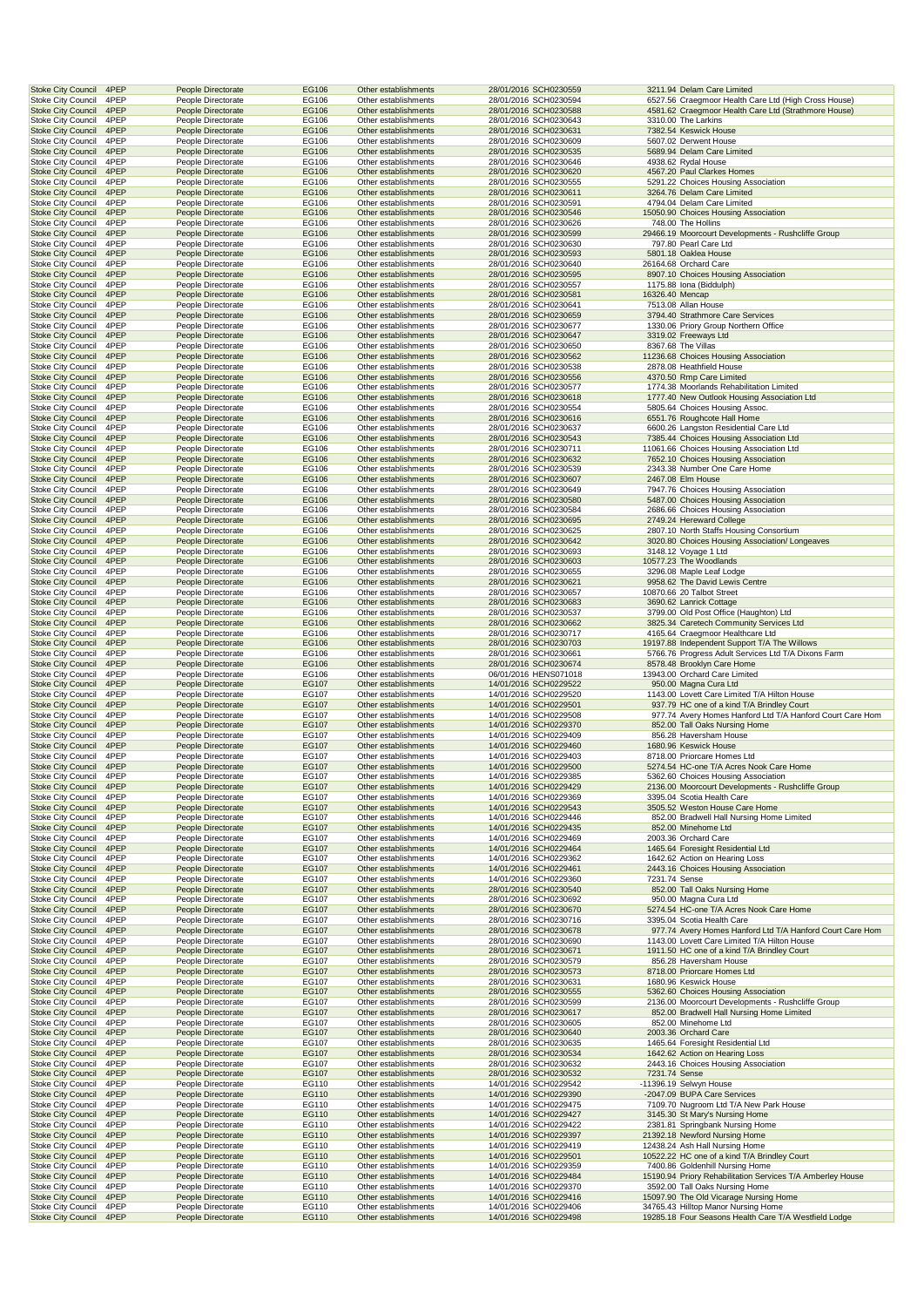| Stoke City Council | 4PEP | People Directorate | EG106 | Other establishments | 28/01/2016 | SCH0230559 | 3211.94 | Delam Care Limited |
|---|---|---|---|---|---|---|---|---|
| Stoke City Council | 4PEP | People Directorate | EG106 | Other establishments | 28/01/2016 | SCH0230594 | 6527.56 | Craegmoor Health Care Ltd (High Cross House) |
| Stoke City Council | 4PEP | People Directorate | EG106 | Other establishments | 28/01/2016 | SCH0230588 | 4581.62 | Craegmoor Health Care Ltd (Strathmore House) |
| Stoke City Council | 4PEP | People Directorate | EG106 | Other establishments | 28/01/2016 | SCH0230643 | 3310.00 | The Larkins |
| Stoke City Council | 4PEP | People Directorate | EG106 | Other establishments | 28/01/2016 | SCH0230631 | 7382.54 | Keswick House |
| Stoke City Council | 4PEP | People Directorate | EG106 | Other establishments | 28/01/2016 | SCH0230609 | 5607.02 | Derwent House |
| Stoke City Council | 4PEP | People Directorate | EG106 | Other establishments | 28/01/2016 | SCH0230535 | 5689.94 | Delam Care Limited |
| Stoke City Council | 4PEP | People Directorate | EG106 | Other establishments | 28/01/2016 | SCH0230646 | 4938.62 | Rydal House |
| Stoke City Council | 4PEP | People Directorate | EG106 | Other establishments | 28/01/2016 | SCH0230620 | 4567.20 | Paul Clarkes Homes |
| Stoke City Council | 4PEP | People Directorate | EG106 | Other establishments | 28/01/2016 | SCH0230555 | 5291.22 | Choices Housing Association |
| Stoke City Council | 4PEP | People Directorate | EG106 | Other establishments | 28/01/2016 | SCH0230611 | 3264.76 | Delam Care Limited |
| Stoke City Council | 4PEP | People Directorate | EG106 | Other establishments | 28/01/2016 | SCH0230591 | 4794.04 | Delam Care Limited |
| Stoke City Council | 4PEP | People Directorate | EG106 | Other establishments | 28/01/2016 | SCH0230546 | 15050.90 | Choices Housing Association |
| Stoke City Council | 4PEP | People Directorate | EG106 | Other establishments | 28/01/2016 | SCH0230626 | 748.00 | The Hollins |
| Stoke City Council | 4PEP | People Directorate | EG106 | Other establishments | 28/01/2016 | SCH0230599 | 29466.19 | Moorcourt Developments - Rushcliffe Group |
| Stoke City Council | 4PEP | People Directorate | EG106 | Other establishments | 28/01/2016 | SCH0230630 | 797.80 | Pearl Care Ltd |
| Stoke City Council | 4PEP | People Directorate | EG106 | Other establishments | 28/01/2016 | SCH0230593 | 5801.18 | Oaklea House |
| Stoke City Council | 4PEP | People Directorate | EG106 | Other establishments | 28/01/2016 | SCH0230640 | 26164.68 | Orchard Care |
| Stoke City Council | 4PEP | People Directorate | EG106 | Other establishments | 28/01/2016 | SCH0230595 | 8907.10 | Choices Housing Association |
| Stoke City Council | 4PEP | People Directorate | EG106 | Other establishments | 28/01/2016 | SCH0230557 | 1175.88 | Iona (Biddulph) |
| Stoke City Council | 4PEP | People Directorate | EG106 | Other establishments | 28/01/2016 | SCH0230581 | 16326.40 | Mencap |
| Stoke City Council | 4PEP | People Directorate | EG106 | Other establishments | 28/01/2016 | SCH0230641 | 7513.08 | Allan House |
| Stoke City Council | 4PEP | People Directorate | EG106 | Other establishments | 28/01/2016 | SCH0230659 | 3794.40 | Strathmore Care Services |
| Stoke City Council | 4PEP | People Directorate | EG106 | Other establishments | 28/01/2016 | SCH0230677 | 1330.06 | Priory Group Northern Office |
| Stoke City Council | 4PEP | People Directorate | EG106 | Other establishments | 28/01/2016 | SCH0230647 | 3319.02 | Freeways Ltd |
| Stoke City Council | 4PEP | People Directorate | EG106 | Other establishments | 28/01/2016 | SCH0230650 | 8367.68 | The Villas |
| Stoke City Council | 4PEP | People Directorate | EG106 | Other establishments | 28/01/2016 | SCH0230562 | 11236.68 | Choices Housing Association |
| Stoke City Council | 4PEP | People Directorate | EG106 | Other establishments | 28/01/2016 | SCH0230538 | 2878.08 | Heathfield House |
| Stoke City Council | 4PEP | People Directorate | EG106 | Other establishments | 28/01/2016 | SCH0230556 | 4370.50 | Rmp Care Limited |
| Stoke City Council | 4PEP | People Directorate | EG106 | Other establishments | 28/01/2016 | SCH0230577 | 1774.38 | Moorlands Rehabilitation Limited |
| Stoke City Council | 4PEP | People Directorate | EG106 | Other establishments | 28/01/2016 | SCH0230618 | 1777.40 | New Outlook Housing Association Ltd |
| Stoke City Council | 4PEP | People Directorate | EG106 | Other establishments | 28/01/2016 | SCH0230554 | 5805.64 | Choices Housing Assoc. |
| Stoke City Council | 4PEP | People Directorate | EG106 | Other establishments | 28/01/2016 | SCH0230616 | 6551.76 | Roughcote Hall Home |
| Stoke City Council | 4PEP | People Directorate | EG106 | Other establishments | 28/01/2016 | SCH0230637 | 6600.26 | Langston Residential Care Ltd |
| Stoke City Council | 4PEP | People Directorate | EG106 | Other establishments | 28/01/2016 | SCH0230543 | 7385.44 | Choices Housing Association Ltd |
| Stoke City Council | 4PEP | People Directorate | EG106 | Other establishments | 28/01/2016 | SCH0230711 | 11061.66 | Choices Housing Association Ltd |
| Stoke City Council | 4PEP | People Directorate | EG106 | Other establishments | 28/01/2016 | SCH0230632 | 7652.10 | Choices Housing Association |
| Stoke City Council | 4PEP | People Directorate | EG106 | Other establishments | 28/01/2016 | SCH0230539 | 2343.38 | Number One Care Home |
| Stoke City Council | 4PEP | People Directorate | EG106 | Other establishments | 28/01/2016 | SCH0230607 | 2467.08 | Elm House |
| Stoke City Council | 4PEP | People Directorate | EG106 | Other establishments | 28/01/2016 | SCH0230649 | 7947.76 | Choices Housing Association |
| Stoke City Council | 4PEP | People Directorate | EG106 | Other establishments | 28/01/2016 | SCH0230580 | 5487.00 | Choices Housing Association |
| Stoke City Council | 4PEP | People Directorate | EG106 | Other establishments | 28/01/2016 | SCH0230584 | 2686.66 | Choices Housing Association |
| Stoke City Council | 4PEP | People Directorate | EG106 | Other establishments | 28/01/2016 | SCH0230695 | 2749.24 | Hereward College |
| Stoke City Council | 4PEP | People Directorate | EG106 | Other establishments | 28/01/2016 | SCH0230625 | 2807.10 | North Staffs Housing Consortium |
| Stoke City Council | 4PEP | People Directorate | EG106 | Other establishments | 28/01/2016 | SCH0230642 | 3020.80 | Choices Housing Association/ Longeaves |
| Stoke City Council | 4PEP | People Directorate | EG106 | Other establishments | 28/01/2016 | SCH0230693 | 3148.12 | Voyage 1 Ltd |
| Stoke City Council | 4PEP | People Directorate | EG106 | Other establishments | 28/01/2016 | SCH0230603 | 10577.23 | The Woodlands |
| Stoke City Council | 4PEP | People Directorate | EG106 | Other establishments | 28/01/2016 | SCH0230655 | 3296.08 | Maple Leaf Lodge |
| Stoke City Council | 4PEP | People Directorate | EG106 | Other establishments | 28/01/2016 | SCH0230621 | 9958.62 | The David Lewis Centre |
| Stoke City Council | 4PEP | People Directorate | EG106 | Other establishments | 28/01/2016 | SCH0230657 | 10870.66 | 20 Talbot Street |
| Stoke City Council | 4PEP | People Directorate | EG106 | Other establishments | 28/01/2016 | SCH0230683 | 3690.62 | Lanrick Cottage |
| Stoke City Council | 4PEP | People Directorate | EG106 | Other establishments | 28/01/2016 | SCH0230537 | 3799.00 | Old Post Office (Haughton) Ltd |
| Stoke City Council | 4PEP | People Directorate | EG106 | Other establishments | 28/01/2016 | SCH0230662 | 3825.34 | Caretech Community Services Ltd |
| Stoke City Council | 4PEP | People Directorate | EG106 | Other establishments | 28/01/2016 | SCH0230717 | 4165.64 | Craegmoor Healthcare Ltd |
| Stoke City Council | 4PEP | People Directorate | EG106 | Other establishments | 28/01/2016 | SCH0230703 | 19197.88 | Independent Support T/A The Willows |
| Stoke City Council | 4PEP | People Directorate | EG106 | Other establishments | 28/01/2016 | SCH0230661 | 5766.76 | Progress Adult Services Ltd T/A Dixons Farm |
| Stoke City Council | 4PEP | People Directorate | EG106 | Other establishments | 28/01/2016 | SCH0230674 | 8578.48 | Brooklyn Care Home |
| Stoke City Council | 4PEP | People Directorate | EG106 | Other establishments | 06/01/2016 | HENS071018 | 13943.00 | Orchard Care Limited |
| Stoke City Council | 4PEP | People Directorate | EG107 | Other establishments | 14/01/2016 | SCH0229522 | 950.00 | Magna Cura Ltd |
| Stoke City Council | 4PEP | People Directorate | EG107 | Other establishments | 14/01/2016 | SCH0229520 | 1143.00 | Lovett Care Limited T/A Hilton House |
| Stoke City Council | 4PEP | People Directorate | EG107 | Other establishments | 14/01/2016 | SCH0229501 | 937.79 | HC one of a kind T/A Brindley Court |
| Stoke City Council | 4PEP | People Directorate | EG107 | Other establishments | 14/01/2016 | SCH0229508 | 977.74 | Avery Homes Hanford Ltd T/A Hanford Court Care Hom |
| Stoke City Council | 4PEP | People Directorate | EG107 | Other establishments | 14/01/2016 | SCH0229370 | 852.00 | Tall Oaks Nursing Home |
| Stoke City Council | 4PEP | People Directorate | EG107 | Other establishments | 14/01/2016 | SCH0229409 | 856.28 | Haversham House |
| Stoke City Council | 4PEP | People Directorate | EG107 | Other establishments | 14/01/2016 | SCH0229460 | 1680.96 | Keswick House |
| Stoke City Council | 4PEP | People Directorate | EG107 | Other establishments | 14/01/2016 | SCH0229403 | 8718.00 | Priorcare Homes Ltd |
| Stoke City Council | 4PEP | People Directorate | EG107 | Other establishments | 14/01/2016 | SCH0229500 | 5274.54 | HC-one T/A Acres Nook Care Home |
| Stoke City Council | 4PEP | People Directorate | EG107 | Other establishments | 14/01/2016 | SCH0229385 | 5362.60 | Choices Housing Association |
| Stoke City Council | 4PEP | People Directorate | EG107 | Other establishments | 14/01/2016 | SCH0229429 | 2136.00 | Moorcourt Developments - Rushcliffe Group |
| Stoke City Council | 4PEP | People Directorate | EG107 | Other establishments | 14/01/2016 | SCH0229369 | 3395.04 | Scotia Health Care |
| Stoke City Council | 4PEP | People Directorate | EG107 | Other establishments | 14/01/2016 | SCH0229543 | 3505.52 | Weston House Care Home |
| Stoke City Council | 4PEP | People Directorate | EG107 | Other establishments | 14/01/2016 | SCH0229446 | 852.00 | Bradwell Hall Nursing Home Limited |
| Stoke City Council | 4PEP | People Directorate | EG107 | Other establishments | 14/01/2016 | SCH0229435 | 852.00 | Minehome Ltd |
| Stoke City Council | 4PEP | People Directorate | EG107 | Other establishments | 14/01/2016 | SCH0229469 | 2003.36 | Orchard Care |
| Stoke City Council | 4PEP | People Directorate | EG107 | Other establishments | 14/01/2016 | SCH0229464 | 1465.64 | Foresight Residential Ltd |
| Stoke City Council | 4PEP | People Directorate | EG107 | Other establishments | 14/01/2016 | SCH0229362 | 1642.62 | Action on Hearing Loss |
| Stoke City Council | 4PEP | People Directorate | EG107 | Other establishments | 14/01/2016 | SCH0229461 | 2443.16 | Choices Housing Association |
| Stoke City Council | 4PEP | People Directorate | EG107 | Other establishments | 14/01/2016 | SCH0229360 | 7231.74 | Sense |
| Stoke City Council | 4PEP | People Directorate | EG107 | Other establishments | 28/01/2016 | SCH0230540 | 852.00 | Tall Oaks Nursing Home |
| Stoke City Council | 4PEP | People Directorate | EG107 | Other establishments | 28/01/2016 | SCH0230692 | 950.00 | Magna Cura Ltd |
| Stoke City Council | 4PEP | People Directorate | EG107 | Other establishments | 28/01/2016 | SCH0230670 | 5274.54 | HC-one T/A Acres Nook Care Home |
| Stoke City Council | 4PEP | People Directorate | EG107 | Other establishments | 28/01/2016 | SCH0230716 | 3395.04 | Scotia Health Care |
| Stoke City Council | 4PEP | People Directorate | EG107 | Other establishments | 28/01/2016 | SCH0230678 | 977.74 | Avery Homes Hanford Ltd T/A Hanford Court Care Hom |
| Stoke City Council | 4PEP | People Directorate | EG107 | Other establishments | 28/01/2016 | SCH0230690 | 1143.00 | Lovett Care Limited T/A Hilton House |
| Stoke City Council | 4PEP | People Directorate | EG107 | Other establishments | 28/01/2016 | SCH0230671 | 1911.50 | HC one of a kind T/A Brindley Court |
| Stoke City Council | 4PEP | People Directorate | EG107 | Other establishments | 28/01/2016 | SCH0230579 | 856.28 | Haversham House |
| Stoke City Council | 4PEP | People Directorate | EG107 | Other establishments | 28/01/2016 | SCH0230573 | 8718.00 | Priorcare Homes Ltd |
| Stoke City Council | 4PEP | People Directorate | EG107 | Other establishments | 28/01/2016 | SCH0230631 | 1680.96 | Keswick House |
| Stoke City Council | 4PEP | People Directorate | EG107 | Other establishments | 28/01/2016 | SCH0230555 | 5362.60 | Choices Housing Association |
| Stoke City Council | 4PEP | People Directorate | EG107 | Other establishments | 28/01/2016 | SCH0230599 | 2136.00 | Moorcourt Developments - Rushcliffe Group |
| Stoke City Council | 4PEP | People Directorate | EG107 | Other establishments | 28/01/2016 | SCH0230617 | 852.00 | Bradwell Hall Nursing Home Limited |
| Stoke City Council | 4PEP | People Directorate | EG107 | Other establishments | 28/01/2016 | SCH0230605 | 852.00 | Minehome Ltd |
| Stoke City Council | 4PEP | People Directorate | EG107 | Other establishments | 28/01/2016 | SCH0230640 | 2003.36 | Orchard Care |
| Stoke City Council | 4PEP | People Directorate | EG107 | Other establishments | 28/01/2016 | SCH0230635 | 1465.64 | Foresight Residential Ltd |
| Stoke City Council | 4PEP | People Directorate | EG107 | Other establishments | 28/01/2016 | SCH0230534 | 1642.62 | Action on Hearing Loss |
| Stoke City Council | 4PEP | People Directorate | EG107 | Other establishments | 28/01/2016 | SCH0230632 | 2443.16 | Choices Housing Association |
| Stoke City Council | 4PEP | People Directorate | EG107 | Other establishments | 28/01/2016 | SCH0230532 | 7231.74 | Sense |
| Stoke City Council | 4PEP | People Directorate | EG110 | Other establishments | 14/01/2016 | SCH0229542 | -11396.19 | Selwyn House |
| Stoke City Council | 4PEP | People Directorate | EG110 | Other establishments | 14/01/2016 | SCH0229390 | -2047.09 | BUPA Care Services |
| Stoke City Council | 4PEP | People Directorate | EG110 | Other establishments | 14/01/2016 | SCH0229475 | 7109.70 | Nugroom Ltd T/A New Park House |
| Stoke City Council | 4PEP | People Directorate | EG110 | Other establishments | 14/01/2016 | SCH0229427 | 3145.30 | St Mary's Nursing Home |
| Stoke City Council | 4PEP | People Directorate | EG110 | Other establishments | 14/01/2016 | SCH0229422 | 2381.81 | Springbank Nursing Home |
| Stoke City Council | 4PEP | People Directorate | EG110 | Other establishments | 14/01/2016 | SCH0229397 | 21392.18 | Newford Nursing Home |
| Stoke City Council | 4PEP | People Directorate | EG110 | Other establishments | 14/01/2016 | SCH0229419 | 12438.24 | Ash Hall Nursing Home |
| Stoke City Council | 4PEP | People Directorate | EG110 | Other establishments | 14/01/2016 | SCH0229501 | 10522.22 | HC one of a kind T/A Brindley Court |
| Stoke City Council | 4PEP | People Directorate | EG110 | Other establishments | 14/01/2016 | SCH0229359 | 7400.86 | Goldenhill Nursing Home |
| Stoke City Council | 4PEP | People Directorate | EG110 | Other establishments | 14/01/2016 | SCH0229484 | 15190.94 | Priory Rehabilitation Services T/A Amberley House |
| Stoke City Council | 4PEP | People Directorate | EG110 | Other establishments | 14/01/2016 | SCH0229370 | 3592.00 | Tall Oaks Nursing Home |
| Stoke City Council | 4PEP | People Directorate | EG110 | Other establishments | 14/01/2016 | SCH0229416 | 15097.90 | The Old Vicarage Nursing Home |
| Stoke City Council | 4PEP | People Directorate | EG110 | Other establishments | 14/01/2016 | SCH0229406 | 34765.43 | Hilltop Manor Nursing Home |
| Stoke City Council | 4PEP | People Directorate | EG110 | Other establishments | 14/01/2016 | SCH0229498 | 19285.18 | Four Seasons Health Care T/A Westfield Lodge |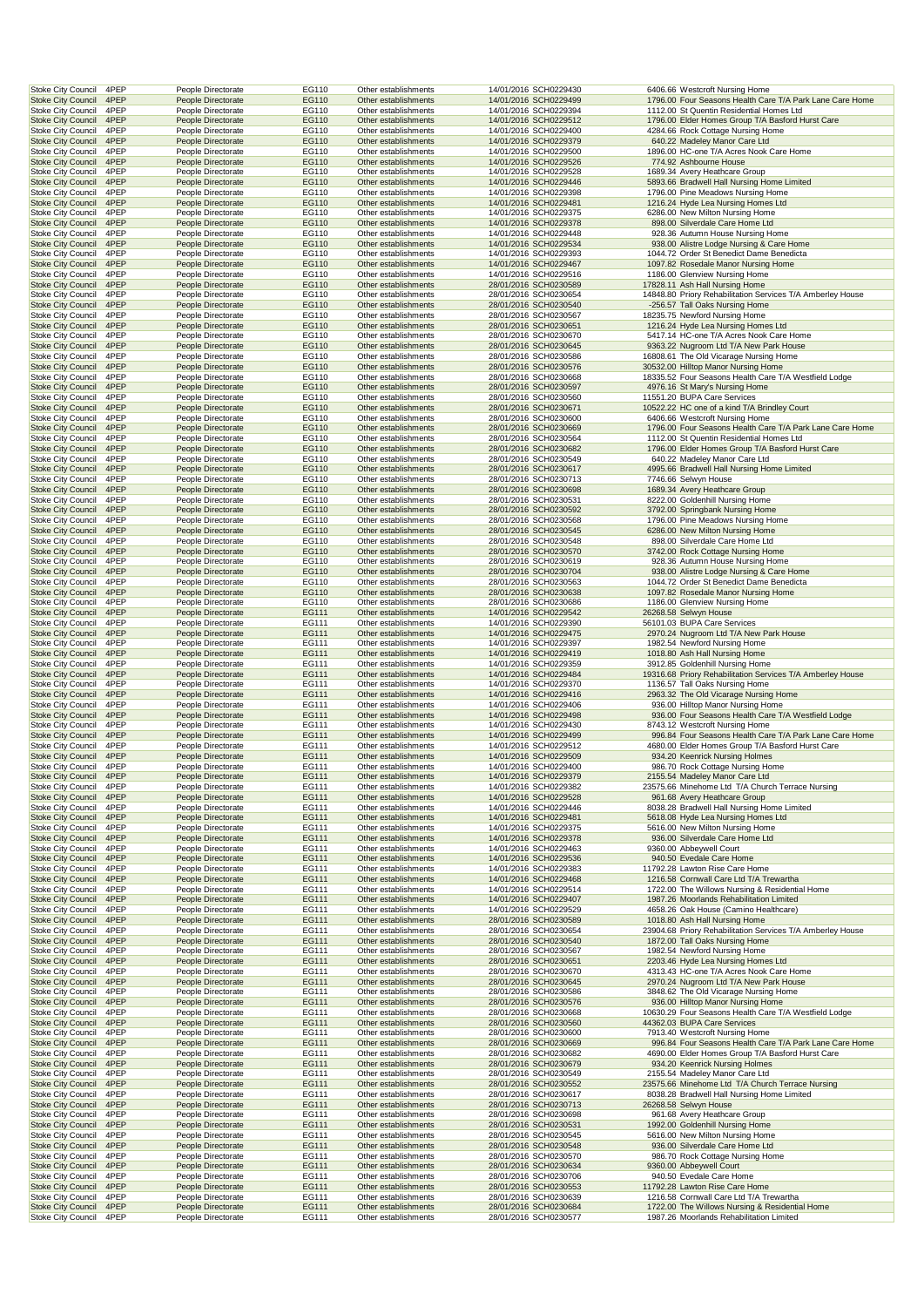| Stoke City Council | 4PEP | People Directorate | EG110 | Other establishments | 14/01/2016 | SCH0229430 | 6406.66 | Westcroft Nursing Home |
|---|---|---|---|---|---|---|---|---|
| Stoke City Council | 4PEP | People Directorate | EG110 | Other establishments | 14/01/2016 | SCH0229499 | 1796.00 | Four Seasons Health Care T/A Park Lane Care Home |
| Stoke City Council | 4PEP | People Directorate | EG110 | Other establishments | 14/01/2016 | SCH0229394 | 1112.00 | St Quentin Residential Homes Ltd |
| Stoke City Council | 4PEP | People Directorate | EG110 | Other establishments | 14/01/2016 | SCH0229512 | 1796.00 | Elder Homes Group T/A Basford Hurst Care |
| Stoke City Council | 4PEP | People Directorate | EG110 | Other establishments | 14/01/2016 | SCH0229400 | 4284.66 | Rock Cottage Nursing Home |
| Stoke City Council | 4PEP | People Directorate | EG110 | Other establishments | 14/01/2016 | SCH0229379 | 640.22 | Madeley Manor Care Ltd |
| Stoke City Council | 4PEP | People Directorate | EG110 | Other establishments | 14/01/2016 | SCH0229500 | 1896.00 | HC-one T/A Acres Nook Care Home |
| Stoke City Council | 4PEP | People Directorate | EG110 | Other establishments | 14/01/2016 | SCH0229526 | 774.92 | Ashbourne House |
| Stoke City Council | 4PEP | People Directorate | EG110 | Other establishments | 14/01/2016 | SCH0229528 | 1689.34 | Avery Heathcare Group |
| Stoke City Council | 4PEP | People Directorate | EG110 | Other establishments | 14/01/2016 | SCH0229446 | 5893.66 | Bradwell Hall Nursing Home Limited |
| Stoke City Council | 4PEP | People Directorate | EG110 | Other establishments | 14/01/2016 | SCH0229398 | 1796.00 | Pine Meadows Nursing Home |
| Stoke City Council | 4PEP | People Directorate | EG110 | Other establishments | 14/01/2016 | SCH0229481 | 1216.24 | Hyde Lea Nursing Homes Ltd |
| Stoke City Council | 4PEP | People Directorate | EG110 | Other establishments | 14/01/2016 | SCH0229375 | 6286.00 | New Milton Nursing Home |
| Stoke City Council | 4PEP | People Directorate | EG110 | Other establishments | 14/01/2016 | SCH0229378 | 898.00 | Silverdale Care Home Ltd |
| Stoke City Council | 4PEP | People Directorate | EG110 | Other establishments | 14/01/2016 | SCH0229448 | 928.36 | Autumn House Nursing Home |
| Stoke City Council | 4PEP | People Directorate | EG110 | Other establishments | 14/01/2016 | SCH0229534 | 938.00 | Alistre Lodge Nursing & Care Home |
| Stoke City Council | 4PEP | People Directorate | EG110 | Other establishments | 14/01/2016 | SCH0229393 | 1044.72 | Order St Benedict Dame Benedicta |
| Stoke City Council | 4PEP | People Directorate | EG110 | Other establishments | 14/01/2016 | SCH0229467 | 1097.82 | Rosedale Manor Nursing Home |
| Stoke City Council | 4PEP | People Directorate | EG110 | Other establishments | 14/01/2016 | SCH0229516 | 1186.00 | Glenview Nursing Home |
| Stoke City Council | 4PEP | People Directorate | EG110 | Other establishments | 28/01/2016 | SCH0230589 | 17828.11 | Ash Hall Nursing Home |
| Stoke City Council | 4PEP | People Directorate | EG110 | Other establishments | 28/01/2016 | SCH0230654 | 14848.80 | Priory Rehabilitation Services T/A Amberley House |
| Stoke City Council | 4PEP | People Directorate | EG110 | Other establishments | 28/01/2016 | SCH0230540 | -256.57 | Tall Oaks Nursing Home |
| Stoke City Council | 4PEP | People Directorate | EG110 | Other establishments | 28/01/2016 | SCH0230567 | 18235.75 | Newford Nursing Home |
| Stoke City Council | 4PEP | People Directorate | EG110 | Other establishments | 28/01/2016 | SCH0230651 | 1216.24 | Hyde Lea Nursing Homes Ltd |
| Stoke City Council | 4PEP | People Directorate | EG110 | Other establishments | 28/01/2016 | SCH0230670 | 5417.14 | HC-one T/A Acres Nook Care Home |
| Stoke City Council | 4PEP | People Directorate | EG110 | Other establishments | 28/01/2016 | SCH0230645 | 9363.22 | Nugroom Ltd T/A New Park House |
| Stoke City Council | 4PEP | People Directorate | EG110 | Other establishments | 28/01/2016 | SCH0230586 | 16808.61 | The Old Vicarage Nursing Home |
| Stoke City Council | 4PEP | People Directorate | EG110 | Other establishments | 28/01/2016 | SCH0230576 | 30532.00 | Hilltop Manor Nursing Home |
| Stoke City Council | 4PEP | People Directorate | EG110 | Other establishments | 28/01/2016 | SCH0230668 | 18335.52 | Four Seasons Health Care T/A Westfield Lodge |
| Stoke City Council | 4PEP | People Directorate | EG110 | Other establishments | 28/01/2016 | SCH0230597 | 4976.16 | St Mary's Nursing Home |
| Stoke City Council | 4PEP | People Directorate | EG110 | Other establishments | 28/01/2016 | SCH0230560 | 11551.20 | BUPA Care Services |
| Stoke City Council | 4PEP | People Directorate | EG110 | Other establishments | 28/01/2016 | SCH0230671 | 10522.22 | HC one of a kind T/A Brindley Court |
| Stoke City Council | 4PEP | People Directorate | EG110 | Other establishments | 28/01/2016 | SCH0230600 | 6406.66 | Westcroft Nursing Home |
| Stoke City Council | 4PEP | People Directorate | EG110 | Other establishments | 28/01/2016 | SCH0230669 | 1796.00 | Four Seasons Health Care T/A Park Lane Care Home |
| Stoke City Council | 4PEP | People Directorate | EG110 | Other establishments | 28/01/2016 | SCH0230564 | 1112.00 | St Quentin Residential Homes Ltd |
| Stoke City Council | 4PEP | People Directorate | EG110 | Other establishments | 28/01/2016 | SCH0230682 | 1796.00 | Elder Homes Group T/A Basford Hurst Care |
| Stoke City Council | 4PEP | People Directorate | EG110 | Other establishments | 28/01/2016 | SCH0230549 | 640.22 | Madeley Manor Care Ltd |
| Stoke City Council | 4PEP | People Directorate | EG110 | Other establishments | 28/01/2016 | SCH0230617 | 4995.66 | Bradwell Hall Nursing Home Limited |
| Stoke City Council | 4PEP | People Directorate | EG110 | Other establishments | 28/01/2016 | SCH0230713 | 7746.66 | Selwyn House |
| Stoke City Council | 4PEP | People Directorate | EG110 | Other establishments | 28/01/2016 | SCH0230698 | 1689.34 | Avery Heathcare Group |
| Stoke City Council | 4PEP | People Directorate | EG110 | Other establishments | 28/01/2016 | SCH0230531 | 8222.00 | Goldenhill Nursing Home |
| Stoke City Council | 4PEP | People Directorate | EG110 | Other establishments | 28/01/2016 | SCH0230592 | 3792.00 | Springbank Nursing Home |
| Stoke City Council | 4PEP | People Directorate | EG110 | Other establishments | 28/01/2016 | SCH0230568 | 1796.00 | Pine Meadows Nursing Home |
| Stoke City Council | 4PEP | People Directorate | EG110 | Other establishments | 28/01/2016 | SCH0230545 | 6286.00 | New Milton Nursing Home |
| Stoke City Council | 4PEP | People Directorate | EG110 | Other establishments | 28/01/2016 | SCH0230548 | 898.00 | Silverdale Care Home Ltd |
| Stoke City Council | 4PEP | People Directorate | EG110 | Other establishments | 28/01/2016 | SCH0230570 | 3742.00 | Rock Cottage Nursing Home |
| Stoke City Council | 4PEP | People Directorate | EG110 | Other establishments | 28/01/2016 | SCH0230619 | 928.36 | Autumn House Nursing Home |
| Stoke City Council | 4PEP | People Directorate | EG110 | Other establishments | 28/01/2016 | SCH0230704 | 938.00 | Alistre Lodge Nursing & Care Home |
| Stoke City Council | 4PEP | People Directorate | EG110 | Other establishments | 28/01/2016 | SCH0230563 | 1044.72 | Order St Benedict Dame Benedicta |
| Stoke City Council | 4PEP | People Directorate | EG110 | Other establishments | 28/01/2016 | SCH0230638 | 1097.82 | Rosedale Manor Nursing Home |
| Stoke City Council | 4PEP | People Directorate | EG110 | Other establishments | 28/01/2016 | SCH0230686 | 1186.00 | Glenview Nursing Home |
| Stoke City Council | 4PEP | People Directorate | EG111 | Other establishments | 14/01/2016 | SCH0229542 | 26268.58 | Selwyn House |
| Stoke City Council | 4PEP | People Directorate | EG111 | Other establishments | 14/01/2016 | SCH0229390 | 56101.03 | BUPA Care Services |
| Stoke City Council | 4PEP | People Directorate | EG111 | Other establishments | 14/01/2016 | SCH0229475 | 2970.24 | Nugroom Ltd T/A New Park House |
| Stoke City Council | 4PEP | People Directorate | EG111 | Other establishments | 14/01/2016 | SCH0229397 | 1982.54 | Newford Nursing Home |
| Stoke City Council | 4PEP | People Directorate | EG111 | Other establishments | 14/01/2016 | SCH0229419 | 1018.80 | Ash Hall Nursing Home |
| Stoke City Council | 4PEP | People Directorate | EG111 | Other establishments | 14/01/2016 | SCH0229359 | 3912.85 | Goldenhill Nursing Home |
| Stoke City Council | 4PEP | People Directorate | EG111 | Other establishments | 14/01/2016 | SCH0229484 | 19316.68 | Priory Rehabilitation Services T/A Amberley House |
| Stoke City Council | 4PEP | People Directorate | EG111 | Other establishments | 14/01/2016 | SCH0229370 | 1136.57 | Tall Oaks Nursing Home |
| Stoke City Council | 4PEP | People Directorate | EG111 | Other establishments | 14/01/2016 | SCH0229416 | 2963.32 | The Old Vicarage Nursing Home |
| Stoke City Council | 4PEP | People Directorate | EG111 | Other establishments | 14/01/2016 | SCH0229406 | 936.00 | Hilltop Manor Nursing Home |
| Stoke City Council | 4PEP | People Directorate | EG111 | Other establishments | 14/01/2016 | SCH0229498 | 936.00 | Four Seasons Health Care T/A Westfield Lodge |
| Stoke City Council | 4PEP | People Directorate | EG111 | Other establishments | 14/01/2016 | SCH0229430 | 8743.12 | Westcroft Nursing Home |
| Stoke City Council | 4PEP | People Directorate | EG111 | Other establishments | 14/01/2016 | SCH0229499 | 996.84 | Four Seasons Health Care T/A Park Lane Care Home |
| Stoke City Council | 4PEP | People Directorate | EG111 | Other establishments | 14/01/2016 | SCH0229512 | 4680.00 | Elder Homes Group T/A Basford Hurst Care |
| Stoke City Council | 4PEP | People Directorate | EG111 | Other establishments | 14/01/2016 | SCH0229509 | 934.20 | Keenrick Nursing Holmes |
| Stoke City Council | 4PEP | People Directorate | EG111 | Other establishments | 14/01/2016 | SCH0229400 | 986.70 | Rock Cottage Nursing Home |
| Stoke City Council | 4PEP | People Directorate | EG111 | Other establishments | 14/01/2016 | SCH0229379 | 2155.54 | Madeley Manor Care Ltd |
| Stoke City Council | 4PEP | People Directorate | EG111 | Other establishments | 14/01/2016 | SCH0229382 | 23575.66 | Minehome Ltd T/A Church Terrace Nursing |
| Stoke City Council | 4PEP | People Directorate | EG111 | Other establishments | 14/01/2016 | SCH0229528 | 961.68 | Avery Heathcare Group |
| Stoke City Council | 4PEP | People Directorate | EG111 | Other establishments | 14/01/2016 | SCH0229446 | 8038.28 | Bradwell Hall Nursing Home Limited |
| Stoke City Council | 4PEP | People Directorate | EG111 | Other establishments | 14/01/2016 | SCH0229481 | 5618.08 | Hyde Lea Nursing Homes Ltd |
| Stoke City Council | 4PEP | People Directorate | EG111 | Other establishments | 14/01/2016 | SCH0229375 | 5616.00 | New Milton Nursing Home |
| Stoke City Council | 4PEP | People Directorate | EG111 | Other establishments | 14/01/2016 | SCH0229378 | 936.00 | Silverdale Care Home Ltd |
| Stoke City Council | 4PEP | People Directorate | EG111 | Other establishments | 14/01/2016 | SCH0229463 | 9360.00 | Abbeywell Court |
| Stoke City Council | 4PEP | People Directorate | EG111 | Other establishments | 14/01/2016 | SCH0229536 | 940.50 | Evedale Care Home |
| Stoke City Council | 4PEP | People Directorate | EG111 | Other establishments | 14/01/2016 | SCH0229383 | 11792.28 | Lawton Rise Care Home |
| Stoke City Council | 4PEP | People Directorate | EG111 | Other establishments | 14/01/2016 | SCH0229468 | 1216.58 | Cornwall Care Ltd T/A Trewartha |
| Stoke City Council | 4PEP | People Directorate | EG111 | Other establishments | 14/01/2016 | SCH0229514 | 1722.00 | The Willows Nursing & Residential Home |
| Stoke City Council | 4PEP | People Directorate | EG111 | Other establishments | 14/01/2016 | SCH0229407 | 1987.26 | Moorlands Rehabilitation Limited |
| Stoke City Council | 4PEP | People Directorate | EG111 | Other establishments | 14/01/2016 | SCH0229529 | 4658.26 | Oak House (Camino Healthcare) |
| Stoke City Council | 4PEP | People Directorate | EG111 | Other establishments | 28/01/2016 | SCH0230589 | 1018.80 | Ash Hall Nursing Home |
| Stoke City Council | 4PEP | People Directorate | EG111 | Other establishments | 28/01/2016 | SCH0230654 | 23904.68 | Priory Rehabilitation Services T/A Amberley House |
| Stoke City Council | 4PEP | People Directorate | EG111 | Other establishments | 28/01/2016 | SCH0230540 | 1872.00 | Tall Oaks Nursing Home |
| Stoke City Council | 4PEP | People Directorate | EG111 | Other establishments | 28/01/2016 | SCH0230567 | 1982.54 | Newford Nursing Home |
| Stoke City Council | 4PEP | People Directorate | EG111 | Other establishments | 28/01/2016 | SCH0230651 | 2203.46 | Hyde Lea Nursing Homes Ltd |
| Stoke City Council | 4PEP | People Directorate | EG111 | Other establishments | 28/01/2016 | SCH0230670 | 4313.43 | HC-one T/A Acres Nook Care Home |
| Stoke City Council | 4PEP | People Directorate | EG111 | Other establishments | 28/01/2016 | SCH0230645 | 2970.24 | Nugroom Ltd T/A New Park House |
| Stoke City Council | 4PEP | People Directorate | EG111 | Other establishments | 28/01/2016 | SCH0230586 | 3848.62 | The Old Vicarage Nursing Home |
| Stoke City Council | 4PEP | People Directorate | EG111 | Other establishments | 28/01/2016 | SCH0230576 | 936.00 | Hilltop Manor Nursing Home |
| Stoke City Council | 4PEP | People Directorate | EG111 | Other establishments | 28/01/2016 | SCH0230668 | 10630.29 | Four Seasons Health Care T/A Westfield Lodge |
| Stoke City Council | 4PEP | People Directorate | EG111 | Other establishments | 28/01/2016 | SCH0230560 | 44362.03 | BUPA Care Services |
| Stoke City Council | 4PEP | People Directorate | EG111 | Other establishments | 28/01/2016 | SCH0230600 | 7913.40 | Westcroft Nursing Home |
| Stoke City Council | 4PEP | People Directorate | EG111 | Other establishments | 28/01/2016 | SCH0230669 | 996.84 | Four Seasons Health Care T/A Park Lane Care Home |
| Stoke City Council | 4PEP | People Directorate | EG111 | Other establishments | 28/01/2016 | SCH0230682 | 4690.00 | Elder Homes Group T/A Basford Hurst Care |
| Stoke City Council | 4PEP | People Directorate | EG111 | Other establishments | 28/01/2016 | SCH0230679 | 934.20 | Keenrick Nursing Holmes |
| Stoke City Council | 4PEP | People Directorate | EG111 | Other establishments | 28/01/2016 | SCH0230549 | 2155.54 | Madeley Manor Care Ltd |
| Stoke City Council | 4PEP | People Directorate | EG111 | Other establishments | 28/01/2016 | SCH0230552 | 23575.66 | Minehome Ltd T/A Church Terrace Nursing |
| Stoke City Council | 4PEP | People Directorate | EG111 | Other establishments | 28/01/2016 | SCH0230617 | 8038.28 | Bradwell Hall Nursing Home Limited |
| Stoke City Council | 4PEP | People Directorate | EG111 | Other establishments | 28/01/2016 | SCH0230713 | 26268.58 | Selwyn House |
| Stoke City Council | 4PEP | People Directorate | EG111 | Other establishments | 28/01/2016 | SCH0230698 | 961.68 | Avery Heathcare Group |
| Stoke City Council | 4PEP | People Directorate | EG111 | Other establishments | 28/01/2016 | SCH0230531 | 1992.00 | Goldenhill Nursing Home |
| Stoke City Council | 4PEP | People Directorate | EG111 | Other establishments | 28/01/2016 | SCH0230545 | 5616.00 | New Milton Nursing Home |
| Stoke City Council | 4PEP | People Directorate | EG111 | Other establishments | 28/01/2016 | SCH0230548 | 936.00 | Silverdale Care Home Ltd |
| Stoke City Council | 4PEP | People Directorate | EG111 | Other establishments | 28/01/2016 | SCH0230570 | 986.70 | Rock Cottage Nursing Home |
| Stoke City Council | 4PEP | People Directorate | EG111 | Other establishments | 28/01/2016 | SCH0230634 | 9360.00 | Abbeywell Court |
| Stoke City Council | 4PEP | People Directorate | EG111 | Other establishments | 28/01/2016 | SCH0230706 | 940.50 | Evedale Care Home |
| Stoke City Council | 4PEP | People Directorate | EG111 | Other establishments | 28/01/2016 | SCH0230553 | 11792.28 | Lawton Rise Care Home |
| Stoke City Council | 4PEP | People Directorate | EG111 | Other establishments | 28/01/2016 | SCH0230639 | 1216.58 | Cornwall Care Ltd T/A Trewartha |
| Stoke City Council | 4PEP | People Directorate | EG111 | Other establishments | 28/01/2016 | SCH0230684 | 1722.00 | The Willows Nursing & Residential Home |
| Stoke City Council | 4PEP | People Directorate | EG111 | Other establishments | 28/01/2016 | SCH0230577 | 1987.26 | Moorlands Rehabilitation Limited |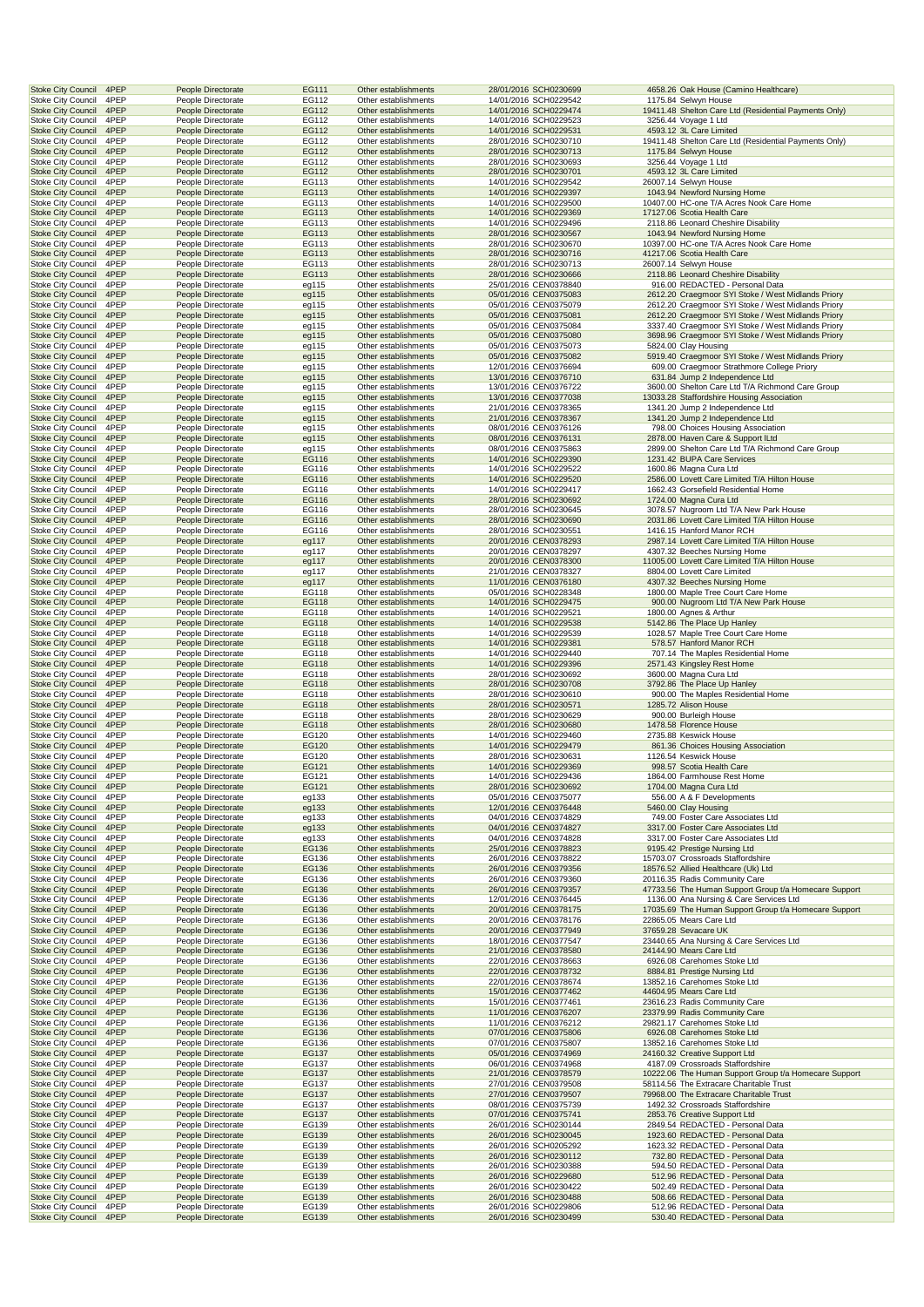| | | | | | | | | |
|---|---|---|---|---|---|---|---|---|
| Stoke City Council | 4PEP | People Directorate | EG111 | Other establishments | 28/01/2016 | SCH0230699 | 4658.26 | Oak House (Camino Healthcare) |
| Stoke City Council | 4PEP | People Directorate | EG112 | Other establishments | 14/01/2016 | SCH0229542 | 1175.84 | Selwyn House |
| Stoke City Council | 4PEP | People Directorate | EG112 | Other establishments | 14/01/2016 | SCH0229474 | 19411.48 | Shelton Care Ltd (Residential Payments Only) |
| Stoke City Council | 4PEP | People Directorate | EG112 | Other establishments | 14/01/2016 | SCH0229523 | 3256.44 | Voyage 1 Ltd |
| Stoke City Council | 4PEP | People Directorate | EG112 | Other establishments | 14/01/2016 | SCH0229531 | 4593.12 | 3L Care Limited |
| Stoke City Council | 4PEP | People Directorate | EG112 | Other establishments | 28/01/2016 | SCH0230710 | 19411.48 | Shelton Care Ltd (Residential Payments Only) |
| Stoke City Council | 4PEP | People Directorate | EG112 | Other establishments | 28/01/2016 | SCH0230713 | 1175.84 | Selwyn House |
| Stoke City Council | 4PEP | People Directorate | EG112 | Other establishments | 28/01/2016 | SCH0230693 | 3256.44 | Voyage 1 Ltd |
| Stoke City Council | 4PEP | People Directorate | EG112 | Other establishments | 28/01/2016 | SCH0230701 | 4593.12 | 3L Care Limited |
| Stoke City Council | 4PEP | People Directorate | EG113 | Other establishments | 14/01/2016 | SCH0229542 | 26007.14 | Selwyn House |
| Stoke City Council | 4PEP | People Directorate | EG113 | Other establishments | 14/01/2016 | SCH0229397 | 1043.94 | Newford Nursing Home |
| Stoke City Council | 4PEP | People Directorate | EG113 | Other establishments | 14/01/2016 | SCH0229500 | 10407.00 | HC-one T/A Acres Nook Care Home |
| Stoke City Council | 4PEP | People Directorate | EG113 | Other establishments | 14/01/2016 | SCH0229369 | 17127.06 | Scotia Health Care |
| Stoke City Council | 4PEP | People Directorate | EG113 | Other establishments | 14/01/2016 | SCH0229496 | 2118.86 | Leonard Cheshire Disability |
| Stoke City Council | 4PEP | People Directorate | EG113 | Other establishments | 28/01/2016 | SCH0230567 | 1043.94 | Newford Nursing Home |
| Stoke City Council | 4PEP | People Directorate | EG113 | Other establishments | 28/01/2016 | SCH0230670 | 10397.00 | HC-one T/A Acres Nook Care Home |
| Stoke City Council | 4PEP | People Directorate | EG113 | Other establishments | 28/01/2016 | SCH0230716 | 41217.06 | Scotia Health Care |
| Stoke City Council | 4PEP | People Directorate | EG113 | Other establishments | 28/01/2016 | SCH0230713 | 26007.14 | Selwyn House |
| Stoke City Council | 4PEP | People Directorate | EG113 | Other establishments | 28/01/2016 | SCH0230666 | 2118.86 | Leonard Cheshire Disability |
| Stoke City Council | 4PEP | People Directorate | eg115 | Other establishments | 25/01/2016 | CEN0378840 | 916.00 | REDACTED - Personal Data |
| Stoke City Council | 4PEP | People Directorate | eg115 | Other establishments | 05/01/2016 | CEN0375083 | 2612.20 | Craegmoor SYI Stoke / West Midlands Priory |
| Stoke City Council | 4PEP | People Directorate | eg115 | Other establishments | 05/01/2016 | CEN0375079 | 2612.20 | Craegmoor SYI Stoke / West Midlands Priory |
| Stoke City Council | 4PEP | People Directorate | eg115 | Other establishments | 05/01/2016 | CEN0375081 | 2612.20 | Craegmoor SYI Stoke / West Midlands Priory |
| Stoke City Council | 4PEP | People Directorate | eg115 | Other establishments | 05/01/2016 | CEN0375084 | 3337.40 | Craegmoor SYI Stoke / West Midlands Priory |
| Stoke City Council | 4PEP | People Directorate | eg115 | Other establishments | 05/01/2016 | CEN0375080 | 3698.96 | Craegmoor SYI Stoke / West Midlands Priory |
| Stoke City Council | 4PEP | People Directorate | eg115 | Other establishments | 05/01/2016 | CEN0375073 | 5824.00 | Clay Housing |
| Stoke City Council | 4PEP | People Directorate | eg115 | Other establishments | 05/01/2016 | CEN0375082 | 5919.40 | Craegmoor SYI Stoke / West Midlands Priory |
| Stoke City Council | 4PEP | People Directorate | eg115 | Other establishments | 12/01/2016 | CEN0376694 | 609.00 | Craegmoor Strathmore College Priory |
| Stoke City Council | 4PEP | People Directorate | eg115 | Other establishments | 13/01/2016 | CEN0376710 | 631.84 | Jump 2 Independence Ltd |
| Stoke City Council | 4PEP | People Directorate | eg115 | Other establishments | 13/01/2016 | CEN0376722 | 3600.00 | Shelton Care Ltd T/A Richmond Care Group |
| Stoke City Council | 4PEP | People Directorate | eg115 | Other establishments | 13/01/2016 | CEN0377038 | 13033.28 | Staffordshire Housing Association |
| Stoke City Council | 4PEP | People Directorate | eg115 | Other establishments | 21/01/2016 | CEN0378365 | 1341.20 | Jump 2 Independence Ltd |
| Stoke City Council | 4PEP | People Directorate | eg115 | Other establishments | 21/01/2016 | CEN0378367 | 1341.20 | Jump 2 Independence Ltd |
| Stoke City Council | 4PEP | People Directorate | eg115 | Other establishments | 08/01/2016 | CEN0376126 | 798.00 | Choices Housing Association |
| Stoke City Council | 4PEP | People Directorate | eg115 | Other establishments | 08/01/2016 | CEN0376131 | 2878.00 | Haven Care & Support ltd |
| Stoke City Council | 4PEP | People Directorate | eg115 | Other establishments | 08/01/2016 | CEN0375863 | 2899.00 | Shelton Care Ltd T/A Richmond Care Group |
| Stoke City Council | 4PEP | People Directorate | EG116 | Other establishments | 14/01/2016 | SCH0229390 | 1231.42 | BUPA Care Services |
| Stoke City Council | 4PEP | People Directorate | EG116 | Other establishments | 14/01/2016 | SCH0229522 | 1600.86 | Magna Cura Ltd |
| Stoke City Council | 4PEP | People Directorate | EG116 | Other establishments | 14/01/2016 | SCH0229520 | 2586.00 | Lovett Care Limited T/A Hilton House |
| Stoke City Council | 4PEP | People Directorate | EG116 | Other establishments | 14/01/2016 | SCH0229417 | 1662.43 | Gorsefield Residential Home |
| Stoke City Council | 4PEP | People Directorate | EG116 | Other establishments | 28/01/2016 | SCH0230692 | 1724.00 | Magna Cura Ltd |
| Stoke City Council | 4PEP | People Directorate | EG116 | Other establishments | 28/01/2016 | SCH0230645 | 3078.57 | Nugroom Ltd T/A New Park House |
| Stoke City Council | 4PEP | People Directorate | EG116 | Other establishments | 28/01/2016 | SCH0230690 | 2031.86 | Lovett Care Limited T/A Hilton House |
| Stoke City Council | 4PEP | People Directorate | EG116 | Other establishments | 28/01/2016 | SCH0230551 | 1416.15 | Hanford Manor RCH |
| Stoke City Council | 4PEP | People Directorate | eg117 | Other establishments | 20/01/2016 | CEN0378293 | 2987.14 | Lovett Care Limited T/A Hilton House |
| Stoke City Council | 4PEP | People Directorate | eg117 | Other establishments | 20/01/2016 | CEN0378297 | 4307.32 | Beeches Nursing Home |
| Stoke City Council | 4PEP | People Directorate | eg117 | Other establishments | 20/01/2016 | CEN0378300 | 11005.00 | Lovett Care Limited T/A Hilton House |
| Stoke City Council | 4PEP | People Directorate | eg117 | Other establishments | 21/01/2016 | CEN0378327 | 8804.00 | Lovett Care Limited |
| Stoke City Council | 4PEP | People Directorate | eg117 | Other establishments | 11/01/2016 | CEN0376180 | 4307.32 | Beeches Nursing Home |
| Stoke City Council | 4PEP | People Directorate | EG118 | Other establishments | 05/01/2016 | SCH0228348 | 1800.00 | Maple Tree Court Care Home |
| Stoke City Council | 4PEP | People Directorate | EG118 | Other establishments | 14/01/2016 | SCH0229475 | 900.00 | Nugroom Ltd T/A New Park House |
| Stoke City Council | 4PEP | People Directorate | EG118 | Other establishments | 14/01/2016 | SCH0229521 | 1800.00 | Agnes & Arthur |
| Stoke City Council | 4PEP | People Directorate | EG118 | Other establishments | 14/01/2016 | SCH0229538 | 5142.86 | The Place Up Hanley |
| Stoke City Council | 4PEP | People Directorate | EG118 | Other establishments | 14/01/2016 | SCH0229539 | 1028.57 | Maple Tree Court Care Home |
| Stoke City Council | 4PEP | People Directorate | EG118 | Other establishments | 14/01/2016 | SCH0229381 | 578.57 | Hanford Manor RCH |
| Stoke City Council | 4PEP | People Directorate | EG118 | Other establishments | 14/01/2016 | SCH0229440 | 707.14 | The Maples Residential Home |
| Stoke City Council | 4PEP | People Directorate | EG118 | Other establishments | 14/01/2016 | SCH0229396 | 2571.43 | Kingsley Rest Home |
| Stoke City Council | 4PEP | People Directorate | EG118 | Other establishments | 28/01/2016 | SCH0230692 | 3600.00 | Magna Cura Ltd |
| Stoke City Council | 4PEP | People Directorate | EG118 | Other establishments | 28/01/2016 | SCH0230708 | 3792.86 | The Place Up Hanley |
| Stoke City Council | 4PEP | People Directorate | EG118 | Other establishments | 28/01/2016 | SCH0230610 | 900.00 | The Maples Residential Home |
| Stoke City Council | 4PEP | People Directorate | EG118 | Other establishments | 28/01/2016 | SCH0230571 | 1285.72 | Alison House |
| Stoke City Council | 4PEP | People Directorate | EG118 | Other establishments | 28/01/2016 | SCH0230629 | 900.00 | Burleigh House |
| Stoke City Council | 4PEP | People Directorate | EG118 | Other establishments | 28/01/2016 | SCH0230680 | 1478.58 | Florence House |
| Stoke City Council | 4PEP | People Directorate | EG120 | Other establishments | 14/01/2016 | SCH0229460 | 2735.88 | Keswick House |
| Stoke City Council | 4PEP | People Directorate | EG120 | Other establishments | 14/01/2016 | SCH0229479 | 861.36 | Choices Housing Association |
| Stoke City Council | 4PEP | People Directorate | EG120 | Other establishments | 28/01/2016 | SCH0230631 | 1126.54 | Keswick House |
| Stoke City Council | 4PEP | People Directorate | EG121 | Other establishments | 14/01/2016 | SCH0229369 | 998.57 | Scotia Health Care |
| Stoke City Council | 4PEP | People Directorate | EG121 | Other establishments | 14/01/2016 | SCH0229436 | 1864.00 | Farmhouse Rest Home |
| Stoke City Council | 4PEP | People Directorate | EG121 | Other establishments | 28/01/2016 | SCH0230692 | 1704.00 | Magna Cura Ltd |
| Stoke City Council | 4PEP | People Directorate | eg133 | Other establishments | 05/01/2016 | CEN0375077 | 556.00 | A & F Developments |
| Stoke City Council | 4PEP | People Directorate | eg133 | Other establishments | 12/01/2016 | CEN0376448 | 5460.00 | Clay Housing |
| Stoke City Council | 4PEP | People Directorate | eg133 | Other establishments | 04/01/2016 | CEN0374829 | 749.00 | Foster Care Associates Ltd |
| Stoke City Council | 4PEP | People Directorate | eg133 | Other establishments | 04/01/2016 | CEN0374827 | 3317.00 | Foster Care Associates Ltd |
| Stoke City Council | 4PEP | People Directorate | eg133 | Other establishments | 04/01/2016 | CEN0374828 | 3317.00 | Foster Care Associates Ltd |
| Stoke City Council | 4PEP | People Directorate | EG136 | Other establishments | 25/01/2016 | CEN0378823 | 9195.42 | Prestige Nursing Ltd |
| Stoke City Council | 4PEP | People Directorate | EG136 | Other establishments | 26/01/2016 | CEN0378822 | 15703.07 | Crossroads Staffordshire |
| Stoke City Council | 4PEP | People Directorate | EG136 | Other establishments | 26/01/2016 | CEN0379356 | 18576.52 | Allied Healthcare (Uk) Ltd |
| Stoke City Council | 4PEP | People Directorate | EG136 | Other establishments | 26/01/2016 | CEN0379360 | 20116.35 | Radis Community Care |
| Stoke City Council | 4PEP | People Directorate | EG136 | Other establishments | 26/01/2016 | CEN0379357 | 47733.56 | The Human Support Group t/a Homecare Support |
| Stoke City Council | 4PEP | People Directorate | EG136 | Other establishments | 12/01/2016 | CEN0376445 | 1136.00 | Ana Nursing & Care Services Ltd |
| Stoke City Council | 4PEP | People Directorate | EG136 | Other establishments | 20/01/2016 | CEN0378175 | 17035.69 | The Human Support Group t/a Homecare Support |
| Stoke City Council | 4PEP | People Directorate | EG136 | Other establishments | 20/01/2016 | CEN0378176 | 22865.05 | Mears Care Ltd |
| Stoke City Council | 4PEP | People Directorate | EG136 | Other establishments | 20/01/2016 | CEN0377949 | 37659.28 | Sevacare UK |
| Stoke City Council | 4PEP | People Directorate | EG136 | Other establishments | 18/01/2016 | CEN0377547 | 23440.65 | Ana Nursing & Care Services Ltd |
| Stoke City Council | 4PEP | People Directorate | EG136 | Other establishments | 21/01/2016 | CEN0378580 | 24144.90 | Mears Care Ltd |
| Stoke City Council | 4PEP | People Directorate | EG136 | Other establishments | 22/01/2016 | CEN0378663 | 6926.08 | Carehomes Stoke Ltd |
| Stoke City Council | 4PEP | People Directorate | EG136 | Other establishments | 22/01/2016 | CEN0378732 | 8884.81 | Prestige Nursing Ltd |
| Stoke City Council | 4PEP | People Directorate | EG136 | Other establishments | 22/01/2016 | CEN0378674 | 13852.16 | Carehomes Stoke Ltd |
| Stoke City Council | 4PEP | People Directorate | EG136 | Other establishments | 15/01/2016 | CEN0377462 | 44604.95 | Mears Care Ltd |
| Stoke City Council | 4PEP | People Directorate | EG136 | Other establishments | 15/01/2016 | CEN0377461 | 23616.23 | Radis Community Care |
| Stoke City Council | 4PEP | People Directorate | EG136 | Other establishments | 11/01/2016 | CEN0376207 | 23379.99 | Radis Community Care |
| Stoke City Council | 4PEP | People Directorate | EG136 | Other establishments | 11/01/2016 | CEN0376212 | 29821.17 | Carehomes Stoke Ltd |
| Stoke City Council | 4PEP | People Directorate | EG136 | Other establishments | 07/01/2016 | CEN0375806 | 6926.08 | Carehomes Stoke Ltd |
| Stoke City Council | 4PEP | People Directorate | EG136 | Other establishments | 07/01/2016 | CEN0375807 | 13852.16 | Carehomes Stoke Ltd |
| Stoke City Council | 4PEP | People Directorate | EG137 | Other establishments | 05/01/2016 | CEN0374969 | 24160.32 | Creative Support Ltd |
| Stoke City Council | 4PEP | People Directorate | EG137 | Other establishments | 06/01/2016 | CEN0374968 | 4187.09 | Crossroads Staffordshire |
| Stoke City Council | 4PEP | People Directorate | EG137 | Other establishments | 21/01/2016 | CEN0378579 | 10222.06 | The Human Support Group t/a Homecare Support |
| Stoke City Council | 4PEP | People Directorate | EG137 | Other establishments | 27/01/2016 | CEN0379508 | 58114.56 | The Extracare Charitable Trust |
| Stoke City Council | 4PEP | People Directorate | EG137 | Other establishments | 27/01/2016 | CEN0379507 | 79968.00 | The Extracare Charitable Trust |
| Stoke City Council | 4PEP | People Directorate | EG137 | Other establishments | 08/01/2016 | CEN0375739 | 1492.32 | Crossroads Staffordshire |
| Stoke City Council | 4PEP | People Directorate | EG137 | Other establishments | 07/01/2016 | CEN0375741 | 2853.76 | Creative Support Ltd |
| Stoke City Council | 4PEP | People Directorate | EG139 | Other establishments | 26/01/2016 | SCH0230144 | 2849.54 | REDACTED - Personal Data |
| Stoke City Council | 4PEP | People Directorate | EG139 | Other establishments | 26/01/2016 | SCH0230045 | 1923.60 | REDACTED - Personal Data |
| Stoke City Council | 4PEP | People Directorate | EG139 | Other establishments | 26/01/2016 | SCH0205292 | 1623.32 | REDACTED - Personal Data |
| Stoke City Council | 4PEP | People Directorate | EG139 | Other establishments | 26/01/2016 | SCH0230112 | 732.80 | REDACTED - Personal Data |
| Stoke City Council | 4PEP | People Directorate | EG139 | Other establishments | 26/01/2016 | SCH0230388 | 594.50 | REDACTED - Personal Data |
| Stoke City Council | 4PEP | People Directorate | EG139 | Other establishments | 26/01/2016 | SCH0229680 | 512.96 | REDACTED - Personal Data |
| Stoke City Council | 4PEP | People Directorate | EG139 | Other establishments | 26/01/2016 | SCH0230422 | 502.49 | REDACTED - Personal Data |
| Stoke City Council | 4PEP | People Directorate | EG139 | Other establishments | 26/01/2016 | SCH0230488 | 508.66 | REDACTED - Personal Data |
| Stoke City Council | 4PEP | People Directorate | EG139 | Other establishments | 26/01/2016 | SCH0229806 | 512.96 | REDACTED - Personal Data |
| Stoke City Council | 4PEP | People Directorate | EG139 | Other establishments | 26/01/2016 | SCH0230499 | 530.40 | REDACTED - Personal Data |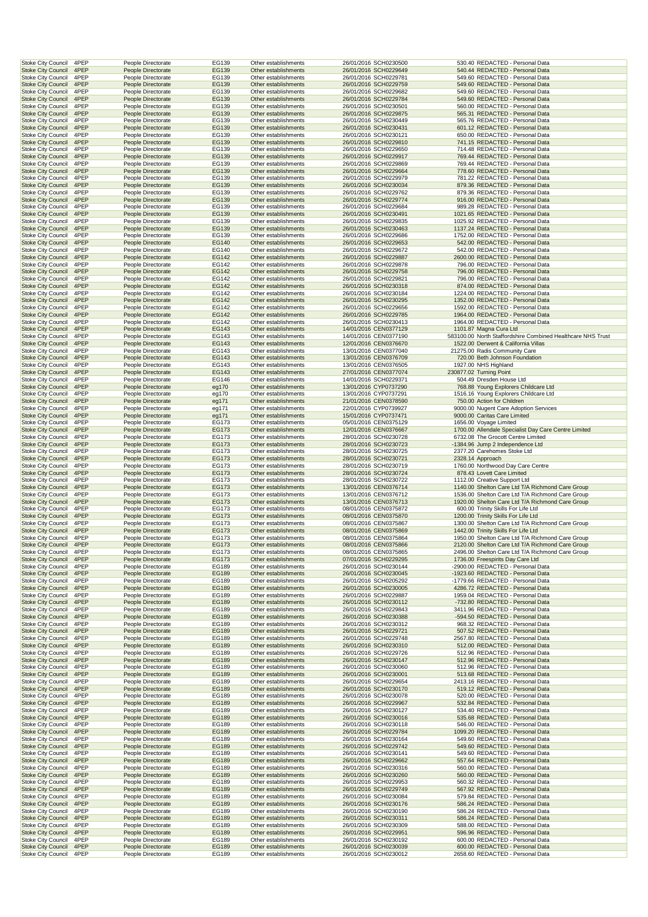| Stoke City Council | 4PEP | People Directorate | EG139 | Other establishments | 26/01/2016 | SCH0230500 | 530.40 | REDACTED - Personal Data |
|---|---|---|---|---|---|---|---|---|
| Stoke City Council | 4PEP | People Directorate | EG139 | Other establishments | 26/01/2016 | SCH0229649 | 540.44 | REDACTED - Personal Data |
| Stoke City Council | 4PEP | People Directorate | EG139 | Other establishments | 26/01/2016 | SCH0229781 | 549.60 | REDACTED - Personal Data |
| Stoke City Council | 4PEP | People Directorate | EG139 | Other establishments | 26/01/2016 | SCH0229759 | 549.60 | REDACTED - Personal Data |
| Stoke City Council | 4PEP | People Directorate | EG139 | Other establishments | 26/01/2016 | SCH0229682 | 549.60 | REDACTED - Personal Data |
| Stoke City Council | 4PEP | People Directorate | EG139 | Other establishments | 26/01/2016 | SCH0229784 | 549.60 | REDACTED - Personal Data |
| Stoke City Council | 4PEP | People Directorate | EG139 | Other establishments | 26/01/2016 | SCH0230501 | 560.00 | REDACTED - Personal Data |
| Stoke City Council | 4PEP | People Directorate | EG139 | Other establishments | 26/01/2016 | SCH0229875 | 565.31 | REDACTED - Personal Data |
| Stoke City Council | 4PEP | People Directorate | EG139 | Other establishments | 26/01/2016 | SCH0230449 | 565.76 | REDACTED - Personal Data |
| Stoke City Council | 4PEP | People Directorate | EG139 | Other establishments | 26/01/2016 | SCH0230431 | 601.12 | REDACTED - Personal Data |
| Stoke City Council | 4PEP | People Directorate | EG139 | Other establishments | 26/01/2016 | SCH0230121 | 650.00 | REDACTED - Personal Data |
| Stoke City Council | 4PEP | People Directorate | EG139 | Other establishments | 26/01/2016 | SCH0229810 | 741.15 | REDACTED - Personal Data |
| Stoke City Council | 4PEP | People Directorate | EG139 | Other establishments | 26/01/2016 | SCH0229650 | 714.48 | REDACTED - Personal Data |
| Stoke City Council | 4PEP | People Directorate | EG139 | Other establishments | 26/01/2016 | SCH0229917 | 769.44 | REDACTED - Personal Data |
| Stoke City Council | 4PEP | People Directorate | EG139 | Other establishments | 26/01/2016 | SCH0229869 | 769.44 | REDACTED - Personal Data |
| Stoke City Council | 4PEP | People Directorate | EG139 | Other establishments | 26/01/2016 | SCH0229664 | 778.60 | REDACTED - Personal Data |
| Stoke City Council | 4PEP | People Directorate | EG139 | Other establishments | 26/01/2016 | SCH0229979 | 781.22 | REDACTED - Personal Data |
| Stoke City Council | 4PEP | People Directorate | EG139 | Other establishments | 26/01/2016 | SCH0230034 | 879.36 | REDACTED - Personal Data |
| Stoke City Council | 4PEP | People Directorate | EG139 | Other establishments | 26/01/2016 | SCH0229762 | 879.36 | REDACTED - Personal Data |
| Stoke City Council | 4PEP | People Directorate | EG139 | Other establishments | 26/01/2016 | SCH0229774 | 916.00 | REDACTED - Personal Data |
| Stoke City Council | 4PEP | People Directorate | EG139 | Other establishments | 26/01/2016 | SCH0229684 | 989.28 | REDACTED - Personal Data |
| Stoke City Council | 4PEP | People Directorate | EG139 | Other establishments | 26/01/2016 | SCH0230491 | 1021.65 | REDACTED - Personal Data |
| Stoke City Council | 4PEP | People Directorate | EG139 | Other establishments | 26/01/2016 | SCH0229835 | 1025.92 | REDACTED - Personal Data |
| Stoke City Council | 4PEP | People Directorate | EG139 | Other establishments | 26/01/2016 | SCH0230463 | 1137.24 | REDACTED - Personal Data |
| Stoke City Council | 4PEP | People Directorate | EG139 | Other establishments | 26/01/2016 | SCH0229686 | 1752.00 | REDACTED - Personal Data |
| Stoke City Council | 4PEP | People Directorate | EG140 | Other establishments | 26/01/2016 | SCH0229653 | 542.00 | REDACTED - Personal Data |
| Stoke City Council | 4PEP | People Directorate | EG140 | Other establishments | 26/01/2016 | SCH0229672 | 542.00 | REDACTED - Personal Data |
| Stoke City Council | 4PEP | People Directorate | EG142 | Other establishments | 26/01/2016 | SCH0229887 | 2600.00 | REDACTED - Personal Data |
| Stoke City Council | 4PEP | People Directorate | EG142 | Other establishments | 26/01/2016 | SCH0229878 | 796.00 | REDACTED - Personal Data |
| Stoke City Council | 4PEP | People Directorate | EG142 | Other establishments | 26/01/2016 | SCH0229758 | 796.00 | REDACTED - Personal Data |
| Stoke City Council | 4PEP | People Directorate | EG142 | Other establishments | 26/01/2016 | SCH0229821 | 796.00 | REDACTED - Personal Data |
| Stoke City Council | 4PEP | People Directorate | EG142 | Other establishments | 26/01/2016 | SCH0230318 | 874.00 | REDACTED - Personal Data |
| Stoke City Council | 4PEP | People Directorate | EG142 | Other establishments | 26/01/2016 | SCH0230184 | 1224.00 | REDACTED - Personal Data |
| Stoke City Council | 4PEP | People Directorate | EG142 | Other establishments | 26/01/2016 | SCH0230295 | 1352.00 | REDACTED - Personal Data |
| Stoke City Council | 4PEP | People Directorate | EG142 | Other establishments | 26/01/2016 | SCH0229656 | 1592.00 | REDACTED - Personal Data |
| Stoke City Council | 4PEP | People Directorate | EG142 | Other establishments | 26/01/2016 | SCH0229785 | 1964.00 | REDACTED - Personal Data |
| Stoke City Council | 4PEP | People Directorate | EG142 | Other establishments | 26/01/2016 | SCH0230413 | 1964.00 | REDACTED - Personal Data |
| Stoke City Council | 4PEP | People Directorate | EG143 | Other establishments | 14/01/2016 | CEN0377129 | 1101.87 | Magna Cura Ltd |
| Stoke City Council | 4PEP | People Directorate | EG143 | Other establishments | 14/01/2016 | CEN0377190 | 583100.00 | North Staffordshire Combined Healthcare NHS Trust |
| Stoke City Council | 4PEP | People Directorate | EG143 | Other establishments | 12/01/2016 | CEN0376670 | 1522.00 | Derwent & California Villas |
| Stoke City Council | 4PEP | People Directorate | EG143 | Other establishments | 13/01/2016 | CEN0377040 | 21275.00 | Radis Community Care |
| Stoke City Council | 4PEP | People Directorate | EG143 | Other establishments | 13/01/2016 | CEN0376709 | 720.00 | Beth Johnson Foundation |
| Stoke City Council | 4PEP | People Directorate | EG143 | Other establishments | 13/01/2016 | CEN0376505 | 1927.00 | NHS Highland |
| Stoke City Council | 4PEP | People Directorate | EG143 | Other establishments | 27/01/2016 | CEN0377074 | 230877.02 | Turning Point |
| Stoke City Council | 4PEP | People Directorate | EG146 | Other establishments | 14/01/2016 | SCH0229371 | 504.49 | Dresden House Ltd |
| Stoke City Council | 4PEP | People Directorate | eg170 | Other establishments | 13/01/2016 | CYP0737290 | 768.88 | Young Explorers Childcare Ltd |
| Stoke City Council | 4PEP | People Directorate | eg170 | Other establishments | 13/01/2016 | CYP0737291 | 1516.16 | Young Explorers Childcare Ltd |
| Stoke City Council | 4PEP | People Directorate | eg171 | Other establishments | 21/01/2016 | CEN0378590 | 750.00 | Action for Children |
| Stoke City Council | 4PEP | People Directorate | eg171 | Other establishments | 22/01/2016 | CYP0739927 | 9000.00 | Nugent Care Adoption Services |
| Stoke City Council | 4PEP | People Directorate | eg171 | Other establishments | 15/01/2016 | CYP0737471 | 9000.00 | Caritas Care Limited |
| Stoke City Council | 4PEP | People Directorate | EG173 | Other establishments | 05/01/2016 | CEN0375129 | 1656.00 | Voyage Limited |
| Stoke City Council | 4PEP | People Directorate | EG173 | Other establishments | 12/01/2016 | CEN0376667 | 1700.00 | Allendale Specialist Day Care Centre Limited |
| Stoke City Council | 4PEP | People Directorate | EG173 | Other establishments | 28/01/2016 | SCH0230728 | 6732.08 | The Grocott Centre Limited |
| Stoke City Council | 4PEP | People Directorate | EG173 | Other establishments | 28/01/2016 | SCH0230723 | -1384.96 | Jump 2 Independence Ltd |
| Stoke City Council | 4PEP | People Directorate | EG173 | Other establishments | 28/01/2016 | SCH0230725 | 2377.20 | Carehomes Stoke Ltd |
| Stoke City Council | 4PEP | People Directorate | EG173 | Other establishments | 28/01/2016 | SCH0230721 | 2328.14 | Approach |
| Stoke City Council | 4PEP | People Directorate | EG173 | Other establishments | 28/01/2016 | SCH0230719 | 1760.00 | Northwood Day Care Centre |
| Stoke City Council | 4PEP | People Directorate | EG173 | Other establishments | 28/01/2016 | SCH0230724 | 878.43 | Lovett Care Limited |
| Stoke City Council | 4PEP | People Directorate | EG173 | Other establishments | 28/01/2016 | SCH0230722 | 1112.00 | Creative Support Ltd |
| Stoke City Council | 4PEP | People Directorate | EG173 | Other establishments | 13/01/2016 | CEN0376714 | 1140.00 | Shelton Care Ltd T/A Richmond Care Group |
| Stoke City Council | 4PEP | People Directorate | EG173 | Other establishments | 13/01/2016 | CEN0376712 | 1536.00 | Shelton Care Ltd T/A Richmond Care Group |
| Stoke City Council | 4PEP | People Directorate | EG173 | Other establishments | 13/01/2016 | CEN0376713 | 1920.00 | Shelton Care Ltd T/A Richmond Care Group |
| Stoke City Council | 4PEP | People Directorate | EG173 | Other establishments | 08/01/2016 | CEN0375872 | 600.00 | Trinity Skills For Life Ltd |
| Stoke City Council | 4PEP | People Directorate | EG173 | Other establishments | 08/01/2016 | CEN0375870 | 1200.00 | Trinity Skills For Life Ltd |
| Stoke City Council | 4PEP | People Directorate | EG173 | Other establishments | 08/01/2016 | CEN0375867 | 1300.00 | Shelton Care Ltd T/A Richmond Care Group |
| Stoke City Council | 4PEP | People Directorate | EG173 | Other establishments | 08/01/2016 | CEN0375869 | 1442.00 | Trinity Skills For Life Ltd |
| Stoke City Council | 4PEP | People Directorate | EG173 | Other establishments | 08/01/2016 | CEN0375864 | 1950.00 | Shelton Care Ltd T/A Richmond Care Group |
| Stoke City Council | 4PEP | People Directorate | EG173 | Other establishments | 08/01/2016 | CEN0375866 | 2120.00 | Shelton Care Ltd T/A Richmond Care Group |
| Stoke City Council | 4PEP | People Directorate | EG173 | Other establishments | 08/01/2016 | CEN0375865 | 2496.00 | Shelton Care Ltd T/A Richmond Care Group |
| Stoke City Council | 4PEP | People Directorate | EG173 | Other establishments | 07/01/2016 | SCH0229295 | 1736.00 | Freespirits Day Care Ltd |
| Stoke City Council | 4PEP | People Directorate | EG189 | Other establishments | 26/01/2016 | SCH0230144 | -2900.00 | REDACTED - Personal Data |
| Stoke City Council | 4PEP | People Directorate | EG189 | Other establishments | 26/01/2016 | SCH0230045 | -1923.60 | REDACTED - Personal Data |
| Stoke City Council | 4PEP | People Directorate | EG189 | Other establishments | 26/01/2016 | SCH0205292 | -1779.66 | REDACTED - Personal Data |
| Stoke City Council | 4PEP | People Directorate | EG189 | Other establishments | 26/01/2016 | SCH0230005 | 4286.72 | REDACTED - Personal Data |
| Stoke City Council | 4PEP | People Directorate | EG189 | Other establishments | 26/01/2016 | SCH0229887 | 1959.04 | REDACTED - Personal Data |
| Stoke City Council | 4PEP | People Directorate | EG189 | Other establishments | 26/01/2016 | SCH0230112 | -732.80 | REDACTED - Personal Data |
| Stoke City Council | 4PEP | People Directorate | EG189 | Other establishments | 26/01/2016 | SCH0229843 | 3411.96 | REDACTED - Personal Data |
| Stoke City Council | 4PEP | People Directorate | EG189 | Other establishments | 26/01/2016 | SCH0230388 | -594.50 | REDACTED - Personal Data |
| Stoke City Council | 4PEP | People Directorate | EG189 | Other establishments | 26/01/2016 | SCH0230312 | 968.32 | REDACTED - Personal Data |
| Stoke City Council | 4PEP | People Directorate | EG189 | Other establishments | 26/01/2016 | SCH0229721 | 507.52 | REDACTED - Personal Data |
| Stoke City Council | 4PEP | People Directorate | EG189 | Other establishments | 26/01/2016 | SCH0229748 | 2567.80 | REDACTED - Personal Data |
| Stoke City Council | 4PEP | People Directorate | EG189 | Other establishments | 26/01/2016 | SCH0230310 | 512.00 | REDACTED - Personal Data |
| Stoke City Council | 4PEP | People Directorate | EG189 | Other establishments | 26/01/2016 | SCH0229726 | 512.96 | REDACTED - Personal Data |
| Stoke City Council | 4PEP | People Directorate | EG189 | Other establishments | 26/01/2016 | SCH0230147 | 512.96 | REDACTED - Personal Data |
| Stoke City Council | 4PEP | People Directorate | EG189 | Other establishments | 26/01/2016 | SCH0230060 | 512.96 | REDACTED - Personal Data |
| Stoke City Council | 4PEP | People Directorate | EG189 | Other establishments | 26/01/2016 | SCH0230001 | 513.68 | REDACTED - Personal Data |
| Stoke City Council | 4PEP | People Directorate | EG189 | Other establishments | 26/01/2016 | SCH0229654 | 2413.16 | REDACTED - Personal Data |
| Stoke City Council | 4PEP | People Directorate | EG189 | Other establishments | 26/01/2016 | SCH0230170 | 519.12 | REDACTED - Personal Data |
| Stoke City Council | 4PEP | People Directorate | EG189 | Other establishments | 26/01/2016 | SCH0230078 | 520.00 | REDACTED - Personal Data |
| Stoke City Council | 4PEP | People Directorate | EG189 | Other establishments | 26/01/2016 | SCH0229967 | 532.84 | REDACTED - Personal Data |
| Stoke City Council | 4PEP | People Directorate | EG189 | Other establishments | 26/01/2016 | SCH0230127 | 534.40 | REDACTED - Personal Data |
| Stoke City Council | 4PEP | People Directorate | EG189 | Other establishments | 26/01/2016 | SCH0230016 | 535.68 | REDACTED - Personal Data |
| Stoke City Council | 4PEP | People Directorate | EG189 | Other establishments | 26/01/2016 | SCH0230118 | 546.00 | REDACTED - Personal Data |
| Stoke City Council | 4PEP | People Directorate | EG189 | Other establishments | 26/01/2016 | SCH0229784 | 1099.20 | REDACTED - Personal Data |
| Stoke City Council | 4PEP | People Directorate | EG189 | Other establishments | 26/01/2016 | SCH0230164 | 549.60 | REDACTED - Personal Data |
| Stoke City Council | 4PEP | People Directorate | EG189 | Other establishments | 26/01/2016 | SCH0229742 | 549.60 | REDACTED - Personal Data |
| Stoke City Council | 4PEP | People Directorate | EG189 | Other establishments | 26/01/2016 | SCH0230141 | 549.60 | REDACTED - Personal Data |
| Stoke City Council | 4PEP | People Directorate | EG189 | Other establishments | 26/01/2016 | SCH0229662 | 557.64 | REDACTED - Personal Data |
| Stoke City Council | 4PEP | People Directorate | EG189 | Other establishments | 26/01/2016 | SCH0230316 | 560.00 | REDACTED - Personal Data |
| Stoke City Council | 4PEP | People Directorate | EG189 | Other establishments | 26/01/2016 | SCH0230260 | 560.00 | REDACTED - Personal Data |
| Stoke City Council | 4PEP | People Directorate | EG189 | Other establishments | 26/01/2016 | SCH0229953 | 560.32 | REDACTED - Personal Data |
| Stoke City Council | 4PEP | People Directorate | EG189 | Other establishments | 26/01/2016 | SCH0229749 | 567.92 | REDACTED - Personal Data |
| Stoke City Council | 4PEP | People Directorate | EG189 | Other establishments | 26/01/2016 | SCH0230084 | 579.84 | REDACTED - Personal Data |
| Stoke City Council | 4PEP | People Directorate | EG189 | Other establishments | 26/01/2016 | SCH0230176 | 586.24 | REDACTED - Personal Data |
| Stoke City Council | 4PEP | People Directorate | EG189 | Other establishments | 26/01/2016 | SCH0230190 | 586.24 | REDACTED - Personal Data |
| Stoke City Council | 4PEP | People Directorate | EG189 | Other establishments | 26/01/2016 | SCH0230311 | 586.24 | REDACTED - Personal Data |
| Stoke City Council | 4PEP | People Directorate | EG189 | Other establishments | 26/01/2016 | SCH0230309 | 588.00 | REDACTED - Personal Data |
| Stoke City Council | 4PEP | People Directorate | EG189 | Other establishments | 26/01/2016 | SCH0229951 | 596.96 | REDACTED - Personal Data |
| Stoke City Council | 4PEP | People Directorate | EG189 | Other establishments | 26/01/2016 | SCH0230192 | 600.00 | REDACTED - Personal Data |
| Stoke City Council | 4PEP | People Directorate | EG189 | Other establishments | 26/01/2016 | SCH0230039 | 600.00 | REDACTED - Personal Data |
| Stoke City Council | 4PEP | People Directorate | EG189 | Other establishments | 26/01/2016 | SCH0230012 | 2658.60 | REDACTED - Personal Data |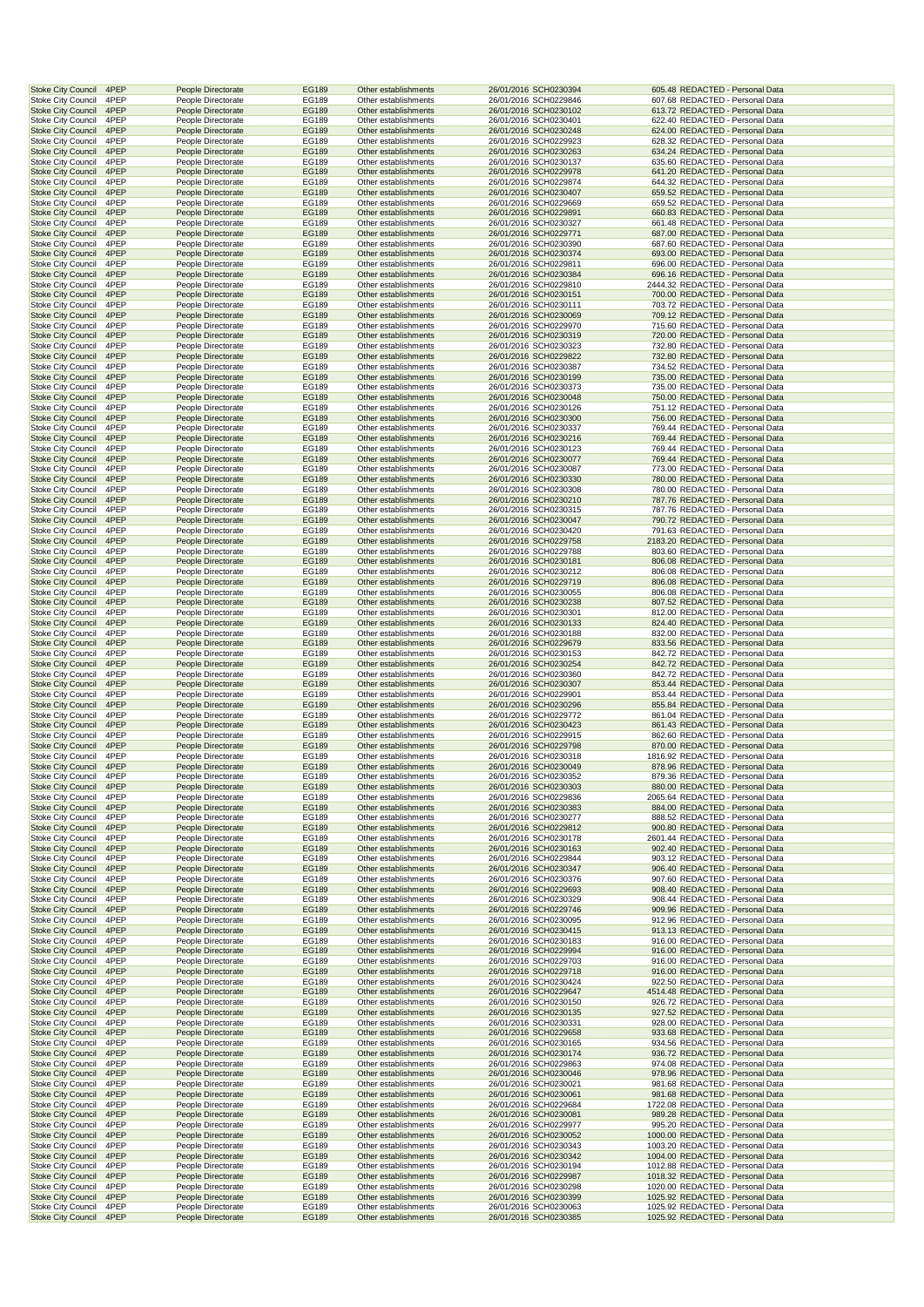| | | | | | | | | |
|---|---|---|---|---|---|---|---|---|
| Stoke City Council | 4PEP | People Directorate | EG189 | Other establishments | 26/01/2016 | SCH0230394 | 605.48 | REDACTED - Personal Data |
| Stoke City Council | 4PEP | People Directorate | EG189 | Other establishments | 26/01/2016 | SCH0229846 | 607.68 | REDACTED - Personal Data |
| Stoke City Council | 4PEP | People Directorate | EG189 | Other establishments | 26/01/2016 | SCH0230102 | 613.72 | REDACTED - Personal Data |
| Stoke City Council | 4PEP | People Directorate | EG189 | Other establishments | 26/01/2016 | SCH0230401 | 622.40 | REDACTED - Personal Data |
| Stoke City Council | 4PEP | People Directorate | EG189 | Other establishments | 26/01/2016 | SCH0230248 | 624.00 | REDACTED - Personal Data |
| Stoke City Council | 4PEP | People Directorate | EG189 | Other establishments | 26/01/2016 | SCH0229923 | 628.32 | REDACTED - Personal Data |
| Stoke City Council | 4PEP | People Directorate | EG189 | Other establishments | 26/01/2016 | SCH0230263 | 634.24 | REDACTED - Personal Data |
| Stoke City Council | 4PEP | People Directorate | EG189 | Other establishments | 26/01/2016 | SCH0230137 | 635.60 | REDACTED - Personal Data |
| Stoke City Council | 4PEP | People Directorate | EG189 | Other establishments | 26/01/2016 | SCH0229978 | 641.20 | REDACTED - Personal Data |
| Stoke City Council | 4PEP | People Directorate | EG189 | Other establishments | 26/01/2016 | SCH0229874 | 644.32 | REDACTED - Personal Data |
| Stoke City Council | 4PEP | People Directorate | EG189 | Other establishments | 26/01/2016 | SCH0230407 | 659.52 | REDACTED - Personal Data |
| Stoke City Council | 4PEP | People Directorate | EG189 | Other establishments | 26/01/2016 | SCH0229669 | 659.52 | REDACTED - Personal Data |
| Stoke City Council | 4PEP | People Directorate | EG189 | Other establishments | 26/01/2016 | SCH0229891 | 660.83 | REDACTED - Personal Data |
| Stoke City Council | 4PEP | People Directorate | EG189 | Other establishments | 26/01/2016 | SCH0230327 | 661.48 | REDACTED - Personal Data |
| Stoke City Council | 4PEP | People Directorate | EG189 | Other establishments | 26/01/2016 | SCH0229771 | 687.00 | REDACTED - Personal Data |
| Stoke City Council | 4PEP | People Directorate | EG189 | Other establishments | 26/01/2016 | SCH0230390 | 687.60 | REDACTED - Personal Data |
| Stoke City Council | 4PEP | People Directorate | EG189 | Other establishments | 26/01/2016 | SCH0230374 | 693.00 | REDACTED - Personal Data |
| Stoke City Council | 4PEP | People Directorate | EG189 | Other establishments | 26/01/2016 | SCH0229811 | 696.00 | REDACTED - Personal Data |
| Stoke City Council | 4PEP | People Directorate | EG189 | Other establishments | 26/01/2016 | SCH0230384 | 696.16 | REDACTED - Personal Data |
| Stoke City Council | 4PEP | People Directorate | EG189 | Other establishments | 26/01/2016 | SCH0229810 | 2444.32 | REDACTED - Personal Data |
| Stoke City Council | 4PEP | People Directorate | EG189 | Other establishments | 26/01/2016 | SCH0230151 | 700.00 | REDACTED - Personal Data |
| Stoke City Council | 4PEP | People Directorate | EG189 | Other establishments | 26/01/2016 | SCH0230111 | 703.72 | REDACTED - Personal Data |
| Stoke City Council | 4PEP | People Directorate | EG189 | Other establishments | 26/01/2016 | SCH0230069 | 709.12 | REDACTED - Personal Data |
| Stoke City Council | 4PEP | People Directorate | EG189 | Other establishments | 26/01/2016 | SCH0229970 | 715.60 | REDACTED - Personal Data |
| Stoke City Council | 4PEP | People Directorate | EG189 | Other establishments | 26/01/2016 | SCH0230319 | 720.00 | REDACTED - Personal Data |
| Stoke City Council | 4PEP | People Directorate | EG189 | Other establishments | 26/01/2016 | SCH0230323 | 732.80 | REDACTED - Personal Data |
| Stoke City Council | 4PEP | People Directorate | EG189 | Other establishments | 26/01/2016 | SCH0229822 | 732.80 | REDACTED - Personal Data |
| Stoke City Council | 4PEP | People Directorate | EG189 | Other establishments | 26/01/2016 | SCH0230387 | 734.52 | REDACTED - Personal Data |
| Stoke City Council | 4PEP | People Directorate | EG189 | Other establishments | 26/01/2016 | SCH0230199 | 735.00 | REDACTED - Personal Data |
| Stoke City Council | 4PEP | People Directorate | EG189 | Other establishments | 26/01/2016 | SCH0230373 | 735.00 | REDACTED - Personal Data |
| Stoke City Council | 4PEP | People Directorate | EG189 | Other establishments | 26/01/2016 | SCH0230048 | 750.00 | REDACTED - Personal Data |
| Stoke City Council | 4PEP | People Directorate | EG189 | Other establishments | 26/01/2016 | SCH0230126 | 751.12 | REDACTED - Personal Data |
| Stoke City Council | 4PEP | People Directorate | EG189 | Other establishments | 26/01/2016 | SCH0230300 | 756.00 | REDACTED - Personal Data |
| Stoke City Council | 4PEP | People Directorate | EG189 | Other establishments | 26/01/2016 | SCH0230337 | 769.44 | REDACTED - Personal Data |
| Stoke City Council | 4PEP | People Directorate | EG189 | Other establishments | 26/01/2016 | SCH0230216 | 769.44 | REDACTED - Personal Data |
| Stoke City Council | 4PEP | People Directorate | EG189 | Other establishments | 26/01/2016 | SCH0230123 | 769.44 | REDACTED - Personal Data |
| Stoke City Council | 4PEP | People Directorate | EG189 | Other establishments | 26/01/2016 | SCH0230077 | 769.44 | REDACTED - Personal Data |
| Stoke City Council | 4PEP | People Directorate | EG189 | Other establishments | 26/01/2016 | SCH0230087 | 773.00 | REDACTED - Personal Data |
| Stoke City Council | 4PEP | People Directorate | EG189 | Other establishments | 26/01/2016 | SCH0230330 | 780.00 | REDACTED - Personal Data |
| Stoke City Council | 4PEP | People Directorate | EG189 | Other establishments | 26/01/2016 | SCH0230308 | 780.00 | REDACTED - Personal Data |
| Stoke City Council | 4PEP | People Directorate | EG189 | Other establishments | 26/01/2016 | SCH0230210 | 787.76 | REDACTED - Personal Data |
| Stoke City Council | 4PEP | People Directorate | EG189 | Other establishments | 26/01/2016 | SCH0230315 | 787.76 | REDACTED - Personal Data |
| Stoke City Council | 4PEP | People Directorate | EG189 | Other establishments | 26/01/2016 | SCH0230047 | 790.72 | REDACTED - Personal Data |
| Stoke City Council | 4PEP | People Directorate | EG189 | Other establishments | 26/01/2016 | SCH0230420 | 791.63 | REDACTED - Personal Data |
| Stoke City Council | 4PEP | People Directorate | EG189 | Other establishments | 26/01/2016 | SCH0229758 | 2183.20 | REDACTED - Personal Data |
| Stoke City Council | 4PEP | People Directorate | EG189 | Other establishments | 26/01/2016 | SCH0229788 | 803.60 | REDACTED - Personal Data |
| Stoke City Council | 4PEP | People Directorate | EG189 | Other establishments | 26/01/2016 | SCH0230181 | 806.08 | REDACTED - Personal Data |
| Stoke City Council | 4PEP | People Directorate | EG189 | Other establishments | 26/01/2016 | SCH0230212 | 806.08 | REDACTED - Personal Data |
| Stoke City Council | 4PEP | People Directorate | EG189 | Other establishments | 26/01/2016 | SCH0229719 | 806.08 | REDACTED - Personal Data |
| Stoke City Council | 4PEP | People Directorate | EG189 | Other establishments | 26/01/2016 | SCH0230055 | 806.08 | REDACTED - Personal Data |
| Stoke City Council | 4PEP | People Directorate | EG189 | Other establishments | 26/01/2016 | SCH0230238 | 807.52 | REDACTED - Personal Data |
| Stoke City Council | 4PEP | People Directorate | EG189 | Other establishments | 26/01/2016 | SCH0230301 | 812.00 | REDACTED - Personal Data |
| Stoke City Council | 4PEP | People Directorate | EG189 | Other establishments | 26/01/2016 | SCH0230133 | 824.40 | REDACTED - Personal Data |
| Stoke City Council | 4PEP | People Directorate | EG189 | Other establishments | 26/01/2016 | SCH0230188 | 832.00 | REDACTED - Personal Data |
| Stoke City Council | 4PEP | People Directorate | EG189 | Other establishments | 26/01/2016 | SCH0229679 | 833.56 | REDACTED - Personal Data |
| Stoke City Council | 4PEP | People Directorate | EG189 | Other establishments | 26/01/2016 | SCH0230153 | 842.72 | REDACTED - Personal Data |
| Stoke City Council | 4PEP | People Directorate | EG189 | Other establishments | 26/01/2016 | SCH0230254 | 842.72 | REDACTED - Personal Data |
| Stoke City Council | 4PEP | People Directorate | EG189 | Other establishments | 26/01/2016 | SCH0230360 | 842.72 | REDACTED - Personal Data |
| Stoke City Council | 4PEP | People Directorate | EG189 | Other establishments | 26/01/2016 | SCH0230307 | 853.44 | REDACTED - Personal Data |
| Stoke City Council | 4PEP | People Directorate | EG189 | Other establishments | 26/01/2016 | SCH0229901 | 853.44 | REDACTED - Personal Data |
| Stoke City Council | 4PEP | People Directorate | EG189 | Other establishments | 26/01/2016 | SCH0230296 | 855.84 | REDACTED - Personal Data |
| Stoke City Council | 4PEP | People Directorate | EG189 | Other establishments | 26/01/2016 | SCH0229772 | 861.04 | REDACTED - Personal Data |
| Stoke City Council | 4PEP | People Directorate | EG189 | Other establishments | 26/01/2016 | SCH0230423 | 861.43 | REDACTED - Personal Data |
| Stoke City Council | 4PEP | People Directorate | EG189 | Other establishments | 26/01/2016 | SCH0229915 | 862.60 | REDACTED - Personal Data |
| Stoke City Council | 4PEP | People Directorate | EG189 | Other establishments | 26/01/2016 | SCH0229798 | 870.00 | REDACTED - Personal Data |
| Stoke City Council | 4PEP | People Directorate | EG189 | Other establishments | 26/01/2016 | SCH0230318 | 1816.92 | REDACTED - Personal Data |
| Stoke City Council | 4PEP | People Directorate | EG189 | Other establishments | 26/01/2016 | SCH0230049 | 878.96 | REDACTED - Personal Data |
| Stoke City Council | 4PEP | People Directorate | EG189 | Other establishments | 26/01/2016 | SCH0230352 | 879.36 | REDACTED - Personal Data |
| Stoke City Council | 4PEP | People Directorate | EG189 | Other establishments | 26/01/2016 | SCH0230303 | 880.00 | REDACTED - Personal Data |
| Stoke City Council | 4PEP | People Directorate | EG189 | Other establishments | 26/01/2016 | SCH0229836 | 2065.64 | REDACTED - Personal Data |
| Stoke City Council | 4PEP | People Directorate | EG189 | Other establishments | 26/01/2016 | SCH0230383 | 884.00 | REDACTED - Personal Data |
| Stoke City Council | 4PEP | People Directorate | EG189 | Other establishments | 26/01/2016 | SCH0230277 | 888.52 | REDACTED - Personal Data |
| Stoke City Council | 4PEP | People Directorate | EG189 | Other establishments | 26/01/2016 | SCH0229812 | 900.80 | REDACTED - Personal Data |
| Stoke City Council | 4PEP | People Directorate | EG189 | Other establishments | 26/01/2016 | SCH0230178 | 2601.44 | REDACTED - Personal Data |
| Stoke City Council | 4PEP | People Directorate | EG189 | Other establishments | 26/01/2016 | SCH0230163 | 902.40 | REDACTED - Personal Data |
| Stoke City Council | 4PEP | People Directorate | EG189 | Other establishments | 26/01/2016 | SCH0229844 | 903.12 | REDACTED - Personal Data |
| Stoke City Council | 4PEP | People Directorate | EG189 | Other establishments | 26/01/2016 | SCH0230347 | 906.40 | REDACTED - Personal Data |
| Stoke City Council | 4PEP | People Directorate | EG189 | Other establishments | 26/01/2016 | SCH0230376 | 907.60 | REDACTED - Personal Data |
| Stoke City Council | 4PEP | People Directorate | EG189 | Other establishments | 26/01/2016 | SCH0229693 | 908.40 | REDACTED - Personal Data |
| Stoke City Council | 4PEP | People Directorate | EG189 | Other establishments | 26/01/2016 | SCH0230329 | 908.44 | REDACTED - Personal Data |
| Stoke City Council | 4PEP | People Directorate | EG189 | Other establishments | 26/01/2016 | SCH0229746 | 909.96 | REDACTED - Personal Data |
| Stoke City Council | 4PEP | People Directorate | EG189 | Other establishments | 26/01/2016 | SCH0230095 | 912.96 | REDACTED - Personal Data |
| Stoke City Council | 4PEP | People Directorate | EG189 | Other establishments | 26/01/2016 | SCH0230415 | 913.13 | REDACTED - Personal Data |
| Stoke City Council | 4PEP | People Directorate | EG189 | Other establishments | 26/01/2016 | SCH0230183 | 916.00 | REDACTED - Personal Data |
| Stoke City Council | 4PEP | People Directorate | EG189 | Other establishments | 26/01/2016 | SCH0229994 | 916.00 | REDACTED - Personal Data |
| Stoke City Council | 4PEP | People Directorate | EG189 | Other establishments | 26/01/2016 | SCH0229703 | 916.00 | REDACTED - Personal Data |
| Stoke City Council | 4PEP | People Directorate | EG189 | Other establishments | 26/01/2016 | SCH0229718 | 916.00 | REDACTED - Personal Data |
| Stoke City Council | 4PEP | People Directorate | EG189 | Other establishments | 26/01/2016 | SCH0230424 | 922.50 | REDACTED - Personal Data |
| Stoke City Council | 4PEP | People Directorate | EG189 | Other establishments | 26/01/2016 | SCH0229647 | 4514.48 | REDACTED - Personal Data |
| Stoke City Council | 4PEP | People Directorate | EG189 | Other establishments | 26/01/2016 | SCH0230150 | 926.72 | REDACTED - Personal Data |
| Stoke City Council | 4PEP | People Directorate | EG189 | Other establishments | 26/01/2016 | SCH0230135 | 927.52 | REDACTED - Personal Data |
| Stoke City Council | 4PEP | People Directorate | EG189 | Other establishments | 26/01/2016 | SCH0230331 | 928.00 | REDACTED - Personal Data |
| Stoke City Council | 4PEP | People Directorate | EG189 | Other establishments | 26/01/2016 | SCH0229658 | 933.68 | REDACTED - Personal Data |
| Stoke City Council | 4PEP | People Directorate | EG189 | Other establishments | 26/01/2016 | SCH0230165 | 934.56 | REDACTED - Personal Data |
| Stoke City Council | 4PEP | People Directorate | EG189 | Other establishments | 26/01/2016 | SCH0230174 | 936.72 | REDACTED - Personal Data |
| Stoke City Council | 4PEP | People Directorate | EG189 | Other establishments | 26/01/2016 | SCH0229863 | 974.08 | REDACTED - Personal Data |
| Stoke City Council | 4PEP | People Directorate | EG189 | Other establishments | 26/01/2016 | SCH0230046 | 978.96 | REDACTED - Personal Data |
| Stoke City Council | 4PEP | People Directorate | EG189 | Other establishments | 26/01/2016 | SCH0230021 | 981.68 | REDACTED - Personal Data |
| Stoke City Council | 4PEP | People Directorate | EG189 | Other establishments | 26/01/2016 | SCH0230061 | 981.68 | REDACTED - Personal Data |
| Stoke City Council | 4PEP | People Directorate | EG189 | Other establishments | 26/01/2016 | SCH0229684 | 1722.08 | REDACTED - Personal Data |
| Stoke City Council | 4PEP | People Directorate | EG189 | Other establishments | 26/01/2016 | SCH0230081 | 989.28 | REDACTED - Personal Data |
| Stoke City Council | 4PEP | People Directorate | EG189 | Other establishments | 26/01/2016 | SCH0229977 | 995.20 | REDACTED - Personal Data |
| Stoke City Council | 4PEP | People Directorate | EG189 | Other establishments | 26/01/2016 | SCH0230052 | 1000.00 | REDACTED - Personal Data |
| Stoke City Council | 4PEP | People Directorate | EG189 | Other establishments | 26/01/2016 | SCH0230343 | 1003.20 | REDACTED - Personal Data |
| Stoke City Council | 4PEP | People Directorate | EG189 | Other establishments | 26/01/2016 | SCH0230342 | 1004.00 | REDACTED - Personal Data |
| Stoke City Council | 4PEP | People Directorate | EG189 | Other establishments | 26/01/2016 | SCH0230194 | 1012.88 | REDACTED - Personal Data |
| Stoke City Council | 4PEP | People Directorate | EG189 | Other establishments | 26/01/2016 | SCH0229987 | 1018.32 | REDACTED - Personal Data |
| Stoke City Council | 4PEP | People Directorate | EG189 | Other establishments | 26/01/2016 | SCH0230298 | 1020.00 | REDACTED - Personal Data |
| Stoke City Council | 4PEP | People Directorate | EG189 | Other establishments | 26/01/2016 | SCH0230399 | 1025.92 | REDACTED - Personal Data |
| Stoke City Council | 4PEP | People Directorate | EG189 | Other establishments | 26/01/2016 | SCH0230063 | 1025.92 | REDACTED - Personal Data |
| Stoke City Council | 4PEP | People Directorate | EG189 | Other establishments | 26/01/2016 | SCH0230385 | 1025.92 | REDACTED - Personal Data |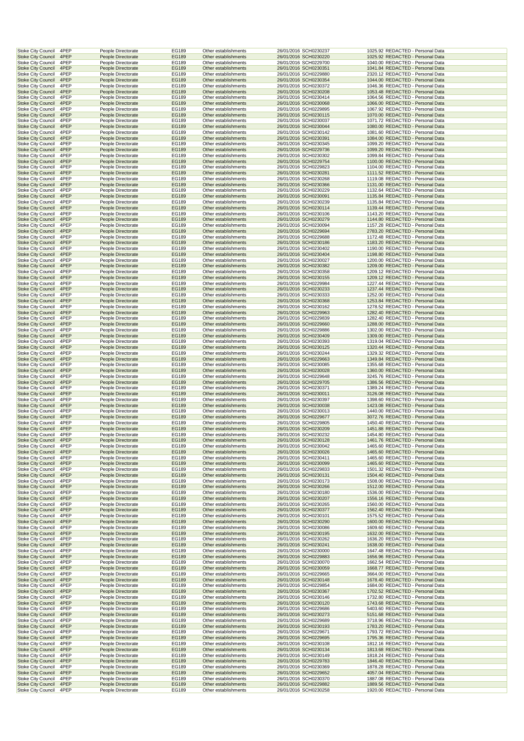| | | | | | | | | |
|---|---|---|---|---|---|---|---|---|
| Stoke City Council | 4PEP | People Directorate | EG189 | Other establishments | 26/01/2016 | SCH0230237 | 1025.92 | REDACTED - Personal Data |
| Stoke City Council | 4PEP | People Directorate | EG189 | Other establishments | 26/01/2016 | SCH0230220 | 1025.92 | REDACTED - Personal Data |
| Stoke City Council | 4PEP | People Directorate | EG189 | Other establishments | 26/01/2016 | SCH0229700 | 1040.00 | REDACTED - Personal Data |
| Stoke City Council | 4PEP | People Directorate | EG189 | Other establishments | 26/01/2016 | SCH0230351 | 1041.84 | REDACTED - Personal Data |
| Stoke City Council | 4PEP | People Directorate | EG189 | Other establishments | 26/01/2016 | SCH0229880 | 2320.12 | REDACTED - Personal Data |
| Stoke City Council | 4PEP | People Directorate | EG189 | Other establishments | 26/01/2016 | SCH0230354 | 1044.00 | REDACTED - Personal Data |
| Stoke City Council | 4PEP | People Directorate | EG189 | Other establishments | 26/01/2016 | SCH0230372 | 1046.36 | REDACTED - Personal Data |
| Stoke City Council | 4PEP | People Directorate | EG189 | Other establishments | 26/01/2016 | SCH0230208 | 1053.48 | REDACTED - Personal Data |
| Stoke City Council | 4PEP | People Directorate | EG189 | Other establishments | 26/01/2016 | SCH0230414 | 1064.56 | REDACTED - Personal Data |
| Stoke City Council | 4PEP | People Directorate | EG189 | Other establishments | 26/01/2016 | SCH0230068 | 1066.00 | REDACTED - Personal Data |
| Stoke City Council | 4PEP | People Directorate | EG189 | Other establishments | 26/01/2016 | SCH0229895 | 1067.92 | REDACTED - Personal Data |
| Stoke City Council | 4PEP | People Directorate | EG189 | Other establishments | 26/01/2016 | SCH0230115 | 1070.00 | REDACTED - Personal Data |
| Stoke City Council | 4PEP | People Directorate | EG189 | Other establishments | 26/01/2016 | SCH0230037 | 1071.72 | REDACTED - Personal Data |
| Stoke City Council | 4PEP | People Directorate | EG189 | Other establishments | 26/01/2016 | SCH0230044 | 1080.00 | REDACTED - Personal Data |
| Stoke City Council | 4PEP | People Directorate | EG189 | Other establishments | 26/01/2016 | SCH0230142 | 1081.60 | REDACTED - Personal Data |
| Stoke City Council | 4PEP | People Directorate | EG189 | Other establishments | 26/01/2016 | SCH0230391 | 1084.00 | REDACTED - Personal Data |
| Stoke City Council | 4PEP | People Directorate | EG189 | Other establishments | 26/01/2016 | SCH0230345 | 1099.20 | REDACTED - Personal Data |
| Stoke City Council | 4PEP | People Directorate | EG189 | Other establishments | 26/01/2016 | SCH0229736 | 1099.20 | REDACTED - Personal Data |
| Stoke City Council | 4PEP | People Directorate | EG189 | Other establishments | 26/01/2016 | SCH0230302 | 1099.84 | REDACTED - Personal Data |
| Stoke City Council | 4PEP | People Directorate | EG189 | Other establishments | 26/01/2016 | SCH0229754 | 1100.00 | REDACTED - Personal Data |
| Stoke City Council | 4PEP | People Directorate | EG189 | Other establishments | 26/01/2016 | SCH0229823 | 1104.00 | REDACTED - Personal Data |
| Stoke City Council | 4PEP | People Directorate | EG189 | Other establishments | 26/01/2016 | SCH0230281 | 1111.52 | REDACTED - Personal Data |
| Stoke City Council | 4PEP | People Directorate | EG189 | Other establishments | 26/01/2016 | SCH0230268 | 1119.08 | REDACTED - Personal Data |
| Stoke City Council | 4PEP | People Directorate | EG189 | Other establishments | 26/01/2016 | SCH0230366 | 1131.00 | REDACTED - Personal Data |
| Stoke City Council | 4PEP | People Directorate | EG189 | Other establishments | 26/01/2016 | SCH0230229 | 1132.64 | REDACTED - Personal Data |
| Stoke City Council | 4PEP | People Directorate | EG189 | Other establishments | 26/01/2016 | SCH0230091 | 1135.84 | REDACTED - Personal Data |
| Stoke City Council | 4PEP | People Directorate | EG189 | Other establishments | 26/01/2016 | SCH0230239 | 1135.84 | REDACTED - Personal Data |
| Stoke City Council | 4PEP | People Directorate | EG189 | Other establishments | 26/01/2016 | SCH0230114 | 1139.44 | REDACTED - Personal Data |
| Stoke City Council | 4PEP | People Directorate | EG189 | Other establishments | 26/01/2016 | SCH0230106 | 1143.20 | REDACTED - Personal Data |
| Stoke City Council | 4PEP | People Directorate | EG189 | Other establishments | 26/01/2016 | SCH0230279 | 1144.80 | REDACTED - Personal Data |
| Stoke City Council | 4PEP | People Directorate | EG189 | Other establishments | 26/01/2016 | SCH0230094 | 1157.28 | REDACTED - Personal Data |
| Stoke City Council | 4PEP | People Directorate | EG189 | Other establishments | 26/01/2016 | SCH0229694 | 2783.20 | REDACTED - Personal Data |
| Stoke City Council | 4PEP | People Directorate | EG189 | Other establishments | 26/01/2016 | SCH0229688 | 1172.48 | REDACTED - Personal Data |
| Stoke City Council | 4PEP | People Directorate | EG189 | Other establishments | 26/01/2016 | SCH0230186 | 1183.20 | REDACTED - Personal Data |
| Stoke City Council | 4PEP | People Directorate | EG189 | Other establishments | 26/01/2016 | SCH0230402 | 1190.00 | REDACTED - Personal Data |
| Stoke City Council | 4PEP | People Directorate | EG189 | Other establishments | 26/01/2016 | SCH0230404 | 1198.80 | REDACTED - Personal Data |
| Stoke City Council | 4PEP | People Directorate | EG189 | Other establishments | 26/01/2016 | SCH0230027 | 1200.00 | REDACTED - Personal Data |
| Stoke City Council | 4PEP | People Directorate | EG189 | Other establishments | 26/01/2016 | SCH0230382 | 1209.00 | REDACTED - Personal Data |
| Stoke City Council | 4PEP | People Directorate | EG189 | Other establishments | 26/01/2016 | SCH0230358 | 1209.12 | REDACTED - Personal Data |
| Stoke City Council | 4PEP | People Directorate | EG189 | Other establishments | 26/01/2016 | SCH0230155 | 1209.12 | REDACTED - Personal Data |
| Stoke City Council | 4PEP | People Directorate | EG189 | Other establishments | 26/01/2016 | SCH0229984 | 1227.44 | REDACTED - Personal Data |
| Stoke City Council | 4PEP | People Directorate | EG189 | Other establishments | 26/01/2016 | SCH0230233 | 1237.44 | REDACTED - Personal Data |
| Stoke City Council | 4PEP | People Directorate | EG189 | Other establishments | 26/01/2016 | SCH0230333 | 1252.00 | REDACTED - Personal Data |
| Stoke City Council | 4PEP | People Directorate | EG189 | Other establishments | 26/01/2016 | SCH0230368 | 1253.84 | REDACTED - Personal Data |
| Stoke City Council | 4PEP | People Directorate | EG189 | Other establishments | 26/01/2016 | SCH0230162 | 1278.52 | REDACTED - Personal Data |
| Stoke City Council | 4PEP | People Directorate | EG189 | Other establishments | 26/01/2016 | SCH0229963 | 1282.40 | REDACTED - Personal Data |
| Stoke City Council | 4PEP | People Directorate | EG189 | Other establishments | 26/01/2016 | SCH0229839 | 1282.40 | REDACTED - Personal Data |
| Stoke City Council | 4PEP | People Directorate | EG189 | Other establishments | 26/01/2016 | SCH0229660 | 1288.00 | REDACTED - Personal Data |
| Stoke City Council | 4PEP | People Directorate | EG189 | Other establishments | 26/01/2016 | SCH0229886 | 1302.00 | REDACTED - Personal Data |
| Stoke City Council | 4PEP | People Directorate | EG189 | Other establishments | 26/01/2016 | SCH0230409 | 1309.00 | REDACTED - Personal Data |
| Stoke City Council | 4PEP | People Directorate | EG189 | Other establishments | 26/01/2016 | SCH0230393 | 1319.04 | REDACTED - Personal Data |
| Stoke City Council | 4PEP | People Directorate | EG189 | Other establishments | 26/01/2016 | SCH0230125 | 1320.44 | REDACTED - Personal Data |
| Stoke City Council | 4PEP | People Directorate | EG189 | Other establishments | 26/01/2016 | SCH0230244 | 1329.32 | REDACTED - Personal Data |
| Stoke City Council | 4PEP | People Directorate | EG189 | Other establishments | 26/01/2016 | SCH0229663 | 1349.84 | REDACTED - Personal Data |
| Stoke City Council | 4PEP | People Directorate | EG189 | Other establishments | 26/01/2016 | SCH0230085 | 1355.68 | REDACTED - Personal Data |
| Stoke City Council | 4PEP | People Directorate | EG189 | Other establishments | 26/01/2016 | SCH0230028 | 1360.00 | REDACTED - Personal Data |
| Stoke City Council | 4PEP | People Directorate | EG189 | Other establishments | 26/01/2016 | SCH0229648 | 3245.76 | REDACTED - Personal Data |
| Stoke City Council | 4PEP | People Directorate | EG189 | Other establishments | 26/01/2016 | SCH0229705 | 1386.56 | REDACTED - Personal Data |
| Stoke City Council | 4PEP | People Directorate | EG189 | Other establishments | 26/01/2016 | SCH0230371 | 1389.24 | REDACTED - Personal Data |
| Stoke City Council | 4PEP | People Directorate | EG189 | Other establishments | 26/01/2016 | SCH0230011 | 3126.08 | REDACTED - Personal Data |
| Stoke City Council | 4PEP | People Directorate | EG189 | Other establishments | 26/01/2016 | SCH0230397 | 1398.60 | REDACTED - Personal Data |
| Stoke City Council | 4PEP | People Directorate | EG189 | Other establishments | 26/01/2016 | SCH0230038 | 1423.08 | REDACTED - Personal Data |
| Stoke City Council | 4PEP | People Directorate | EG189 | Other establishments | 26/01/2016 | SCH0230013 | 1440.00 | REDACTED - Personal Data |
| Stoke City Council | 4PEP | People Directorate | EG189 | Other establishments | 26/01/2016 | SCH0229677 | 3072.76 | REDACTED - Personal Data |
| Stoke City Council | 4PEP | People Directorate | EG189 | Other establishments | 26/01/2016 | SCH0229805 | 1450.40 | REDACTED - Personal Data |
| Stoke City Council | 4PEP | People Directorate | EG189 | Other establishments | 26/01/2016 | SCH0230209 | 1451.88 | REDACTED - Personal Data |
| Stoke City Council | 4PEP | People Directorate | EG189 | Other establishments | 26/01/2016 | SCH0230232 | 1454.80 | REDACTED - Personal Data |
| Stoke City Council | 4PEP | People Directorate | EG189 | Other establishments | 26/01/2016 | SCH0230128 | 1461.76 | REDACTED - Personal Data |
| Stoke City Council | 4PEP | People Directorate | EG189 | Other establishments | 26/01/2016 | SCH0230042 | 1465.60 | REDACTED - Personal Data |
| Stoke City Council | 4PEP | People Directorate | EG189 | Other establishments | 26/01/2016 | SCH0230026 | 1465.60 | REDACTED - Personal Data |
| Stoke City Council | 4PEP | People Directorate | EG189 | Other establishments | 26/01/2016 | SCH0230411 | 1465.60 | REDACTED - Personal Data |
| Stoke City Council | 4PEP | People Directorate | EG189 | Other establishments | 26/01/2016 | SCH0230099 | 1465.60 | REDACTED - Personal Data |
| Stoke City Council | 4PEP | People Directorate | EG189 | Other establishments | 26/01/2016 | SCH0229833 | 1501.32 | REDACTED - Personal Data |
| Stoke City Council | 4PEP | People Directorate | EG189 | Other establishments | 26/01/2016 | SCH0230131 | 1504.40 | REDACTED - Personal Data |
| Stoke City Council | 4PEP | People Directorate | EG189 | Other establishments | 26/01/2016 | SCH0230173 | 1508.00 | REDACTED - Personal Data |
| Stoke City Council | 4PEP | People Directorate | EG189 | Other establishments | 26/01/2016 | SCH0230266 | 1512.00 | REDACTED - Personal Data |
| Stoke City Council | 4PEP | People Directorate | EG189 | Other establishments | 26/01/2016 | SCH0230180 | 1536.00 | REDACTED - Personal Data |
| Stoke City Council | 4PEP | People Directorate | EG189 | Other establishments | 26/01/2016 | SCH0230207 | 1556.16 | REDACTED - Personal Data |
| Stoke City Council | 4PEP | People Directorate | EG189 | Other establishments | 26/01/2016 | SCH0230265 | 1560.00 | REDACTED - Personal Data |
| Stoke City Council | 4PEP | People Directorate | EG189 | Other establishments | 26/01/2016 | SCH0230377 | 1562.40 | REDACTED - Personal Data |
| Stoke City Council | 4PEP | People Directorate | EG189 | Other establishments | 26/01/2016 | SCH0230101 | 1575.52 | REDACTED - Personal Data |
| Stoke City Council | 4PEP | People Directorate | EG189 | Other establishments | 26/01/2016 | SCH0230290 | 1600.00 | REDACTED - Personal Data |
| Stoke City Council | 4PEP | People Directorate | EG189 | Other establishments | 26/01/2016 | SCH0230086 | 1609.60 | REDACTED - Personal Data |
| Stoke City Council | 4PEP | People Directorate | EG189 | Other establishments | 26/01/2016 | SCH0230195 | 1632.00 | REDACTED - Personal Data |
| Stoke City Council | 4PEP | People Directorate | EG189 | Other establishments | 26/01/2016 | SCH0230262 | 1636.20 | REDACTED - Personal Data |
| Stoke City Council | 4PEP | People Directorate | EG189 | Other establishments | 26/01/2016 | SCH0230241 | 1638.00 | REDACTED - Personal Data |
| Stoke City Council | 4PEP | People Directorate | EG189 | Other establishments | 26/01/2016 | SCH0230000 | 1647.48 | REDACTED - Personal Data |
| Stoke City Council | 4PEP | People Directorate | EG189 | Other establishments | 26/01/2016 | SCH0229883 | 1656.96 | REDACTED - Personal Data |
| Stoke City Council | 4PEP | People Directorate | EG189 | Other establishments | 26/01/2016 | SCH0230070 | 1662.54 | REDACTED - Personal Data |
| Stoke City Council | 4PEP | People Directorate | EG189 | Other establishments | 26/01/2016 | SCH0230059 | 1668.77 | REDACTED - Personal Data |
| Stoke City Council | 4PEP | People Directorate | EG189 | Other establishments | 26/01/2016 | SCH0229665 | 3664.00 | REDACTED - Personal Data |
| Stoke City Council | 4PEP | People Directorate | EG189 | Other establishments | 26/01/2016 | SCH0230148 | 1678.40 | REDACTED - Personal Data |
| Stoke City Council | 4PEP | People Directorate | EG189 | Other establishments | 26/01/2016 | SCH0229854 | 1684.00 | REDACTED - Personal Data |
| Stoke City Council | 4PEP | People Directorate | EG189 | Other establishments | 26/01/2016 | SCH0230367 | 1702.52 | REDACTED - Personal Data |
| Stoke City Council | 4PEP | People Directorate | EG189 | Other establishments | 26/01/2016 | SCH0230146 | 1732.80 | REDACTED - Personal Data |
| Stoke City Council | 4PEP | People Directorate | EG189 | Other establishments | 26/01/2016 | SCH0230120 | 1743.68 | REDACTED - Personal Data |
| Stoke City Council | 4PEP | People Directorate | EG189 | Other establishments | 26/01/2016 | SCH0229686 | 5403.60 | REDACTED - Personal Data |
| Stoke City Council | 4PEP | People Directorate | EG189 | Other establishments | 26/01/2016 | SCH0230273 | 5151.68 | REDACTED - Personal Data |
| Stoke City Council | 4PEP | People Directorate | EG189 | Other establishments | 26/01/2016 | SCH0229689 | 3718.96 | REDACTED - Personal Data |
| Stoke City Council | 4PEP | People Directorate | EG189 | Other establishments | 26/01/2016 | SCH0230193 | 1783.20 | REDACTED - Personal Data |
| Stoke City Council | 4PEP | People Directorate | EG189 | Other establishments | 26/01/2016 | SCH0229671 | 1793.72 | REDACTED - Personal Data |
| Stoke City Council | 4PEP | People Directorate | EG189 | Other establishments | 26/01/2016 | SCH0229695 | 1795.36 | REDACTED - Personal Data |
| Stoke City Council | 4PEP | People Directorate | EG189 | Other establishments | 26/01/2016 | SCH0230108 | 1812.16 | REDACTED - Personal Data |
| Stoke City Council | 4PEP | People Directorate | EG189 | Other establishments | 26/01/2016 | SCH0230134 | 1813.68 | REDACTED - Personal Data |
| Stoke City Council | 4PEP | People Directorate | EG189 | Other establishments | 26/01/2016 | SCH0230149 | 1818.24 | REDACTED - Personal Data |
| Stoke City Council | 4PEP | People Directorate | EG189 | Other establishments | 26/01/2016 | SCH0229783 | 1846.40 | REDACTED - Personal Data |
| Stoke City Council | 4PEP | People Directorate | EG189 | Other establishments | 26/01/2016 | SCH0230369 | 1878.28 | REDACTED - Personal Data |
| Stoke City Council | 4PEP | People Directorate | EG189 | Other establishments | 26/01/2016 | SCH0229652 | 4057.04 | REDACTED - Personal Data |
| Stoke City Council | 4PEP | People Directorate | EG189 | Other establishments | 26/01/2016 | SCH0230370 | 1887.08 | REDACTED - Personal Data |
| Stoke City Council | 4PEP | People Directorate | EG189 | Other establishments | 26/01/2016 | SCH0229882 | 1889.56 | REDACTED - Personal Data |
| Stoke City Council | 4PEP | People Directorate | EG189 | Other establishments | 26/01/2016 | SCH0230258 | 1920.00 | REDACTED - Personal Data |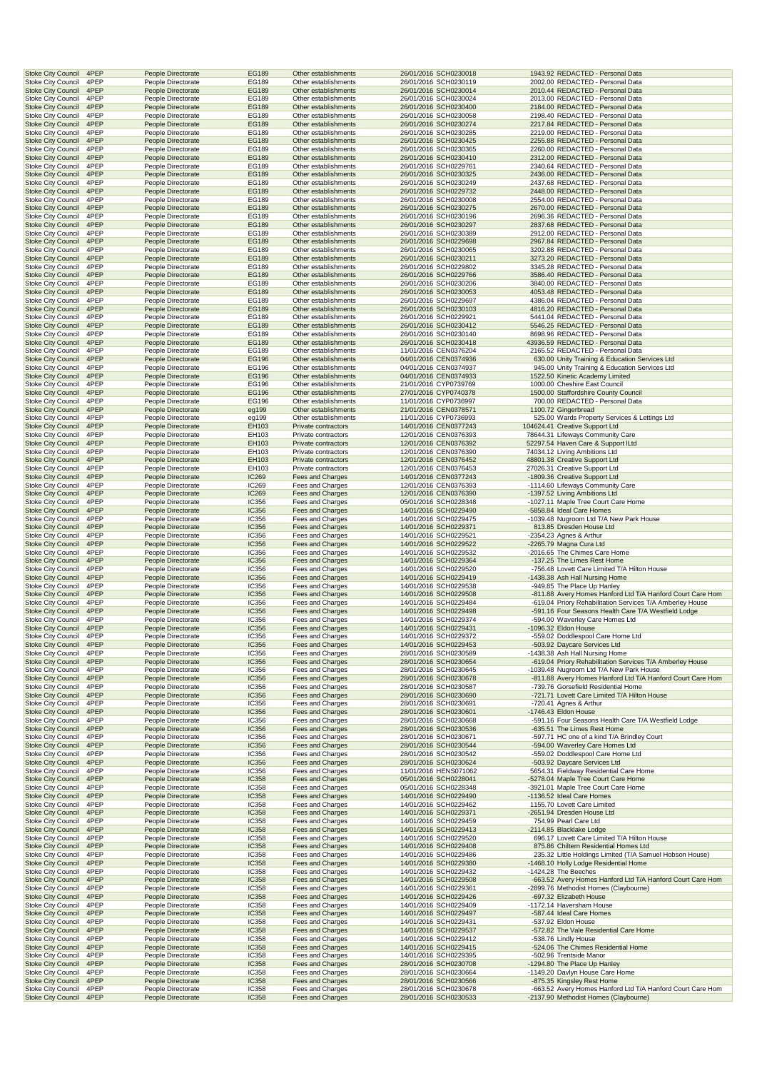| | | | | | | | |
|---|---|---|---|---|---|---|---|
| Stoke City Council | 4PEP | People Directorate | EG189 | Other establishments | 26/01/2016 | SCH0230018 | 1943.92 | REDACTED - Personal Data |
| Stoke City Council | 4PEP | People Directorate | EG189 | Other establishments | 26/01/2016 | SCH0230119 | 2002.00 | REDACTED - Personal Data |
| Stoke City Council | 4PEP | People Directorate | EG189 | Other establishments | 26/01/2016 | SCH0230014 | 2010.44 | REDACTED - Personal Data |
| Stoke City Council | 4PEP | People Directorate | EG189 | Other establishments | 26/01/2016 | SCH0230024 | 2013.00 | REDACTED - Personal Data |
| Stoke City Council | 4PEP | People Directorate | EG189 | Other establishments | 26/01/2016 | SCH0230400 | 2184.00 | REDACTED - Personal Data |
| Stoke City Council | 4PEP | People Directorate | EG189 | Other establishments | 26/01/2016 | SCH0230058 | 2198.40 | REDACTED - Personal Data |
| Stoke City Council | 4PEP | People Directorate | EG189 | Other establishments | 26/01/2016 | SCH0230274 | 2217.84 | REDACTED - Personal Data |
| Stoke City Council | 4PEP | People Directorate | EG189 | Other establishments | 26/01/2016 | SCH0230285 | 2219.00 | REDACTED - Personal Data |
| Stoke City Council | 4PEP | People Directorate | EG189 | Other establishments | 26/01/2016 | SCH0230425 | 2255.88 | REDACTED - Personal Data |
| Stoke City Council | 4PEP | People Directorate | EG189 | Other establishments | 26/01/2016 | SCH0230365 | 2260.00 | REDACTED - Personal Data |
| Stoke City Council | 4PEP | People Directorate | EG189 | Other establishments | 26/01/2016 | SCH0230410 | 2312.00 | REDACTED - Personal Data |
| Stoke City Council | 4PEP | People Directorate | EG189 | Other establishments | 26/01/2016 | SCH0229761 | 2340.64 | REDACTED - Personal Data |
| Stoke City Council | 4PEP | People Directorate | EG189 | Other establishments | 26/01/2016 | SCH0230325 | 2436.00 | REDACTED - Personal Data |
| Stoke City Council | 4PEP | People Directorate | EG189 | Other establishments | 26/01/2016 | SCH0230249 | 2437.68 | REDACTED - Personal Data |
| Stoke City Council | 4PEP | People Directorate | EG189 | Other establishments | 26/01/2016 | SCH0229732 | 2448.00 | REDACTED - Personal Data |
| Stoke City Council | 4PEP | People Directorate | EG189 | Other establishments | 26/01/2016 | SCH0230008 | 2554.00 | REDACTED - Personal Data |
| Stoke City Council | 4PEP | People Directorate | EG189 | Other establishments | 26/01/2016 | SCH0230275 | 2670.00 | REDACTED - Personal Data |
| Stoke City Council | 4PEP | People Directorate | EG189 | Other establishments | 26/01/2016 | SCH0230196 | 2696.36 | REDACTED - Personal Data |
| Stoke City Council | 4PEP | People Directorate | EG189 | Other establishments | 26/01/2016 | SCH0230297 | 2837.68 | REDACTED - Personal Data |
| Stoke City Council | 4PEP | People Directorate | EG189 | Other establishments | 26/01/2016 | SCH0230389 | 2912.00 | REDACTED - Personal Data |
| Stoke City Council | 4PEP | People Directorate | EG189 | Other establishments | 26/01/2016 | SCH0229698 | 2967.84 | REDACTED - Personal Data |
| Stoke City Council | 4PEP | People Directorate | EG189 | Other establishments | 26/01/2016 | SCH0230065 | 3202.88 | REDACTED - Personal Data |
| Stoke City Council | 4PEP | People Directorate | EG189 | Other establishments | 26/01/2016 | SCH0230211 | 3273.20 | REDACTED - Personal Data |
| Stoke City Council | 4PEP | People Directorate | EG189 | Other establishments | 26/01/2016 | SCH0229802 | 3345.28 | REDACTED - Personal Data |
| Stoke City Council | 4PEP | People Directorate | EG189 | Other establishments | 26/01/2016 | SCH0229766 | 3586.40 | REDACTED - Personal Data |
| Stoke City Council | 4PEP | People Directorate | EG189 | Other establishments | 26/01/2016 | SCH0230206 | 3840.00 | REDACTED - Personal Data |
| Stoke City Council | 4PEP | People Directorate | EG189 | Other establishments | 26/01/2016 | SCH0230053 | 4053.48 | REDACTED - Personal Data |
| Stoke City Council | 4PEP | People Directorate | EG189 | Other establishments | 26/01/2016 | SCH0229697 | 4386.04 | REDACTED - Personal Data |
| Stoke City Council | 4PEP | People Directorate | EG189 | Other establishments | 26/01/2016 | SCH0230103 | 4816.20 | REDACTED - Personal Data |
| Stoke City Council | 4PEP | People Directorate | EG189 | Other establishments | 26/01/2016 | SCH0229921 | 5441.04 | REDACTED - Personal Data |
| Stoke City Council | 4PEP | People Directorate | EG189 | Other establishments | 26/01/2016 | SCH0230412 | 5546.25 | REDACTED - Personal Data |
| Stoke City Council | 4PEP | People Directorate | EG189 | Other establishments | 26/01/2016 | SCH0230140 | 8698.96 | REDACTED - Personal Data |
| Stoke City Council | 4PEP | People Directorate | EG189 | Other establishments | 26/01/2016 | SCH0230418 | 43936.59 | REDACTED - Personal Data |
| Stoke City Council | 4PEP | People Directorate | EG189 | Other establishments | 11/01/2016 | CEN0376204 | 2165.52 | REDACTED - Personal Data |
| Stoke City Council | 4PEP | People Directorate | EG196 | Other establishments | 04/01/2016 | CEN0374936 | 630.00 | Unity Training & Education Services Ltd |
| Stoke City Council | 4PEP | People Directorate | EG196 | Other establishments | 04/01/2016 | CEN0374937 | 945.00 | Unity Training & Education Services Ltd |
| Stoke City Council | 4PEP | People Directorate | EG196 | Other establishments | 04/01/2016 | CEN0374933 | 1522.50 | Kinetic Academy Limited |
| Stoke City Council | 4PEP | People Directorate | EG196 | Other establishments | 21/01/2016 | CYP0739769 | 1000.00 | Cheshire East Council |
| Stoke City Council | 4PEP | People Directorate | EG196 | Other establishments | 27/01/2016 | CYP0740378 | 1500.00 | Staffordshire County Council |
| Stoke City Council | 4PEP | People Directorate | EG196 | Other establishments | 11/01/2016 | CYP0736997 | 700.00 | REDACTED - Personal Data |
| Stoke City Council | 4PEP | People Directorate | eg199 | Other establishments | 21/01/2016 | CEN0378571 | 1100.72 | Gingerbread |
| Stoke City Council | 4PEP | People Directorate | eg199 | Other establishments | 11/01/2016 | CYP0736993 | 525.00 | Wards Property Services & Lettings Ltd |
| Stoke City Council | 4PEP | People Directorate | EH103 | Private contractors | 14/01/2016 | CEN0377243 | 104624.41 | Creative Support Ltd |
| Stoke City Council | 4PEP | People Directorate | EH103 | Private contractors | 12/01/2016 | CEN0376393 | 78644.31 | Lifeways Community Care |
| Stoke City Council | 4PEP | People Directorate | EH103 | Private contractors | 12/01/2016 | CEN0376392 | 52297.54 | Haven Care & Support lLtd |
| Stoke City Council | 4PEP | People Directorate | EH103 | Private contractors | 12/01/2016 | CEN0376390 | 74034.12 | Living Ambitions Ltd |
| Stoke City Council | 4PEP | People Directorate | EH103 | Private contractors | 12/01/2016 | CEN0376452 | 48801.38 | Creative Support Ltd |
| Stoke City Council | 4PEP | People Directorate | EH103 | Private contractors | 12/01/2016 | CEN0376453 | 27026.31 | Creative Support Ltd |
| Stoke City Council | 4PEP | People Directorate | IC269 | Fees and Charges | 14/01/2016 | CEN0377243 | -1809.36 | Creative Support Ltd |
| Stoke City Council | 4PEP | People Directorate | IC269 | Fees and Charges | 12/01/2016 | CEN0376393 | -1114.60 | Lifeways Community Care |
| Stoke City Council | 4PEP | People Directorate | IC269 | Fees and Charges | 12/01/2016 | CEN0376390 | -1397.52 | Living Ambitions Ltd |
| Stoke City Council | 4PEP | People Directorate | IC356 | Fees and Charges | 05/01/2016 | SCH0228348 | -1027.11 | Maple Tree Court Care Home |
| Stoke City Council | 4PEP | People Directorate | IC356 | Fees and Charges | 14/01/2016 | SCH0229490 | -5858.84 | Ideal Care Homes |
| Stoke City Council | 4PEP | People Directorate | IC356 | Fees and Charges | 14/01/2016 | SCH0229475 | -1039.48 | Nugroom Ltd T/A New Park House |
| Stoke City Council | 4PEP | People Directorate | IC356 | Fees and Charges | 14/01/2016 | SCH0229371 | 813.85 | Dresden House Ltd |
| Stoke City Council | 4PEP | People Directorate | IC356 | Fees and Charges | 14/01/2016 | SCH0229521 | -2354.23 | Agnes & Arthur |
| Stoke City Council | 4PEP | People Directorate | IC356 | Fees and Charges | 14/01/2016 | SCH0229522 | -2265.79 | Magna Cura Ltd |
| Stoke City Council | 4PEP | People Directorate | IC356 | Fees and Charges | 14/01/2016 | SCH0229532 | -2016.65 | The Chimes Care Home |
| Stoke City Council | 4PEP | People Directorate | IC356 | Fees and Charges | 14/01/2016 | SCH0229364 | -137.25 | The Limes Rest Home |
| Stoke City Council | 4PEP | People Directorate | IC356 | Fees and Charges | 14/01/2016 | SCH0229520 | -756.48 | Lovett Care Limited T/A Hilton House |
| Stoke City Council | 4PEP | People Directorate | IC356 | Fees and Charges | 14/01/2016 | SCH0229419 | -1438.38 | Ash Hall Nursing Home |
| Stoke City Council | 4PEP | People Directorate | IC356 | Fees and Charges | 14/01/2016 | SCH0229538 | -949.85 | The Place Up Hanley |
| Stoke City Council | 4PEP | People Directorate | IC356 | Fees and Charges | 14/01/2016 | SCH0229508 | -811.88 | Avery Homes Hanford Ltd T/A Hanford Court Care Hom |
| Stoke City Council | 4PEP | People Directorate | IC356 | Fees and Charges | 14/01/2016 | SCH0229484 | -619.04 | Priory Rehabilitation Services T/A Amberley House |
| Stoke City Council | 4PEP | People Directorate | IC356 | Fees and Charges | 14/01/2016 | SCH0229498 | -591.16 | Four Seasons Health Care T/A Westfield Lodge |
| Stoke City Council | 4PEP | People Directorate | IC356 | Fees and Charges | 14/01/2016 | SCH0229374 | -594.00 | Waverley Care Homes Ltd |
| Stoke City Council | 4PEP | People Directorate | IC356 | Fees and Charges | 14/01/2016 | SCH0229431 | -1096.32 | Eldon House |
| Stoke City Council | 4PEP | People Directorate | IC356 | Fees and Charges | 14/01/2016 | SCH0229372 | -559.02 | Doddlespool Care Home Ltd |
| Stoke City Council | 4PEP | People Directorate | IC356 | Fees and Charges | 14/01/2016 | SCH0229453 | -503.92 | Daycare Services Ltd |
| Stoke City Council | 4PEP | People Directorate | IC356 | Fees and Charges | 28/01/2016 | SCH0230589 | -1438.38 | Ash Hall Nursing Home |
| Stoke City Council | 4PEP | People Directorate | IC356 | Fees and Charges | 28/01/2016 | SCH0230654 | -619.04 | Priory Rehabilitation Services T/A Amberley House |
| Stoke City Council | 4PEP | People Directorate | IC356 | Fees and Charges | 28/01/2016 | SCH0230645 | -1039.48 | Nugroom Ltd T/A New Park House |
| Stoke City Council | 4PEP | People Directorate | IC356 | Fees and Charges | 28/01/2016 | SCH0230678 | -811.88 | Avery Homes Hanford Ltd T/A Hanford Court Care Hom |
| Stoke City Council | 4PEP | People Directorate | IC356 | Fees and Charges | 28/01/2016 | SCH0230587 | -739.76 | Gorsefield Residential Home |
| Stoke City Council | 4PEP | People Directorate | IC356 | Fees and Charges | 28/01/2016 | SCH0230690 | -721.71 | Lovett Care Limited T/A Hilton House |
| Stoke City Council | 4PEP | People Directorate | IC356 | Fees and Charges | 28/01/2016 | SCH0230691 | -720.41 | Agnes & Arthur |
| Stoke City Council | 4PEP | People Directorate | IC356 | Fees and Charges | 28/01/2016 | SCH0230601 | -1746.43 | Eldon House |
| Stoke City Council | 4PEP | People Directorate | IC356 | Fees and Charges | 28/01/2016 | SCH0230668 | -591.16 | Four Seasons Health Care T/A Westfield Lodge |
| Stoke City Council | 4PEP | People Directorate | IC356 | Fees and Charges | 28/01/2016 | SCH0230536 | -635.51 | The Limes Rest Home |
| Stoke City Council | 4PEP | People Directorate | IC356 | Fees and Charges | 28/01/2016 | SCH0230671 | -597.71 | HC one of a kind T/A Brindley Court |
| Stoke City Council | 4PEP | People Directorate | IC356 | Fees and Charges | 28/01/2016 | SCH0230544 | -594.00 | Waverley Care Homes Ltd |
| Stoke City Council | 4PEP | People Directorate | IC356 | Fees and Charges | 28/01/2016 | SCH0230542 | -559.02 | Doddlespool Care Home Ltd |
| Stoke City Council | 4PEP | People Directorate | IC356 | Fees and Charges | 28/01/2016 | SCH0230624 | -503.92 | Daycare Services Ltd |
| Stoke City Council | 4PEP | People Directorate | IC356 | Fees and Charges | 11/01/2016 | HENS071062 | 5654.31 | Fieldway Residential Care Home |
| Stoke City Council | 4PEP | People Directorate | IC358 | Fees and Charges | 05/01/2016 | SCH0228041 | -5278.04 | Maple Tree Court Care Home |
| Stoke City Council | 4PEP | People Directorate | IC358 | Fees and Charges | 05/01/2016 | SCH0228348 | -3921.01 | Maple Tree Court Care Home |
| Stoke City Council | 4PEP | People Directorate | IC358 | Fees and Charges | 14/01/2016 | SCH0229490 | -1136.52 | Ideal Care Homes |
| Stoke City Council | 4PEP | People Directorate | IC358 | Fees and Charges | 14/01/2016 | SCH0229462 | 1155.70 | Lovett Care Limited |
| Stoke City Council | 4PEP | People Directorate | IC358 | Fees and Charges | 14/01/2016 | SCH0229371 | -2651.94 | Dresden House Ltd |
| Stoke City Council | 4PEP | People Directorate | IC358 | Fees and Charges | 14/01/2016 | SCH0229459 | 754.99 | Pearl Care Ltd |
| Stoke City Council | 4PEP | People Directorate | IC358 | Fees and Charges | 14/01/2016 | SCH0229413 | -2114.85 | Blacklake Lodge |
| Stoke City Council | 4PEP | People Directorate | IC358 | Fees and Charges | 14/01/2016 | SCH0229520 | 696.17 | Lovett Care Limited T/A Hilton House |
| Stoke City Council | 4PEP | People Directorate | IC358 | Fees and Charges | 14/01/2016 | SCH0229408 | 875.86 | Chiltern Residential Homes Ltd |
| Stoke City Council | 4PEP | People Directorate | IC358 | Fees and Charges | 14/01/2016 | SCH0229486 | 235.32 | Little Holdings Limited (T/A Samuel Hobson House) |
| Stoke City Council | 4PEP | People Directorate | IC358 | Fees and Charges | 14/01/2016 | SCH0229380 | -1468.10 | Holly Lodge Residential Home |
| Stoke City Council | 4PEP | People Directorate | IC358 | Fees and Charges | 14/01/2016 | SCH0229432 | -1424.28 | The Beeches |
| Stoke City Council | 4PEP | People Directorate | IC358 | Fees and Charges | 14/01/2016 | SCH0229508 | -663.52 | Avery Homes Hanford Ltd T/A Hanford Court Care Hom |
| Stoke City Council | 4PEP | People Directorate | IC358 | Fees and Charges | 14/01/2016 | SCH0229361 | -2899.76 | Methodist Homes (Claybourne) |
| Stoke City Council | 4PEP | People Directorate | IC358 | Fees and Charges | 14/01/2016 | SCH0229426 | -697.32 | Elizabeth House |
| Stoke City Council | 4PEP | People Directorate | IC358 | Fees and Charges | 14/01/2016 | SCH0229409 | -1172.14 | Haversham House |
| Stoke City Council | 4PEP | People Directorate | IC358 | Fees and Charges | 14/01/2016 | SCH0229497 | -587.44 | Ideal Care Homes |
| Stoke City Council | 4PEP | People Directorate | IC358 | Fees and Charges | 14/01/2016 | SCH0229431 | -537.92 | Eldon House |
| Stoke City Council | 4PEP | People Directorate | IC358 | Fees and Charges | 14/01/2016 | SCH0229537 | -572.82 | The Vale Residential Care Home |
| Stoke City Council | 4PEP | People Directorate | IC358 | Fees and Charges | 14/01/2016 | SCH0229412 | -538.76 | Lindly House |
| Stoke City Council | 4PEP | People Directorate | IC358 | Fees and Charges | 14/01/2016 | SCH0229415 | -524.06 | The Chimes Residential Home |
| Stoke City Council | 4PEP | People Directorate | IC358 | Fees and Charges | 14/01/2016 | SCH0229395 | -502.96 | Trentside Manor |
| Stoke City Council | 4PEP | People Directorate | IC358 | Fees and Charges | 28/01/2016 | SCH0230708 | -1294.80 | The Place Up Hanley |
| Stoke City Council | 4PEP | People Directorate | IC358 | Fees and Charges | 28/01/2016 | SCH0230664 | -1149.20 | Davlyn House Care Home |
| Stoke City Council | 4PEP | People Directorate | IC358 | Fees and Charges | 28/01/2016 | SCH0230566 | -875.35 | Kingsley Rest Home |
| Stoke City Council | 4PEP | People Directorate | IC358 | Fees and Charges | 28/01/2016 | SCH0230678 | -663.52 | Avery Homes Hanford Ltd T/A Hanford Court Care Hom |
| Stoke City Council | 4PEP | People Directorate | IC358 | Fees and Charges | 28/01/2016 | SCH0230533 | -2137.90 | Methodist Homes (Claybourne) |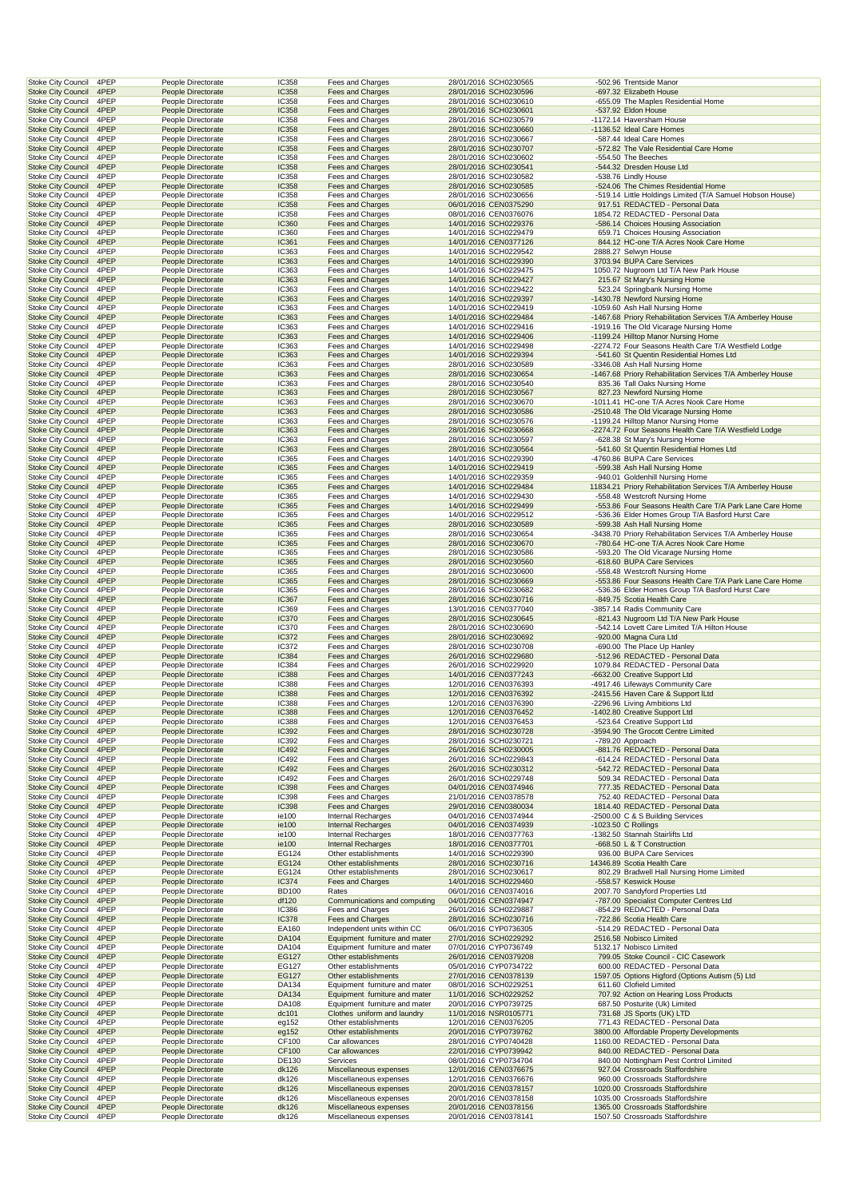| Stoke City Council | 4PEP | People Directorate | IC358 | Fees and Charges | 28/01/2016 | SCH0230565 | -502.96 | Trentside Manor |
|---|---|---|---|---|---|---|---|---|
| Stoke City Council | 4PEP | People Directorate | IC358 | Fees and Charges | 28/01/2016 | SCH0230596 | -697.32 | Elizabeth House |
| Stoke City Council | 4PEP | People Directorate | IC358 | Fees and Charges | 28/01/2016 | SCH0230610 | -655.09 | The Maples Residential Home |
| Stoke City Council | 4PEP | People Directorate | IC358 | Fees and Charges | 28/01/2016 | SCH0230601 | -537.92 | Eldon House |
| Stoke City Council | 4PEP | People Directorate | IC358 | Fees and Charges | 28/01/2016 | SCH0230579 | -1172.14 | Haversham House |
| Stoke City Council | 4PEP | People Directorate | IC358 | Fees and Charges | 28/01/2016 | SCH0230660 | -1136.52 | Ideal Care Homes |
| Stoke City Council | 4PEP | People Directorate | IC358 | Fees and Charges | 28/01/2016 | SCH0230667 | -587.44 | Ideal Care Homes |
| Stoke City Council | 4PEP | People Directorate | IC358 | Fees and Charges | 28/01/2016 | SCH0230707 | -572.82 | The Vale Residential Care Home |
| Stoke City Council | 4PEP | People Directorate | IC358 | Fees and Charges | 28/01/2016 | SCH0230602 | -554.50 | The Beeches |
| Stoke City Council | 4PEP | People Directorate | IC358 | Fees and Charges | 28/01/2016 | SCH0230541 | -544.32 | Dresden House Ltd |
| Stoke City Council | 4PEP | People Directorate | IC358 | Fees and Charges | 28/01/2016 | SCH0230582 | -538.76 | Lindly House |
| Stoke City Council | 4PEP | People Directorate | IC358 | Fees and Charges | 28/01/2016 | SCH0230585 | -524.06 | The Chimes Residential Home |
| Stoke City Council | 4PEP | People Directorate | IC358 | Fees and Charges | 28/01/2016 | SCH0230656 | -519.14 | Little Holdings Limited (T/A Samuel Hobson House) |
| Stoke City Council | 4PEP | People Directorate | IC358 | Fees and Charges | 06/01/2016 | CEN0375290 | 917.51 | REDACTED - Personal Data |
| Stoke City Council | 4PEP | People Directorate | IC358 | Fees and Charges | 08/01/2016 | CEN0376076 | 1854.72 | REDACTED - Personal Data |
| Stoke City Council | 4PEP | People Directorate | IC360 | Fees and Charges | 14/01/2016 | SCH0229376 | -586.14 | Choices Housing Association |
| Stoke City Council | 4PEP | People Directorate | IC360 | Fees and Charges | 14/01/2016 | SCH0229479 | 659.71 | Choices Housing Association |
| Stoke City Council | 4PEP | People Directorate | IC361 | Fees and Charges | 14/01/2016 | CEN0377126 | 844.12 | HC-one T/A Acres Nook Care Home |
| Stoke City Council | 4PEP | People Directorate | IC363 | Fees and Charges | 14/01/2016 | SCH0229542 | 2888.27 | Selwyn House |
| Stoke City Council | 4PEP | People Directorate | IC363 | Fees and Charges | 14/01/2016 | SCH0229390 | 3703.94 | BUPA Care Services |
| Stoke City Council | 4PEP | People Directorate | IC363 | Fees and Charges | 14/01/2016 | SCH0229475 | 1050.72 | Nugroom Ltd T/A New Park House |
| Stoke City Council | 4PEP | People Directorate | IC363 | Fees and Charges | 14/01/2016 | SCH0229427 | 215.67 | St Mary's Nursing Home |
| Stoke City Council | 4PEP | People Directorate | IC363 | Fees and Charges | 14/01/2016 | SCH0229422 | 523.24 | Springbank Nursing Home |
| Stoke City Council | 4PEP | People Directorate | IC363 | Fees and Charges | 14/01/2016 | SCH0229397 | -1430.78 | Newford Nursing Home |
| Stoke City Council | 4PEP | People Directorate | IC363 | Fees and Charges | 14/01/2016 | SCH0229419 | -1059.60 | Ash Hall Nursing Home |
| Stoke City Council | 4PEP | People Directorate | IC363 | Fees and Charges | 14/01/2016 | SCH0229484 | -1467.68 | Priory Rehabilitation Services T/A Amberley House |
| Stoke City Council | 4PEP | People Directorate | IC363 | Fees and Charges | 14/01/2016 | SCH0229416 | -1919.16 | The Old Vicarage Nursing Home |
| Stoke City Council | 4PEP | People Directorate | IC363 | Fees and Charges | 14/01/2016 | SCH0229406 | -1199.24 | Hilltop Manor Nursing Home |
| Stoke City Council | 4PEP | People Directorate | IC363 | Fees and Charges | 14/01/2016 | SCH0229498 | -2274.72 | Four Seasons Health Care T/A Westfield Lodge |
| Stoke City Council | 4PEP | People Directorate | IC363 | Fees and Charges | 14/01/2016 | SCH0229394 | -541.60 | St Quentin Residential Homes Ltd |
| Stoke City Council | 4PEP | People Directorate | IC363 | Fees and Charges | 28/01/2016 | SCH0230589 | -3346.08 | Ash Hall Nursing Home |
| Stoke City Council | 4PEP | People Directorate | IC363 | Fees and Charges | 28/01/2016 | SCH0230654 | -1467.68 | Priory Rehabilitation Services T/A Amberley House |
| Stoke City Council | 4PEP | People Directorate | IC363 | Fees and Charges | 28/01/2016 | SCH0230540 | 835.36 | Tall Oaks Nursing Home |
| Stoke City Council | 4PEP | People Directorate | IC363 | Fees and Charges | 28/01/2016 | SCH0230567 | 827.23 | Newford Nursing Home |
| Stoke City Council | 4PEP | People Directorate | IC363 | Fees and Charges | 28/01/2016 | SCH0230670 | -1011.41 | HC-one T/A Acres Nook Care Home |
| Stoke City Council | 4PEP | People Directorate | IC363 | Fees and Charges | 28/01/2016 | SCH0230586 | -2510.48 | The Old Vicarage Nursing Home |
| Stoke City Council | 4PEP | People Directorate | IC363 | Fees and Charges | 28/01/2016 | SCH0230576 | -1199.24 | Hilltop Manor Nursing Home |
| Stoke City Council | 4PEP | People Directorate | IC363 | Fees and Charges | 28/01/2016 | SCH0230668 | -2274.72 | Four Seasons Health Care T/A Westfield Lodge |
| Stoke City Council | 4PEP | People Directorate | IC363 | Fees and Charges | 28/01/2016 | SCH0230597 | -628.38 | St Mary's Nursing Home |
| Stoke City Council | 4PEP | People Directorate | IC363 | Fees and Charges | 28/01/2016 | SCH0230564 | -541.60 | St Quentin Residential Homes Ltd |
| Stoke City Council | 4PEP | People Directorate | IC365 | Fees and Charges | 14/01/2016 | SCH0229390 | -4760.86 | BUPA Care Services |
| Stoke City Council | 4PEP | People Directorate | IC365 | Fees and Charges | 14/01/2016 | SCH0229419 | -599.38 | Ash Hall Nursing Home |
| Stoke City Council | 4PEP | People Directorate | IC365 | Fees and Charges | 14/01/2016 | SCH0229359 | -940.01 | Goldenhill Nursing Home |
| Stoke City Council | 4PEP | People Directorate | IC365 | Fees and Charges | 14/01/2016 | SCH0229484 | 11834.21 | Priory Rehabilitation Services T/A Amberley House |
| Stoke City Council | 4PEP | People Directorate | IC365 | Fees and Charges | 14/01/2016 | SCH0229430 | -558.48 | Westcroft Nursing Home |
| Stoke City Council | 4PEP | People Directorate | IC365 | Fees and Charges | 14/01/2016 | SCH0229499 | -553.86 | Four Seasons Health Care T/A Park Lane Care Home |
| Stoke City Council | 4PEP | People Directorate | IC365 | Fees and Charges | 14/01/2016 | SCH0229512 | -536.36 | Elder Homes Group T/A Basford Hurst Care |
| Stoke City Council | 4PEP | People Directorate | IC365 | Fees and Charges | 28/01/2016 | SCH0230589 | -599.38 | Ash Hall Nursing Home |
| Stoke City Council | 4PEP | People Directorate | IC365 | Fees and Charges | 28/01/2016 | SCH0230654 | -3438.70 | Priory Rehabilitation Services T/A Amberley House |
| Stoke City Council | 4PEP | People Directorate | IC365 | Fees and Charges | 28/01/2016 | SCH0230670 | -780.64 | HC-one T/A Acres Nook Care Home |
| Stoke City Council | 4PEP | People Directorate | IC365 | Fees and Charges | 28/01/2016 | SCH0230586 | -593.20 | The Old Vicarage Nursing Home |
| Stoke City Council | 4PEP | People Directorate | IC365 | Fees and Charges | 28/01/2016 | SCH0230560 | -618.60 | BUPA Care Services |
| Stoke City Council | 4PEP | People Directorate | IC365 | Fees and Charges | 28/01/2016 | SCH0230600 | -558.48 | Westcroft Nursing Home |
| Stoke City Council | 4PEP | People Directorate | IC365 | Fees and Charges | 28/01/2016 | SCH0230669 | -553.86 | Four Seasons Health Care T/A Park Lane Care Home |
| Stoke City Council | 4PEP | People Directorate | IC365 | Fees and Charges | 28/01/2016 | SCH0230682 | -536.36 | Elder Homes Group T/A Basford Hurst Care |
| Stoke City Council | 4PEP | People Directorate | IC367 | Fees and Charges | 28/01/2016 | SCH0230716 | -849.75 | Scotia Health Care |
| Stoke City Council | 4PEP | People Directorate | IC369 | Fees and Charges | 13/01/2016 | CEN0377040 | -3857.14 | Radis Community Care |
| Stoke City Council | 4PEP | People Directorate | IC370 | Fees and Charges | 28/01/2016 | SCH0230645 | -821.43 | Nugroom Ltd T/A New Park House |
| Stoke City Council | 4PEP | People Directorate | IC370 | Fees and Charges | 28/01/2016 | SCH0230690 | -542.14 | Lovett Care Limited T/A Hilton House |
| Stoke City Council | 4PEP | People Directorate | IC372 | Fees and Charges | 28/01/2016 | SCH0230692 | -920.00 | Magna Cura Ltd |
| Stoke City Council | 4PEP | People Directorate | IC372 | Fees and Charges | 28/01/2016 | SCH0230708 | -690.00 | The Place Up Hanley |
| Stoke City Council | 4PEP | People Directorate | IC384 | Fees and Charges | 26/01/2016 | SCH0229680 | -512.96 | REDACTED - Personal Data |
| Stoke City Council | 4PEP | People Directorate | IC384 | Fees and Charges | 26/01/2016 | SCH0229920 | 1079.84 | REDACTED - Personal Data |
| Stoke City Council | 4PEP | People Directorate | IC388 | Fees and Charges | 14/01/2016 | CEN0377243 | -6632.00 | Creative Support Ltd |
| Stoke City Council | 4PEP | People Directorate | IC388 | Fees and Charges | 12/01/2016 | CEN0376393 | -4917.46 | Lifeways Community Care |
| Stoke City Council | 4PEP | People Directorate | IC388 | Fees and Charges | 12/01/2016 | CEN0376392 | -2415.56 | Haven Care & Support lLtd |
| Stoke City Council | 4PEP | People Directorate | IC388 | Fees and Charges | 12/01/2016 | CEN0376390 | -2296.96 | Living Ambitions Ltd |
| Stoke City Council | 4PEP | People Directorate | IC388 | Fees and Charges | 12/01/2016 | CEN0376452 | -1402.80 | Creative Support Ltd |
| Stoke City Council | 4PEP | People Directorate | IC388 | Fees and Charges | 12/01/2016 | CEN0376453 | -523.64 | Creative Support Ltd |
| Stoke City Council | 4PEP | People Directorate | IC392 | Fees and Charges | 28/01/2016 | SCH0230728 | -3594.90 | The Grocott Centre Limited |
| Stoke City Council | 4PEP | People Directorate | IC392 | Fees and Charges | 28/01/2016 | SCH0230721 | -789.20 | Approach |
| Stoke City Council | 4PEP | People Directorate | IC492 | Fees and Charges | 26/01/2016 | SCH0230005 | -881.76 | REDACTED - Personal Data |
| Stoke City Council | 4PEP | People Directorate | IC492 | Fees and Charges | 26/01/2016 | SCH0229843 | -614.24 | REDACTED - Personal Data |
| Stoke City Council | 4PEP | People Directorate | IC492 | Fees and Charges | 26/01/2016 | SCH0230312 | -542.72 | REDACTED - Personal Data |
| Stoke City Council | 4PEP | People Directorate | IC492 | Fees and Charges | 26/01/2016 | SCH0229748 | 509.34 | REDACTED - Personal Data |
| Stoke City Council | 4PEP | People Directorate | IC398 | Fees and Charges | 04/01/2016 | CEN0374946 | 777.35 | REDACTED - Personal Data |
| Stoke City Council | 4PEP | People Directorate | IC398 | Fees and Charges | 21/01/2016 | CEN0378578 | 752.40 | REDACTED - Personal Data |
| Stoke City Council | 4PEP | People Directorate | IC398 | Fees and Charges | 29/01/2016 | CEN0380034 | 1814.40 | REDACTED - Personal Data |
| Stoke City Council | 4PEP | People Directorate | ie100 | Internal Recharges | 04/01/2016 | CEN0374944 | -2500.00 | C & S Building Services |
| Stoke City Council | 4PEP | People Directorate | ie100 | Internal Recharges | 04/01/2016 | CEN0374939 | -1023.50 | C Rollings |
| Stoke City Council | 4PEP | People Directorate | ie100 | Internal Recharges | 18/01/2016 | CEN0377763 | -1382.50 | Stannah Stairlifts Ltd |
| Stoke City Council | 4PEP | People Directorate | ie100 | Internal Recharges | 18/01/2016 | CEN0377701 | -668.50 | L & T Construction |
| Stoke City Council | 4PEP | People Directorate | EG124 | Other establishments | 14/01/2016 | SCH0229390 | 936.00 | BUPA Care Services |
| Stoke City Council | 4PEP | People Directorate | EG124 | Other establishments | 28/01/2016 | SCH0230716 | 14346.89 | Scotia Health Care |
| Stoke City Council | 4PEP | People Directorate | EG124 | Other establishments | 28/01/2016 | SCH0230617 | 802.29 | Bradwell Hall Nursing Home Limited |
| Stoke City Council | 4PEP | People Directorate | IC374 | Fees and Charges | 14/01/2016 | SCH0229460 | -558.57 | Keswick House |
| Stoke City Council | 4PEP | People Directorate | BD100 | Rates | 06/01/2016 | CEN0374016 | 2007.70 | Sandyford Properties Ltd |
| Stoke City Council | 4PEP | People Directorate | df120 | Communications and computing | 04/01/2016 | CEN0374947 | -787.00 | Specialist Computer Centres Ltd |
| Stoke City Council | 4PEP | People Directorate | IC386 | Fees and Charges | 26/01/2016 | SCH0229887 | -854.29 | REDACTED - Personal Data |
| Stoke City Council | 4PEP | People Directorate | IC378 | Fees and Charges | 28/01/2016 | SCH0230716 | -722.86 | Scotia Health Care |
| Stoke City Council | 4PEP | People Directorate | EA160 | Independent units within CC | 06/01/2016 | CYP0736305 | -514.29 | REDACTED - Personal Data |
| Stoke City Council | 4PEP | People Directorate | DA104 | Equipment furniture and mater | 27/01/2016 | SCH0229292 | 2516.58 | Nobisco Limited |
| Stoke City Council | 4PEP | People Directorate | DA104 | Equipment furniture and mater | 07/01/2016 | CYP0736749 | 5132.17 | Nobisco Limited |
| Stoke City Council | 4PEP | People Directorate | EG127 | Other establishments | 26/01/2016 | CEN0379208 | 799.05 | Stoke Council - CIC Casework |
| Stoke City Council | 4PEP | People Directorate | EG127 | Other establishments | 05/01/2016 | CYP0734722 | 600.00 | REDACTED - Personal Data |
| Stoke City Council | 4PEP | People Directorate | EG127 | Other establishments | 27/01/2016 | CEN0378139 | 1597.05 | Options Higford (Options Autism (5) Ltd |
| Stoke City Council | 4PEP | People Directorate | DA134 | Equipment furniture and mater | 08/01/2016 | SCH0229251 | 611.60 | Clofield Limited |
| Stoke City Council | 4PEP | People Directorate | DA134 | Equipment furniture and mater | 11/01/2016 | SCH0229252 | 707.92 | Action on Hearing Loss Products |
| Stoke City Council | 4PEP | People Directorate | DA108 | Equipment furniture and mater | 20/01/2016 | CYP0739725 | 687.50 | Posturite (Uk) Limited |
| Stoke City Council | 4PEP | People Directorate | dc101 | Clothes uniform and laundry | 11/01/2016 | NSR0105771 | 731.68 | JS Sports (UK) LTD |
| Stoke City Council | 4PEP | People Directorate | eg152 | Other establishments | 12/01/2016 | CEN0376205 | 771.43 | REDACTED - Personal Data |
| Stoke City Council | 4PEP | People Directorate | eg152 | Other establishments | 20/01/2016 | CYP0739762 | 3800.00 | Affordable Property Developments |
| Stoke City Council | 4PEP | People Directorate | CF100 | Car allowances | 28/01/2016 | CYP0740428 | 1160.00 | REDACTED - Personal Data |
| Stoke City Council | 4PEP | People Directorate | CF100 | Car allowances | 22/01/2016 | CYP0739942 | 840.00 | REDACTED - Personal Data |
| Stoke City Council | 4PEP | People Directorate | DE130 | Services | 08/01/2016 | CYP0734704 | 840.00 | Nottingham Pest Control Limited |
| Stoke City Council | 4PEP | People Directorate | dk126 | Miscellaneous expenses | 12/01/2016 | CEN0376675 | 927.04 | Crossroads Staffordshire |
| Stoke City Council | 4PEP | People Directorate | dk126 | Miscellaneous expenses | 12/01/2016 | CEN0376676 | 960.00 | Crossroads Staffordshire |
| Stoke City Council | 4PEP | People Directorate | dk126 | Miscellaneous expenses | 20/01/2016 | CEN0378157 | 1020.00 | Crossroads Staffordshire |
| Stoke City Council | 4PEP | People Directorate | dk126 | Miscellaneous expenses | 20/01/2016 | CEN0378158 | 1035.00 | Crossroads Staffordshire |
| Stoke City Council | 4PEP | People Directorate | dk126 | Miscellaneous expenses | 20/01/2016 | CEN0378156 | 1365.00 | Crossroads Staffordshire |
| Stoke City Council | 4PEP | People Directorate | dk126 | Miscellaneous expenses | 20/01/2016 | CEN0378141 | 1507.50 | Crossroads Staffordshire |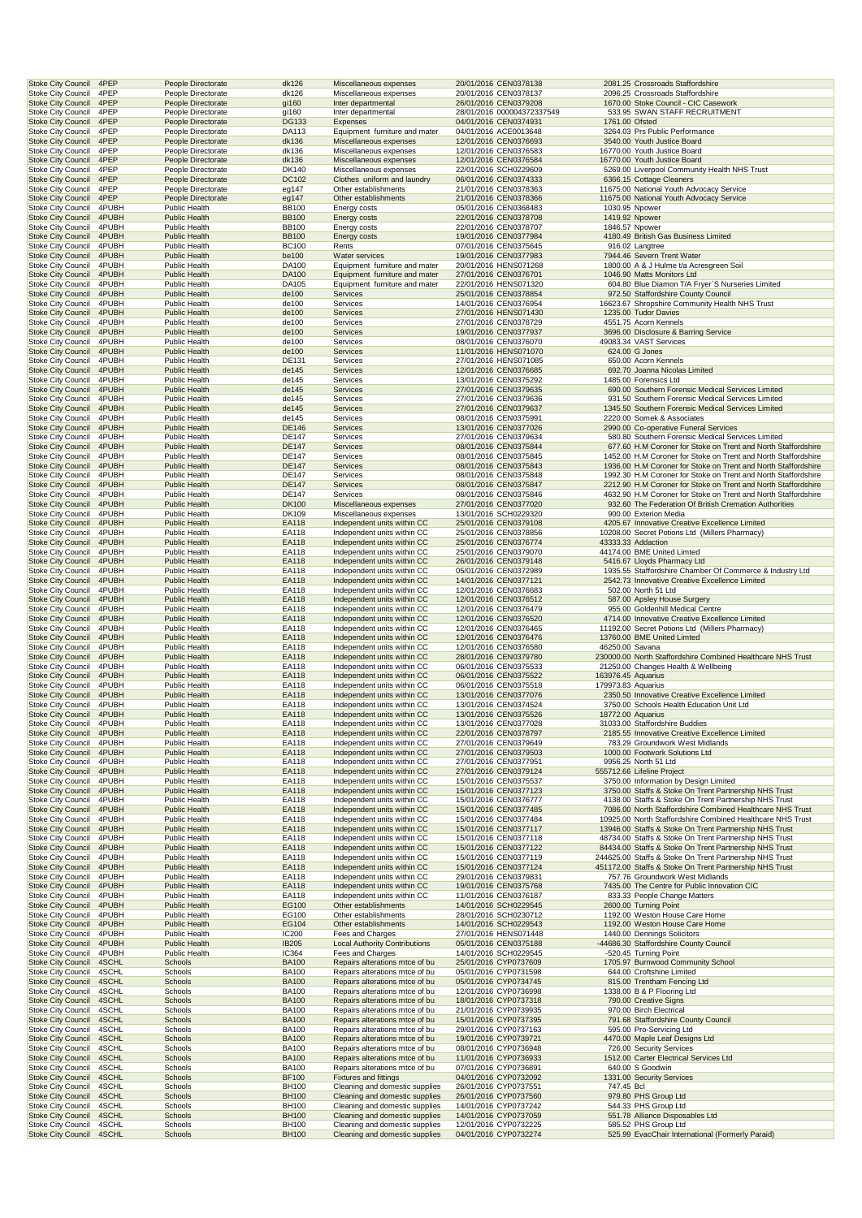| | | | | | | | | |
|---|---|---|---|---|---|---|---|---|
| Stoke City Council | 4PEP | People Directorate | dk126 | Miscellaneous expenses | 20/01/2016 | CEN0378138 | 2081.25 | Crossroads Staffordshire |
| Stoke City Council | 4PEP | People Directorate | dk126 | Miscellaneous expenses | 20/01/2016 | CEN0378137 | 2096.25 | Crossroads Staffordshire |
| Stoke City Council | 4PEP | People Directorate | gi160 | Inter departmental | 26/01/2016 | CEN0379208 | 1670.00 | Stoke Council - CIC Casework |
| Stoke City Council | 4PEP | People Directorate | gi160 | Inter departmental | 28/01/2016 | 000004372337549 | 533.95 | SWAN STAFF RECRUITMENT |
| Stoke City Council | 4PEP | People Directorate | DG133 | Expenses | 04/01/2016 | CEN0374931 | 1761.00 | Ofsted |
| Stoke City Council | 4PEP | People Directorate | DA113 | Equipment furniture and mater | 04/01/2016 | ACE0013648 | 3264.03 | Prs Public Performance |
| Stoke City Council | 4PEP | People Directorate | dk136 | Miscellaneous expenses | 12/01/2016 | CEN0376693 | 3540.00 | Youth Justice Board |
| Stoke City Council | 4PEP | People Directorate | dk136 | Miscellaneous expenses | 12/01/2016 | CEN0376583 | 16770.00 | Youth Justice Board |
| Stoke City Council | 4PEP | People Directorate | dk136 | Miscellaneous expenses | 12/01/2016 | CEN0376584 | 16770.00 | Youth Justice Board |
| Stoke City Council | 4PEP | People Directorate | DK140 | Miscellaneous expenses | 22/01/2016 | SCH0229609 | 5269.00 | Liverpool Community Health NHS Trust |
| Stoke City Council | 4PEP | People Directorate | DC102 | Clothes uniform and laundry | 06/01/2016 | CEN0374333 | 6366.15 | Cottage Cleaners |
| Stoke City Council | 4PEP | People Directorate | eg147 | Other establishments | 21/01/2016 | CEN0378363 | 11675.00 | National Youth Advocacy Service |
| Stoke City Council | 4PEP | People Directorate | eg147 | Other establishments | 21/01/2016 | CEN0378366 | 11675.00 | National Youth Advocacy Service |
| Stoke City Council | 4PUBH | Public Health | BB100 | Energy costs | 05/01/2016 | CEN0368483 | 1030.95 | Npower |
| Stoke City Council | 4PUBH | Public Health | BB100 | Energy costs | 22/01/2016 | CEN0378708 | 1419.92 | Npower |
| Stoke City Council | 4PUBH | Public Health | BB100 | Energy costs | 22/01/2016 | CEN0378707 | 1846.57 | Npower |
| Stoke City Council | 4PUBH | Public Health | BB100 | Energy costs | 19/01/2016 | CEN0377984 | 4180.49 | British Gas Business Limited |
| Stoke City Council | 4PUBH | Public Health | BC100 | Rents | 07/01/2016 | CEN0375645 | 916.02 | Langtree |
| Stoke City Council | 4PUBH | Public Health | be100 | Water services | 19/01/2016 | CEN0377983 | 7944.46 | Severn Trent Water |
| Stoke City Council | 4PUBH | Public Health | DA100 | Equipment furniture and mater | 20/01/2016 | HENS071268 | 1800.00 | A & J Hulme t/a Acresgreen Soil |
| Stoke City Council | 4PUBH | Public Health | DA100 | Equipment furniture and mater | 27/01/2016 | CEN0376701 | 1046.90 | Matts Monitors Ltd |
| Stoke City Council | 4PUBH | Public Health | DA105 | Equipment furniture and mater | 22/01/2016 | HENS071320 | 604.80 | Blue Diamon T/A Fryer`S Nurseries Limited |
| Stoke City Council | 4PUBH | Public Health | de100 | Services | 25/01/2016 | CEN0378854 | 972.50 | Staffordshire County Council |
| Stoke City Council | 4PUBH | Public Health | de100 | Services | 14/01/2016 | CEN0376954 | 16623.67 | Shropshire Community Health NHS Trust |
| Stoke City Council | 4PUBH | Public Health | de100 | Services | 27/01/2016 | HENS071430 | 1235.00 | Tudor Davies |
| Stoke City Council | 4PUBH | Public Health | de100 | Services | 27/01/2016 | CEN0378729 | 4551.75 | Acorn Kennels |
| Stoke City Council | 4PUBH | Public Health | de100 | Services | 19/01/2016 | CEN0377937 | 3696.00 | Disclosure & Barring Service |
| Stoke City Council | 4PUBH | Public Health | de100 | Services | 08/01/2016 | CEN0376070 | 49083.34 | VAST Services |
| Stoke City Council | 4PUBH | Public Health | de100 | Services | 11/01/2016 | HENS071070 | 624.00 | G Jones |
| Stoke City Council | 4PUBH | Public Health | DE131 | Services | 27/01/2016 | HENS071085 | 650.00 | Acorn Kennels |
| Stoke City Council | 4PUBH | Public Health | de145 | Services | 12/01/2016 | CEN0376685 | 692.70 | Joanna Nicolas Limited |
| Stoke City Council | 4PUBH | Public Health | de145 | Services | 13/01/2016 | CEN0375292 | 1485.00 | Forensics Ltd |
| Stoke City Council | 4PUBH | Public Health | de145 | Services | 27/01/2016 | CEN0379635 | 690.00 | Southern Forensic Medical Services Limited |
| Stoke City Council | 4PUBH | Public Health | de145 | Services | 27/01/2016 | CEN0379636 | 931.50 | Southern Forensic Medical Services Limited |
| Stoke City Council | 4PUBH | Public Health | de145 | Services | 27/01/2016 | CEN0379637 | 1345.50 | Southern Forensic Medical Services Limited |
| Stoke City Council | 4PUBH | Public Health | de145 | Services | 08/01/2016 | CEN0375991 | 2220.00 | Somek & Associates |
| Stoke City Council | 4PUBH | Public Health | DE146 | Services | 13/01/2016 | CEN0377026 | 2990.00 | Co-operative Funeral Services |
| Stoke City Council | 4PUBH | Public Health | DE147 | Services | 27/01/2016 | CEN0379634 | 580.80 | Southern Forensic Medical Services Limited |
| Stoke City Council | 4PUBH | Public Health | DE147 | Services | 08/01/2016 | CEN0375844 | 677.60 | H.M Coroner for Stoke on Trent and North Staffordshire |
| Stoke City Council | 4PUBH | Public Health | DE147 | Services | 08/01/2016 | CEN0375845 | 1452.00 | H.M Coroner for Stoke on Trent and North Staffordshire |
| Stoke City Council | 4PUBH | Public Health | DE147 | Services | 08/01/2016 | CEN0375843 | 1936.00 | H.M Coroner for Stoke on Trent and North Staffordshire |
| Stoke City Council | 4PUBH | Public Health | DE147 | Services | 08/01/2016 | CEN0375848 | 1992.30 | H.M Coroner for Stoke on Trent and North Staffordshire |
| Stoke City Council | 4PUBH | Public Health | DE147 | Services | 08/01/2016 | CEN0375847 | 2212.90 | H.M Coroner for Stoke on Trent and North Staffordshire |
| Stoke City Council | 4PUBH | Public Health | DE147 | Services | 08/01/2016 | CEN0375846 | 4632.90 | H.M Coroner for Stoke on Trent and North Staffordshire |
| Stoke City Council | 4PUBH | Public Health | DK100 | Miscellaneous expenses | 27/01/2016 | CEN0377020 | 932.60 | The Federation Of British Cremation Authorities |
| Stoke City Council | 4PUBH | Public Health | DK109 | Miscellaneous expenses | 13/01/2016 | SCH0229320 | 900.00 | Exterion Media |
| Stoke City Council | 4PUBH | Public Health | EA118 | Independent units within CC | 25/01/2016 | CEN0379108 | 4205.67 | Innovative Creative Excellence Limited |
| Stoke City Council | 4PUBH | Public Health | EA118 | Independent units within CC | 25/01/2016 | CEN0378856 | 10208.00 | Secret Potions Ltd (Millers Pharmacy) |
| Stoke City Council | 4PUBH | Public Health | EA118 | Independent units within CC | 25/01/2016 | CEN0376774 | 43333.33 | Addaction |
| Stoke City Council | 4PUBH | Public Health | EA118 | Independent units within CC | 25/01/2016 | CEN0379070 | 44174.00 | BME United Limted |
| Stoke City Council | 4PUBH | Public Health | EA118 | Independent units within CC | 26/01/2016 | CEN0379148 | 5416.67 | Lloyds Pharmacy Ltd |
| Stoke City Council | 4PUBH | Public Health | EA118 | Independent units within CC | 05/01/2016 | CEN0372989 | 1935.55 | Staffordshire Chamber Of Commerce & Industry Ltd |
| Stoke City Council | 4PUBH | Public Health | EA118 | Independent units within CC | 14/01/2016 | CEN0377121 | 2542.73 | Innovative Creative Excellence Limited |
| Stoke City Council | 4PUBH | Public Health | EA118 | Independent units within CC | 12/01/2016 | CEN0376683 | 502.00 | North 51 Ltd |
| Stoke City Council | 4PUBH | Public Health | EA118 | Independent units within CC | 12/01/2016 | CEN0376512 | 587.00 | Apsley House Surgery |
| Stoke City Council | 4PUBH | Public Health | EA118 | Independent units within CC | 12/01/2016 | CEN0376479 | 955.00 | Goldenhill Medical Centre |
| Stoke City Council | 4PUBH | Public Health | EA118 | Independent units within CC | 12/01/2016 | CEN0376520 | 4714.00 | Innovative Creative Excellence Limited |
| Stoke City Council | 4PUBH | Public Health | EA118 | Independent units within CC | 12/01/2016 | CEN0376465 | 11192.00 | Secret Potions Ltd (Millers Pharmacy) |
| Stoke City Council | 4PUBH | Public Health | EA118 | Independent units within CC | 12/01/2016 | CEN0376476 | 13760.00 | BME United Limted |
| Stoke City Council | 4PUBH | Public Health | EA118 | Independent units within CC | 12/01/2016 | CEN0376580 | 46250.00 | Savana |
| Stoke City Council | 4PUBH | Public Health | EA118 | Independent units within CC | 28/01/2016 | CEN0379780 | 230000.00 | North Staffordshire Combined Healthcare NHS Trust |
| Stoke City Council | 4PUBH | Public Health | EA118 | Independent units within CC | 06/01/2016 | CEN0375533 | 21250.00 | Changes Health & Wellbeing |
| Stoke City Council | 4PUBH | Public Health | EA118 | Independent units within CC | 06/01/2016 | CEN0375522 | 163976.45 | Aquarius |
| Stoke City Council | 4PUBH | Public Health | EA118 | Independent units within CC | 06/01/2016 | CEN0375518 | 179973.83 | Aquarius |
| Stoke City Council | 4PUBH | Public Health | EA118 | Independent units within CC | 13/01/2016 | CEN0377076 | 2350.50 | Innovative Creative Excellence Limited |
| Stoke City Council | 4PUBH | Public Health | EA118 | Independent units within CC | 13/01/2016 | CEN0374524 | 3750.00 | Schools Health Education Unit Ltd |
| Stoke City Council | 4PUBH | Public Health | EA118 | Independent units within CC | 13/01/2016 | CEN0375526 | 18772.00 | Aquarius |
| Stoke City Council | 4PUBH | Public Health | EA118 | Independent units within CC | 13/01/2016 | CEN0377028 | 31033.00 | Staffordshire Buddies |
| Stoke City Council | 4PUBH | Public Health | EA118 | Independent units within CC | 22/01/2016 | CEN0378797 | 2185.55 | Innovative Creative Excellence Limited |
| Stoke City Council | 4PUBH | Public Health | EA118 | Independent units within CC | 27/01/2016 | CEN0379649 | 783.29 | Groundwork West Midlands |
| Stoke City Council | 4PUBH | Public Health | EA118 | Independent units within CC | 27/01/2016 | CEN0379503 | 1000.00 | Footwork Solutions Ltd |
| Stoke City Council | 4PUBH | Public Health | EA118 | Independent units within CC | 27/01/2016 | CEN0377951 | 9956.25 | North 51 Ltd |
| Stoke City Council | 4PUBH | Public Health | EA118 | Independent units within CC | 27/01/2016 | CEN0379124 | 555712.66 | Lifeline Project |
| Stoke City Council | 4PUBH | Public Health | EA118 | Independent units within CC | 15/01/2016 | CEN0375537 | 3750.00 | Information by Design Limited |
| Stoke City Council | 4PUBH | Public Health | EA118 | Independent units within CC | 15/01/2016 | CEN0377123 | 3750.00 | Staffs & Stoke On Trent Partnership NHS Trust |
| Stoke City Council | 4PUBH | Public Health | EA118 | Independent units within CC | 15/01/2016 | CEN0376777 | 4138.00 | Staffs & Stoke On Trent Partnership NHS Trust |
| Stoke City Council | 4PUBH | Public Health | EA118 | Independent units within CC | 15/01/2016 | CEN0377485 | 7086.00 | North Staffordshire Combined Healthcare NHS Trust |
| Stoke City Council | 4PUBH | Public Health | EA118 | Independent units within CC | 15/01/2016 | CEN0377484 | 10925.00 | North Staffordshire Combined Healthcare NHS Trust |
| Stoke City Council | 4PUBH | Public Health | EA118 | Independent units within CC | 15/01/2016 | CEN0377117 | 13946.00 | Staffs & Stoke On Trent Partnership NHS Trust |
| Stoke City Council | 4PUBH | Public Health | EA118 | Independent units within CC | 15/01/2016 | CEN0377118 | 48734.00 | Staffs & Stoke On Trent Partnership NHS Trust |
| Stoke City Council | 4PUBH | Public Health | EA118 | Independent units within CC | 15/01/2016 | CEN0377122 | 84434.00 | Staffs & Stoke On Trent Partnership NHS Trust |
| Stoke City Council | 4PUBH | Public Health | EA118 | Independent units within CC | 15/01/2016 | CEN0377119 | 244625.00 | Staffs & Stoke On Trent Partnership NHS Trust |
| Stoke City Council | 4PUBH | Public Health | EA118 | Independent units within CC | 15/01/2016 | CEN0377124 | 451172.00 | Staffs & Stoke On Trent Partnership NHS Trust |
| Stoke City Council | 4PUBH | Public Health | EA118 | Independent units within CC | 29/01/2016 | CEN0379831 | 757.76 | Groundwork West Midlands |
| Stoke City Council | 4PUBH | Public Health | EA118 | Independent units within CC | 19/01/2016 | CEN0375768 | 7435.00 | The Centre for Public Innovation CIC |
| Stoke City Council | 4PUBH | Public Health | EA118 | Independent units within CC | 11/01/2016 | CEN0376187 | 833.33 | People Change Matters |
| Stoke City Council | 4PUBH | Public Health | EG100 | Other establishments | 14/01/2016 | SCH0229545 | 2600.00 | Turning Point |
| Stoke City Council | 4PUBH | Public Health | EG100 | Other establishments | 28/01/2016 | SCH0230712 | 1192.00 | Weston House Care Home |
| Stoke City Council | 4PUBH | Public Health | EG104 | Other establishments | 14/01/2016 | SCH0229543 | 1192.00 | Weston House Care Home |
| Stoke City Council | 4PUBH | Public Health | IC200 | Fees and Charges | 27/01/2016 | HENS071448 | 1440.00 | Dennings Solicitors |
| Stoke City Council | 4PUBH | Public Health | IB205 | Local Authority Contributions | 05/01/2016 | CEN0375188 | -44686.30 | Staffordshire County Council |
| Stoke City Council | 4PUBH | Public Health | IC364 | Fees and Charges | 14/01/2016 | SCH0229545 | -520.45 | Turning Point |
| Stoke City Council | 4SCHL | Schools | BA100 | Repairs alterations mtce of bu | 25/01/2016 | CYP0737609 | 1705.97 | Burnwood Community School |
| Stoke City Council | 4SCHL | Schools | BA100 | Repairs alterations mtce of bu | 05/01/2016 | CYP0731598 | 644.00 | Croftshine Limited |
| Stoke City Council | 4SCHL | Schools | BA100 | Repairs alterations mtce of bu | 05/01/2016 | CYP0734745 | 815.00 | Trentham Fencing Ltd |
| Stoke City Council | 4SCHL | Schools | BA100 | Repairs alterations mtce of bu | 12/01/2016 | CYP0736998 | 1338.00 | B & P Flooring Ltd |
| Stoke City Council | 4SCHL | Schools | BA100 | Repairs alterations mtce of bu | 18/01/2016 | CYP0737318 | 790.00 | Creative Signs |
| Stoke City Council | 4SCHL | Schools | BA100 | Repairs alterations mtce of bu | 21/01/2016 | CYP0739935 | 970.00 | Birch Electrical |
| Stoke City Council | 4SCHL | Schools | BA100 | Repairs alterations mtce of bu | 15/01/2016 | CYP0737395 | 791.68 | Staffordshire County Council |
| Stoke City Council | 4SCHL | Schools | BA100 | Repairs alterations mtce of bu | 29/01/2016 | CYP0737163 | 595.00 | Pro-Servicing Ltd |
| Stoke City Council | 4SCHL | Schools | BA100 | Repairs alterations mtce of bu | 19/01/2016 | CYP0739721 | 4470.00 | Maple Leaf Designs Ltd |
| Stoke City Council | 4SCHL | Schools | BA100 | Repairs alterations mtce of bu | 08/01/2016 | CYP0736948 | 726.00 | Security Services |
| Stoke City Council | 4SCHL | Schools | BA100 | Repairs alterations mtce of bu | 11/01/2016 | CYP0736933 | 1512.00 | Carter Electrical Services Ltd |
| Stoke City Council | 4SCHL | Schools | BA100 | Repairs alterations mtce of bu | 07/01/2016 | CYP0736891 | 640.00 | S Goodwin |
| Stoke City Council | 4SCHL | Schools | BF100 | Fixtures and fittings | 04/01/2016 | CYP0732092 | 1331.00 | Security Services |
| Stoke City Council | 4SCHL | Schools | BH100 | Cleaning and domestic supplies | 26/01/2016 | CYP0737551 | 747.45 | Bcl |
| Stoke City Council | 4SCHL | Schools | BH100 | Cleaning and domestic supplies | 26/01/2016 | CYP0737560 | 979.80 | PHS Group Ltd |
| Stoke City Council | 4SCHL | Schools | BH100 | Cleaning and domestic supplies | 14/01/2016 | CYP0737242 | 544.33 | PHS Group Ltd |
| Stoke City Council | 4SCHL | Schools | BH100 | Cleaning and domestic supplies | 14/01/2016 | CYP0737059 | 551.78 | Alliance Disposables Ltd |
| Stoke City Council | 4SCHL | Schools | BH100 | Cleaning and domestic supplies | 12/01/2016 | CYP0732225 | 585.52 | PHS Group Ltd |
| Stoke City Council | 4SCHL | Schools | BH100 | Cleaning and domestic supplies | 04/01/2016 | CYP0732274 | 525.99 | EvacChair International (Formerly Paraid) |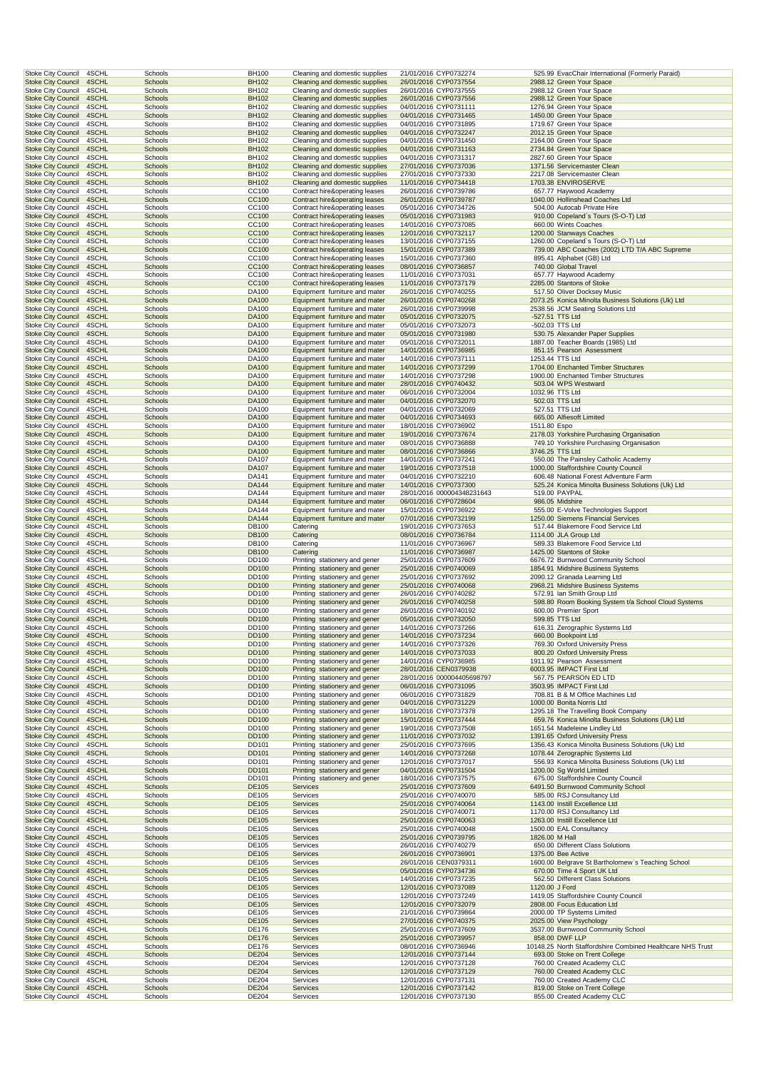| | | | | | | | | |
|---|---|---|---|---|---|---|---|---|
| Stoke City Council | 4SCHL | Schools | BH100 | Cleaning and domestic supplies | 21/01/2016 | CYP0732274 | 525.99 | EvacChair International (Formerly Paraid) |
| Stoke City Council | 4SCHL | Schools | BH102 | Cleaning and domestic supplies | 26/01/2016 | CYP0737554 | 2988.12 | Green Your Space |
| Stoke City Council | 4SCHL | Schools | BH102 | Cleaning and domestic supplies | 26/01/2016 | CYP0737555 | 2988.12 | Green Your Space |
| Stoke City Council | 4SCHL | Schools | BH102 | Cleaning and domestic supplies | 26/01/2016 | CYP0737556 | 2988.12 | Green Your Space |
| Stoke City Council | 4SCHL | Schools | BH102 | Cleaning and domestic supplies | 04/01/2016 | CYP0731111 | 1276.94 | Green Your Space |
| Stoke City Council | 4SCHL | Schools | BH102 | Cleaning and domestic supplies | 04/01/2016 | CYP0731465 | 1450.00 | Green Your Space |
| Stoke City Council | 4SCHL | Schools | BH102 | Cleaning and domestic supplies | 04/01/2016 | CYP0731895 | 1719.67 | Green Your Space |
| Stoke City Council | 4SCHL | Schools | BH102 | Cleaning and domestic supplies | 04/01/2016 | CYP0732247 | 2012.15 | Green Your Space |
| Stoke City Council | 4SCHL | Schools | BH102 | Cleaning and domestic supplies | 04/01/2016 | CYP0731450 | 2164.00 | Green Your Space |
| Stoke City Council | 4SCHL | Schools | BH102 | Cleaning and domestic supplies | 04/01/2016 | CYP0731163 | 2734.84 | Green Your Space |
| Stoke City Council | 4SCHL | Schools | BH102 | Cleaning and domestic supplies | 04/01/2016 | CYP0731317 | 2827.60 | Green Your Space |
| Stoke City Council | 4SCHL | Schools | BH102 | Cleaning and domestic supplies | 27/01/2016 | CYP0737036 | 1371.56 | Servicemaster Clean |
| Stoke City Council | 4SCHL | Schools | BH102 | Cleaning and domestic supplies | 27/01/2016 | CYP0737330 | 2217.08 | Servicemaster Clean |
| Stoke City Council | 4SCHL | Schools | BH102 | Cleaning and domestic supplies | 11/01/2016 | CYP0734418 | 1703.38 | ENVIROSERVE |
| Stoke City Council | 4SCHL | Schools | CC100 | Contract hire&operating leases | 26/01/2016 | CYP0739786 | 657.77 | Haywood Academy |
| Stoke City Council | 4SCHL | Schools | CC100 | Contract hire&operating leases | 26/01/2016 | CYP0739787 | 1040.00 | Hollinshead Coaches Ltd |
| Stoke City Council | 4SCHL | Schools | CC100 | Contract hire&operating leases | 05/01/2016 | CYP0734726 | 504.00 | Autocab Private Hire |
| Stoke City Council | 4SCHL | Schools | CC100 | Contract hire&operating leases | 05/01/2016 | CYP0731983 | 910.00 | Copeland`s Tours (S-O-T) Ltd |
| Stoke City Council | 4SCHL | Schools | CC100 | Contract hire&operating leases | 14/01/2016 | CYP0737085 | 660.00 | Wints Coaches |
| Stoke City Council | 4SCHL | Schools | CC100 | Contract hire&operating leases | 12/01/2016 | CYP0732117 | 1200.00 | Stanways Coaches |
| Stoke City Council | 4SCHL | Schools | CC100 | Contract hire&operating leases | 13/01/2016 | CYP0737155 | 1260.00 | Copeland`s Tours (S-O-T) Ltd |
| Stoke City Council | 4SCHL | Schools | CC100 | Contract hire&operating leases | 15/01/2016 | CYP0737389 | 739.00 | ABC Coaches (2002) LTD T/A ABC Supreme |
| Stoke City Council | 4SCHL | Schools | CC100 | Contract hire&operating leases | 15/01/2016 | CYP0737360 | 895.41 | Alphabet (GB) Ltd |
| Stoke City Council | 4SCHL | Schools | CC100 | Contract hire&operating leases | 08/01/2016 | CYP0736857 | 740.00 | Global Travel |
| Stoke City Council | 4SCHL | Schools | CC100 | Contract hire&operating leases | 11/01/2016 | CYP0737031 | 657.77 | Haywood Academy |
| Stoke City Council | 4SCHL | Schools | CC100 | Contract hire&operating leases | 11/01/2016 | CYP0737179 | 2285.00 | Stantons of Stoke |
| Stoke City Council | 4SCHL | Schools | DA100 | Equipment furniture and mater | 26/01/2016 | CYP0740255 | 517.50 | Oliver Docksey Music |
| Stoke City Council | 4SCHL | Schools | DA100 | Equipment furniture and mater | 26/01/2016 | CYP0740268 | 2073.25 | Konica Minolta Business Solutions (Uk) Ltd |
| Stoke City Council | 4SCHL | Schools | DA100 | Equipment furniture and mater | 26/01/2016 | CYP0739998 | 2538.56 | JCM Seating Solutions Ltd |
| Stoke City Council | 4SCHL | Schools | DA100 | Equipment furniture and mater | 05/01/2016 | CYP0732075 | -527.51 | TTS Ltd |
| Stoke City Council | 4SCHL | Schools | DA100 | Equipment furniture and mater | 05/01/2016 | CYP0732073 | -502.03 | TTS Ltd |
| Stoke City Council | 4SCHL | Schools | DA100 | Equipment furniture and mater | 05/01/2016 | CYP0731980 | 530.75 | Alexander Paper Supplies |
| Stoke City Council | 4SCHL | Schools | DA100 | Equipment furniture and mater | 05/01/2016 | CYP0732011 | 1887.00 | Teacher Boards (1985) Ltd |
| Stoke City Council | 4SCHL | Schools | DA100 | Equipment furniture and mater | 14/01/2016 | CYP0736985 | 851.15 | Pearson Assessment |
| Stoke City Council | 4SCHL | Schools | DA100 | Equipment furniture and mater | 14/01/2016 | CYP0737111 | 1253.44 | TTS Ltd |
| Stoke City Council | 4SCHL | Schools | DA100 | Equipment furniture and mater | 14/01/2016 | CYP0737299 | 1704.00 | Enchanted Timber Structures |
| Stoke City Council | 4SCHL | Schools | DA100 | Equipment furniture and mater | 14/01/2016 | CYP0737298 | 1900.00 | Enchanted Timber Structures |
| Stoke City Council | 4SCHL | Schools | DA100 | Equipment furniture and mater | 28/01/2016 | CYP0740432 | 503.04 | WPS Westward |
| Stoke City Council | 4SCHL | Schools | DA100 | Equipment furniture and mater | 06/01/2016 | CYP0732004 | 1032.96 | TTS Ltd |
| Stoke City Council | 4SCHL | Schools | DA100 | Equipment furniture and mater | 04/01/2016 | CYP0732070 | 502.03 | TTS Ltd |
| Stoke City Council | 4SCHL | Schools | DA100 | Equipment furniture and mater | 04/01/2016 | CYP0732069 | 527.51 | TTS Ltd |
| Stoke City Council | 4SCHL | Schools | DA100 | Equipment furniture and mater | 04/01/2016 | CYP0734693 | 665.00 | Alfiesoft Limited |
| Stoke City Council | 4SCHL | Schools | DA100 | Equipment furniture and mater | 18/01/2016 | CYP0736902 | 1511.80 | Espo |
| Stoke City Council | 4SCHL | Schools | DA100 | Equipment furniture and mater | 19/01/2016 | CYP0737674 | 2178.03 | Yorkshire Purchasing Organisation |
| Stoke City Council | 4SCHL | Schools | DA100 | Equipment furniture and mater | 08/01/2016 | CYP0736888 | 749.10 | Yorkshire Purchasing Organisation |
| Stoke City Council | 4SCHL | Schools | DA100 | Equipment furniture and mater | 08/01/2016 | CYP0736866 | 3746.25 | TTS Ltd |
| Stoke City Council | 4SCHL | Schools | DA107 | Equipment furniture and mater | 14/01/2016 | CYP0737241 | 550.00 | The Painsley Catholic Academy |
| Stoke City Council | 4SCHL | Schools | DA107 | Equipment furniture and mater | 19/01/2016 | CYP0737518 | 1000.00 | Staffordshire County Council |
| Stoke City Council | 4SCHL | Schools | DA141 | Equipment furniture and mater | 04/01/2016 | CYP0732210 | 606.48 | National Forest Adventure Farm |
| Stoke City Council | 4SCHL | Schools | DA144 | Equipment furniture and mater | 14/01/2016 | CYP0737300 | 525.24 | Konica Minolta Business Solutions (Uk) Ltd |
| Stoke City Council | 4SCHL | Schools | DA144 | Equipment furniture and mater | 28/01/2016 | 000004348231643 | 519.00 | PAYPAL |
| Stoke City Council | 4SCHL | Schools | DA144 | Equipment furniture and mater | 06/01/2016 | CYP0728604 | 986.05 | Midshire |
| Stoke City Council | 4SCHL | Schools | DA144 | Equipment furniture and mater | 15/01/2016 | CYP0736922 | 555.00 | E-Volve Technologies Support |
| Stoke City Council | 4SCHL | Schools | DA144 | Equipment furniture and mater | 07/01/2016 | CYP0732199 | 1250.00 | Siemens Financial Services |
| Stoke City Council | 4SCHL | Schools | DB100 | Catering | 19/01/2016 | CYP0737653 | 517.44 | Blakemore Food Service Ltd |
| Stoke City Council | 4SCHL | Schools | DB100 | Catering | 08/01/2016 | CYP0736784 | 1114.00 | JLA Group Ltd |
| Stoke City Council | 4SCHL | Schools | DB100 | Catering | 11/01/2016 | CYP0736967 | 589.33 | Blakemore Food Service Ltd |
| Stoke City Council | 4SCHL | Schools | DB100 | Catering | 11/01/2016 | CYP0736987 | 1425.00 | Stantons of Stoke |
| Stoke City Council | 4SCHL | Schools | DD100 | Printing stationery and gener | 25/01/2016 | CYP0737609 | 6676.72 | Burnwood Community School |
| Stoke City Council | 4SCHL | Schools | DD100 | Printing stationery and gener | 25/01/2016 | CYP0740069 | 1854.91 | Midshire Business Systems |
| Stoke City Council | 4SCHL | Schools | DD100 | Printing stationery and gener | 25/01/2016 | CYP0737692 | 2090.12 | Granada Learning Ltd |
| Stoke City Council | 4SCHL | Schools | DD100 | Printing stationery and gener | 25/01/2016 | CYP0740068 | 2968.21 | Midshire Business Systems |
| Stoke City Council | 4SCHL | Schools | DD100 | Printing stationery and gener | 26/01/2016 | CYP0740282 | 572.91 | Ian Smith Group Ltd |
| Stoke City Council | 4SCHL | Schools | DD100 | Printing stationery and gener | 26/01/2016 | CYP0740258 | 598.80 | Room Booking System t/a School Cloud Systems |
| Stoke City Council | 4SCHL | Schools | DD100 | Printing stationery and gener | 26/01/2016 | CYP0740192 | 600.00 | Premier Sport |
| Stoke City Council | 4SCHL | Schools | DD100 | Printing stationery and gener | 05/01/2016 | CYP0732050 | 599.85 | TTS Ltd |
| Stoke City Council | 4SCHL | Schools | DD100 | Printing stationery and gener | 14/01/2016 | CYP0737266 | 616.31 | Zerographic Systems Ltd |
| Stoke City Council | 4SCHL | Schools | DD100 | Printing stationery and gener | 14/01/2016 | CYP0737234 | 660.00 | Bookpoint Ltd |
| Stoke City Council | 4SCHL | Schools | DD100 | Printing stationery and gener | 14/01/2016 | CYP0737326 | 769.30 | Oxford University Press |
| Stoke City Council | 4SCHL | Schools | DD100 | Printing stationery and gener | 14/01/2016 | CYP0737033 | 800.20 | Oxford University Press |
| Stoke City Council | 4SCHL | Schools | DD100 | Printing stationery and gener | 14/01/2016 | CYP0736985 | 1911.92 | Pearson Assessment |
| Stoke City Council | 4SCHL | Schools | DD100 | Printing stationery and gener | 28/01/2016 | CEN0379938 | 6003.95 | IMPACT First Ltd |
| Stoke City Council | 4SCHL | Schools | DD100 | Printing stationery and gener | 28/01/2016 | 000004405698797 | 567.75 | PEARSON ED LTD |
| Stoke City Council | 4SCHL | Schools | DD100 | Printing stationery and gener | 06/01/2016 | CYP0731095 | 3503.95 | IMPACT First Ltd |
| Stoke City Council | 4SCHL | Schools | DD100 | Printing stationery and gener | 06/01/2016 | CYP0731829 | 708.81 | B & M Office Machines Ltd |
| Stoke City Council | 4SCHL | Schools | DD100 | Printing stationery and gener | 04/01/2016 | CYP0731229 | 1000.00 | Bonita Norris Ltd |
| Stoke City Council | 4SCHL | Schools | DD100 | Printing stationery and gener | 18/01/2016 | CYP0737378 | 1295.18 | The Travelling Book Company |
| Stoke City Council | 4SCHL | Schools | DD100 | Printing stationery and gener | 15/01/2016 | CYP0737444 | 659.76 | Konica Minolta Business Solutions (Uk) Ltd |
| Stoke City Council | 4SCHL | Schools | DD100 | Printing stationery and gener | 19/01/2016 | CYP0737508 | 1651.54 | Madeleine Lindley Ltd |
| Stoke City Council | 4SCHL | Schools | DD100 | Printing stationery and gener | 11/01/2016 | CYP0737032 | 1391.65 | Oxford University Press |
| Stoke City Council | 4SCHL | Schools | DD101 | Printing stationery and gener | 25/01/2016 | CYP0737695 | 1356.43 | Konica Minolta Business Solutions (Uk) Ltd |
| Stoke City Council | 4SCHL | Schools | DD101 | Printing stationery and gener | 14/01/2016 | CYP0737268 | 1078.44 | Zerographic Systems Ltd |
| Stoke City Council | 4SCHL | Schools | DD101 | Printing stationery and gener | 12/01/2016 | CYP0737017 | 556.93 | Konica Minolta Business Solutions (Uk) Ltd |
| Stoke City Council | 4SCHL | Schools | DD101 | Printing stationery and gener | 04/01/2016 | CYP0731504 | 1200.00 | Sg World Limited |
| Stoke City Council | 4SCHL | Schools | DD101 | Printing stationery and gener | 18/01/2016 | CYP0737575 | 675.00 | Staffordshire County Council |
| Stoke City Council | 4SCHL | Schools | DE105 | Services | 25/01/2016 | CYP0737609 | 6491.50 | Burnwood Community School |
| Stoke City Council | 4SCHL | Schools | DE105 | Services | 25/01/2016 | CYP0740070 | 585.00 | RSJ Consultancy Ltd |
| Stoke City Council | 4SCHL | Schools | DE105 | Services | 25/01/2016 | CYP0740064 | 1143.00 | Instill Excellence Ltd |
| Stoke City Council | 4SCHL | Schools | DE105 | Services | 25/01/2016 | CYP0740071 | 1170.00 | RSJ Consultancy Ltd |
| Stoke City Council | 4SCHL | Schools | DE105 | Services | 25/01/2016 | CYP0740063 | 1263.00 | Instill Excellence Ltd |
| Stoke City Council | 4SCHL | Schools | DE105 | Services | 25/01/2016 | CYP0740048 | 1500.00 | EAL Consultancy |
| Stoke City Council | 4SCHL | Schools | DE105 | Services | 25/01/2016 | CYP0739795 | 1826.00 | M Hall |
| Stoke City Council | 4SCHL | Schools | DE105 | Services | 26/01/2016 | CYP0740279 | 650.00 | Different Class Solutions |
| Stoke City Council | 4SCHL | Schools | DE105 | Services | 26/01/2016 | CYP0736901 | 1375.00 | Bee Active |
| Stoke City Council | 4SCHL | Schools | DE105 | Services | 26/01/2016 | CEN0379311 | 1600.00 | Belgrave St Bartholomew`s Teaching School |
| Stoke City Council | 4SCHL | Schools | DE105 | Services | 05/01/2016 | CYP0734736 | 670.00 | Time 4 Sport UK Ltd |
| Stoke City Council | 4SCHL | Schools | DE105 | Services | 14/01/2016 | CYP0737235 | 562.50 | Different Class Solutions |
| Stoke City Council | 4SCHL | Schools | DE105 | Services | 12/01/2016 | CYP0737089 | 1120.00 | J Ford |
| Stoke City Council | 4SCHL | Schools | DE105 | Services | 12/01/2016 | CYP0737249 | 1419.05 | Staffordshire County Council |
| Stoke City Council | 4SCHL | Schools | DE105 | Services | 12/01/2016 | CYP0732079 | 2808.00 | Focus Education Ltd |
| Stoke City Council | 4SCHL | Schools | DE105 | Services | 21/01/2016 | CYP0739864 | 2000.00 | TP Systems Limited |
| Stoke City Council | 4SCHL | Schools | DE105 | Services | 27/01/2016 | CYP0740375 | 2025.00 | View Psychology |
| Stoke City Council | 4SCHL | Schools | DE176 | Services | 25/01/2016 | CYP0737609 | 3537.00 | Burnwood Community School |
| Stoke City Council | 4SCHL | Schools | DE176 | Services | 25/01/2016 | CYP0739957 | 858.00 | DWF LLP |
| Stoke City Council | 4SCHL | Schools | DE176 | Services | 08/01/2016 | CYP0736946 | 10148.25 | North Staffordshire Combined Healthcare NHS Trust |
| Stoke City Council | 4SCHL | Schools | DE204 | Services | 12/01/2016 | CYP0737144 | 693.00 | Stoke on Trent College |
| Stoke City Council | 4SCHL | Schools | DE204 | Services | 12/01/2016 | CYP0737128 | 760.00 | Created Academy CLC |
| Stoke City Council | 4SCHL | Schools | DE204 | Services | 12/01/2016 | CYP0737129 | 760.00 | Created Academy CLC |
| Stoke City Council | 4SCHL | Schools | DE204 | Services | 12/01/2016 | CYP0737131 | 760.00 | Created Academy CLC |
| Stoke City Council | 4SCHL | Schools | DE204 | Services | 12/01/2016 | CYP0737142 | 819.00 | Stoke on Trent College |
| Stoke City Council | 4SCHL | Schools | DE204 | Services | 12/01/2016 | CYP0737130 | 855.00 | Created Academy CLC |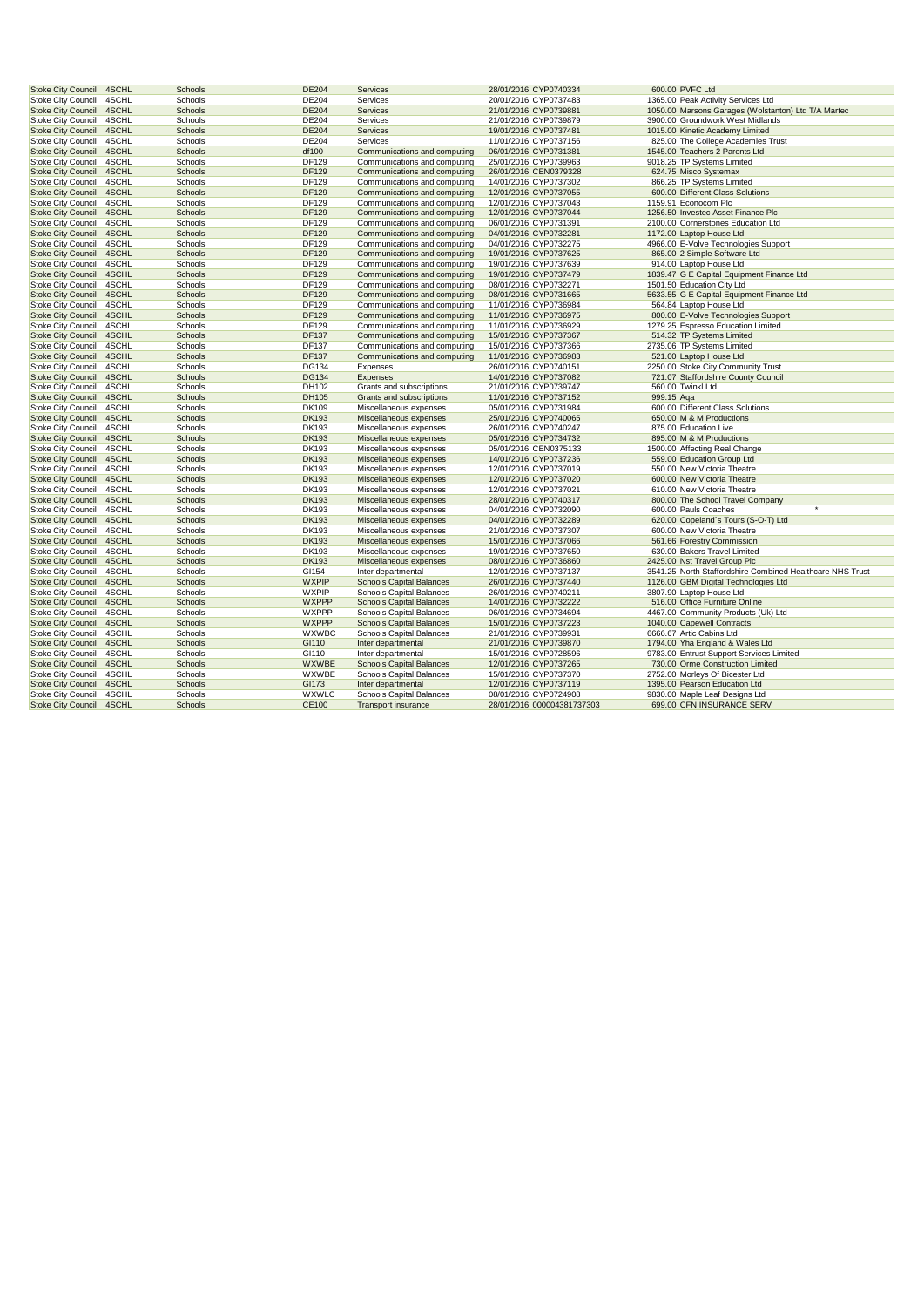| | | | | | | | | |
|---|---|---|---|---|---|---|---|---|
| Stoke City Council | 4SCHL | Schools | DE204 | Services | 28/01/2016 | CYP0740334 | 600.00 | PVFC Ltd |
| Stoke City Council | 4SCHL | Schools | DE204 | Services | 20/01/2016 | CYP0737483 | 1365.00 | Peak Activity Services Ltd |
| Stoke City Council | 4SCHL | Schools | DE204 | Services | 21/01/2016 | CYP0739881 | 1050.00 | Marsons Garages (Wolstanton) Ltd T/A Martec |
| Stoke City Council | 4SCHL | Schools | DE204 | Services | 21/01/2016 | CYP0739879 | 3900.00 | Groundwork West Midlands |
| Stoke City Council | 4SCHL | Schools | DE204 | Services | 19/01/2016 | CYP0737481 | 1015.00 | Kinetic Academy Limited |
| Stoke City Council | 4SCHL | Schools | DE204 | Services | 11/01/2016 | CYP0737156 | 825.00 | The College Academies Trust |
| Stoke City Council | 4SCHL | Schools | df100 | Communications and computing | 06/01/2016 | CYP0731381 | 1545.00 | Teachers 2 Parents Ltd |
| Stoke City Council | 4SCHL | Schools | DF129 | Communications and computing | 25/01/2016 | CYP0739963 | 9018.25 | TP Systems Limited |
| Stoke City Council | 4SCHL | Schools | DF129 | Communications and computing | 26/01/2016 | CEN0379328 | 624.75 | Misco Systemax |
| Stoke City Council | 4SCHL | Schools | DF129 | Communications and computing | 14/01/2016 | CYP0737302 | 866.25 | TP Systems Limited |
| Stoke City Council | 4SCHL | Schools | DF129 | Communications and computing | 12/01/2016 | CYP0737055 | 600.00 | Different Class Solutions |
| Stoke City Council | 4SCHL | Schools | DF129 | Communications and computing | 12/01/2016 | CYP0737043 | 1159.91 | Econocom Plc |
| Stoke City Council | 4SCHL | Schools | DF129 | Communications and computing | 12/01/2016 | CYP0737044 | 1256.50 | Investec Asset Finance Plc |
| Stoke City Council | 4SCHL | Schools | DF129 | Communications and computing | 06/01/2016 | CYP0731391 | 2100.00 | Cornerstones Education Ltd |
| Stoke City Council | 4SCHL | Schools | DF129 | Communications and computing | 04/01/2016 | CYP0732281 | 1172.00 | Laptop House Ltd |
| Stoke City Council | 4SCHL | Schools | DF129 | Communications and computing | 04/01/2016 | CYP0732275 | 4966.00 | E-Volve Technologies Support |
| Stoke City Council | 4SCHL | Schools | DF129 | Communications and computing | 19/01/2016 | CYP0737625 | 865.00 | 2 Simple Software Ltd |
| Stoke City Council | 4SCHL | Schools | DF129 | Communications and computing | 19/01/2016 | CYP0737639 | 914.00 | Laptop House Ltd |
| Stoke City Council | 4SCHL | Schools | DF129 | Communications and computing | 19/01/2016 | CYP0737479 | 1839.47 | G E Capital Equipment Finance Ltd |
| Stoke City Council | 4SCHL | Schools | DF129 | Communications and computing | 08/01/2016 | CYP0732271 | 1501.50 | Education City Ltd |
| Stoke City Council | 4SCHL | Schools | DF129 | Communications and computing | 08/01/2016 | CYP0731665 | 5633.55 | G E Capital Equipment Finance Ltd |
| Stoke City Council | 4SCHL | Schools | DF129 | Communications and computing | 11/01/2016 | CYP0736984 | 564.84 | Laptop House Ltd |
| Stoke City Council | 4SCHL | Schools | DF129 | Communications and computing | 11/01/2016 | CYP0736975 | 800.00 | E-Volve Technologies Support |
| Stoke City Council | 4SCHL | Schools | DF129 | Communications and computing | 11/01/2016 | CYP0736929 | 1279.25 | Espresso Education Limited |
| Stoke City Council | 4SCHL | Schools | DF137 | Communications and computing | 15/01/2016 | CYP0737367 | 514.32 | TP Systems Limited |
| Stoke City Council | 4SCHL | Schools | DF137 | Communications and computing | 15/01/2016 | CYP0737366 | 2735.06 | TP Systems Limited |
| Stoke City Council | 4SCHL | Schools | DF137 | Communications and computing | 11/01/2016 | CYP0736983 | 521.00 | Laptop House Ltd |
| Stoke City Council | 4SCHL | Schools | DG134 | Expenses | 26/01/2016 | CYP0740151 | 2250.00 | Stoke City Community Trust |
| Stoke City Council | 4SCHL | Schools | DG134 | Expenses | 14/01/2016 | CYP0737082 | 721.07 | Staffordshire County Council |
| Stoke City Council | 4SCHL | Schools | DH102 | Grants and subscriptions | 21/01/2016 | CYP0739747 | 560.00 | Twinkl Ltd |
| Stoke City Council | 4SCHL | Schools | DH105 | Grants and subscriptions | 11/01/2016 | CYP0737152 | 999.15 | Aqa |
| Stoke City Council | 4SCHL | Schools | DK109 | Miscellaneous expenses | 05/01/2016 | CYP0731984 | 600.00 | Different Class Solutions |
| Stoke City Council | 4SCHL | Schools | DK193 | Miscellaneous expenses | 25/01/2016 | CYP0740065 | 650.00 | M & M Productions |
| Stoke City Council | 4SCHL | Schools | DK193 | Miscellaneous expenses | 26/01/2016 | CYP0740247 | 875.00 | Education Live |
| Stoke City Council | 4SCHL | Schools | DK193 | Miscellaneous expenses | 05/01/2016 | CYP0734732 | 895.00 | M & M Productions |
| Stoke City Council | 4SCHL | Schools | DK193 | Miscellaneous expenses | 05/01/2016 | CEN0375133 | 1500.00 | Affecting Real Change |
| Stoke City Council | 4SCHL | Schools | DK193 | Miscellaneous expenses | 14/01/2016 | CYP0737236 | 559.00 | Education Group Ltd |
| Stoke City Council | 4SCHL | Schools | DK193 | Miscellaneous expenses | 12/01/2016 | CYP0737019 | 550.00 | New Victoria Theatre |
| Stoke City Council | 4SCHL | Schools | DK193 | Miscellaneous expenses | 12/01/2016 | CYP0737020 | 600.00 | New Victoria Theatre |
| Stoke City Council | 4SCHL | Schools | DK193 | Miscellaneous expenses | 12/01/2016 | CYP0737021 | 610.00 | New Victoria Theatre |
| Stoke City Council | 4SCHL | Schools | DK193 | Miscellaneous expenses | 28/01/2016 | CYP0740317 | 800.00 | The School Travel Company |
| Stoke City Council | 4SCHL | Schools | DK193 | Miscellaneous expenses | 04/01/2016 | CYP0732090 | 600.00 | Pauls Coaches * |
| Stoke City Council | 4SCHL | Schools | DK193 | Miscellaneous expenses | 04/01/2016 | CYP0732289 | 620.00 | Copeland`s Tours (S-O-T) Ltd |
| Stoke City Council | 4SCHL | Schools | DK193 | Miscellaneous expenses | 21/01/2016 | CYP0737307 | 600.00 | New Victoria Theatre |
| Stoke City Council | 4SCHL | Schools | DK193 | Miscellaneous expenses | 15/01/2016 | CYP0737066 | 561.66 | Forestry Commission |
| Stoke City Council | 4SCHL | Schools | DK193 | Miscellaneous expenses | 19/01/2016 | CYP0737650 | 630.00 | Bakers Travel Limited |
| Stoke City Council | 4SCHL | Schools | DK193 | Miscellaneous expenses | 08/01/2016 | CYP0736860 | 2425.00 | Nst Travel Group Plc |
| Stoke City Council | 4SCHL | Schools | GI154 | Inter departmental | 12/01/2016 | CYP0737137 | 3541.25 | North Staffordshire Combined Healthcare NHS Trust |
| Stoke City Council | 4SCHL | Schools | WXPIP | Schools Capital Balances | 26/01/2016 | CYP0737440 | 1126.00 | GBM Digital Technologies Ltd |
| Stoke City Council | 4SCHL | Schools | WXPIP | Schools Capital Balances | 26/01/2016 | CYP0740211 | 3807.90 | Laptop House Ltd |
| Stoke City Council | 4SCHL | Schools | WXPPP | Schools Capital Balances | 14/01/2016 | CYP0732222 | 516.00 | Office Furniture Online |
| Stoke City Council | 4SCHL | Schools | WXPPP | Schools Capital Balances | 06/01/2016 | CYP0734694 | 4467.00 | Community Products (Uk) Ltd |
| Stoke City Council | 4SCHL | Schools | WXPPP | Schools Capital Balances | 15/01/2016 | CYP0737223 | 1040.00 | Capewell Contracts |
| Stoke City Council | 4SCHL | Schools | WXWBC | Schools Capital Balances | 21/01/2016 | CYP0739931 | 6666.67 | Artic Cabins Ltd |
| Stoke City Council | 4SCHL | Schools | GI110 | Inter departmental | 21/01/2016 | CYP0739870 | 1794.00 | Yha England & Wales Ltd |
| Stoke City Council | 4SCHL | Schools | GI110 | Inter departmental | 15/01/2016 | CYP0728596 | 9783.00 | Entrust Support Services Limited |
| Stoke City Council | 4SCHL | Schools | WXWBE | Schools Capital Balances | 12/01/2016 | CYP0737265 | 730.00 | Orme Construction Limited |
| Stoke City Council | 4SCHL | Schools | WXWBE | Schools Capital Balances | 15/01/2016 | CYP0737370 | 2752.00 | Morleys Of Bicester Ltd |
| Stoke City Council | 4SCHL | Schools | GI173 | Inter departmental | 12/01/2016 | CYP0737119 | 1395.00 | Pearson Education Ltd |
| Stoke City Council | 4SCHL | Schools | WXWLC | Schools Capital Balances | 08/01/2016 | CYP0724908 | 9830.00 | Maple Leaf Designs Ltd |
| Stoke City Council | 4SCHL | Schools | CE100 | Transport insurance | 28/01/2016 | 000004381737303 | 699.00 | CFN INSURANCE SERV |